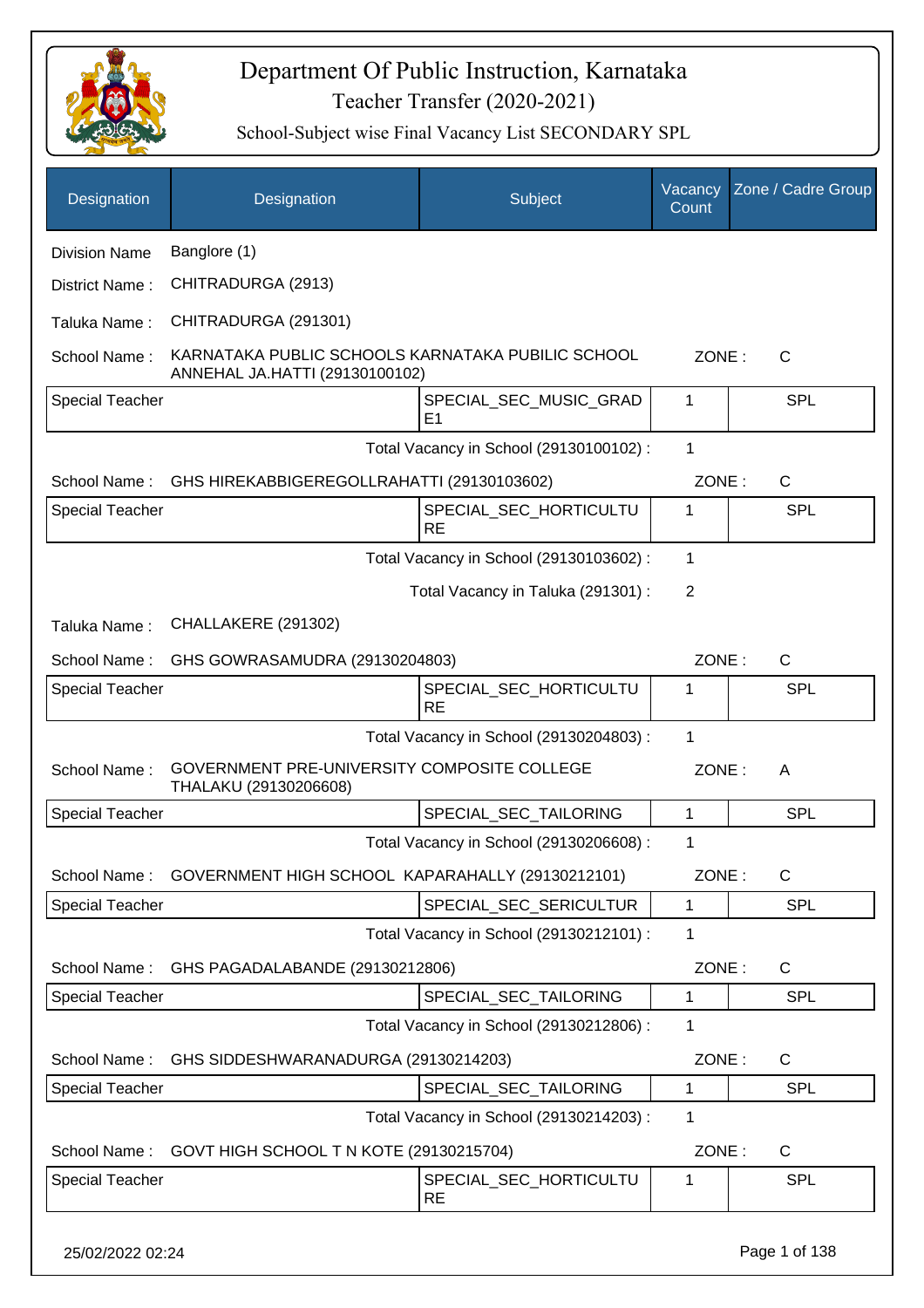# Department Of Public Instruction, Karnataka

## Teacher Transfer (2020-2021)

### School-Subject wise Final Vacancy List SECONDARY SPL

| Designation | Designation | Subject | Vacancy Count | Zone / Cadre Group |
|---|---|---|---|---|
| Division Name | Banglore (1) | | | |
| District Name : | CHITRADURGA (2913) | | | |
| Taluka Name : | CHITRADURGA (291301) | | | |
| School Name : | KARNATAKA PUBLIC SCHOOLS KARNATAKA PUBILIC SCHOOL ANNEHAL JA.HATTI (29130100102) | | ZONE : | C |
| Special Teacher | | SPECIAL_SEC_MUSIC_GRADE1 | 1 | SPL |
| | | Total Vacancy in School (29130100102) : | 1 | |
| School Name : | GHS HIREKABBIGEREGOLLRAHATTI (29130103602) | | ZONE : | C |
| Special Teacher | | SPECIAL_SEC_HORTICULTURE | 1 | SPL |
| | | Total Vacancy in School (29130103602) : | 1 | |
| | | Total Vacancy in Taluka (291301) : | 2 | |
| Taluka Name : | CHALLAKERE (291302) | | | |
| School Name : | GHS GOWRASAMUDRA (29130204803) | | ZONE : | C |
| Special Teacher | | SPECIAL_SEC_HORTICULTURE | 1 | SPL |
| | | Total Vacancy in School (29130204803) : | 1 | |
| School Name : | GOVERNMENT PRE-UNIVERSITY COMPOSITE COLLEGE THALAKU (29130206608) | | ZONE : | A |
| Special Teacher | | SPECIAL_SEC_TAILORING | 1 | SPL |
| | | Total Vacancy in School (29130206608) : | 1 | |
| School Name : | GOVERNMENT HIGH SCHOOL KAPARAHALLY (29130212101) | | ZONE : | C |
| Special Teacher | | SPECIAL_SEC_SERICULTUR | 1 | SPL |
| | | Total Vacancy in School (29130212101) : | 1 | |
| School Name : | GHS PAGADALABANDE (29130212806) | | ZONE : | C |
| Special Teacher | | SPECIAL_SEC_TAILORING | 1 | SPL |
| | | Total Vacancy in School (29130212806) : | 1 | |
| School Name : | GHS SIDDESHWARANADURGA (29130214203) | | ZONE : | C |
| Special Teacher | | SPECIAL_SEC_TAILORING | 1 | SPL |
| | | Total Vacancy in School (29130214203) : | 1 | |
| School Name : | GOVT HIGH SCHOOL T N KOTE (29130215704) | | ZONE : | C |
| Special Teacher | | SPECIAL_SEC_HORTICULTURE | 1 | SPL |

25/02/2022 02:24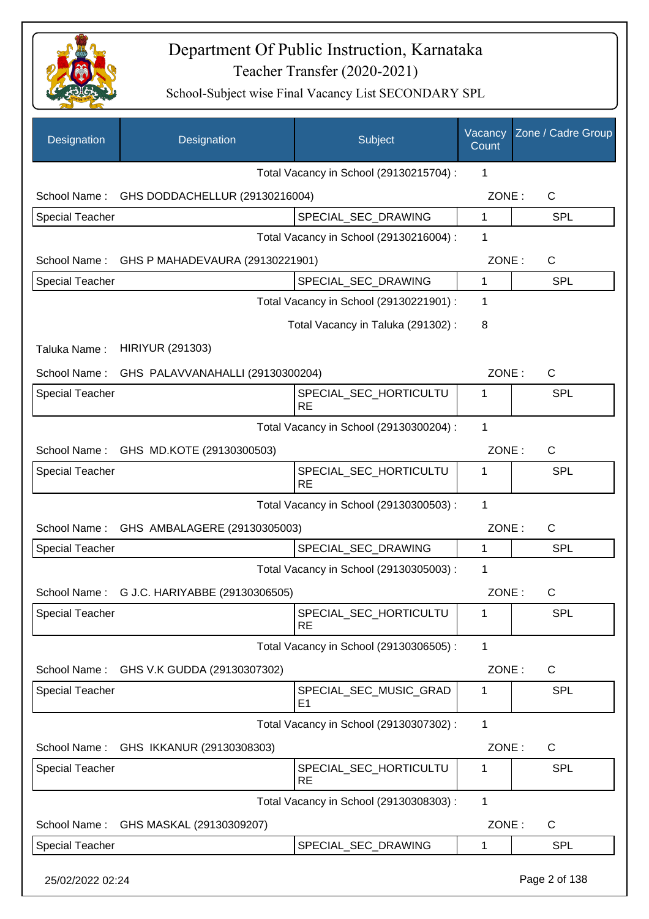# Department Of Public Instruction, Karnataka

## Teacher Transfer (2020-2021)

### School-Subject wise Final Vacancy List SECONDARY SPL

| Designation | Designation | Subject | Vacancy Count | Zone / Cadre Group |
|---|---|---|---|---|
| | | Total Vacancy in School (29130215704) : | 1 | |
| School Name : | GHS DODDACHELLUR (29130216004) | | ZONE : | C |
| Special Teacher | | SPECIAL_SEC_DRAWING | 1 | SPL |
| | | Total Vacancy in School (29130216004) : | 1 | |
| School Name : | GHS P MAHADEVAURA (29130221901) | | ZONE : | C |
| Special Teacher | | SPECIAL_SEC_DRAWING | 1 | SPL |
| | | Total Vacancy in School (29130221901) : | 1 | |
| | | Total Vacancy in Taluka (291302) : | 8 | |
| Taluka Name : | HIRIYUR (291303) | | | |
| School Name : | GHS PALAVVANAHALLI (29130300204) | | ZONE : | C |
| Special Teacher | | SPECIAL_SEC_HORTICULTURE | 1 | SPL |
| | | Total Vacancy in School (29130300204) : | 1 | |
| School Name : | GHS MD.KOTE (29130300503) | | ZONE : | C |
| Special Teacher | | SPECIAL_SEC_HORTICULTURE | 1 | SPL |
| | | Total Vacancy in School (29130300503) : | 1 | |
| School Name : | GHS AMBALAGERE (29130305003) | | ZONE : | C |
| Special Teacher | | SPECIAL_SEC_DRAWING | 1 | SPL |
| | | Total Vacancy in School (29130305003) : | 1 | |
| School Name : | G J.C. HARIYABBE (29130306505) | | ZONE : | C |
| Special Teacher | | SPECIAL_SEC_HORTICULTURE | 1 | SPL |
| | | Total Vacancy in School (29130306505) : | 1 | |
| School Name : | GHS V.K GUDDA (29130307302) | | ZONE : | C |
| Special Teacher | | SPECIAL_SEC_MUSIC_GRADE1 | 1 | SPL |
| | | Total Vacancy in School (29130307302) : | 1 | |
| School Name : | GHS IKKANUR (29130308303) | | ZONE : | C |
| Special Teacher | | SPECIAL_SEC_HORTICULTURE | 1 | SPL |
| | | Total Vacancy in School (29130308303) : | 1 | |
| School Name : | GHS MASKAL (29130309207) | | ZONE : | C |
| Special Teacher | | SPECIAL_SEC_DRAWING | 1 | SPL |

25/02/2022 02:24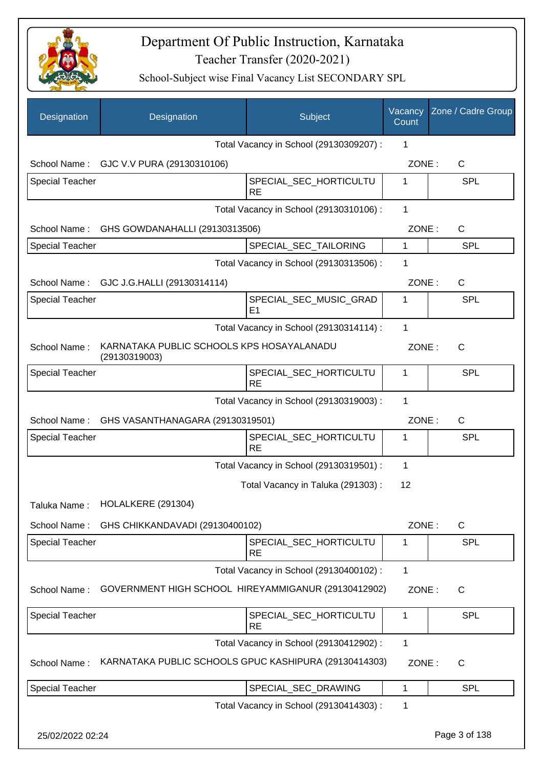# Department Of Public Instruction, Karnataka

## Teacher Transfer (2020-2021)

### School-Subject wise Final Vacancy List SECONDARY SPL

| Designation | Designation | Subject | Vacancy Count | Zone / Cadre Group |
|---|---|---|---|---|
| | | Total Vacancy in School (29130309207) : | 1 | |
| School Name : | GJC V.V PURA (29130310106) | | ZONE : | C |
| Special Teacher | | SPECIAL_SEC_HORTICULTURE | 1 | SPL |
| | | Total Vacancy in School (29130310106) : | 1 | |
| School Name : | GHS GOWDANAHALLI (29130313506) | | ZONE : | C |
| Special Teacher | | SPECIAL_SEC_TAILORING | 1 | SPL |
| | | Total Vacancy in School (29130313506) : | 1 | |
| School Name : | GJC J.G.HALLI (29130314114) | | ZONE : | C |
| Special Teacher | | SPECIAL_SEC_MUSIC_GRADE1 | 1 | SPL |
| | | Total Vacancy in School (29130314114) : | 1 | |
| School Name : | KARNATAKA PUBLIC SCHOOLS KPS HOSAYALANADU (29130319003) | | ZONE : | C |
| Special Teacher | | SPECIAL_SEC_HORTICULTURE | 1 | SPL |
| | | Total Vacancy in School (29130319003) : | 1 | |
| School Name : | GHS VASANTHANAGARA (29130319501) | | ZONE : | C |
| Special Teacher | | SPECIAL_SEC_HORTICULTURE | 1 | SPL |
| | | Total Vacancy in School (29130319501) : | 1 | |
| | | Total Vacancy in Taluka (291303) : | 12 | |
| Taluka Name : | HOLALKERE (291304) | | | |
| School Name : | GHS CHIKKANDAVADI (29130400102) | | ZONE : | C |
| Special Teacher | | SPECIAL_SEC_HORTICULTURE | 1 | SPL |
| | | Total Vacancy in School (29130400102) : | 1 | |
| School Name : | GOVERNMENT HIGH SCHOOL HIREYAMMIGANUR (29130412902) | | ZONE : | C |
| Special Teacher | | SPECIAL_SEC_HORTICULTURE | 1 | SPL |
| | | Total Vacancy in School (29130412902) : | 1 | |
| School Name : | KARNATAKA PUBLIC SCHOOLS GPUC KASHIPURA (29130414303) | | ZONE : | C |
| Special Teacher | | SPECIAL_SEC_DRAWING | 1 | SPL |
| | | Total Vacancy in School (29130414303) : | 1 | |

25/02/2022 02:24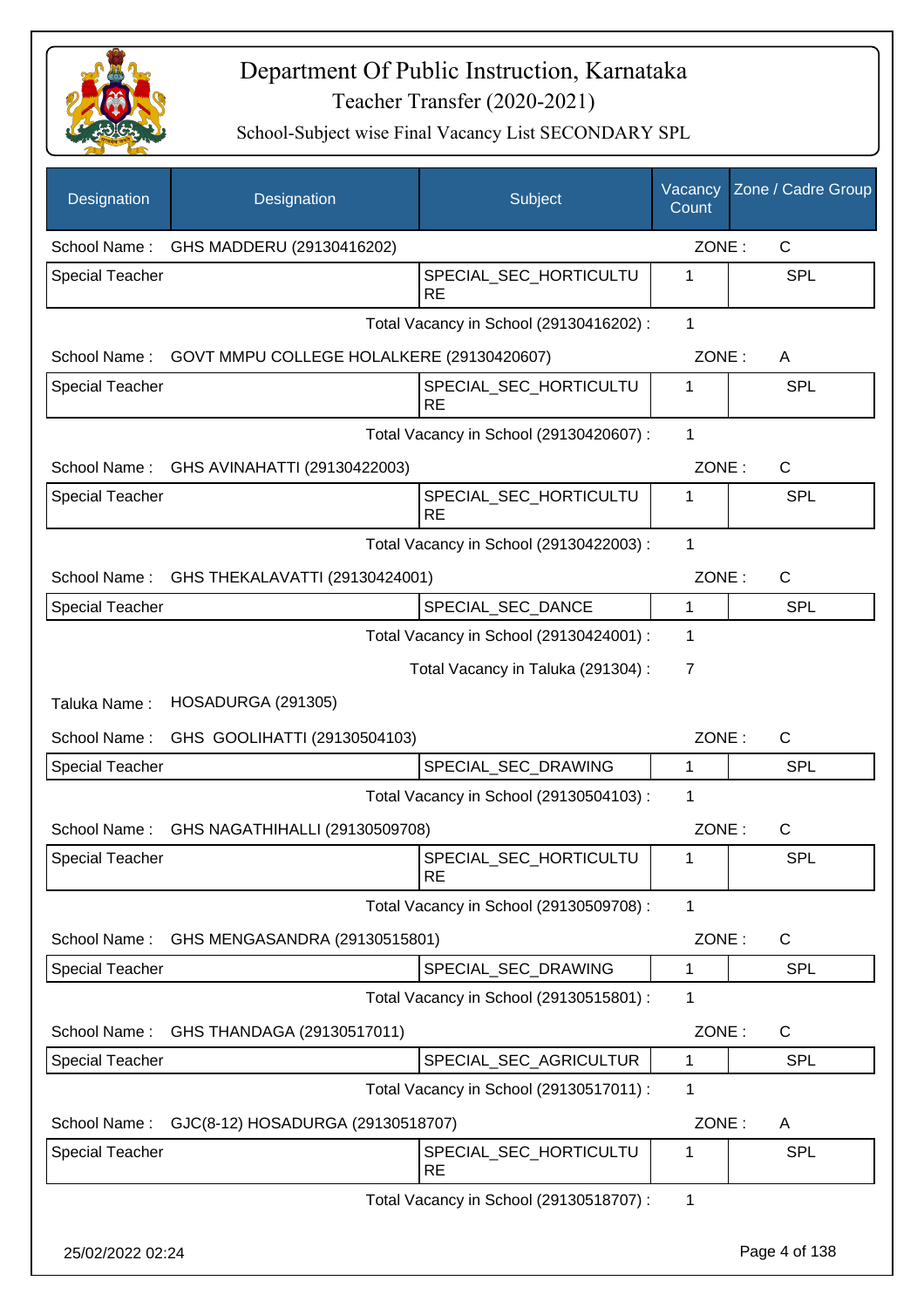# Department Of Public Instruction, Karnataka

Teacher Transfer (2020-2021)

School-Subject wise Final Vacancy List SECONDARY SPL

| Designation | Designation | Subject | Vacancy Count | Zone / Cadre Group |
|---|---|---|---|---|
| School Name : | GHS MADDERU (29130416202) | | ZONE : | C |
| Special Teacher | | SPECIAL_SEC_HORTICULTURE | 1 | SPL |
| | | Total Vacancy in School (29130416202) : | 1 | |
| School Name : | GOVT MMPU COLLEGE HOLALKERE (29130420607) | | ZONE : | A |
| Special Teacher | | SPECIAL_SEC_HORTICULTURE | 1 | SPL |
| | | Total Vacancy in School (29130420607) : | 1 | |
| School Name : | GHS AVINAHATTI (29130422003) | | ZONE : | C |
| Special Teacher | | SPECIAL_SEC_HORTICULTURE | 1 | SPL |
| | | Total Vacancy in School (29130422003) : | 1 | |
| School Name : | GHS THEKALAVATTI (29130424001) | | ZONE : | C |
| Special Teacher | | SPECIAL_SEC_DANCE | 1 | SPL |
| | | Total Vacancy in School (29130424001) : | 1 | |
| | | Total Vacancy in Taluka (291304) : | 7 | |
| Taluka Name : | HOSADURGA (291305) | | | |
| School Name : | GHS GOOLIHATTI (29130504103) | | ZONE : | C |
| Special Teacher | | SPECIAL_SEC_DRAWING | 1 | SPL |
| | | Total Vacancy in School (29130504103) : | 1 | |
| School Name : | GHS NAGATHIHALLI (29130509708) | | ZONE : | C |
| Special Teacher | | SPECIAL_SEC_HORTICULTURE | 1 | SPL |
| | | Total Vacancy in School (29130509708) : | 1 | |
| School Name : | GHS MENGASANDRA (29130515801) | | ZONE : | C |
| Special Teacher | | SPECIAL_SEC_DRAWING | 1 | SPL |
| | | Total Vacancy in School (29130515801) : | 1 | |
| School Name : | GHS THANDAGA (29130517011) | | ZONE : | C |
| Special Teacher | | SPECIAL_SEC_AGRICULTUR | 1 | SPL |
| | | Total Vacancy in School (29130517011) : | 1 | |
| School Name : | GJC(8-12) HOSADURGA (29130518707) | | ZONE : | A |
| Special Teacher | | SPECIAL_SEC_HORTICULTURE | 1 | SPL |
| | | Total Vacancy in School (29130518707) : | 1 | |

25/02/2022 02:24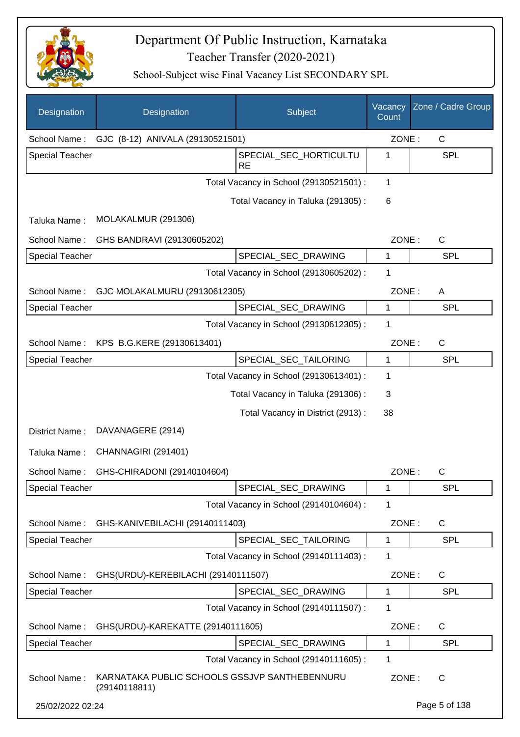# Department Of Public Instruction, Karnataka

## Teacher Transfer (2020-2021)

### School-Subject wise Final Vacancy List SECONDARY SPL

| Designation | Designation | Subject | Vacancy Count | Zone / Cadre Group |
|---|---|---|---|---|
| School Name : | GJC (8-12) ANIVALA (29130521501) | | ZONE : | C |
| Special Teacher | | SPECIAL_SEC_HORTICULTURE | 1 | SPL |
| | | Total Vacancy in School (29130521501) : | 1 | |
| | | Total Vacancy in Taluka (291305) : | 6 | |
| Taluka Name : | MOLAKALMUR (291306) | | | |
| School Name : | GHS BANDRAVI (29130605202) | | ZONE : | C |
| Special Teacher | | SPECIAL_SEC_DRAWING | 1 | SPL |
| | | Total Vacancy in School (29130605202) : | 1 | |
| School Name : | GJC MOLAKALMURU (29130612305) | | ZONE : | A |
| Special Teacher | | SPECIAL_SEC_DRAWING | 1 | SPL |
| | | Total Vacancy in School (29130612305) : | 1 | |
| School Name : | KPS B.G.KERE (29130613401) | | ZONE : | C |
| Special Teacher | | SPECIAL_SEC_TAILORING | 1 | SPL |
| | | Total Vacancy in School (29130613401) : | 1 | |
| | | Total Vacancy in Taluka (291306) : | 3 | |
| | | Total Vacancy in District (2913) : | 38 | |
| District Name : | DAVANAGERE (2914) | | | |
| Taluka Name : | CHANNAGIRI (291401) | | | |
| School Name : | GHS-CHIRADONI (29140104604) | | ZONE : | C |
| Special Teacher | | SPECIAL_SEC_DRAWING | 1 | SPL |
| | | Total Vacancy in School (29140104604) : | 1 | |
| School Name : | GHS-KANIVEBILACHI (29140111403) | | ZONE : | C |
| Special Teacher | | SPECIAL_SEC_TAILORING | 1 | SPL |
| | | Total Vacancy in School (29140111403) : | 1 | |
| School Name : | GHS(URDU)-KEREBILACHI (29140111507) | | ZONE : | C |
| Special Teacher | | SPECIAL_SEC_DRAWING | 1 | SPL |
| | | Total Vacancy in School (29140111507) : | 1 | |
| School Name : | GHS(URDU)-KAREKATTE (29140111605) | | ZONE : | C |
| Special Teacher | | SPECIAL_SEC_DRAWING | 1 | SPL |
| | | Total Vacancy in School (29140111605) : | 1 | |
| School Name : | KARNATAKA PUBLIC SCHOOLS GSSJVP SANTHEBENNURU (29140118811) | | ZONE : | C |

25/02/2022 02:24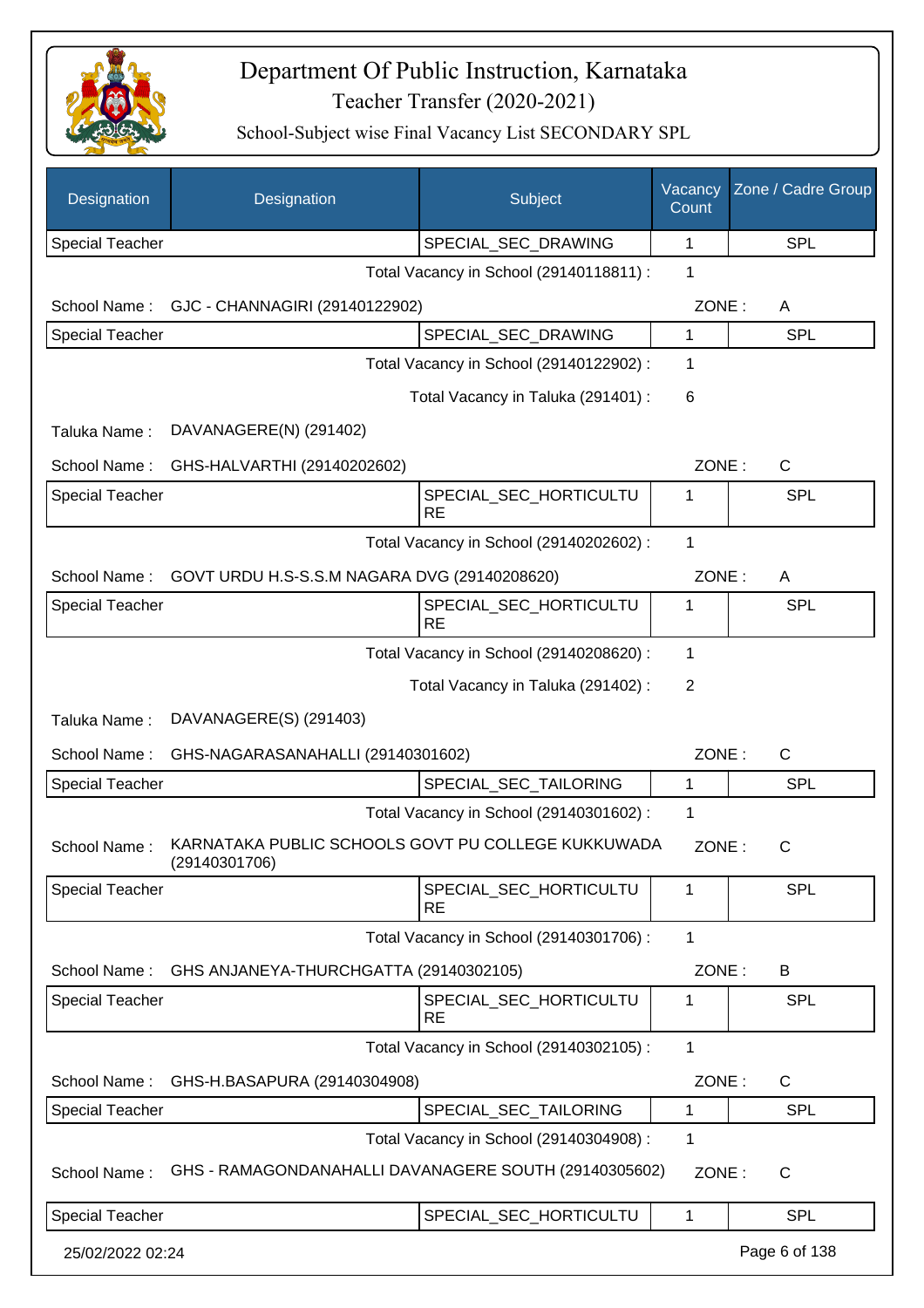# Department Of Public Instruction, Karnataka

Teacher Transfer (2020-2021)

School-Subject wise Final Vacancy List SECONDARY SPL

| Designation | Designation | Subject | Vacancy Count | Zone / Cadre Group |
|---|---|---|---|---|
| Special Teacher | | SPECIAL_SEC_DRAWING | 1 | SPL |

Total Vacancy in School (29140118811) : 1

School Name : GJC - CHANNAGIRI (29140122902) ZONE : A

| Designation | Designation | Subject | Vacancy Count | Zone / Cadre Group |
|---|---|---|---|---|
| Special Teacher | | SPECIAL_SEC_DRAWING | 1 | SPL |

Total Vacancy in School (29140122902) : 1

Total Vacancy in Taluka (291401) : 6

Taluka Name : DAVANAGERE(N) (291402)

School Name : GHS-HALVARTHI (29140202602) ZONE : C

| Designation | Designation | Subject | Vacancy Count | Zone / Cadre Group |
|---|---|---|---|---|
| Special Teacher | | SPECIAL_SEC_HORTICULTURE | 1 | SPL |

Total Vacancy in School (29140202602) : 1

School Name : GOVT URDU H.S-S.S.M NAGARA DVG (29140208620) ZONE : A

| Designation | Designation | Subject | Vacancy Count | Zone / Cadre Group |
|---|---|---|---|---|
| Special Teacher | | SPECIAL_SEC_HORTICULTURE | 1 | SPL |

Total Vacancy in School (29140208620) : 1

Total Vacancy in Taluka (291402) : 2

Taluka Name : DAVANAGERE(S) (291403)

School Name : GHS-NAGARASANAHALLI (29140301602) ZONE : C

| Designation | Designation | Subject | Vacancy Count | Zone / Cadre Group |
|---|---|---|---|---|
| Special Teacher | | SPECIAL_SEC_TAILORING | 1 | SPL |

Total Vacancy in School (29140301602) : 1

School Name : KARNATAKA PUBLIC SCHOOLS GOVT PU COLLEGE KUKKUWADA (29140301706) ZONE : C

| Designation | Designation | Subject | Vacancy Count | Zone / Cadre Group |
|---|---|---|---|---|
| Special Teacher | | SPECIAL_SEC_HORTICULTURE | 1 | SPL |

Total Vacancy in School (29140301706) : 1

School Name : GHS ANJANEYA-THURCHGATTA (29140302105) ZONE : B

| Designation | Designation | Subject | Vacancy Count | Zone / Cadre Group |
|---|---|---|---|---|
| Special Teacher | | SPECIAL_SEC_HORTICULTURE | 1 | SPL |

Total Vacancy in School (29140302105) : 1

School Name : GHS-H.BASAPURA (29140304908) ZONE : C

| Designation | Designation | Subject | Vacancy Count | Zone / Cadre Group |
|---|---|---|---|---|
| Special Teacher | | SPECIAL_SEC_TAILORING | 1 | SPL |

Total Vacancy in School (29140304908) : 1

School Name : GHS - RAMAGONDANAHALLI DAVANAGERE SOUTH (29140305602) ZONE : C

| Designation | Designation | Subject | Vacancy Count | Zone / Cadre Group |
|---|---|---|---|---|
| Special Teacher | | SPECIAL_SEC_HORTICULTU | 1 | SPL |

25/02/2022 02:24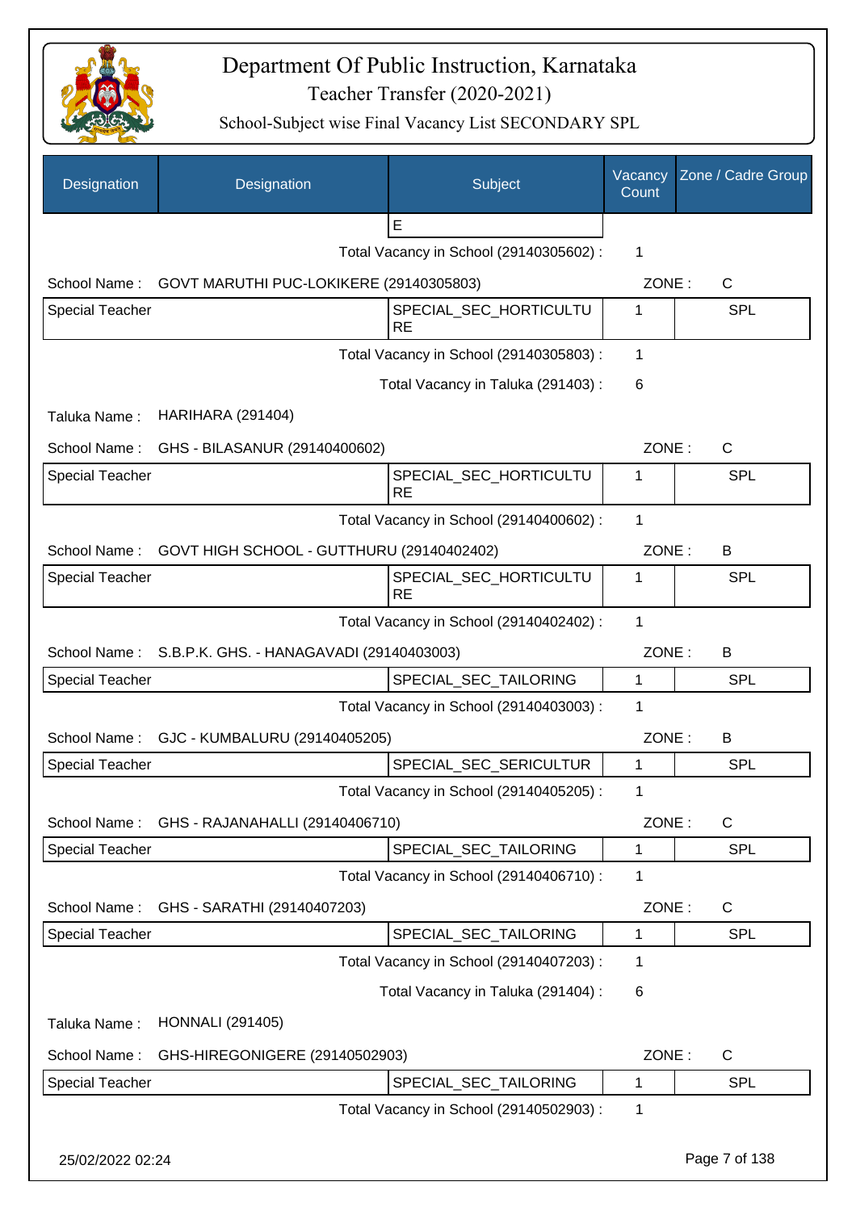# Department Of Public Instruction, Karnataka
## Teacher Transfer (2020-2021)
### School-Subject wise Final Vacancy List SECONDARY SPL

| Designation | Designation | Subject | Vacancy Count | Zone / Cadre Group |
|---|---|---|---|---|
| | | E | | |
| | | Total Vacancy in School (29140305602) : | 1 | |
| School Name : | GOVT MARUTHI PUC-LOKIKERE (29140305803) | | ZONE : | C |
| Special Teacher | | SPECIAL_SEC_HORTICULTURE | 1 | SPL |
| | | Total Vacancy in School (29140305803) : | 1 | |
| | | Total Vacancy in Taluka (291403) : | 6 | |
| Taluka Name : | HARIHARA (291404) | | | |
| School Name : | GHS - BILASANUR (29140400602) | | ZONE : | C |
| Special Teacher | | SPECIAL_SEC_HORTICULTURE | 1 | SPL |
| | | Total Vacancy in School (29140400602) : | 1 | |
| School Name : | GOVT HIGH SCHOOL - GUTTHURU (29140402402) | | ZONE : | B |
| Special Teacher | | SPECIAL_SEC_HORTICULTURE | 1 | SPL |
| | | Total Vacancy in School (29140402402) : | 1 | |
| School Name : | S.B.P.K. GHS. - HANAGAVADI (29140403003) | | ZONE : | B |
| Special Teacher | | SPECIAL_SEC_TAILORING | 1 | SPL |
| | | Total Vacancy in School (29140403003) : | 1 | |
| School Name : | GJC - KUMBALURU (29140405205) | | ZONE : | B |
| Special Teacher | | SPECIAL_SEC_SERICULTUR | 1 | SPL |
| | | Total Vacancy in School (29140405205) : | 1 | |
| School Name : | GHS - RAJANAHALLI (29140406710) | | ZONE : | C |
| Special Teacher | | SPECIAL_SEC_TAILORING | 1 | SPL |
| | | Total Vacancy in School (29140406710) : | 1 | |
| School Name : | GHS - SARATHI (29140407203) | | ZONE : | C |
| Special Teacher | | SPECIAL_SEC_TAILORING | 1 | SPL |
| | | Total Vacancy in School (29140407203) : | 1 | |
| | | Total Vacancy in Taluka (291404) : | 6 | |
| Taluka Name : | HONNALI (291405) | | | |
| School Name : | GHS-HIREGONIGERE (29140502903) | | ZONE : | C |
| Special Teacher | | SPECIAL_SEC_TAILORING | 1 | SPL |
| | | Total Vacancy in School (29140502903) : | 1 | |

25/02/2022 02:24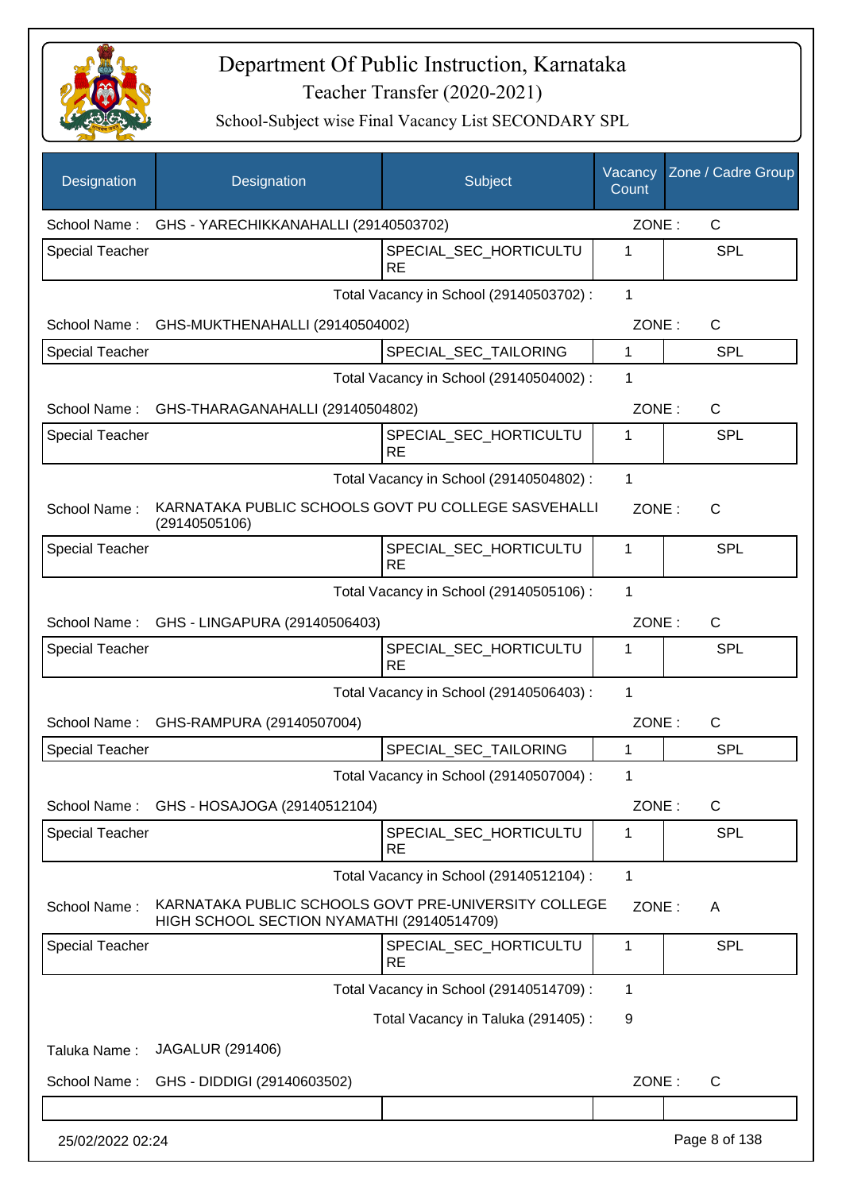# Department Of Public Instruction, Karnataka
## Teacher Transfer (2020-2021)
### School-Subject wise Final Vacancy List SECONDARY SPL

| Designation | Designation | Subject | Vacancy Count | Zone / Cadre Group |
|---|---|---|---|---|
| School Name : | GHS - YARECHIKKANAHALLI (29140503702) | | ZONE : | C |
| Special Teacher | | SPECIAL_SEC_HORTICULTURE | 1 | SPL |
| | | Total Vacancy in School (29140503702) : | 1 | |
| School Name : | GHS-MUKTHENAHALLI (29140504002) | | ZONE : | C |
| Special Teacher | | SPECIAL_SEC_TAILORING | 1 | SPL |
| | | Total Vacancy in School (29140504002) : | 1 | |
| School Name : | GHS-THARAGANAHALLI (29140504802) | | ZONE : | C |
| Special Teacher | | SPECIAL_SEC_HORTICULTURE | 1 | SPL |
| | | Total Vacancy in School (29140504802) : | 1 | |
| School Name : | KARNATAKA PUBLIC SCHOOLS GOVT PU COLLEGE SASVEHALLI (29140505106) | | ZONE : | C |
| Special Teacher | | SPECIAL_SEC_HORTICULTURE | 1 | SPL |
| | | Total Vacancy in School (29140505106) : | 1 | |
| School Name : | GHS - LINGAPURA (29140506403) | | ZONE : | C |
| Special Teacher | | SPECIAL_SEC_HORTICULTURE | 1 | SPL |
| | | Total Vacancy in School (29140506403) : | 1 | |
| School Name : | GHS-RAMPURA (29140507004) | | ZONE : | C |
| Special Teacher | | SPECIAL_SEC_TAILORING | 1 | SPL |
| | | Total Vacancy in School (29140507004) : | 1 | |
| School Name : | GHS - HOSAJOGA (29140512104) | | ZONE : | C |
| Special Teacher | | SPECIAL_SEC_HORTICULTURE | 1 | SPL |
| | | Total Vacancy in School (29140512104) : | 1 | |
| School Name : | KARNATAKA PUBLIC SCHOOLS GOVT PRE-UNIVERSITY COLLEGE HIGH SCHOOL SECTION NYAMATHI (29140514709) | | ZONE : | A |
| Special Teacher | | SPECIAL_SEC_HORTICULTURE | 1 | SPL |
| | | Total Vacancy in School (29140514709) : | 1 | |
| | | Total Vacancy in Taluka (291405) : | 9 | |
| Taluka Name : | JAGALUR (291406) | | | |
| School Name : | GHS - DIDDIGI (29140603502) | | ZONE : | C |

25/02/2022 02:24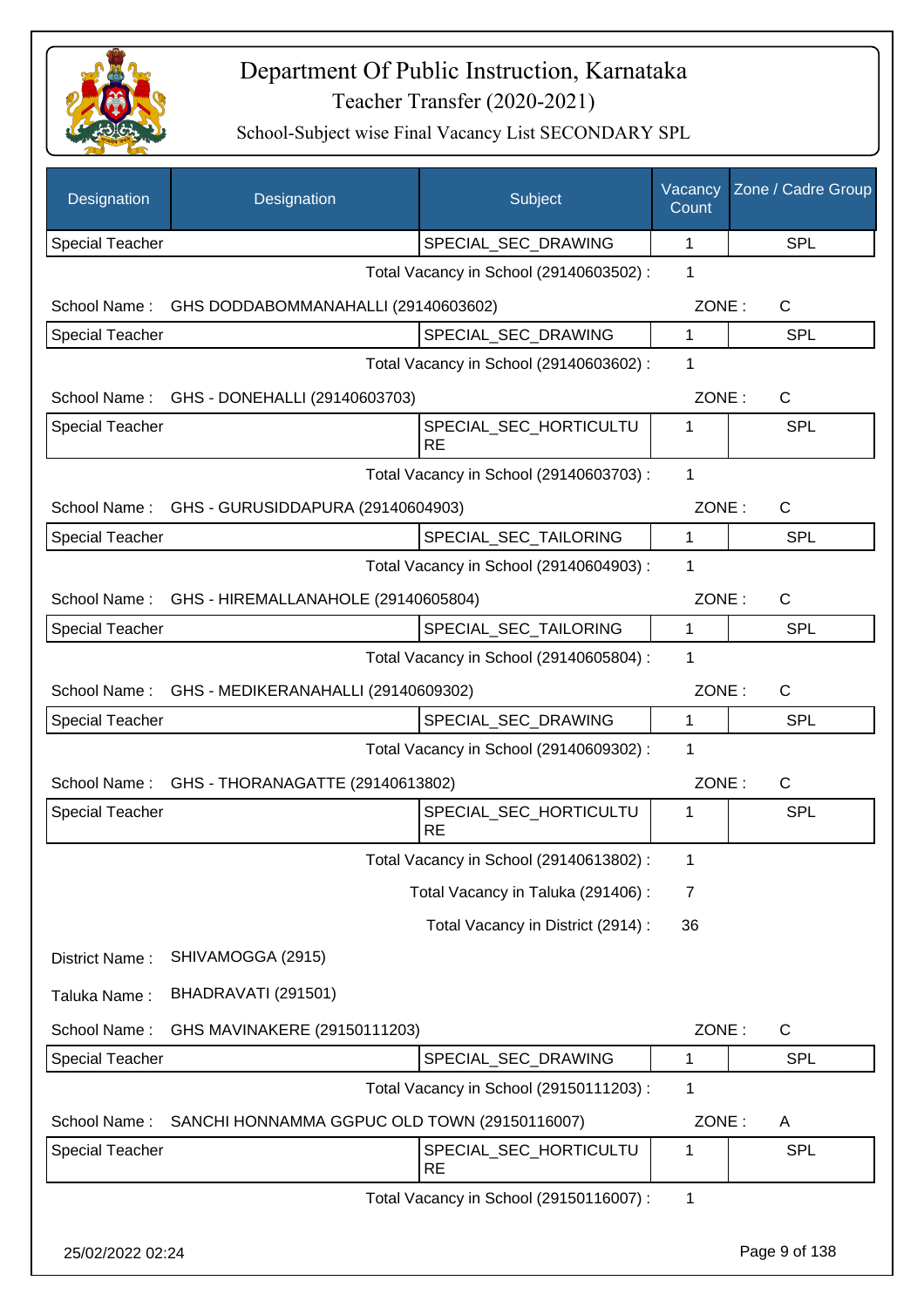# Department Of Public Instruction, Karnataka

## Teacher Transfer (2020-2021)

### School-Subject wise Final Vacancy List SECONDARY SPL

| Designation | Designation | Subject | Vacancy Count | Zone / Cadre Group |
|---|---|---|---|---|
| Special Teacher | | SPECIAL_SEC_DRAWING | 1 | SPL |

Total Vacancy in School (29140603502) : 1

School Name : GHS DODDABOMMANAHALLI (29140603602) ZONE : C

| Designation | Designation | Subject | Vacancy Count | Zone / Cadre Group |
|---|---|---|---|---|
| Special Teacher | | SPECIAL_SEC_DRAWING | 1 | SPL |

Total Vacancy in School (29140603602) : 1

School Name : GHS - DONEHALLI (29140603703) ZONE : C

| Designation | Designation | Subject | Vacancy Count | Zone / Cadre Group |
|---|---|---|---|---|
| Special Teacher | | SPECIAL_SEC_HORTICULTURE | 1 | SPL |

Total Vacancy in School (29140603703) : 1

School Name : GHS - GURUSIDDAPURA (29140604903) ZONE : C

| Designation | Designation | Subject | Vacancy Count | Zone / Cadre Group |
|---|---|---|---|---|
| Special Teacher | | SPECIAL_SEC_TAILORING | 1 | SPL |

Total Vacancy in School (29140604903) : 1

School Name : GHS - HIREMALLANAHOLE (29140605804) ZONE : C

| Designation | Designation | Subject | Vacancy Count | Zone / Cadre Group |
|---|---|---|---|---|
| Special Teacher | | SPECIAL_SEC_TAILORING | 1 | SPL |

Total Vacancy in School (29140605804) : 1

School Name : GHS - MEDIKERANAHALLI (29140609302) ZONE : C

| Designation | Designation | Subject | Vacancy Count | Zone / Cadre Group |
|---|---|---|---|---|
| Special Teacher | | SPECIAL_SEC_DRAWING | 1 | SPL |

Total Vacancy in School (29140609302) : 1

School Name : GHS - THORANAGATTE (29140613802) ZONE : C

| Designation | Designation | Subject | Vacancy Count | Zone / Cadre Group |
|---|---|---|---|---|
| Special Teacher | | SPECIAL_SEC_HORTICULTURE | 1 | SPL |

Total Vacancy in School (29140613802) : 1

Total Vacancy in Taluka (291406) : 7

Total Vacancy in District (2914) : 36

District Name : SHIVAMOGGA (2915)

Taluka Name : BHADRAVATI (291501)

School Name : GHS MAVINAKERE (29150111203) ZONE : C

| Designation | Designation | Subject | Vacancy Count | Zone / Cadre Group |
|---|---|---|---|---|
| Special Teacher | | SPECIAL_SEC_DRAWING | 1 | SPL |

Total Vacancy in School (29150111203) : 1

School Name : SANCHI HONNAMMA GGPUC OLD TOWN (29150116007) ZONE : A

| Designation | Designation | Subject | Vacancy Count | Zone / Cadre Group |
|---|---|---|---|---|
| Special Teacher | | SPECIAL_SEC_HORTICULTURE | 1 | SPL |

Total Vacancy in School (29150116007) : 1

25/02/2022 02:24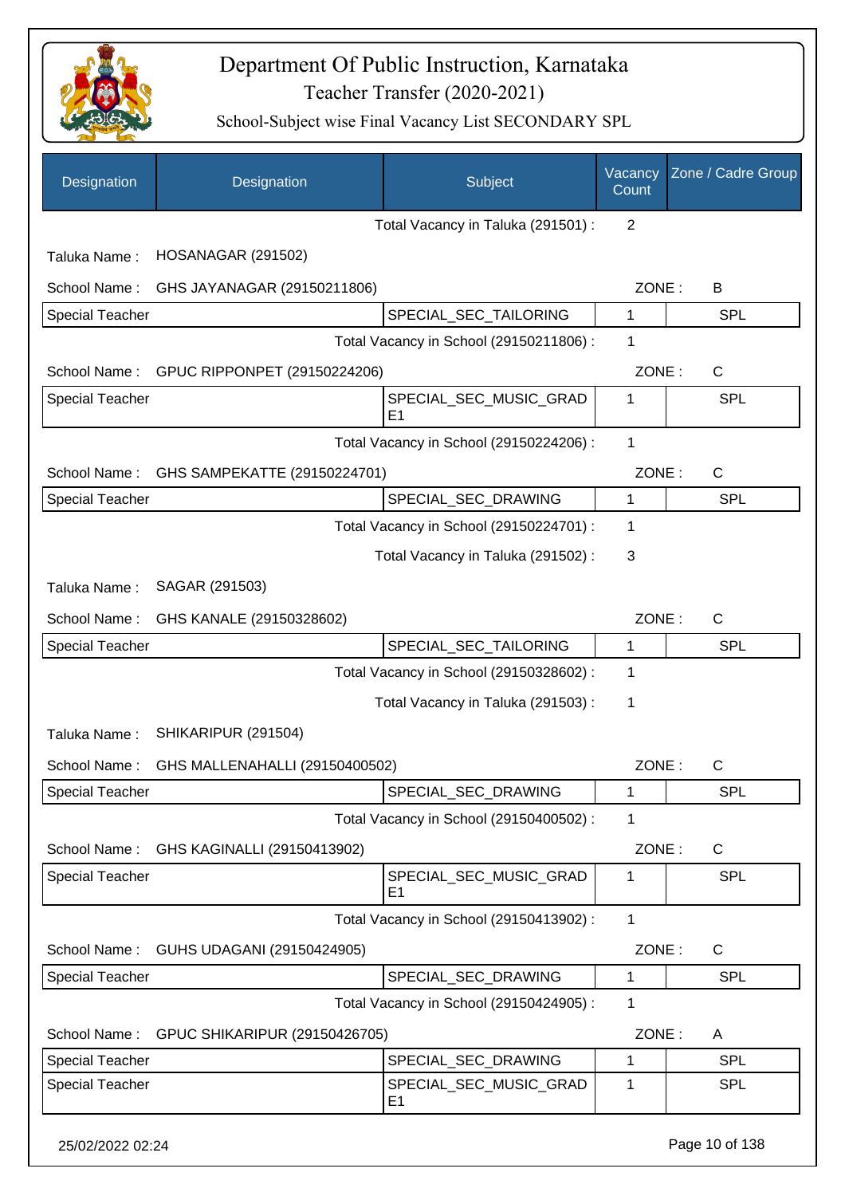# Department Of Public Instruction, Karnataka
## Teacher Transfer (2020-2021)
### School-Subject wise Final Vacancy List SECONDARY SPL

| Designation | Designation | Subject | Vacancy Count | Zone / Cadre Group |
|---|---|---|---|---|
| | | Total Vacancy in Taluka (291501) : | 2 | |
| Taluka Name : | HOSANAGAR (291502) | | | |
| School Name : | GHS JAYANAGAR (29150211806) | | ZONE : | B |
| Special Teacher | | SPECIAL_SEC_TAILORING | 1 | SPL |
| | | Total Vacancy in School (29150211806) : | 1 | |
| School Name : | GPUC RIPPONPET (29150224206) | | ZONE : | C |
| Special Teacher | | SPECIAL_SEC_MUSIC_GRADE1 | 1 | SPL |
| | | Total Vacancy in School (29150224206) : | 1 | |
| School Name : | GHS SAMPEKATTE (29150224701) | | ZONE : | C |
| Special Teacher | | SPECIAL_SEC_DRAWING | 1 | SPL |
| | | Total Vacancy in School (29150224701) : | 1 | |
| | | Total Vacancy in Taluka (291502) : | 3 | |
| Taluka Name : | SAGAR (291503) | | | |
| School Name : | GHS KANALE (29150328602) | | ZONE : | C |
| Special Teacher | | SPECIAL_SEC_TAILORING | 1 | SPL |
| | | Total Vacancy in School (29150328602) : | 1 | |
| | | Total Vacancy in Taluka (291503) : | 1 | |
| Taluka Name : | SHIKARIPUR (291504) | | | |
| School Name : | GHS MALLENAHALLI (29150400502) | | ZONE : | C |
| Special Teacher | | SPECIAL_SEC_DRAWING | 1 | SPL |
| | | Total Vacancy in School (29150400502) : | 1 | |
| School Name : | GHS KAGINALLI (29150413902) | | ZONE : | C |
| Special Teacher | | SPECIAL_SEC_MUSIC_GRADE1 | 1 | SPL |
| | | Total Vacancy in School (29150413902) : | 1 | |
| School Name : | GUHS UDAGANI (29150424905) | | ZONE : | C |
| Special Teacher | | SPECIAL_SEC_DRAWING | 1 | SPL |
| | | Total Vacancy in School (29150424905) : | 1 | |
| School Name : | GPUC SHIKARIPUR (29150426705) | | ZONE : | A |
| Special Teacher | | SPECIAL_SEC_DRAWING | 1 | SPL |
| Special Teacher | | SPECIAL_SEC_MUSIC_GRADE1 | 1 | SPL |

25/02/2022 02:24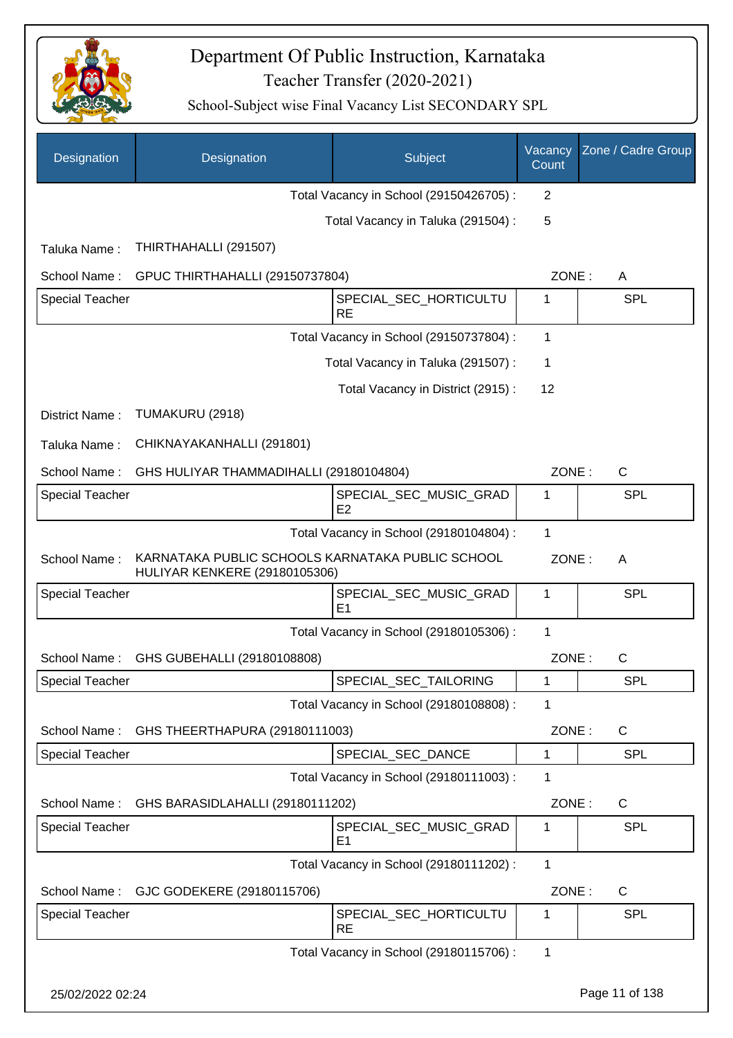# Department Of Public Instruction, Karnataka

Teacher Transfer (2020-2021)

School-Subject wise Final Vacancy List SECONDARY SPL

| Designation | Designation | Subject | Vacancy Count | Zone / Cadre Group |
|---|---|---|---|---|
| | | Total Vacancy in School (29150426705) : | 2 | |
| | | Total Vacancy in Taluka (291504) : | 5 | |
| Taluka Name : | THIRTHAHALLI (291507) | | | |
| School Name : | GPUC THIRTHAHALLI (29150737804) | | ZONE : | A |
| Special Teacher | | SPECIAL_SEC_HORTICULTURE | 1 | SPL |
| | | Total Vacancy in School (29150737804) : | 1 | |
| | | Total Vacancy in Taluka (291507) : | 1 | |
| | | Total Vacancy in District (2915) : | 12 | |
| District Name : | TUMAKURU (2918) | | | |
| Taluka Name : | CHIKNAYAKANHALLI (291801) | | | |
| School Name : | GHS HULIYAR THAMMADIHALLI (29180104804) | | ZONE : | C |
| Special Teacher | | SPECIAL_SEC_MUSIC_GRADE2 | 1 | SPL |
| | | Total Vacancy in School (29180104804) : | 1 | |
| School Name : | KARNATAKA PUBLIC SCHOOLS KARNATAKA PUBLIC SCHOOL HULIYAR KENKERE (29180105306) | | ZONE : | A |
| Special Teacher | | SPECIAL_SEC_MUSIC_GRADE1 | 1 | SPL |
| | | Total Vacancy in School (29180105306) : | 1 | |
| School Name : | GHS GUBEHALLI (29180108808) | | ZONE : | C |
| Special Teacher | | SPECIAL_SEC_TAILORING | 1 | SPL |
| | | Total Vacancy in School (29180108808) : | 1 | |
| School Name : | GHS THEERTHAPURA (29180111003) | | ZONE : | C |
| Special Teacher | | SPECIAL_SEC_DANCE | 1 | SPL |
| | | Total Vacancy in School (29180111003) : | 1 | |
| School Name : | GHS BARASIDLAHALLI (29180111202) | | ZONE : | C |
| Special Teacher | | SPECIAL_SEC_MUSIC_GRADE1 | 1 | SPL |
| | | Total Vacancy in School (29180111202) : | 1 | |
| School Name : | GJC GODEKERE (29180115706) | | ZONE : | C |
| Special Teacher | | SPECIAL_SEC_HORTICULTURE | 1 | SPL |
| | | Total Vacancy in School (29180115706) : | 1 | |

25/02/2022 02:24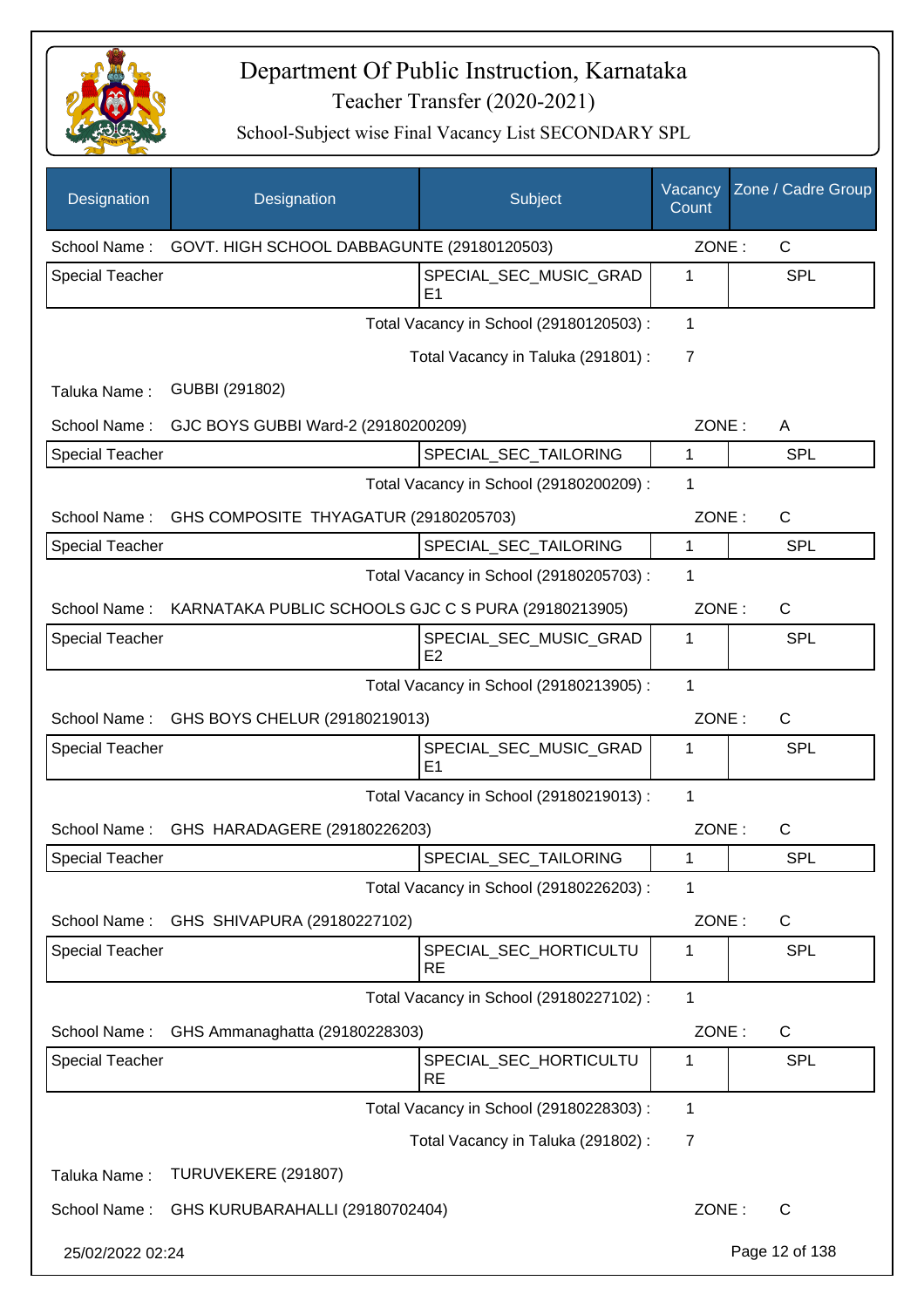# Department Of Public Instruction, Karnataka

Teacher Transfer (2020-2021)

School-Subject wise Final Vacancy List SECONDARY SPL

| Designation | Designation | Subject | Vacancy Count | Zone / Cadre Group |
|---|---|---|---|---|
| School Name : | GOVT. HIGH SCHOOL DABBAGUNTE (29180120503) | | ZONE : | C |
| Special Teacher | | SPECIAL_SEC_MUSIC_GRADE1 | 1 | SPL |
| | | Total Vacancy in School (29180120503) : | 1 | |
| | | Total Vacancy in Taluka (291801) : | 7 | |
| Taluka Name : | GUBBI (291802) | | | |
| School Name : | GJC BOYS GUBBI Ward-2 (29180200209) | | ZONE : | A |
| Special Teacher | | SPECIAL_SEC_TAILORING | 1 | SPL |
| | | Total Vacancy in School (29180200209) : | 1 | |
| School Name : | GHS COMPOSITE THYAGATUR (29180205703) | | ZONE : | C |
| Special Teacher | | SPECIAL_SEC_TAILORING | 1 | SPL |
| | | Total Vacancy in School (29180205703) : | 1 | |
| School Name : | KARNATAKA PUBLIC SCHOOLS GJC C S PURA (29180213905) | | ZONE : | C |
| Special Teacher | | SPECIAL_SEC_MUSIC_GRADE2 | 1 | SPL |
| | | Total Vacancy in School (29180213905) : | 1 | |
| School Name : | GHS BOYS CHELUR (29180219013) | | ZONE : | C |
| Special Teacher | | SPECIAL_SEC_MUSIC_GRADE1 | 1 | SPL |
| | | Total Vacancy in School (29180219013) : | 1 | |
| School Name : | GHS HARADAGERE (29180226203) | | ZONE : | C |
| Special Teacher | | SPECIAL_SEC_TAILORING | 1 | SPL |
| | | Total Vacancy in School (29180226203) : | 1 | |
| School Name : | GHS SHIVAPURA (29180227102) | | ZONE : | C |
| Special Teacher | | SPECIAL_SEC_HORTICULTURE | 1 | SPL |
| | | Total Vacancy in School (29180227102) : | 1 | |
| School Name : | GHS Ammanaghatta (29180228303) | | ZONE : | C |
| Special Teacher | | SPECIAL_SEC_HORTICULTURE | 1 | SPL |
| | | Total Vacancy in School (29180228303) : | 1 | |
| | | Total Vacancy in Taluka (291802) : | 7 | |
| Taluka Name : | TURUVEKERE (291807) | | | |
| School Name : | GHS KURUBARAHALLI (29180702404) | | ZONE : | C |

25/02/2022 02:24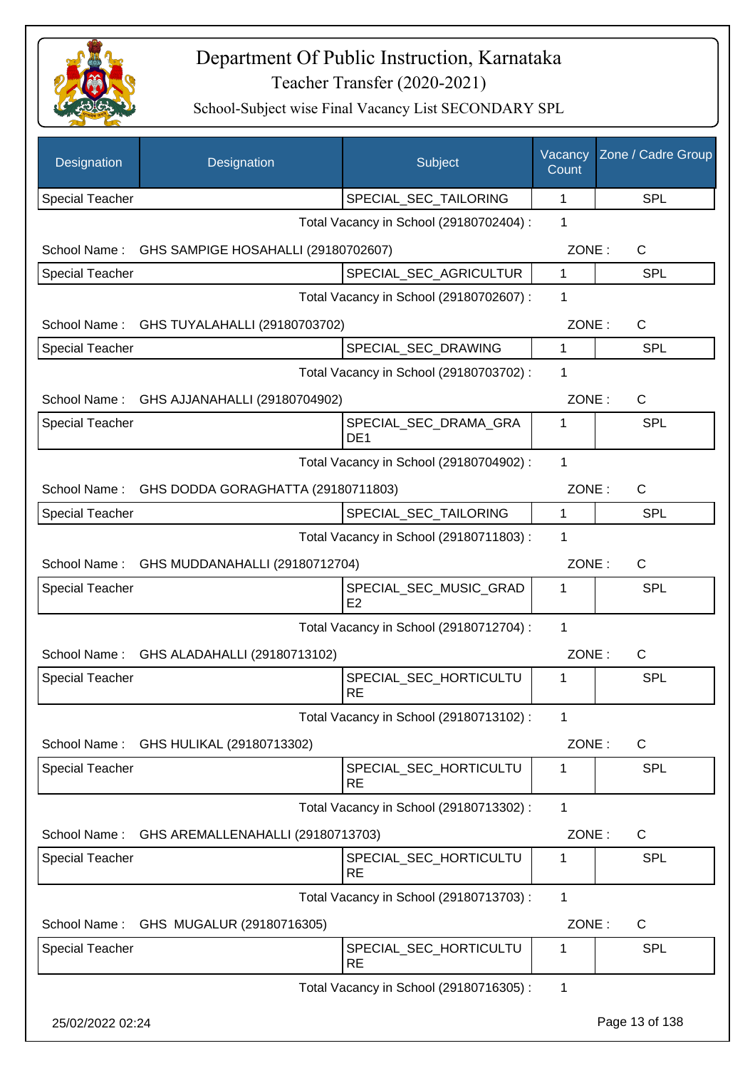# Department Of Public Instruction, Karnataka

Teacher Transfer (2020-2021)

School-Subject wise Final Vacancy List SECONDARY SPL

| Designation | Designation | Subject | Vacancy Count | Zone / Cadre Group |
|---|---|---|---|---|
| Special Teacher | | SPECIAL_SEC_TAILORING | 1 | SPL |

Total Vacancy in School (29180702404) : 1

School Name : GHS SAMPIGE HOSAHALLI (29180702607) ZONE : C

| Designation | Designation | Subject | Vacancy Count | Zone / Cadre Group |
|---|---|---|---|---|
| Special Teacher | | SPECIAL_SEC_AGRICULTUR | 1 | SPL |

Total Vacancy in School (29180702607) : 1

School Name : GHS TUYALAHALLI (29180703702) ZONE : C

| Designation | Designation | Subject | Vacancy Count | Zone / Cadre Group |
|---|---|---|---|---|
| Special Teacher | | SPECIAL_SEC_DRAWING | 1 | SPL |

Total Vacancy in School (29180703702) : 1

School Name : GHS AJJANAHALLI (29180704902) ZONE : C

| Designation | Designation | Subject | Vacancy Count | Zone / Cadre Group |
|---|---|---|---|---|
| Special Teacher | | SPECIAL_SEC_DRAMA_GRADE1 | 1 | SPL |

Total Vacancy in School (29180704902) : 1

School Name : GHS DODDA GORAGHATTA (29180711803) ZONE : C

| Designation | Designation | Subject | Vacancy Count | Zone / Cadre Group |
|---|---|---|---|---|
| Special Teacher | | SPECIAL_SEC_TAILORING | 1 | SPL |

Total Vacancy in School (29180711803) : 1

School Name : GHS MUDDANAHALLI (29180712704) ZONE : C

| Designation | Designation | Subject | Vacancy Count | Zone / Cadre Group |
|---|---|---|---|---|
| Special Teacher | | SPECIAL_SEC_MUSIC_GRADE2 | 1 | SPL |

Total Vacancy in School (29180712704) : 1

School Name : GHS ALADAHALLI (29180713102) ZONE : C

| Designation | Designation | Subject | Vacancy Count | Zone / Cadre Group |
|---|---|---|---|---|
| Special Teacher | | SPECIAL_SEC_HORTICULTURE | 1 | SPL |

Total Vacancy in School (29180713102) : 1

School Name : GHS HULIKAL (29180713302) ZONE : C

| Designation | Designation | Subject | Vacancy Count | Zone / Cadre Group |
|---|---|---|---|---|
| Special Teacher | | SPECIAL_SEC_HORTICULTURE | 1 | SPL |

Total Vacancy in School (29180713302) : 1

School Name : GHS AREMALLENAHALLI (29180713703) ZONE : C

| Designation | Designation | Subject | Vacancy Count | Zone / Cadre Group |
|---|---|---|---|---|
| Special Teacher | | SPECIAL_SEC_HORTICULTURE | 1 | SPL |

Total Vacancy in School (29180713703) : 1

School Name : GHS MUGALUR (29180716305) ZONE : C

| Designation | Designation | Subject | Vacancy Count | Zone / Cadre Group |
|---|---|---|---|---|
| Special Teacher | | SPECIAL_SEC_HORTICULTURE | 1 | SPL |

Total Vacancy in School (29180716305) : 1

25/02/2022 02:24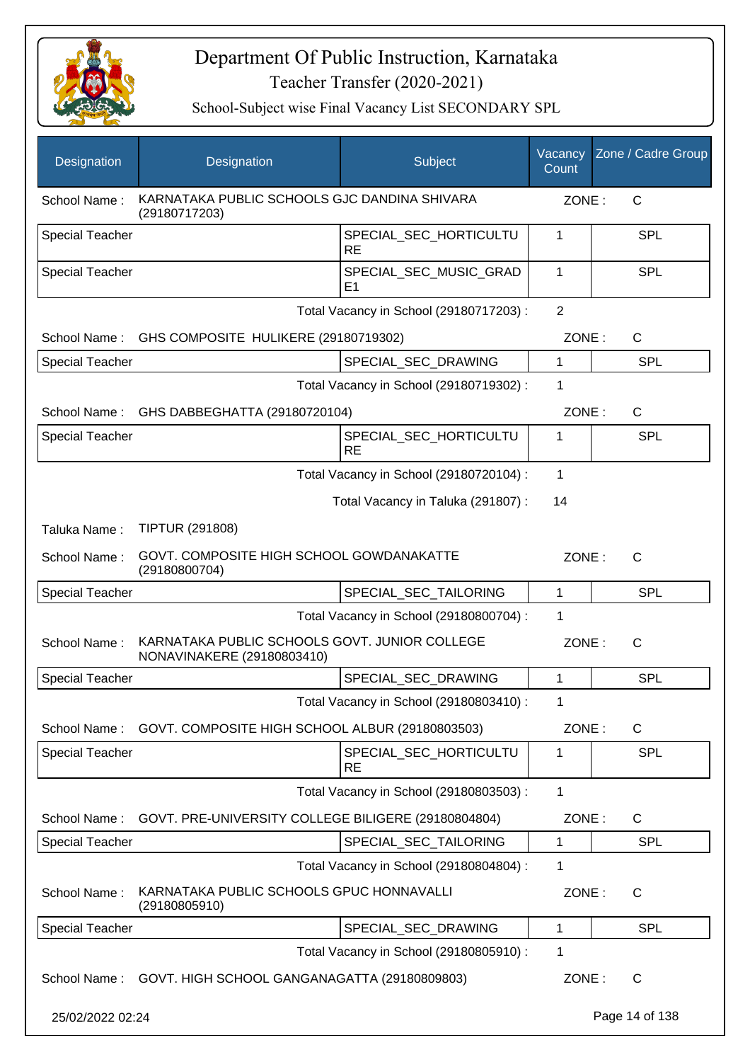# Department Of Public Instruction, Karnataka

## Teacher Transfer (2020-2021)

### School-Subject wise Final Vacancy List SECONDARY SPL

| Designation | Designation | Subject | Vacancy Count | Zone / Cadre Group |
|---|---|---|---|---|
| School Name : | KARNATAKA PUBLIC SCHOOLS GJC DANDINA SHIVARA (29180717203) | | ZONE : | C |
| Special Teacher | | SPECIAL_SEC_HORTICULTURE | 1 | SPL |
| Special Teacher | | SPECIAL_SEC_MUSIC_GRADE1 | 1 | SPL |
| | | Total Vacancy in School (29180717203) : | 2 | |
| School Name : | GHS COMPOSITE HULIKERE (29180719302) | | ZONE : | C |
| Special Teacher | | SPECIAL_SEC_DRAWING | 1 | SPL |
| | | Total Vacancy in School (29180719302) : | 1 | |
| School Name : | GHS DABBEGHATTA (29180720104) | | ZONE : | C |
| Special Teacher | | SPECIAL_SEC_HORTICULTURE | 1 | SPL |
| | | Total Vacancy in School (29180720104) : | 1 | |
| | | Total Vacancy in Taluka (291807) : | 14 | |
| Taluka Name : | TIPTUR (291808) | | | |
| School Name : | GOVT. COMPOSITE HIGH SCHOOL GOWDANAKATTE (29180800704) | | ZONE : | C |
| Special Teacher | | SPECIAL_SEC_TAILORING | 1 | SPL |
| | | Total Vacancy in School (29180800704) : | 1 | |
| School Name : | KARNATAKA PUBLIC SCHOOLS GOVT. JUNIOR COLLEGE NONAVINAKERE (29180803410) | | ZONE : | C |
| Special Teacher | | SPECIAL_SEC_DRAWING | 1 | SPL |
| | | Total Vacancy in School (29180803410) : | 1 | |
| School Name : | GOVT. COMPOSITE HIGH SCHOOL ALBUR (29180803503) | | ZONE : | C |
| Special Teacher | | SPECIAL_SEC_HORTICULTURE | 1 | SPL |
| | | Total Vacancy in School (29180803503) : | 1 | |
| School Name : | GOVT. PRE-UNIVERSITY COLLEGE BILIGERE (29180804804) | | ZONE : | C |
| Special Teacher | | SPECIAL_SEC_TAILORING | 1 | SPL |
| | | Total Vacancy in School (29180804804) : | 1 | |
| School Name : | KARNATAKA PUBLIC SCHOOLS GPUC HONNAVALLI (29180805910) | | ZONE : | C |
| Special Teacher | | SPECIAL_SEC_DRAWING | 1 | SPL |
| | | Total Vacancy in School (29180805910) : | 1 | |
| School Name : | GOVT. HIGH SCHOOL GANGANAGATTA (29180809803) | | ZONE : | C |

25/02/2022 02:24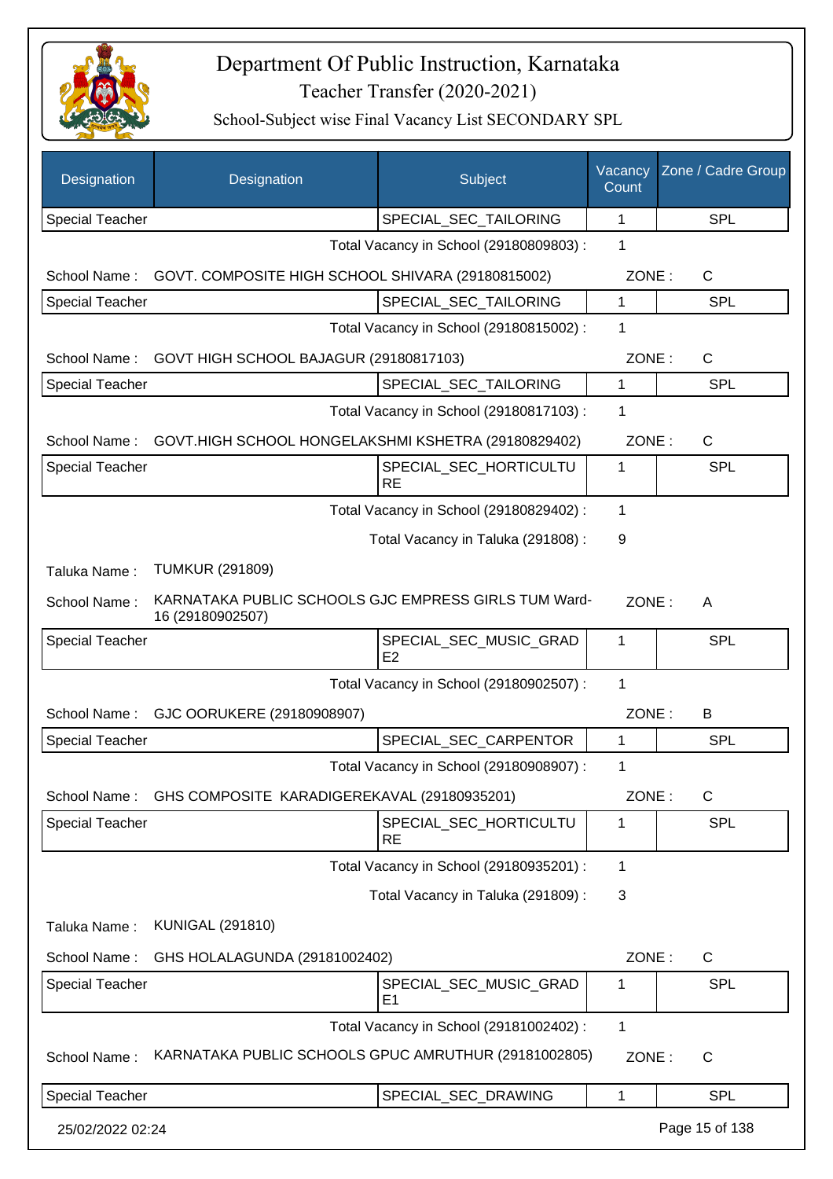# Department Of Public Instruction, Karnataka

Teacher Transfer (2020-2021)

School-Subject wise Final Vacancy List SECONDARY SPL

| Designation | Designation | Subject | Vacancy Count | Zone / Cadre Group |
|---|---|---|---|---|
| Special Teacher | | SPECIAL_SEC_TAILORING | 1 | SPL |
| | | Total Vacancy in School (29180809803) : | 1 | |
| School Name : | GOVT. COMPOSITE HIGH SCHOOL SHIVARA (29180815002) | | ZONE : | C |
| Special Teacher | | SPECIAL_SEC_TAILORING | 1 | SPL |
| | | Total Vacancy in School (29180815002) : | 1 | |
| School Name : | GOVT HIGH SCHOOL BAJAGUR (29180817103) | | ZONE : | C |
| Special Teacher | | SPECIAL_SEC_TAILORING | 1 | SPL |
| | | Total Vacancy in School (29180817103) : | 1 | |
| School Name : | GOVT.HIGH SCHOOL HONGELAKSHMI KSHETRA (29180829402) | | ZONE : | C |
| Special Teacher | | SPECIAL_SEC_HORTICULTURE | 1 | SPL |
| | | Total Vacancy in School (29180829402) : | 1 | |
| | | Total Vacancy in Taluka (291808) : | 9 | |
| Taluka Name : | TUMKUR (291809) | | | |
| School Name : | KARNATAKA PUBLIC SCHOOLS GJC EMPRESS GIRLS TUM Ward-16 (29180902507) | | ZONE : | A |
| Special Teacher | | SPECIAL_SEC_MUSIC_GRADE2 | 1 | SPL |
| | | Total Vacancy in School (29180902507) : | 1 | |
| School Name : | GJC OORUKERE (29180908907) | | ZONE : | B |
| Special Teacher | | SPECIAL_SEC_CARPENTOR | 1 | SPL |
| | | Total Vacancy in School (29180908907) : | 1 | |
| School Name : | GHS COMPOSITE KARADIGEREKAVAL (29180935201) | | ZONE : | C |
| Special Teacher | | SPECIAL_SEC_HORTICULTURE | 1 | SPL |
| | | Total Vacancy in School (29180935201) : | 1 | |
| | | Total Vacancy in Taluka (291809) : | 3 | |
| Taluka Name : | KUNIGAL (291810) | | | |
| School Name : | GHS HOLALAGUNDA (29181002402) | | ZONE : | C |
| Special Teacher | | SPECIAL_SEC_MUSIC_GRADE1 | 1 | SPL |
| | | Total Vacancy in School (29181002402) : | 1 | |
| School Name : | KARNATAKA PUBLIC SCHOOLS GPUC AMRUTHUR (29181002805) | | ZONE : | C |
| Special Teacher | | SPECIAL_SEC_DRAWING | 1 | SPL |

25/02/2022 02:24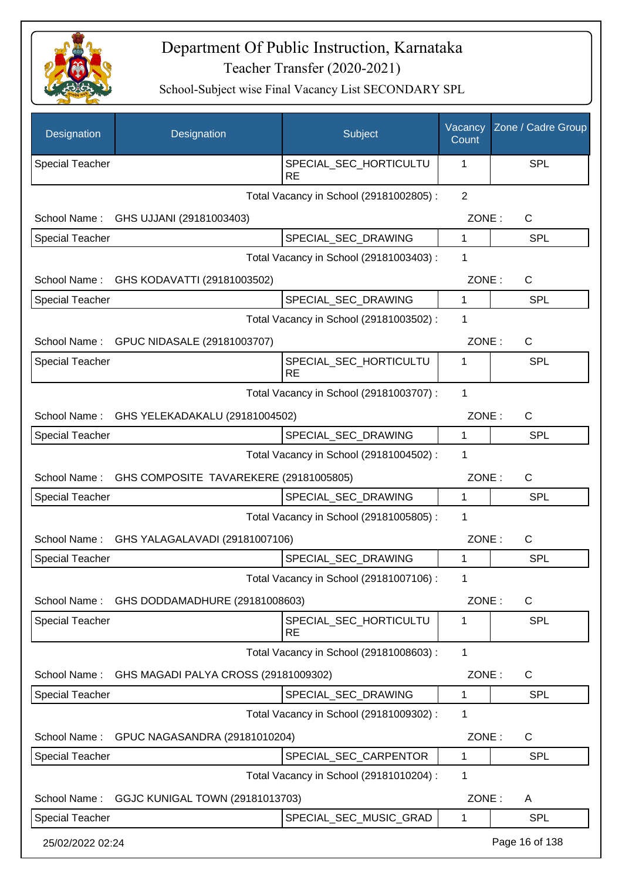# Department Of Public Instruction, Karnataka

## Teacher Transfer (2020-2021)

### School-Subject wise Final Vacancy List SECONDARY SPL

| Designation | Designation | Subject | Vacancy Count | Zone / Cadre Group |
|---|---|---|---|---|
| Special Teacher | | SPECIAL_SEC_HORTICULTURE | 1 | SPL |
| | | Total Vacancy in School (29181002805) : | 2 | |
| School Name : | GHS UJJANI (29181003403) | | ZONE : | C |
| Special Teacher | | SPECIAL_SEC_DRAWING | 1 | SPL |
| | | Total Vacancy in School (29181003403) : | 1 | |
| School Name : | GHS KODAVATTI (29181003502) | | ZONE : | C |
| Special Teacher | | SPECIAL_SEC_DRAWING | 1 | SPL |
| | | Total Vacancy in School (29181003502) : | 1 | |
| School Name : | GPUC NIDASALE (29181003707) | | ZONE : | C |
| Special Teacher | | SPECIAL_SEC_HORTICULTURE | 1 | SPL |
| | | Total Vacancy in School (29181003707) : | 1 | |
| School Name : | GHS YELEKADAKALU (29181004502) | | ZONE : | C |
| Special Teacher | | SPECIAL_SEC_DRAWING | 1 | SPL |
| | | Total Vacancy in School (29181004502) : | 1 | |
| School Name : | GHS COMPOSITE TAVAREKERE (29181005805) | | ZONE : | C |
| Special Teacher | | SPECIAL_SEC_DRAWING | 1 | SPL |
| | | Total Vacancy in School (29181005805) : | 1 | |
| School Name : | GHS YALAGALAVADI (29181007106) | | ZONE : | C |
| Special Teacher | | SPECIAL_SEC_DRAWING | 1 | SPL |
| | | Total Vacancy in School (29181007106) : | 1 | |
| School Name : | GHS DODDAMADHURE (29181008603) | | ZONE : | C |
| Special Teacher | | SPECIAL_SEC_HORTICULTURE | 1 | SPL |
| | | Total Vacancy in School (29181008603) : | 1 | |
| School Name : | GHS MAGADI PALYA CROSS (29181009302) | | ZONE : | C |
| Special Teacher | | SPECIAL_SEC_DRAWING | 1 | SPL |
| | | Total Vacancy in School (29181009302) : | 1 | |
| School Name : | GPUC NAGASANDRA (29181010204) | | ZONE : | C |
| Special Teacher | | SPECIAL_SEC_CARPENTOR | 1 | SPL |
| | | Total Vacancy in School (29181010204) : | 1 | |
| School Name : | GGJC KUNIGAL TOWN (29181013703) | | ZONE : | A |
| Special Teacher | | SPECIAL_SEC_MUSIC_GRAD | 1 | SPL |

25/02/2022 02:24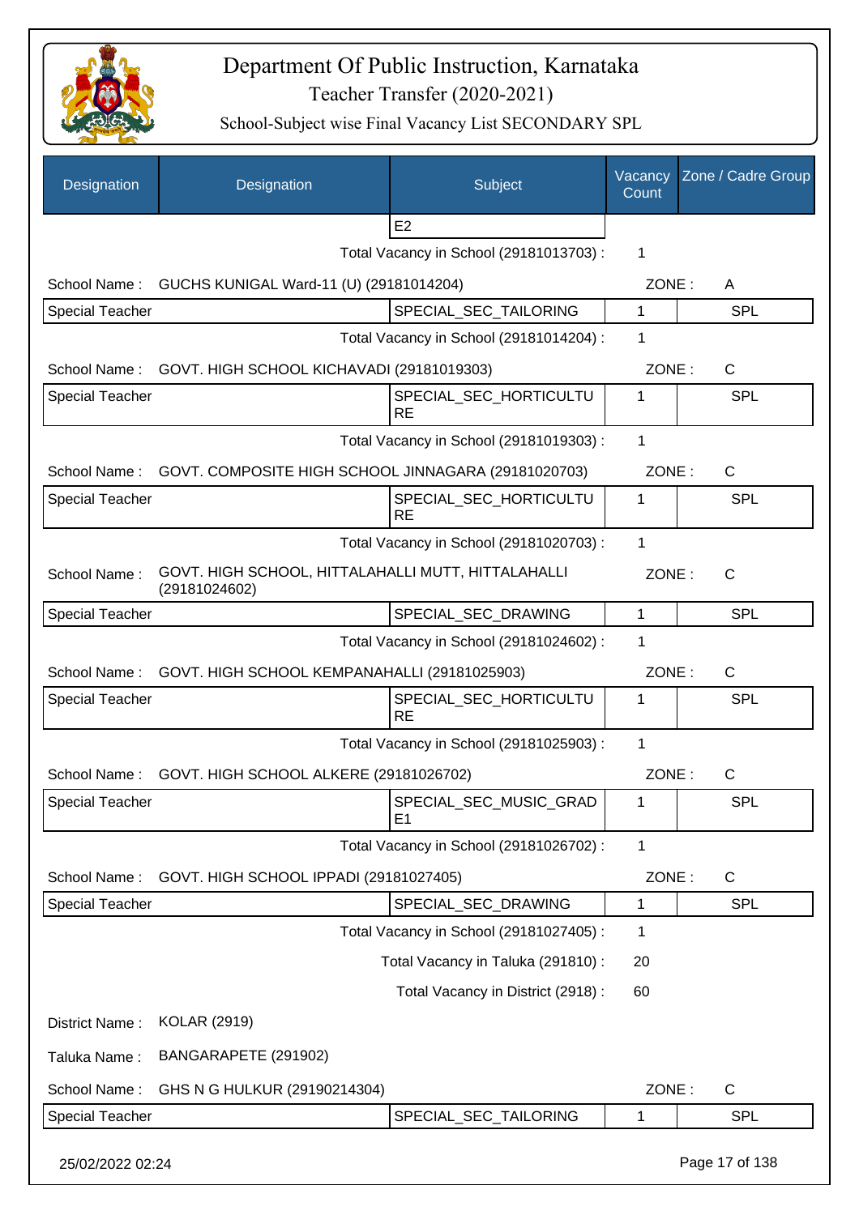# Department Of Public Instruction, Karnataka

Teacher Transfer (2020-2021)

School-Subject wise Final Vacancy List SECONDARY SPL

| Designation | Designation | Subject | Vacancy Count | Zone / Cadre Group |
|---|---|---|---|---|
| | | E2 | | |
| | | Total Vacancy in School (29181013703) : | 1 | |
| School Name : | GUCHS KUNIGAL Ward-11 (U) (29181014204) | | ZONE : | A |
| Special Teacher | | SPECIAL_SEC_TAILORING | 1 | SPL |
| | | Total Vacancy in School (29181014204) : | 1 | |
| School Name : | GOVT. HIGH SCHOOL KICHAVADI (29181019303) | | ZONE : | C |
| Special Teacher | | SPECIAL_SEC_HORTICULTURE | 1 | SPL |
| | | Total Vacancy in School (29181019303) : | 1 | |
| School Name : | GOVT. COMPOSITE HIGH SCHOOL JINNAGARA (29181020703) | | ZONE : | C |
| Special Teacher | | SPECIAL_SEC_HORTICULTURE | 1 | SPL |
| | | Total Vacancy in School (29181020703) : | 1 | |
| School Name : | GOVT. HIGH SCHOOL, HITTALAHALLI MUTT, HITTALAHALLI (29181024602) | | ZONE : | C |
| Special Teacher | | SPECIAL_SEC_DRAWING | 1 | SPL |
| | | Total Vacancy in School (29181024602) : | 1 | |
| School Name : | GOVT. HIGH SCHOOL KEMPANAHALLI (29181025903) | | ZONE : | C |
| Special Teacher | | SPECIAL_SEC_HORTICULTURE | 1 | SPL |
| | | Total Vacancy in School (29181025903) : | 1 | |
| School Name : | GOVT. HIGH SCHOOL ALKERE (29181026702) | | ZONE : | C |
| Special Teacher | | SPECIAL_SEC_MUSIC_GRADE1 | 1 | SPL |
| | | Total Vacancy in School (29181026702) : | 1 | |
| School Name : | GOVT. HIGH SCHOOL IPPADI (29181027405) | | ZONE : | C |
| Special Teacher | | SPECIAL_SEC_DRAWING | 1 | SPL |
| | | Total Vacancy in School (29181027405) : | 1 | |
| | | Total Vacancy in Taluka (291810) : | 20 | |
| | | Total Vacancy in District (2918) : | 60 | |
| District Name : | KOLAR (2919) | | | |
| Taluka Name : | BANGARAPETE (291902) | | | |
| School Name : | GHS N G HULKUR (29190214304) | | ZONE : | C |
| Special Teacher | | SPECIAL_SEC_TAILORING | 1 | SPL |

25/02/2022 02:24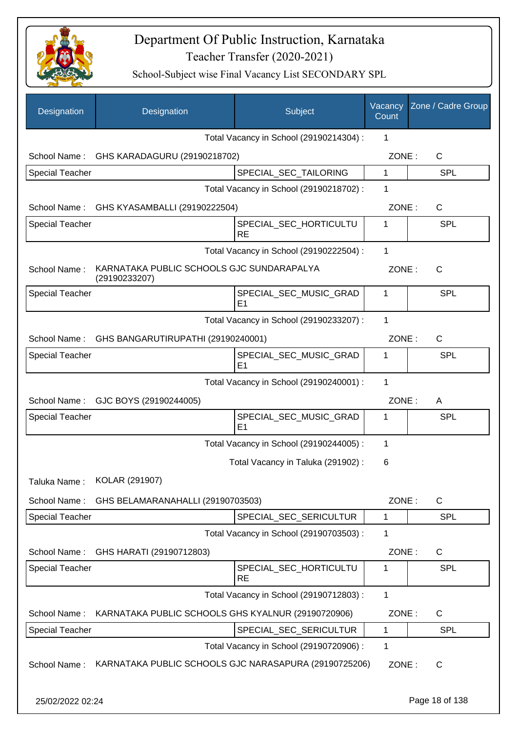# Department Of Public Instruction, Karnataka
## Teacher Transfer (2020-2021)
### School-Subject wise Final Vacancy List SECONDARY SPL

| Designation | Designation | Subject | Vacancy Count | Zone / Cadre Group |
|---|---|---|---|---|
| | | Total Vacancy in School (29190214304) : | 1 | |
| School Name : | GHS KARADAGURU (29190218702) | | ZONE : | C |
| Special Teacher | | SPECIAL_SEC_TAILORING | 1 | SPL |
| | | Total Vacancy in School (29190218702) : | 1 | |
| School Name : | GHS KYASAMBALLI (29190222504) | | ZONE : | C |
| Special Teacher | | SPECIAL_SEC_HORTICULTURE | 1 | SPL |
| | | Total Vacancy in School (29190222504) : | 1 | |
| School Name : | KARNATAKA PUBLIC SCHOOLS GJC SUNDARAPALYA (29190233207) | | ZONE : | C |
| Special Teacher | | SPECIAL_SEC_MUSIC_GRADE1 | 1 | SPL |
| | | Total Vacancy in School (29190233207) : | 1 | |
| School Name : | GHS BANGARUTIRUPATHI (29190240001) | | ZONE : | C |
| Special Teacher | | SPECIAL_SEC_MUSIC_GRADE1 | 1 | SPL |
| | | Total Vacancy in School (29190240001) : | 1 | |
| School Name : | GJC BOYS (29190244005) | | ZONE : | A |
| Special Teacher | | SPECIAL_SEC_MUSIC_GRADE1 | 1 | SPL |
| | | Total Vacancy in School (29190244005) : | 1 | |
| | | Total Vacancy in Taluka (291902) : | 6 | |
| Taluka Name : | KOLAR (291907) | | | |
| School Name : | GHS BELAMARANAHALLI (29190703503) | | ZONE : | C |
| Special Teacher | | SPECIAL_SEC_SERICULTUR | 1 | SPL |
| | | Total Vacancy in School (29190703503) : | 1 | |
| School Name : | GHS HARATI (29190712803) | | ZONE : | C |
| Special Teacher | | SPECIAL_SEC_HORTICULTURE | 1 | SPL |
| | | Total Vacancy in School (29190712803) : | 1 | |
| School Name : | KARNATAKA PUBLIC SCHOOLS GHS KYALNUR (29190720906) | | ZONE : | C |
| Special Teacher | | SPECIAL_SEC_SERICULTUR | 1 | SPL |
| | | Total Vacancy in School (29190720906) : | 1 | |
| School Name : | KARNATAKA PUBLIC SCHOOLS GJC NARASAPURA (29190725206) | | ZONE : | C |

25/02/2022 02:24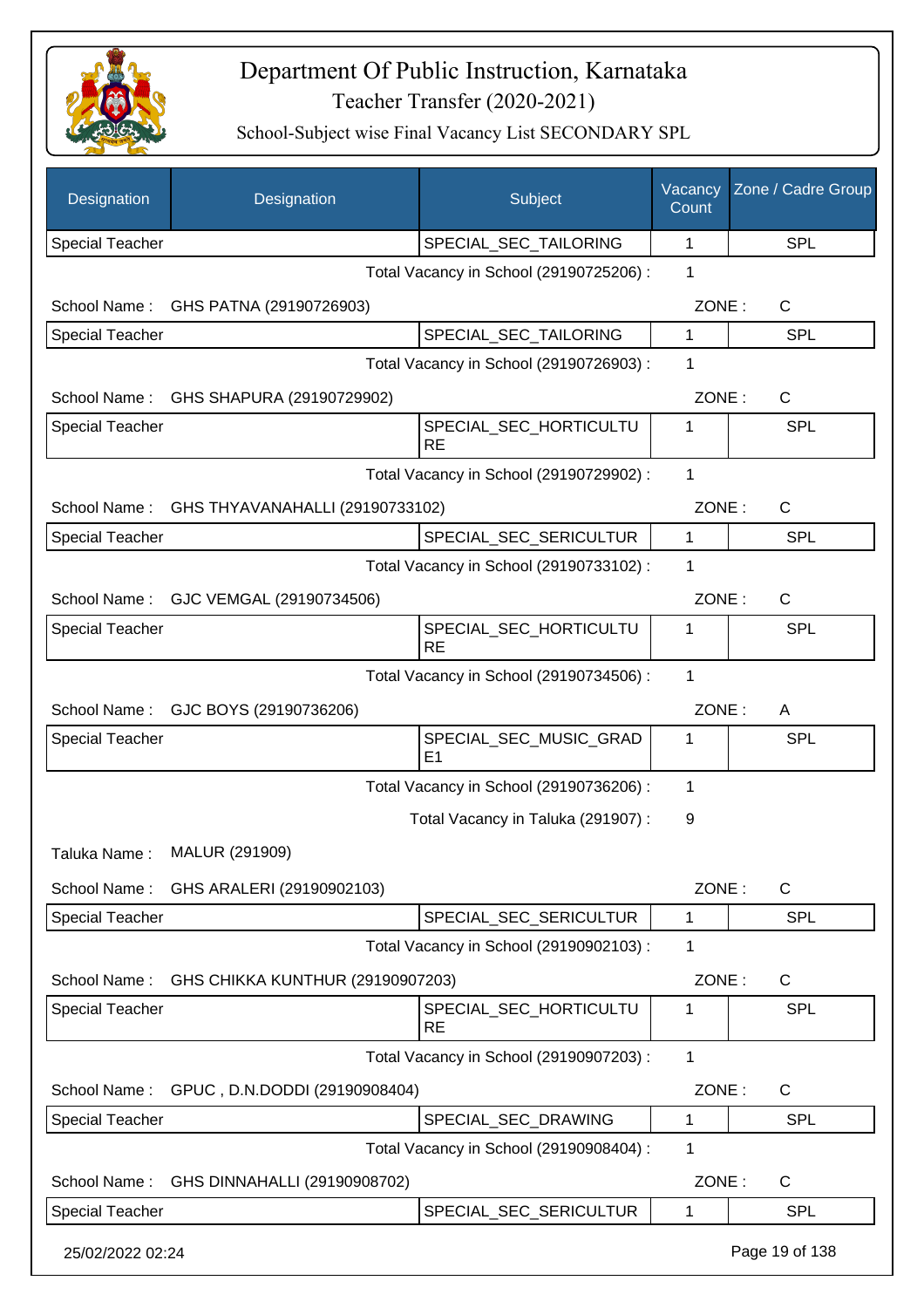# Department Of Public Instruction, Karnataka

Teacher Transfer (2020-2021)

School-Subject wise Final Vacancy List SECONDARY SPL

| Designation | Designation | Subject | Vacancy Count | Zone / Cadre Group |
|---|---|---|---|---|
| Special Teacher | | SPECIAL_SEC_TAILORING | 1 | SPL |

Total Vacancy in School (29190725206) : 1

School Name : GHS PATNA (29190726903) ZONE : C

| Designation | Designation | Subject | Vacancy Count | Zone / Cadre Group |
|---|---|---|---|---|
| Special Teacher | | SPECIAL_SEC_TAILORING | 1 | SPL |

Total Vacancy in School (29190726903) : 1

School Name : GHS SHAPURA (29190729902) ZONE : C

| Designation | Designation | Subject | Vacancy Count | Zone / Cadre Group |
|---|---|---|---|---|
| Special Teacher | | SPECIAL_SEC_HORTICULTURE | 1 | SPL |

Total Vacancy in School (29190729902) : 1

School Name : GHS THYAVANAHALLI (29190733102) ZONE : C

| Designation | Designation | Subject | Vacancy Count | Zone / Cadre Group |
|---|---|---|---|---|
| Special Teacher | | SPECIAL_SEC_SERICULTUR | 1 | SPL |

Total Vacancy in School (29190733102) : 1

School Name : GJC VEMGAL (29190734506) ZONE : C

| Designation | Designation | Subject | Vacancy Count | Zone / Cadre Group |
|---|---|---|---|---|
| Special Teacher | | SPECIAL_SEC_HORTICULTURE | 1 | SPL |

Total Vacancy in School (29190734506) : 1

School Name : GJC BOYS (29190736206) ZONE : A

| Designation | Designation | Subject | Vacancy Count | Zone / Cadre Group |
|---|---|---|---|---|
| Special Teacher | | SPECIAL_SEC_MUSIC_GRADE1 | 1 | SPL |

Total Vacancy in School (29190736206) : 1

Total Vacancy in Taluka (291907) : 9

Taluka Name : MALUR (291909)

School Name : GHS ARALERI (29190902103) ZONE : C

| Designation | Designation | Subject | Vacancy Count | Zone / Cadre Group |
|---|---|---|---|---|
| Special Teacher | | SPECIAL_SEC_SERICULTUR | 1 | SPL |

Total Vacancy in School (29190902103) : 1

School Name : GHS CHIKKA KUNTHUR (29190907203) ZONE : C

| Designation | Designation | Subject | Vacancy Count | Zone / Cadre Group |
|---|---|---|---|---|
| Special Teacher | | SPECIAL_SEC_HORTICULTURE | 1 | SPL |

Total Vacancy in School (29190907203) : 1

School Name : GPUC , D.N.DODDI (29190908404) ZONE : C

| Designation | Designation | Subject | Vacancy Count | Zone / Cadre Group |
|---|---|---|---|---|
| Special Teacher | | SPECIAL_SEC_DRAWING | 1 | SPL |

Total Vacancy in School (29190908404) : 1

School Name : GHS DINNAHALLI (29190908702) ZONE : C

| Designation | Designation | Subject | Vacancy Count | Zone / Cadre Group |
|---|---|---|---|---|
| Special Teacher | | SPECIAL_SEC_SERICULTUR | 1 | SPL |

25/02/2022 02:24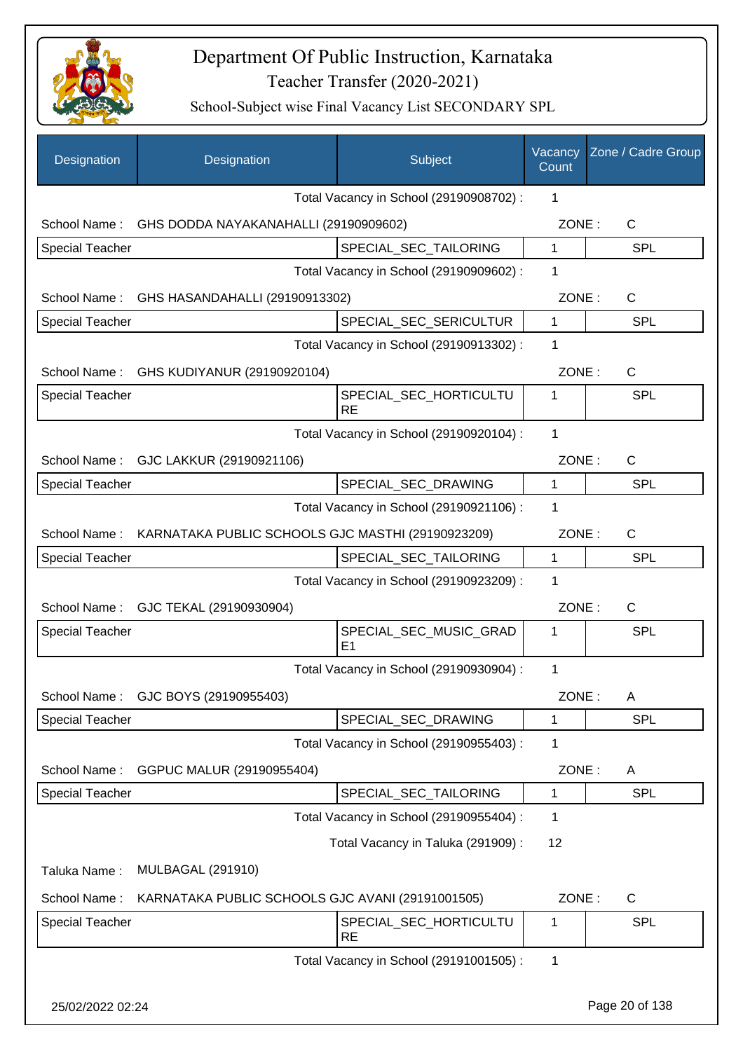# Department Of Public Instruction, Karnataka

## Teacher Transfer (2020-2021)

### School-Subject wise Final Vacancy List SECONDARY SPL

| Designation | Designation | Subject | Vacancy Count | Zone / Cadre Group |
|---|---|---|---|---|
| | | Total Vacancy in School (29190908702) : | 1 | |
| School Name : | GHS DODDA NAYAKANAHALLI (29190909602) | | ZONE : | C |
| Special Teacher | | SPECIAL_SEC_TAILORING | 1 | SPL |
| | | Total Vacancy in School (29190909602) : | 1 | |
| School Name : | GHS HASANDAHALLI (29190913302) | | ZONE : | C |
| Special Teacher | | SPECIAL_SEC_SERICULTUR | 1 | SPL |
| | | Total Vacancy in School (29190913302) : | 1 | |
| School Name : | GHS KUDIYANUR (29190920104) | | ZONE : | C |
| Special Teacher | | SPECIAL_SEC_HORTICULTURE | 1 | SPL |
| | | Total Vacancy in School (29190920104) : | 1 | |
| School Name : | GJC LAKKUR (29190921106) | | ZONE : | C |
| Special Teacher | | SPECIAL_SEC_DRAWING | 1 | SPL |
| | | Total Vacancy in School (29190921106) : | 1 | |
| School Name : | KARNATAKA PUBLIC SCHOOLS GJC MASTHI (29190923209) | | ZONE : | C |
| Special Teacher | | SPECIAL_SEC_TAILORING | 1 | SPL |
| | | Total Vacancy in School (29190923209) : | 1 | |
| School Name : | GJC TEKAL (29190930904) | | ZONE : | C |
| Special Teacher | | SPECIAL_SEC_MUSIC_GRADE1 | 1 | SPL |
| | | Total Vacancy in School (29190930904) : | 1 | |
| School Name : | GJC BOYS (29190955403) | | ZONE : | A |
| Special Teacher | | SPECIAL_SEC_DRAWING | 1 | SPL |
| | | Total Vacancy in School (29190955403) : | 1 | |
| School Name : | GGPUC MALUR (29190955404) | | ZONE : | A |
| Special Teacher | | SPECIAL_SEC_TAILORING | 1 | SPL |
| | | Total Vacancy in School (29190955404) : | 1 | |
| | | Total Vacancy in Taluka (291909) : | 12 | |
| Taluka Name : | MULBAGAL (291910) | | | |
| School Name : | KARNATAKA PUBLIC SCHOOLS GJC AVANI (29191001505) | | ZONE : | C |
| Special Teacher | | SPECIAL_SEC_HORTICULTURE | 1 | SPL |
| | | Total Vacancy in School (29191001505) : | 1 | |

25/02/2022 02:24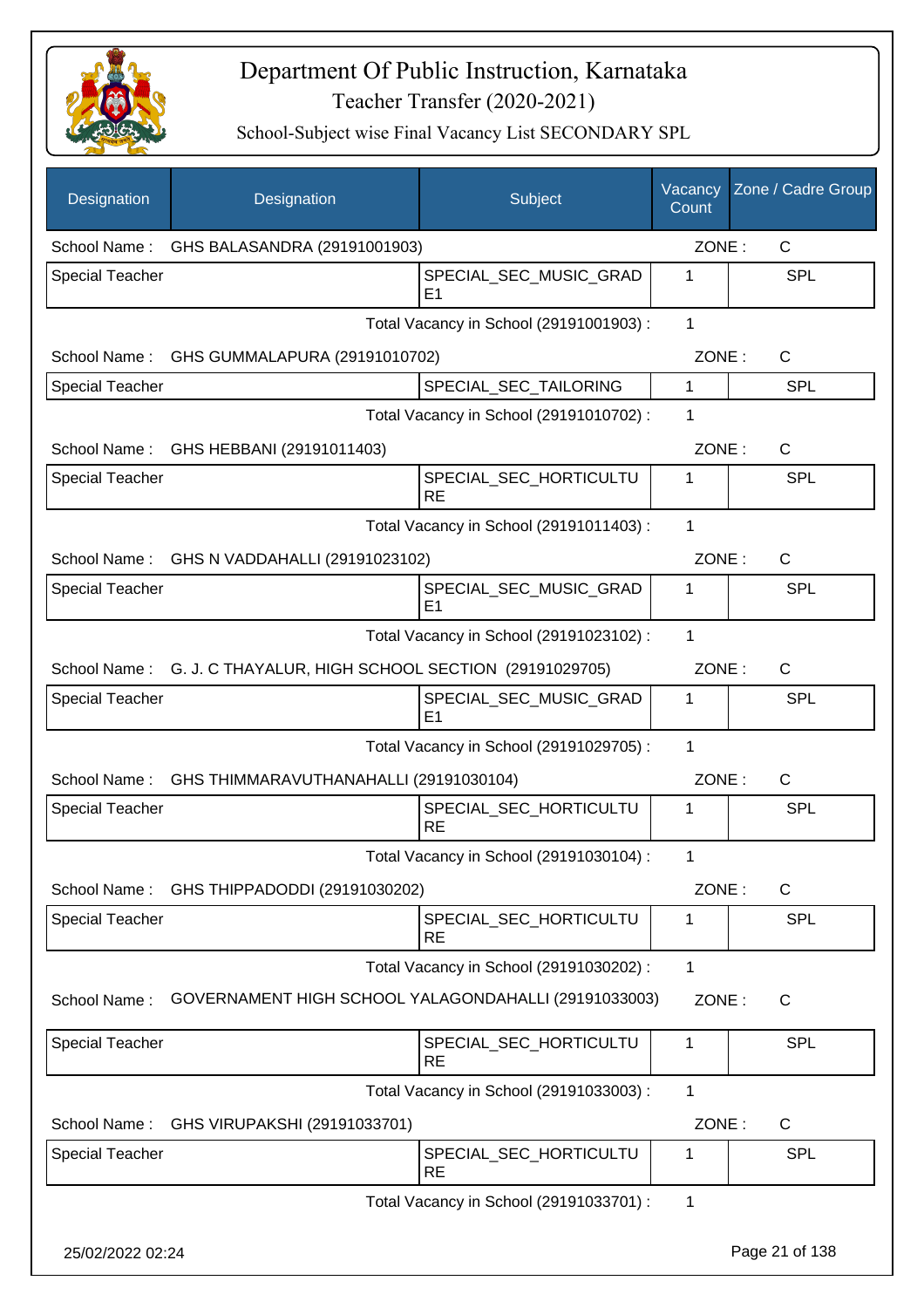# Department Of Public Instruction, Karnataka

## Teacher Transfer (2020-2021)

### School-Subject wise Final Vacancy List SECONDARY SPL

| Designation | Designation | Subject | Vacancy Count | Zone / Cadre Group |
|---|---|---|---|---|
| School Name : | GHS BALASANDRA (29191001903) | | ZONE : | C |
| Special Teacher | | SPECIAL_SEC_MUSIC_GRADE1 | 1 | SPL |
| | | Total Vacancy in School (29191001903) : | 1 | |
| School Name : | GHS GUMMALAPURA (29191010702) | | ZONE : | C |
| Special Teacher | | SPECIAL_SEC_TAILORING | 1 | SPL |
| | | Total Vacancy in School (29191010702) : | 1 | |
| School Name : | GHS HEBBANI (29191011403) | | ZONE : | C |
| Special Teacher | | SPECIAL_SEC_HORTICULTURE | 1 | SPL |
| | | Total Vacancy in School (29191011403) : | 1 | |
| School Name : | GHS N VADDAHALLI (29191023102) | | ZONE : | C |
| Special Teacher | | SPECIAL_SEC_MUSIC_GRADE1 | 1 | SPL |
| | | Total Vacancy in School (29191023102) : | 1 | |
| School Name : | G. J. C THAYALUR, HIGH SCHOOL SECTION (29191029705) | | ZONE : | C |
| Special Teacher | | SPECIAL_SEC_MUSIC_GRADE1 | 1 | SPL |
| | | Total Vacancy in School (29191029705) : | 1 | |
| School Name : | GHS THIMMARAVUTHANAHALLI (29191030104) | | ZONE : | C |
| Special Teacher | | SPECIAL_SEC_HORTICULTURE | 1 | SPL |
| | | Total Vacancy in School (29191030104) : | 1 | |
| School Name : | GHS THIPPADODDI (29191030202) | | ZONE : | C |
| Special Teacher | | SPECIAL_SEC_HORTICULTURE | 1 | SPL |
| | | Total Vacancy in School (29191030202) : | 1 | |
| School Name : | GOVERNAMENT HIGH SCHOOL YALAGONDAHALLI (29191033003) | | ZONE : | C |
| Special Teacher | | SPECIAL_SEC_HORTICULTURE | 1 | SPL |
| | | Total Vacancy in School (29191033003) : | 1 | |
| School Name : | GHS VIRUPAKSHI (29191033701) | | ZONE : | C |
| Special Teacher | | SPECIAL_SEC_HORTICULTURE | 1 | SPL |
| | | Total Vacancy in School (29191033701) : | 1 | |

25/02/2022 02:24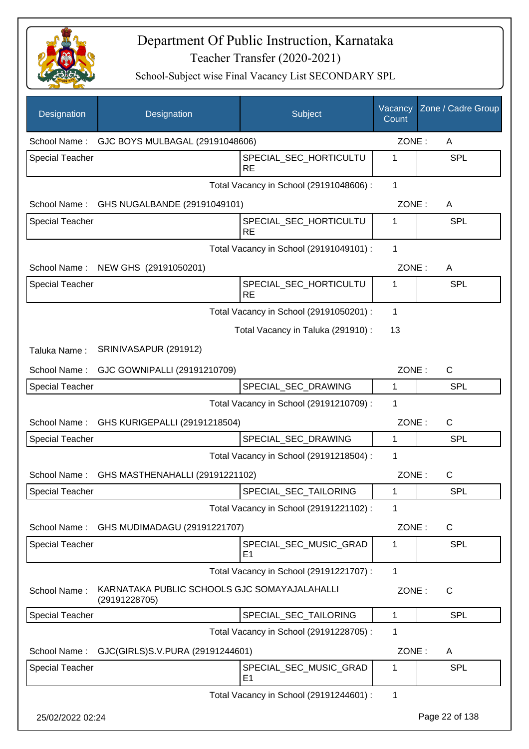# Department Of Public Instruction, Karnataka

## Teacher Transfer (2020-2021)

### School-Subject wise Final Vacancy List SECONDARY SPL

| Designation | Designation | Subject | Vacancy Count | Zone / Cadre Group |
|---|---|---|---|---|
| School Name : | GJC BOYS MULBAGAL (29191048606) | | ZONE : | A |
| Special Teacher | | SPECIAL_SEC_HORTICULTURE | 1 | SPL |
| | | Total Vacancy in School (29191048606) : | 1 | |
| School Name : | GHS NUGALBANDE (29191049101) | | ZONE : | A |
| Special Teacher | | SPECIAL_SEC_HORTICULTURE | 1 | SPL |
| | | Total Vacancy in School (29191049101) : | 1 | |
| School Name : | NEW GHS (29191050201) | | ZONE : | A |
| Special Teacher | | SPECIAL_SEC_HORTICULTURE | 1 | SPL |
| | | Total Vacancy in School (29191050201) : | 1 | |
| | | Total Vacancy in Taluka (291910) : | 13 | |
| Taluka Name : | SRINIVASAPUR (291912) | | | |
| School Name : | GJC GOWNIPALLI (29191210709) | | ZONE : | C |
| Special Teacher | | SPECIAL_SEC_DRAWING | 1 | SPL |
| | | Total Vacancy in School (29191210709) : | 1 | |
| School Name : | GHS KURIGEPALLI (29191218504) | | ZONE : | C |
| Special Teacher | | SPECIAL_SEC_DRAWING | 1 | SPL |
| | | Total Vacancy in School (29191218504) : | 1 | |
| School Name : | GHS MASTHENAHALLI (29191221102) | | ZONE : | C |
| Special Teacher | | SPECIAL_SEC_TAILORING | 1 | SPL |
| | | Total Vacancy in School (29191221102) : | 1 | |
| School Name : | GHS MUDIMADAGU (29191221707) | | ZONE : | C |
| Special Teacher | | SPECIAL_SEC_MUSIC_GRADE1 | 1 | SPL |
| | | Total Vacancy in School (29191221707) : | 1 | |
| School Name : | KARNATAKA PUBLIC SCHOOLS GJC SOMAYAJALAHALLI (29191228705) | | ZONE : | C |
| Special Teacher | | SPECIAL_SEC_TAILORING | 1 | SPL |
| | | Total Vacancy in School (29191228705) : | 1 | |
| School Name : | GJC(GIRLS)S.V.PURA (29191244601) | | ZONE : | A |
| Special Teacher | | SPECIAL_SEC_MUSIC_GRADE1 | 1 | SPL |
| | | Total Vacancy in School (29191244601) : | 1 | |

25/02/2022 02:24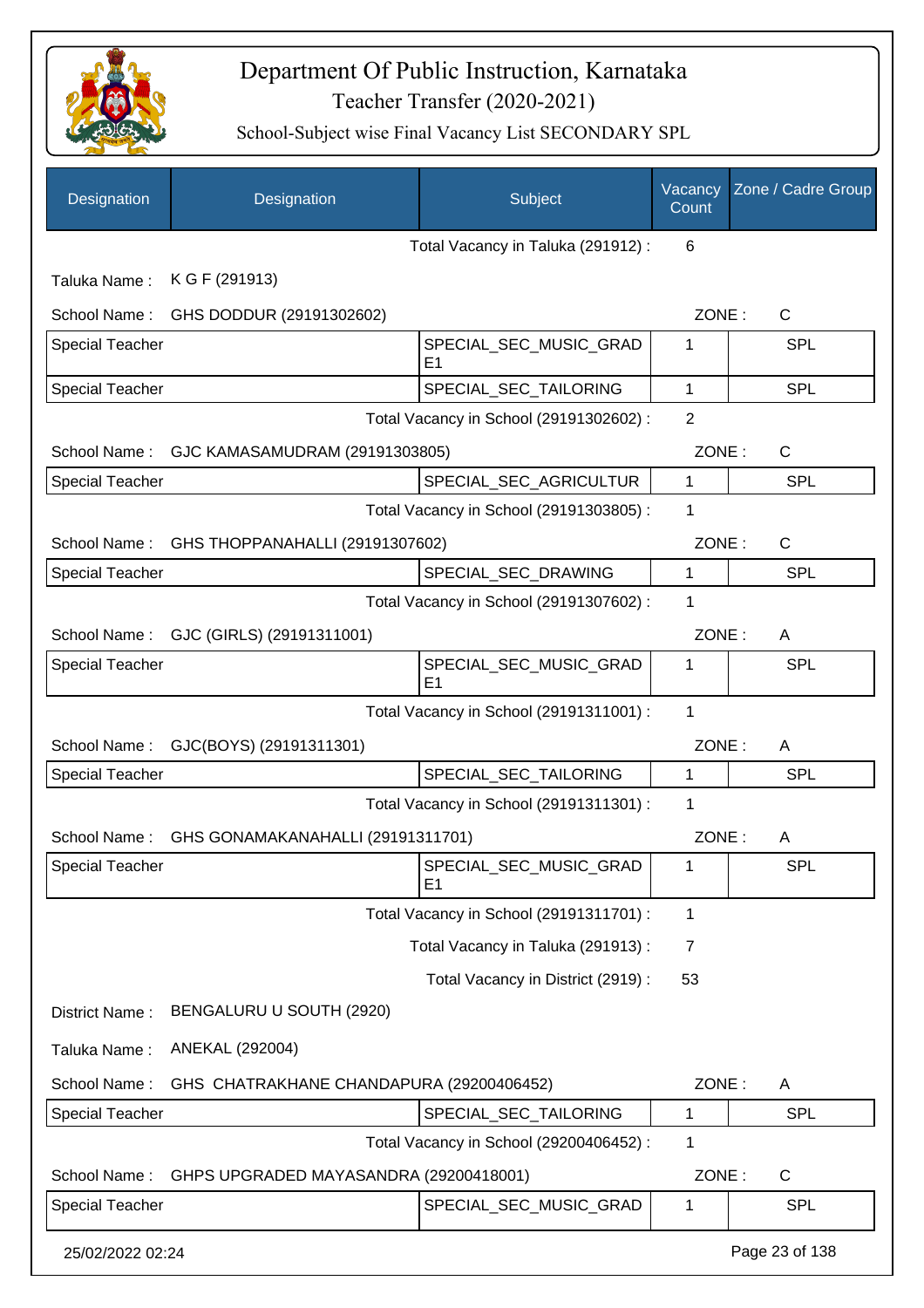# Department Of Public Instruction, Karnataka
## Teacher Transfer (2020-2021)
### School-Subject wise Final Vacancy List SECONDARY SPL

| Designation | Designation | Subject | Vacancy Count | Zone / Cadre Group |
|---|---|---|---|---|

Total Vacancy in Taluka (291912) : 6

Taluka Name : K G F (291913)

School Name : GHS DODDUR (29191302602) ZONE : C

| Special Teacher | | SPECIAL_SEC_MUSIC_GRADE1 | 1 | SPL |
|---|---|---|---|---|
| Special Teacher | | SPECIAL_SEC_TAILORING | 1 | SPL |

Total Vacancy in School (29191302602) : 2

School Name : GJC KAMASAMUDRAM (29191303805) ZONE : C

| Special Teacher | | SPECIAL_SEC_AGRICULTUR | 1 | SPL |
|---|---|---|---|---|

Total Vacancy in School (29191303805) : 1

School Name : GHS THOPPANAHALLI (29191307602) ZONE : C

| Special Teacher | | SPECIAL_SEC_DRAWING | 1 | SPL |
|---|---|---|---|---|

Total Vacancy in School (29191307602) : 1

School Name : GJC (GIRLS) (29191311001) ZONE : A

| Special Teacher | | SPECIAL_SEC_MUSIC_GRADE1 | 1 | SPL |
|---|---|---|---|---|

Total Vacancy in School (29191311001) : 1

School Name : GJC(BOYS) (29191311301) ZONE : A

| Special Teacher | | SPECIAL_SEC_TAILORING | 1 | SPL |
|---|---|---|---|---|

Total Vacancy in School (29191311301) : 1

School Name : GHS GONAMAKANAHALLI (29191311701) ZONE : A

| Special Teacher | | SPECIAL_SEC_MUSIC_GRADE1 | 1 | SPL |
|---|---|---|---|---|

Total Vacancy in School (29191311701) : 1

Total Vacancy in Taluka (291913) : 7

Total Vacancy in District (2919) : 53

District Name : BENGALURU U SOUTH (2920)

Taluka Name : ANEKAL (292004)

School Name : GHS CHATRAKHANE CHANDAPURA (29200406452) ZONE : A

| Special Teacher | | SPECIAL_SEC_TAILORING | 1 | SPL |
|---|---|---|---|---|

Total Vacancy in School (29200406452) : 1

School Name : GHPS UPGRADED MAYASANDRA (29200418001) ZONE : C

| Special Teacher | | SPECIAL_SEC_MUSIC_GRAD | 1 | SPL |
|---|---|---|---|---|

25/02/2022 02:24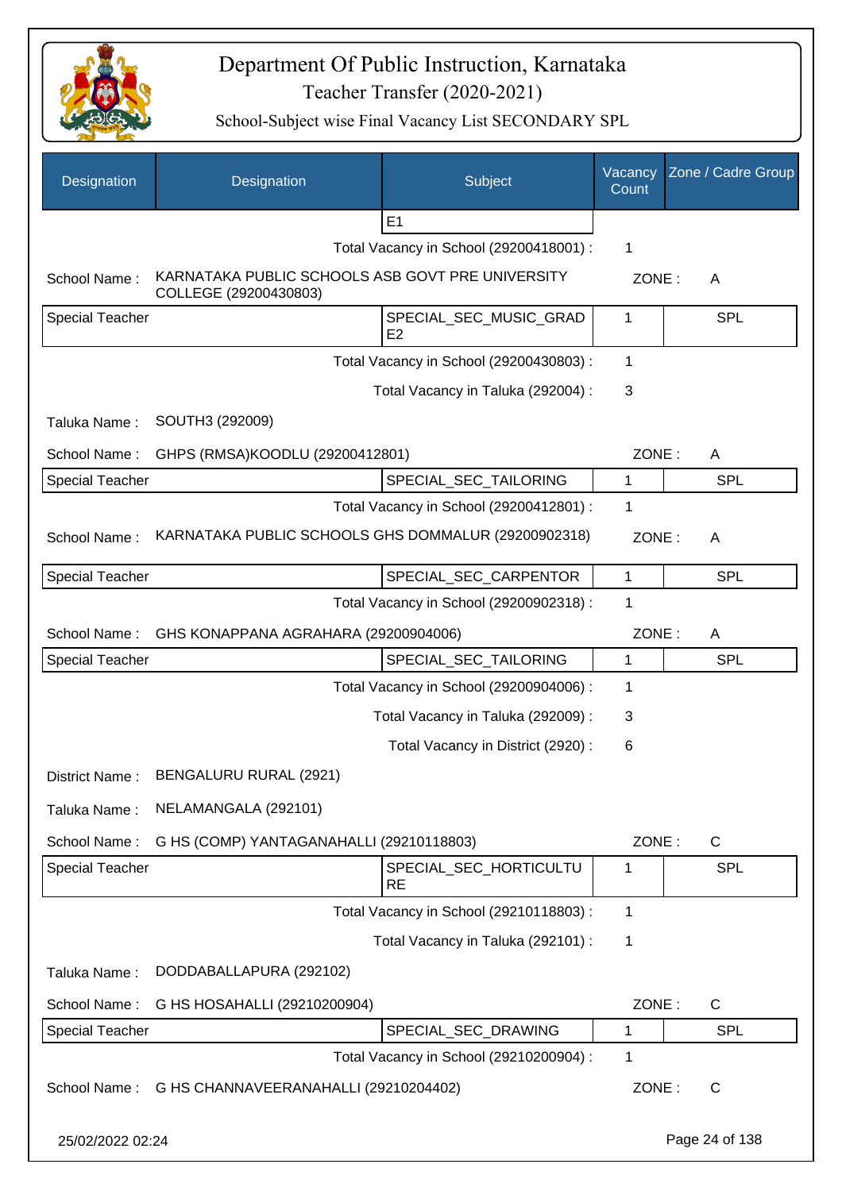# Department Of Public Instruction, Karnataka

Teacher Transfer (2020-2021)

School-Subject wise Final Vacancy List SECONDARY SPL

| Designation | Designation | Subject | Vacancy Count | Zone / Cadre Group |
|---|---|---|---|---|
| | | E1 | | |

Total Vacancy in School (29200418001) : 1

School Name : KARNATAKA PUBLIC SCHOOLS ASB GOVT PRE UNIVERSITY COLLEGE (29200430803) ZONE : A

| Special Teacher | | SPECIAL_SEC_MUSIC_GRADE2 | 1 | SPL |
|---|---|---|---|---|

Total Vacancy in School (29200430803) : 1

Total Vacancy in Taluka (292004) : 3

Taluka Name : SOUTH3 (292009)

School Name : GHPS (RMSA)KOODLU (29200412801) ZONE : A

| Special Teacher | | SPECIAL_SEC_TAILORING | 1 | SPL |
|---|---|---|---|---|

Total Vacancy in School (29200412801) : 1

School Name : KARNATAKA PUBLIC SCHOOLS GHS DOMMALUR (29200902318) ZONE : A

| Special Teacher | | SPECIAL_SEC_CARPENTOR | 1 | SPL |
|---|---|---|---|---|

Total Vacancy in School (29200902318) : 1

School Name : GHS KONAPPANA AGRAHARA (29200904006) ZONE : A

| Special Teacher | | SPECIAL_SEC_TAILORING | 1 | SPL |
|---|---|---|---|---|

Total Vacancy in School (29200904006) : 1

Total Vacancy in Taluka (292009) : 3

Total Vacancy in District (2920) : 6

District Name : BENGALURU RURAL (2921)

Taluka Name : NELAMANGALA (292101)

School Name : G HS (COMP) YANTAGANAHALLI (29210118803) ZONE : C

| Special Teacher | | SPECIAL_SEC_HORTICULTURE | 1 | SPL |
|---|---|---|---|---|

Total Vacancy in School (29210118803) : 1

Total Vacancy in Taluka (292101) : 1

Taluka Name : DODDABALLAPURA (292102)

School Name : G HS HOSAHALLI (29210200904) ZONE : C

| Special Teacher | | SPECIAL_SEC_DRAWING | 1 | SPL |
|---|---|---|---|---|

Total Vacancy in School (29210200904) : 1

School Name : G HS CHANNAVEERANAHALLI (29210204402) ZONE : C

25/02/2022 02:24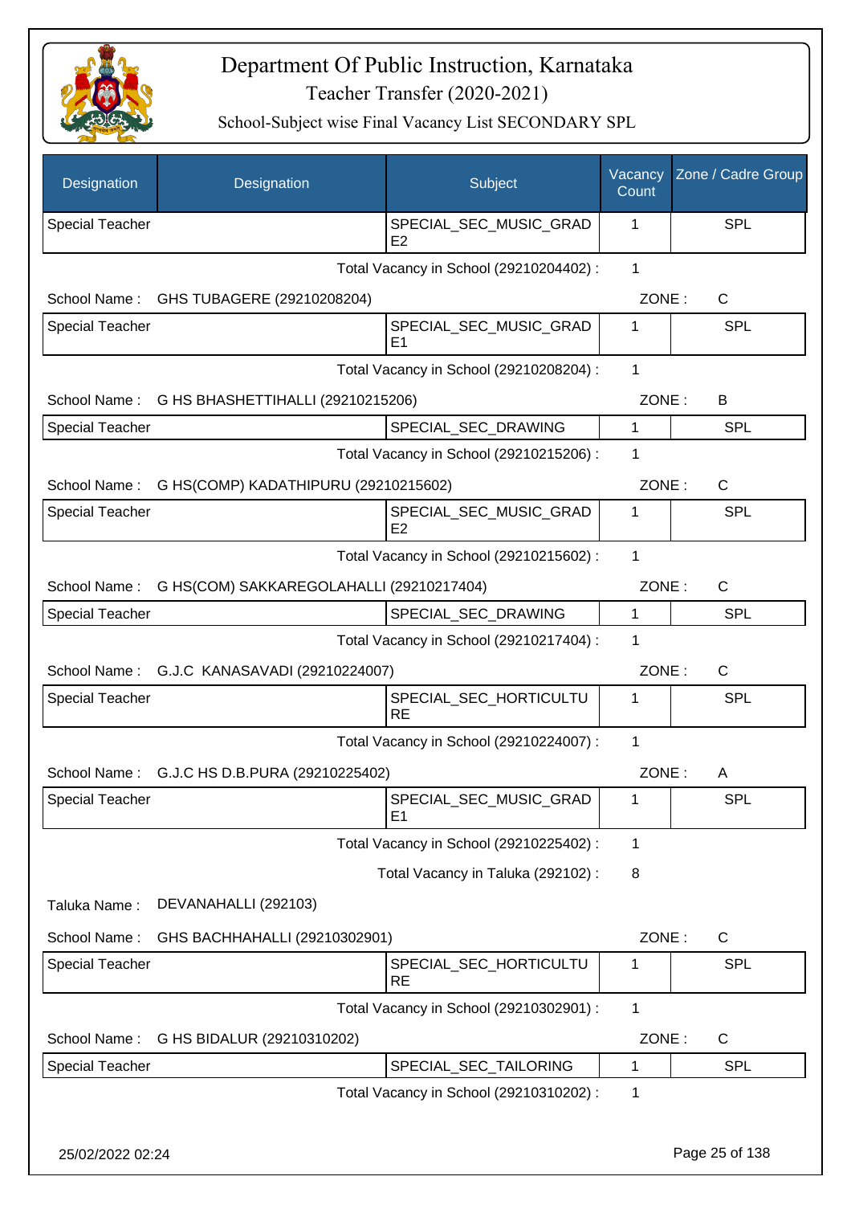# Department Of Public Instruction, Karnataka

Teacher Transfer (2020-2021)

School-Subject wise Final Vacancy List SECONDARY SPL

| Designation | Designation | Subject | Vacancy Count | Zone / Cadre Group |
|---|---|---|---|---|
| Special Teacher | | SPECIAL_SEC_MUSIC_GRADE2 | 1 | SPL |

Total Vacancy in School (29210204402) : 1

School Name : GHS TUBAGERE (29210208204) ZONE : C

| Designation | Designation | Subject | Vacancy Count | Zone / Cadre Group |
|---|---|---|---|---|
| Special Teacher | | SPECIAL_SEC_MUSIC_GRADE1 | 1 | SPL |

Total Vacancy in School (29210208204) : 1

School Name : G HS BHASHETTIHALLI (29210215206) ZONE : B

| Designation | Designation | Subject | Vacancy Count | Zone / Cadre Group |
|---|---|---|---|---|
| Special Teacher | | SPECIAL_SEC_DRAWING | 1 | SPL |

Total Vacancy in School (29210215206) : 1

School Name : G HS(COMP) KADATHIPURU (29210215602) ZONE : C

| Designation | Designation | Subject | Vacancy Count | Zone / Cadre Group |
|---|---|---|---|---|
| Special Teacher | | SPECIAL_SEC_MUSIC_GRADE2 | 1 | SPL |

Total Vacancy in School (29210215602) : 1

School Name : G HS(COM) SAKKAREGOLAHALLI (29210217404) ZONE : C

| Designation | Designation | Subject | Vacancy Count | Zone / Cadre Group |
|---|---|---|---|---|
| Special Teacher | | SPECIAL_SEC_DRAWING | 1 | SPL |

Total Vacancy in School (29210217404) : 1

School Name : G.J.C KANASAVADI (29210224007) ZONE : C

| Designation | Designation | Subject | Vacancy Count | Zone / Cadre Group |
|---|---|---|---|---|
| Special Teacher | | SPECIAL_SEC_HORTICULTURE | 1 | SPL |

Total Vacancy in School (29210224007) : 1

School Name : G.J.C HS D.B.PURA (29210225402) ZONE : A

| Designation | Designation | Subject | Vacancy Count | Zone / Cadre Group |
|---|---|---|---|---|
| Special Teacher | | SPECIAL_SEC_MUSIC_GRADE1 | 1 | SPL |

Total Vacancy in School (29210225402) : 1

Total Vacancy in Taluka (292102) : 8

Taluka Name : DEVANAHALLI (292103)

School Name : GHS BACHHAHALLI (29210302901) ZONE : C

| Designation | Designation | Subject | Vacancy Count | Zone / Cadre Group |
|---|---|---|---|---|
| Special Teacher | | SPECIAL_SEC_HORTICULTURE | 1 | SPL |

Total Vacancy in School (29210302901) : 1

School Name : G HS BIDALUR (29210310202) ZONE : C

| Designation | Designation | Subject | Vacancy Count | Zone / Cadre Group |
|---|---|---|---|---|
| Special Teacher | | SPECIAL_SEC_TAILORING | 1 | SPL |

Total Vacancy in School (29210310202) : 1

25/02/2022 02:24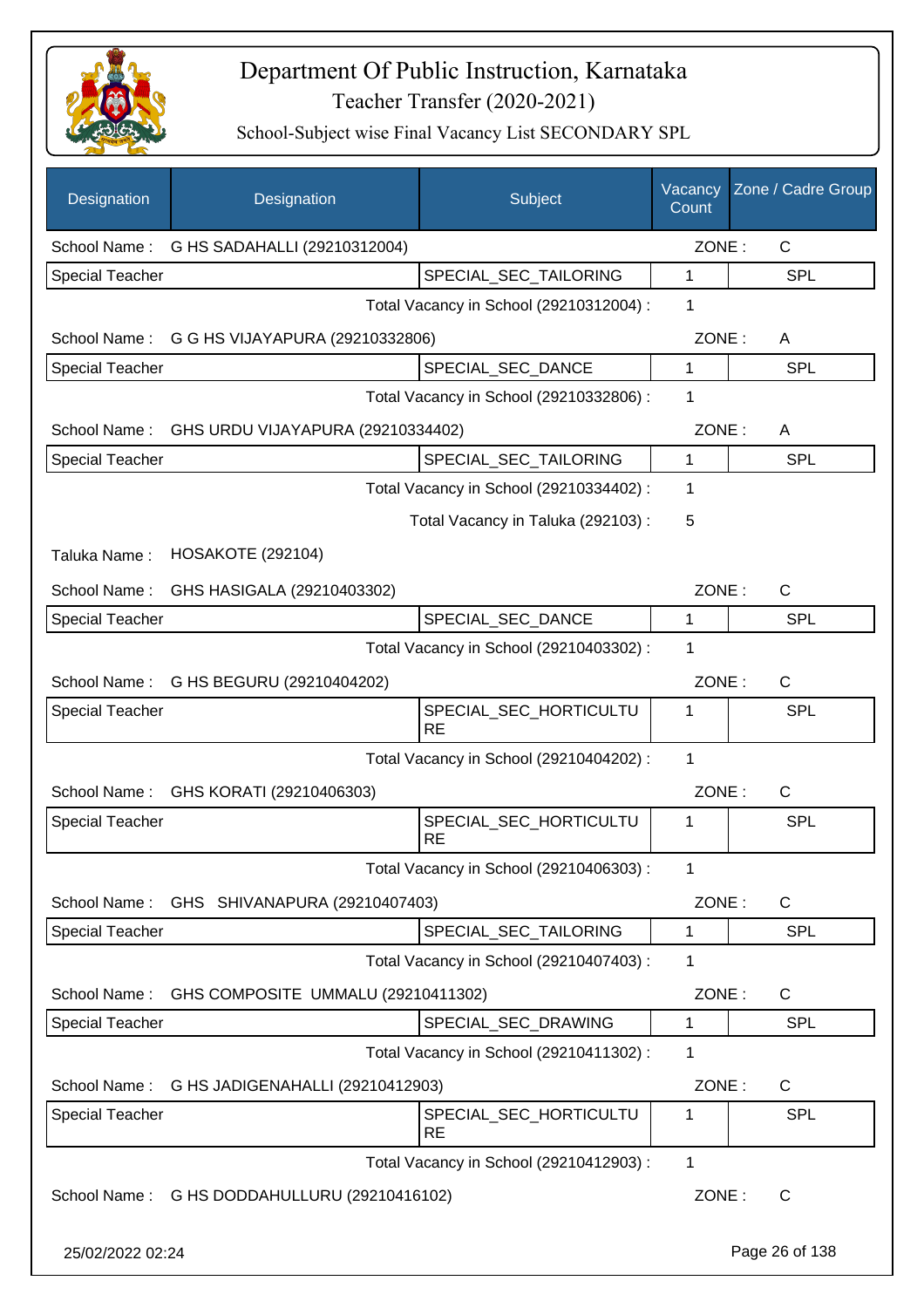# Department Of Public Instruction, Karnataka

## Teacher Transfer (2020-2021)

### School-Subject wise Final Vacancy List SECONDARY SPL

| Designation | Designation | Subject | Vacancy Count | Zone / Cadre Group |
|---|---|---|---|---|
| School Name : | G HS SADAHALLI (29210312004) | | ZONE : | C |
| Special Teacher | | SPECIAL_SEC_TAILORING | 1 | SPL |
| | | Total Vacancy in School (29210312004) : | 1 | |
| School Name : | G G HS VIJAYAPURA (29210332806) | | ZONE : | A |
| Special Teacher | | SPECIAL_SEC_DANCE | 1 | SPL |
| | | Total Vacancy in School (29210332806) : | 1 | |
| School Name : | GHS URDU VIJAYAPURA (29210334402) | | ZONE : | A |
| Special Teacher | | SPECIAL_SEC_TAILORING | 1 | SPL |
| | | Total Vacancy in School (29210334402) : | 1 | |
| | | Total Vacancy in Taluka (292103) : | 5 | |
| Taluka Name : | HOSAKOTE (292104) | | | |
| School Name : | GHS HASIGALA (29210403302) | | ZONE : | C |
| Special Teacher | | SPECIAL_SEC_DANCE | 1 | SPL |
| | | Total Vacancy in School (29210403302) : | 1 | |
| School Name : | G HS BEGURU (29210404202) | | ZONE : | C |
| Special Teacher | | SPECIAL_SEC_HORTICULTURE | 1 | SPL |
| | | Total Vacancy in School (29210404202) : | 1 | |
| School Name : | GHS KORATI (29210406303) | | ZONE : | C |
| Special Teacher | | SPECIAL_SEC_HORTICULTURE | 1 | SPL |
| | | Total Vacancy in School (29210406303) : | 1 | |
| School Name : | GHS SHIVANAPURA (29210407403) | | ZONE : | C |
| Special Teacher | | SPECIAL_SEC_TAILORING | 1 | SPL |
| | | Total Vacancy in School (29210407403) : | 1 | |
| School Name : | GHS COMPOSITE UMMALU (29210411302) | | ZONE : | C |
| Special Teacher | | SPECIAL_SEC_DRAWING | 1 | SPL |
| | | Total Vacancy in School (29210411302) : | 1 | |
| School Name : | G HS JADIGENAHALLI (29210412903) | | ZONE : | C |
| Special Teacher | | SPECIAL_SEC_HORTICULTURE | 1 | SPL |
| | | Total Vacancy in School (29210412903) : | 1 | |
| School Name : | G HS DODDAHULLURU (29210416102) | | ZONE : | C |

25/02/2022 02:24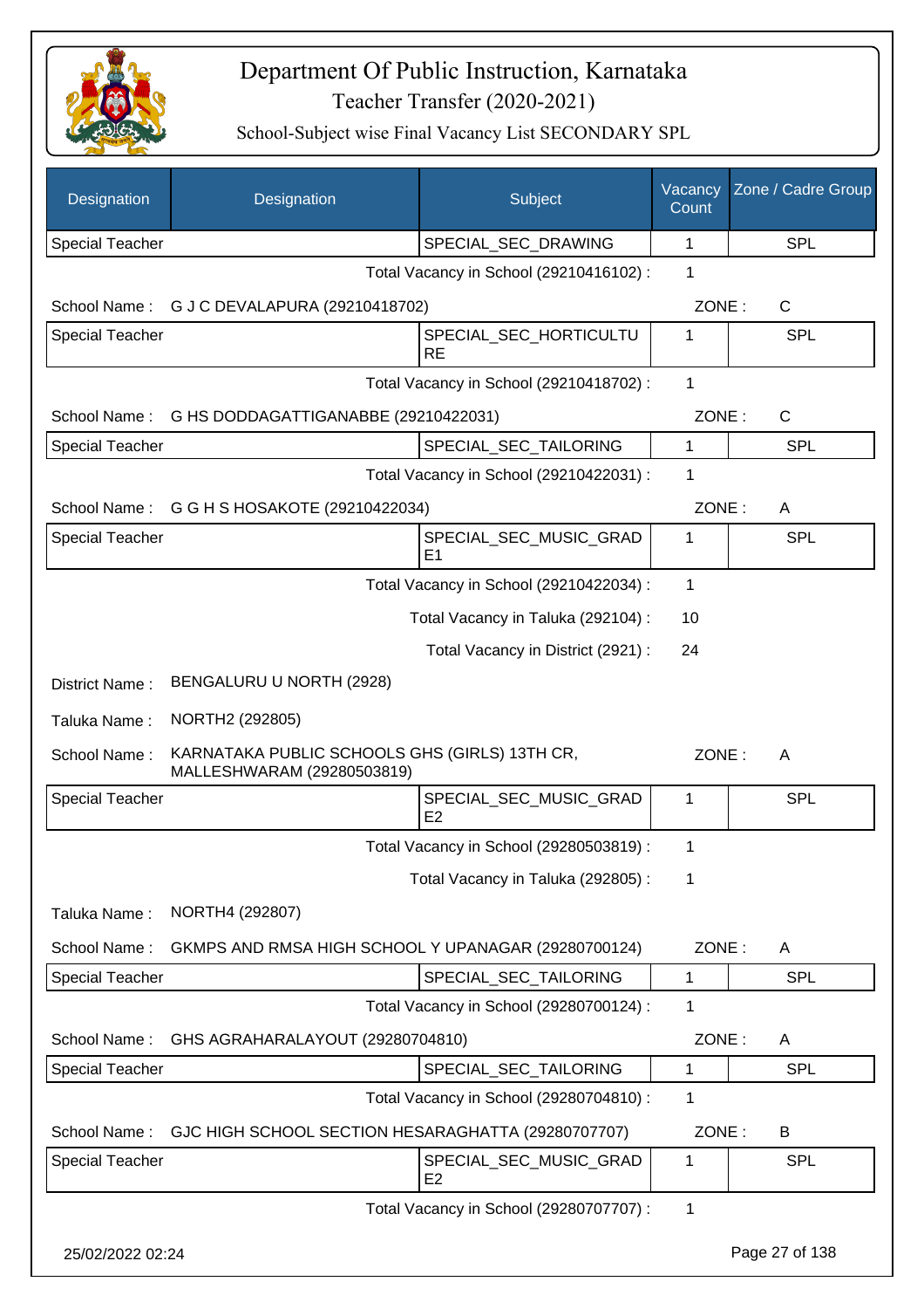# Department Of Public Instruction, Karnataka

Teacher Transfer (2020-2021)

School-Subject wise Final Vacancy List SECONDARY SPL

| Designation | Designation | Subject | Vacancy Count | Zone / Cadre Group |
|---|---|---|---|---|
| Special Teacher | | SPECIAL_SEC_DRAWING | 1 | SPL |

Total Vacancy in School (29210416102) : 1

School Name : G J C DEVALAPURA (29210418702) ZONE : C

| Designation | Designation | Subject | Vacancy Count | Zone / Cadre Group |
|---|---|---|---|---|
| Special Teacher | | SPECIAL_SEC_HORTICULTURE | 1 | SPL |

Total Vacancy in School (29210418702) : 1

School Name : G HS DODDAGATTIGANABBE (29210422031) ZONE : C

| Designation | Designation | Subject | Vacancy Count | Zone / Cadre Group |
|---|---|---|---|---|
| Special Teacher | | SPECIAL_SEC_TAILORING | 1 | SPL |

Total Vacancy in School (29210422031) : 1

School Name : G G H S HOSAKOTE (29210422034) ZONE : A

| Designation | Designation | Subject | Vacancy Count | Zone / Cadre Group |
|---|---|---|---|---|
| Special Teacher | | SPECIAL_SEC_MUSIC_GRADE1 | 1 | SPL |

Total Vacancy in School (29210422034) : 1

Total Vacancy in Taluka (292104) : 10

Total Vacancy in District (2921) : 24

District Name : BENGALURU U NORTH (2928)

Taluka Name : NORTH2 (292805)

School Name : KARNATAKA PUBLIC SCHOOLS GHS (GIRLS) 13TH CR, MALLESHWARAM (29280503819) ZONE : A

| Designation | Designation | Subject | Vacancy Count | Zone / Cadre Group |
|---|---|---|---|---|
| Special Teacher | | SPECIAL_SEC_MUSIC_GRADE2 | 1 | SPL |

Total Vacancy in School (29280503819) : 1

Total Vacancy in Taluka (292805) : 1

Taluka Name : NORTH4 (292807)

School Name : GKMPS AND RMSA HIGH SCHOOL Y UPANAGAR (29280700124) ZONE : A

| Designation | Designation | Subject | Vacancy Count | Zone / Cadre Group |
|---|---|---|---|---|
| Special Teacher | | SPECIAL_SEC_TAILORING | 1 | SPL |

Total Vacancy in School (29280700124) : 1

School Name : GHS AGRAHARALAYOUT (29280704810) ZONE : A

| Designation | Designation | Subject | Vacancy Count | Zone / Cadre Group |
|---|---|---|---|---|
| Special Teacher | | SPECIAL_SEC_TAILORING | 1 | SPL |

Total Vacancy in School (29280704810) : 1

School Name : GJC HIGH SCHOOL SECTION HESARAGHATTA (29280707707) ZONE : B

| Designation | Designation | Subject | Vacancy Count | Zone / Cadre Group |
|---|---|---|---|---|
| Special Teacher | | SPECIAL_SEC_MUSIC_GRADE2 | 1 | SPL |

Total Vacancy in School (29280707707) : 1

25/02/2022 02:24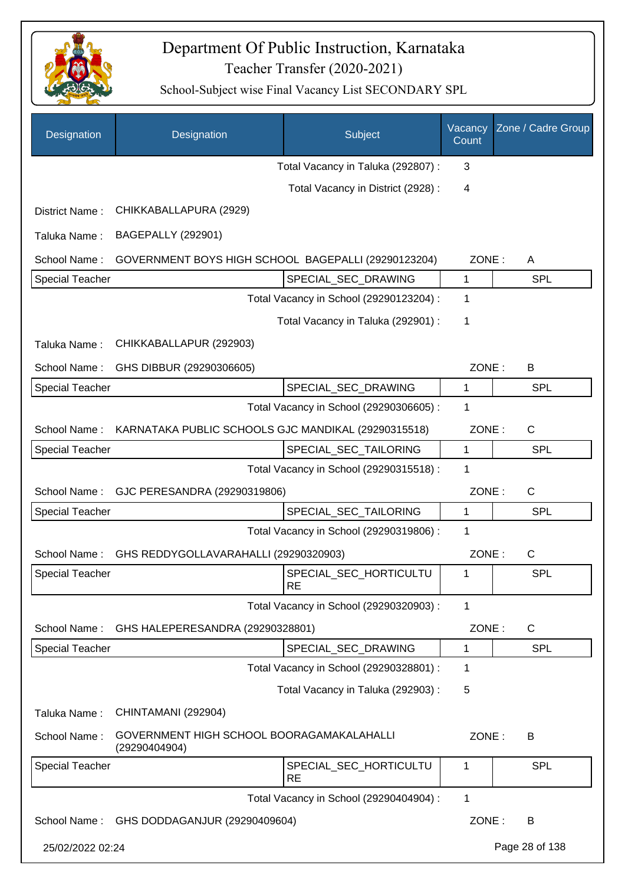# Department Of Public Instruction, Karnataka

## Teacher Transfer (2020-2021)

### School-Subject wise Final Vacancy List SECONDARY SPL

| Designation | Designation | Subject | Vacancy Count | Zone / Cadre Group |
|---|---|---|---|---|
| | | Total Vacancy in Taluka (292807) : | 3 | |
| | | Total Vacancy in District (2928) : | 4 | |
| District Name : | CHIKKABALLAPURA (2929) | | | |
| Taluka Name : | BAGEPALLY (292901) | | | |
| School Name : | GOVERNMENT BOYS HIGH SCHOOL BAGEPALLI (29290123204) | | ZONE : | A |
| Special Teacher | | SPECIAL_SEC_DRAWING | 1 | SPL |
| | | Total Vacancy in School (29290123204) : | 1 | |
| | | Total Vacancy in Taluka (292901) : | 1 | |
| Taluka Name : | CHIKKABALLAPUR (292903) | | | |
| School Name : | GHS DIBBUR (29290306605) | | ZONE : | B |
| Special Teacher | | SPECIAL_SEC_DRAWING | 1 | SPL |
| | | Total Vacancy in School (29290306605) : | 1 | |
| School Name : | KARNATAKA PUBLIC SCHOOLS GJC MANDIKAL (29290315518) | | ZONE : | C |
| Special Teacher | | SPECIAL_SEC_TAILORING | 1 | SPL |
| | | Total Vacancy in School (29290315518) : | 1 | |
| School Name : | GJC PERESANDRA (29290319806) | | ZONE : | C |
| Special Teacher | | SPECIAL_SEC_TAILORING | 1 | SPL |
| | | Total Vacancy in School (29290319806) : | 1 | |
| School Name : | GHS REDDYGOLLAVARAHALLI (29290320903) | | ZONE : | C |
| Special Teacher | | SPECIAL_SEC_HORTICULTURE | 1 | SPL |
| | | Total Vacancy in School (29290320903) : | 1 | |
| School Name : | GHS HALEPERESANDRA (29290328801) | | ZONE : | C |
| Special Teacher | | SPECIAL_SEC_DRAWING | 1 | SPL |
| | | Total Vacancy in School (29290328801) : | 1 | |
| | | Total Vacancy in Taluka (292903) : | 5 | |
| Taluka Name : | CHINTAMANI (292904) | | | |
| School Name : | GOVERNMENT HIGH SCHOOL BOORAGAMAKALAHALLI (29290404904) | | ZONE : | B |
| Special Teacher | | SPECIAL_SEC_HORTICULTURE | 1 | SPL |
| | | Total Vacancy in School (29290404904) : | 1 | |
| School Name : | GHS DODDAGANJUR (29290409604) | | ZONE : | B |

25/02/2022 02:24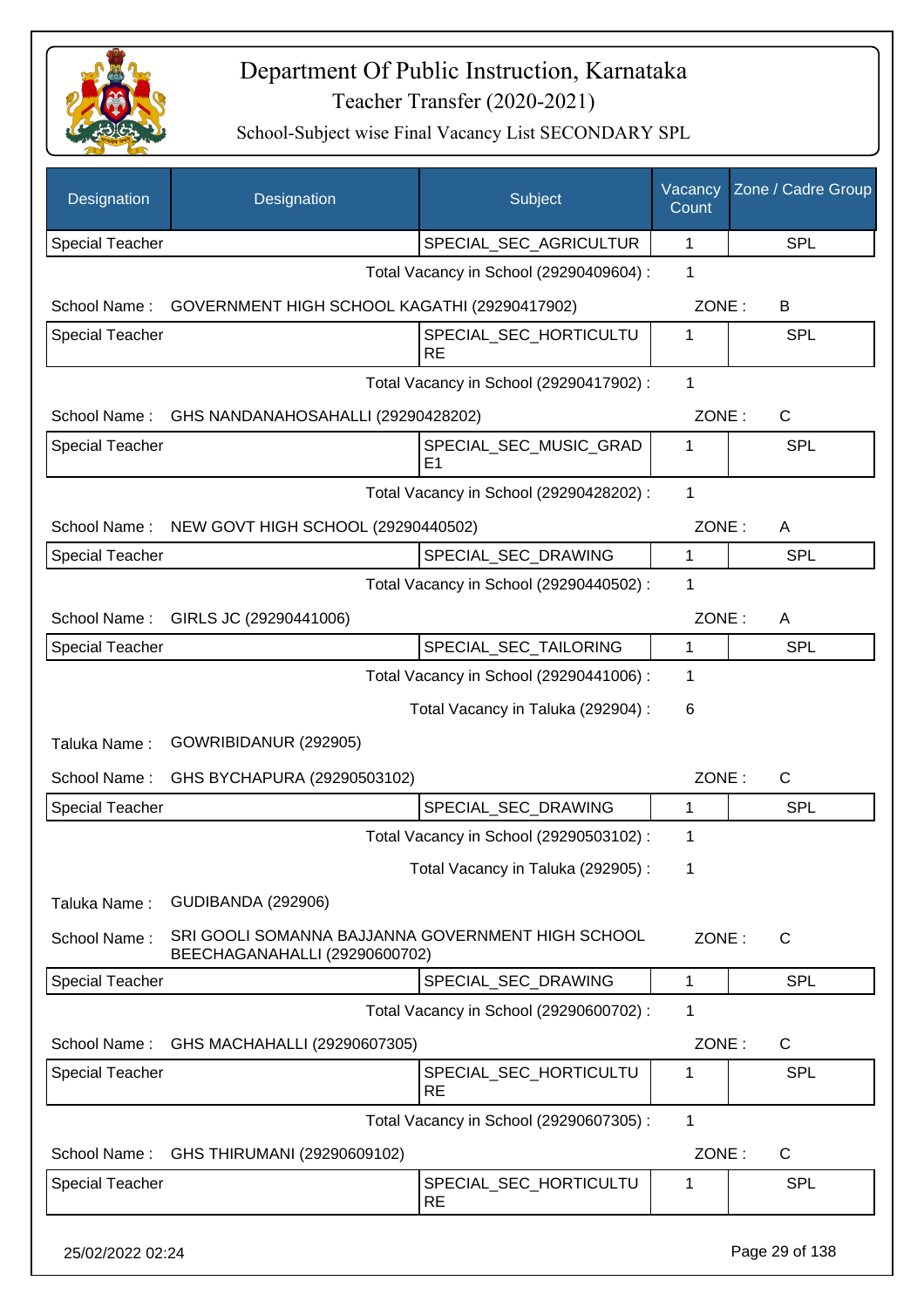# Department Of Public Instruction, Karnataka

Teacher Transfer (2020-2021)

School-Subject wise Final Vacancy List SECONDARY SPL

| Designation | Designation | Subject | Vacancy Count | Zone / Cadre Group |
|---|---|---|---|---|
| Special Teacher | | SPECIAL_SEC_AGRICULTUR | 1 | SPL |
| | | Total Vacancy in School (29290409604) : | 1 | |
| School Name : | GOVERNMENT HIGH SCHOOL KAGATHI (29290417902) | | ZONE : | B |
| Special Teacher | | SPECIAL_SEC_HORTICULTURE | 1 | SPL |
| | | Total Vacancy in School (29290417902) : | 1 | |
| School Name : | GHS NANDANAHOSAHALLI (29290428202) | | ZONE : | C |
| Special Teacher | | SPECIAL_SEC_MUSIC_GRADE1 | 1 | SPL |
| | | Total Vacancy in School (29290428202) : | 1 | |
| School Name : | NEW GOVT HIGH SCHOOL (29290440502) | | ZONE : | A |
| Special Teacher | | SPECIAL_SEC_DRAWING | 1 | SPL |
| | | Total Vacancy in School (29290440502) : | 1 | |
| School Name : | GIRLS JC (29290441006) | | ZONE : | A |
| Special Teacher | | SPECIAL_SEC_TAILORING | 1 | SPL |
| | | Total Vacancy in School (29290441006) : | 1 | |
| | | Total Vacancy in Taluka (292904) : | 6 | |
| Taluka Name : | GOWRIBIDANUR (292905) | | | |
| School Name : | GHS BYCHAPURA (29290503102) | | ZONE : | C |
| Special Teacher | | SPECIAL_SEC_DRAWING | 1 | SPL |
| | | Total Vacancy in School (29290503102) : | 1 | |
| | | Total Vacancy in Taluka (292905) : | 1 | |
| Taluka Name : | GUDIBANDA (292906) | | | |
| School Name : | SRI GOOLI SOMANNA BAJJANNA GOVERNMENT HIGH SCHOOL BEECHAGANAHALLI (29290600702) | | ZONE : | C |
| Special Teacher | | SPECIAL_SEC_DRAWING | 1 | SPL |
| | | Total Vacancy in School (29290600702) : | 1 | |
| School Name : | GHS MACHAHALLI (29290607305) | | ZONE : | C |
| Special Teacher | | SPECIAL_SEC_HORTICULTURE | 1 | SPL |
| | | Total Vacancy in School (29290607305) : | 1 | |
| School Name : | GHS THIRUMANI (29290609102) | | ZONE : | C |
| Special Teacher | | SPECIAL_SEC_HORTICULTURE | 1 | SPL |

25/02/2022 02:24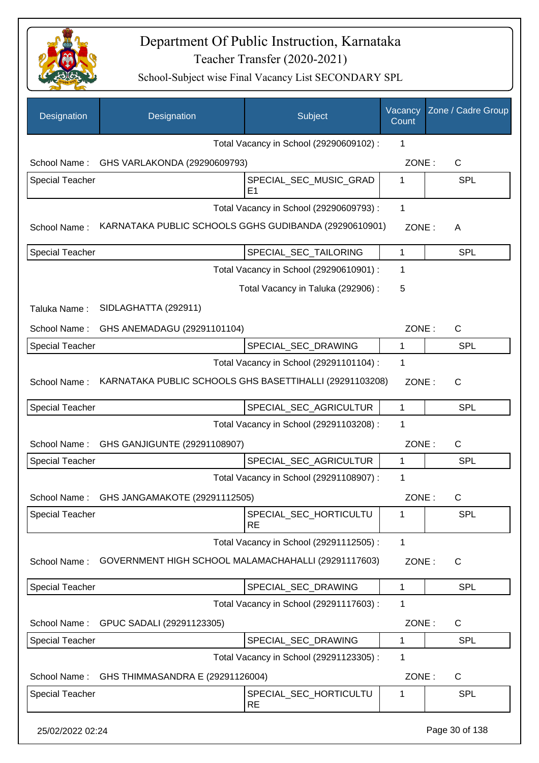# Department Of Public Instruction, Karnataka

## Teacher Transfer (2020-2021)

### School-Subject wise Final Vacancy List SECONDARY SPL

| Designation | Designation | Subject | Vacancy Count | Zone / Cadre Group |
|---|---|---|---|---|
| | | Total Vacancy in School (29290609102) : | 1 | |
| School Name : | GHS VARLAKONDA (29290609793) | | ZONE : | C |
| Special Teacher | | SPECIAL_SEC_MUSIC_GRADE1 | 1 | SPL |
| | | Total Vacancy in School (29290609793) : | 1 | |
| School Name : | KARNATAKA PUBLIC SCHOOLS GGHS GUDIBANDA (29290610901) | | ZONE : | A |
| Special Teacher | | SPECIAL_SEC_TAILORING | 1 | SPL |
| | | Total Vacancy in School (29290610901) : | 1 | |
| | | Total Vacancy in Taluka (292906) : | 5 | |
| Taluka Name : | SIDLAGHATTA (292911) | | | |
| School Name : | GHS ANEMADAGU (29291101104) | | ZONE : | C |
| Special Teacher | | SPECIAL_SEC_DRAWING | 1 | SPL |
| | | Total Vacancy in School (29291101104) : | 1 | |
| School Name : | KARNATAKA PUBLIC SCHOOLS GHS BASETTIHALLI (29291103208) | | ZONE : | C |
| Special Teacher | | SPECIAL_SEC_AGRICULTUR | 1 | SPL |
| | | Total Vacancy in School (29291103208) : | 1 | |
| School Name : | GHS GANJIGUNTE (29291108907) | | ZONE : | C |
| Special Teacher | | SPECIAL_SEC_AGRICULTUR | 1 | SPL |
| | | Total Vacancy in School (29291108907) : | 1 | |
| School Name : | GHS JANGAMAKOTE (29291112505) | | ZONE : | C |
| Special Teacher | | SPECIAL_SEC_HORTICULTURE | 1 | SPL |
| | | Total Vacancy in School (29291112505) : | 1 | |
| School Name : | GOVERNMENT HIGH SCHOOL MALAMACHAHALLI (29291117603) | | ZONE : | C |
| Special Teacher | | SPECIAL_SEC_DRAWING | 1 | SPL |
| | | Total Vacancy in School (29291117603) : | 1 | |
| School Name : | GPUC SADALI (29291123305) | | ZONE : | C |
| Special Teacher | | SPECIAL_SEC_DRAWING | 1 | SPL |
| | | Total Vacancy in School (29291123305) : | 1 | |
| School Name : | GHS THIMMASANDRA E (29291126004) | | ZONE : | C |
| Special Teacher | | SPECIAL_SEC_HORTICULTURE | 1 | SPL |

25/02/2022 02:24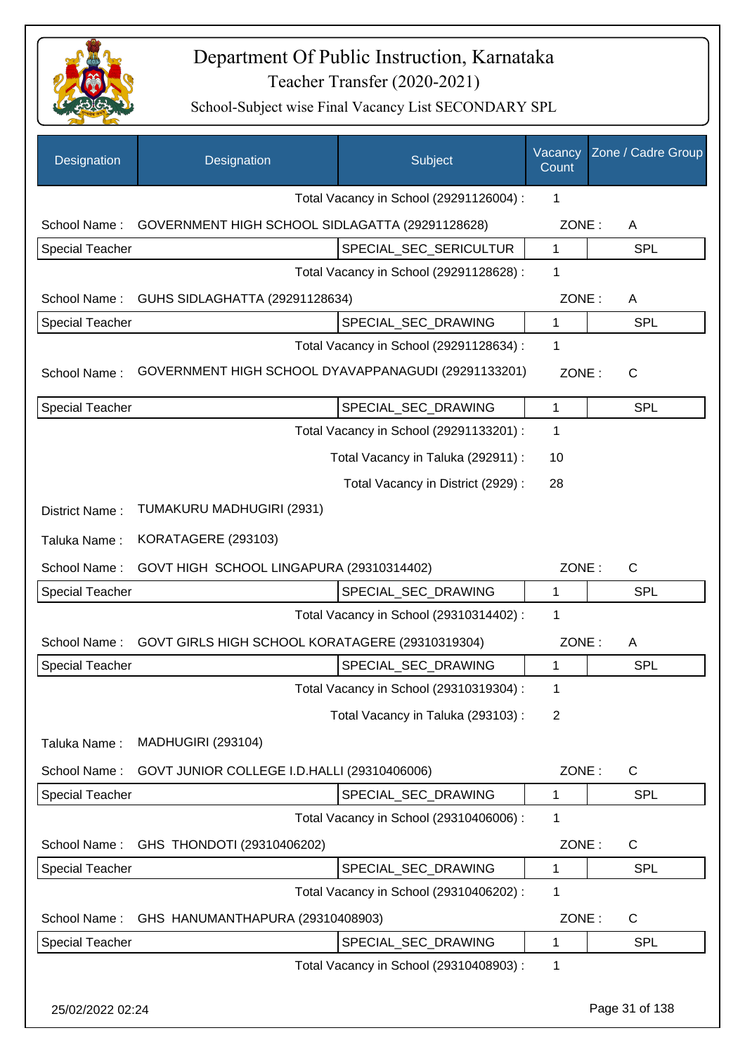# Department Of Public Instruction, Karnataka

Teacher Transfer (2020-2021)

School-Subject wise Final Vacancy List SECONDARY SPL

| Designation | Designation | Subject | Vacancy Count | Zone / Cadre Group |
|---|---|---|---|---|

Total Vacancy in School (29291126004) : 1

School Name : GOVERNMENT HIGH SCHOOL SIDLAGATTA (29291128628) ZONE : A

| Special Teacher | SPECIAL_SEC_SERICULTUR | 1 | SPL |
|---|---|---|---|

Total Vacancy in School (29291128628) : 1

School Name : GUHS SIDLAGHATTA (29291128634) ZONE : A

| Special Teacher | SPECIAL_SEC_DRAWING | 1 | SPL |
|---|---|---|---|

Total Vacancy in School (29291128634) : 1

School Name : GOVERNMENT HIGH SCHOOL DYAVAPPANAGUDI (29291133201) ZONE : C

| Special Teacher | SPECIAL_SEC_DRAWING | 1 | SPL |
|---|---|---|---|

Total Vacancy in School (29291133201) : 1

Total Vacancy in Taluka (292911) : 10

Total Vacancy in District (2929) : 28

District Name : TUMAKURU MADHUGIRI (2931)

Taluka Name : KORATAGERE (293103)

School Name : GOVT HIGH SCHOOL LINGAPURA (29310314402) ZONE : C

| Special Teacher | SPECIAL_SEC_DRAWING | 1 | SPL |
|---|---|---|---|

Total Vacancy in School (29310314402) : 1

School Name : GOVT GIRLS HIGH SCHOOL KORATAGERE (29310319304) ZONE : A

| Special Teacher | SPECIAL_SEC_DRAWING | 1 | SPL |
|---|---|---|---|

Total Vacancy in School (29310319304) : 1

Total Vacancy in Taluka (293103) : 2

Taluka Name : MADHUGIRI (293104)

School Name : GOVT JUNIOR COLLEGE I.D.HALLI (29310406006) ZONE : C

| Special Teacher | SPECIAL_SEC_DRAWING | 1 | SPL |
|---|---|---|---|

Total Vacancy in School (29310406006) : 1

School Name : GHS THONDOTI (29310406202) ZONE : C

| Special Teacher | SPECIAL_SEC_DRAWING | 1 | SPL |
|---|---|---|---|

Total Vacancy in School (29310406202) : 1

School Name : GHS HANUMANTHAPURA (29310408903) ZONE : C

| Special Teacher | SPECIAL_SEC_DRAWING | 1 | SPL |
|---|---|---|---|

Total Vacancy in School (29310408903) : 1

25/02/2022 02:24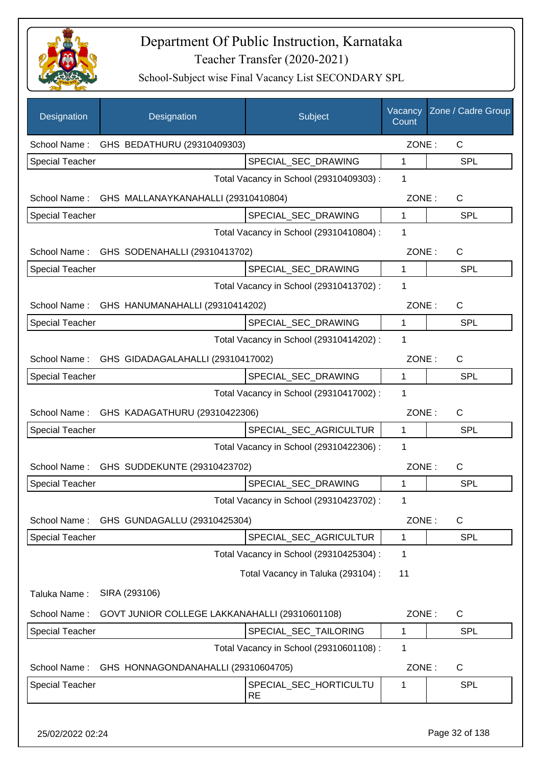# Department Of Public Instruction, Karnataka
## Teacher Transfer (2020-2021)
### School-Subject wise Final Vacancy List SECONDARY SPL

| Designation | Designation | Subject | Vacancy Count | Zone / Cadre Group |
|---|---|---|---|---|
| School Name : | GHS BEDATHURU (29310409303) | | ZONE : | C |
| Special Teacher | | SPECIAL_SEC_DRAWING | 1 | SPL |
| | | Total Vacancy in School (29310409303) : | 1 | |
| School Name : | GHS MALLANAYKANAHALLI (29310410804) | | ZONE : | C |
| Special Teacher | | SPECIAL_SEC_DRAWING | 1 | SPL |
| | | Total Vacancy in School (29310410804) : | 1 | |
| School Name : | GHS SODENAHALLI (29310413702) | | ZONE : | C |
| Special Teacher | | SPECIAL_SEC_DRAWING | 1 | SPL |
| | | Total Vacancy in School (29310413702) : | 1 | |
| School Name : | GHS HANUMANAHALLI (29310414202) | | ZONE : | C |
| Special Teacher | | SPECIAL_SEC_DRAWING | 1 | SPL |
| | | Total Vacancy in School (29310414202) : | 1 | |
| School Name : | GHS GIDADAGALAHALLI (29310417002) | | ZONE : | C |
| Special Teacher | | SPECIAL_SEC_DRAWING | 1 | SPL |
| | | Total Vacancy in School (29310417002) : | 1 | |
| School Name : | GHS KADAGATHURU (29310422306) | | ZONE : | C |
| Special Teacher | | SPECIAL_SEC_AGRICULTUR | 1 | SPL |
| | | Total Vacancy in School (29310422306) : | 1 | |
| School Name : | GHS SUDDEKUNTE (29310423702) | | ZONE : | C |
| Special Teacher | | SPECIAL_SEC_DRAWING | 1 | SPL |
| | | Total Vacancy in School (29310423702) : | 1 | |
| School Name : | GHS GUNDAGALLU (29310425304) | | ZONE : | C |
| Special Teacher | | SPECIAL_SEC_AGRICULTUR | 1 | SPL |
| | | Total Vacancy in School (29310425304) : | 1 | |
| | | Total Vacancy in Taluka (293104) : | 11 | |
| Taluka Name : | SIRA (293106) | | | |
| School Name : | GOVT JUNIOR COLLEGE LAKKANAHALLI (29310601108) | | ZONE : | C |
| Special Teacher | | SPECIAL_SEC_TAILORING | 1 | SPL |
| | | Total Vacancy in School (29310601108) : | 1 | |
| School Name : | GHS HONNAGONDANAHALLI (29310604705) | | ZONE : | C |
| Special Teacher | | SPECIAL_SEC_HORTICULTURE | 1 | SPL |

25/02/2022 02:24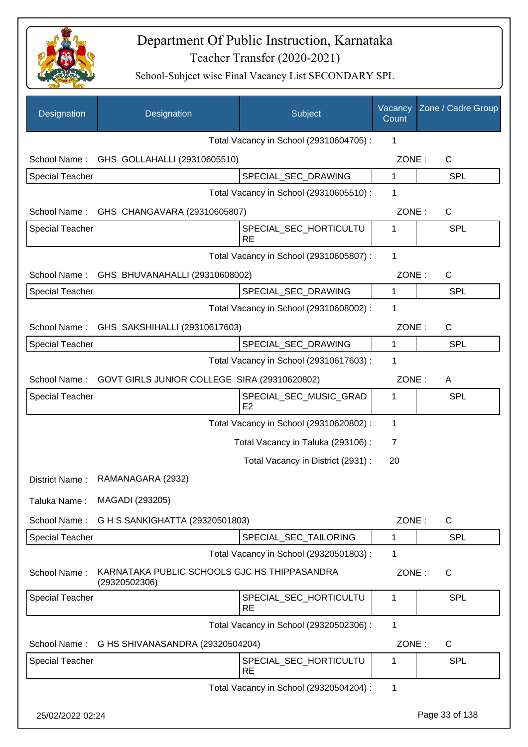# Department Of Public Instruction, Karnataka
## Teacher Transfer (2020-2021)
### School-Subject wise Final Vacancy List SECONDARY SPL

| Designation | Designation | Subject | Vacancy Count | Zone / Cadre Group |
|---|---|---|---|---|
| | | Total Vacancy in School (29310604705) : | 1 | |
| School Name : | GHS GOLLAHALLI (29310605510) | | ZONE : | C |
| Special Teacher | | SPECIAL_SEC_DRAWING | 1 | SPL |
| | | Total Vacancy in School (29310605510) : | 1 | |
| School Name : | GHS CHANGAVARA (29310605807) | | ZONE : | C |
| Special Teacher | | SPECIAL_SEC_HORTICULTURE | 1 | SPL |
| | | Total Vacancy in School (29310605807) : | 1 | |
| School Name : | GHS BHUVANAHALLI (29310608002) | | ZONE : | C |
| Special Teacher | | SPECIAL_SEC_DRAWING | 1 | SPL |
| | | Total Vacancy in School (29310608002) : | 1 | |
| School Name : | GHS SAKSHIHALLI (29310617603) | | ZONE : | C |
| Special Teacher | | SPECIAL_SEC_DRAWING | 1 | SPL |
| | | Total Vacancy in School (29310617603) : | 1 | |
| School Name : | GOVT GIRLS JUNIOR COLLEGE SIRA (29310620802) | | ZONE : | A |
| Special Teacher | | SPECIAL_SEC_MUSIC_GRADE2 | 1 | SPL |
| | | Total Vacancy in School (29310620802) : | 1 | |
| | | Total Vacancy in Taluka (293106) : | 7 | |
| | | Total Vacancy in District (2931) : | 20 | |
| District Name : | RAMANAGARA (2932) | | | |
| Taluka Name : | MAGADI (293205) | | | |
| School Name : | G H S SANKIGHATTA (29320501803) | | ZONE : | C |
| Special Teacher | | SPECIAL_SEC_TAILORING | 1 | SPL |
| | | Total Vacancy in School (29320501803) : | 1 | |
| School Name : | KARNATAKA PUBLIC SCHOOLS GJC HS THIPPASANDRA (29320502306) | | ZONE : | C |
| Special Teacher | | SPECIAL_SEC_HORTICULTURE | 1 | SPL |
| | | Total Vacancy in School (29320502306) : | 1 | |
| School Name : | G HS SHIVANASANDRA (29320504204) | | ZONE : | C |
| Special Teacher | | SPECIAL_SEC_HORTICULTURE | 1 | SPL |
| | | Total Vacancy in School (29320504204) : | 1 | |

25/02/2022 02:24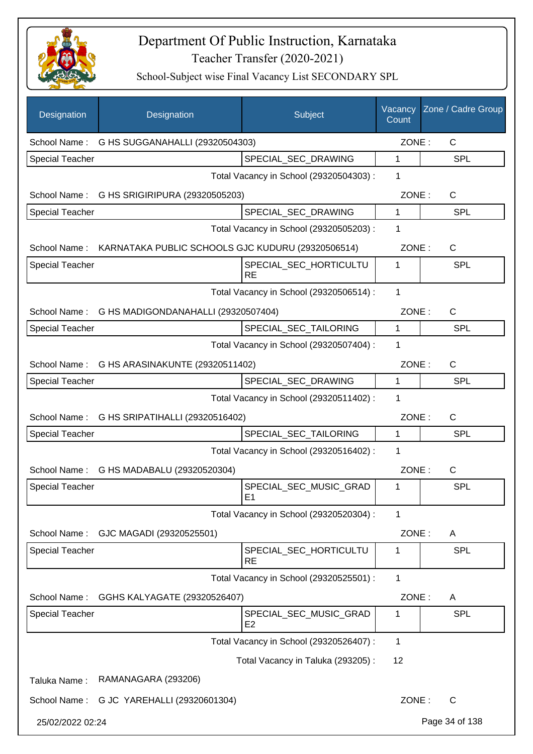# Department Of Public Instruction, Karnataka

## Teacher Transfer (2020-2021)

### School-Subject wise Final Vacancy List SECONDARY SPL

| Designation | Designation | Subject | Vacancy Count | Zone / Cadre Group |
|---|---|---|---|---|
| School Name : | G HS SUGGANAHALLI (29320504303) | | ZONE : | C |
| Special Teacher | | SPECIAL_SEC_DRAWING | 1 | SPL |
| | | Total Vacancy in School (29320504303) : | 1 | |
| School Name : | G HS SRIGIRIPURA (29320505203) | | ZONE : | C |
| Special Teacher | | SPECIAL_SEC_DRAWING | 1 | SPL |
| | | Total Vacancy in School (29320505203) : | 1 | |
| School Name : | KARNATAKA PUBLIC SCHOOLS GJC KUDURU (29320506514) | | ZONE : | C |
| Special Teacher | | SPECIAL_SEC_HORTICULTURE | 1 | SPL |
| | | Total Vacancy in School (29320506514) : | 1 | |
| School Name : | G HS MADIGONDANAHALLI (29320507404) | | ZONE : | C |
| Special Teacher | | SPECIAL_SEC_TAILORING | 1 | SPL |
| | | Total Vacancy in School (29320507404) : | 1 | |
| School Name : | G HS ARASINAKUNTE (29320511402) | | ZONE : | C |
| Special Teacher | | SPECIAL_SEC_DRAWING | 1 | SPL |
| | | Total Vacancy in School (29320511402) : | 1 | |
| School Name : | G HS SRIPATIHALLI (29320516402) | | ZONE : | C |
| Special Teacher | | SPECIAL_SEC_TAILORING | 1 | SPL |
| | | Total Vacancy in School (29320516402) : | 1 | |
| School Name : | G HS MADABALU (29320520304) | | ZONE : | C |
| Special Teacher | | SPECIAL_SEC_MUSIC_GRADE1 | 1 | SPL |
| | | Total Vacancy in School (29320520304) : | 1 | |
| School Name : | GJC MAGADI (29320525501) | | ZONE : | A |
| Special Teacher | | SPECIAL_SEC_HORTICULTURE | 1 | SPL |
| | | Total Vacancy in School (29320525501) : | 1 | |
| School Name : | GGHS KALYAGATE (29320526407) | | ZONE : | A |
| Special Teacher | | SPECIAL_SEC_MUSIC_GRADE2 | 1 | SPL |
| | | Total Vacancy in School (29320526407) : | 1 | |
| | | Total Vacancy in Taluka (293205) : | 12 | |
| Taluka Name : | RAMANAGARA (293206) | | | |
| School Name : | G JC YAREHALLI (29320601304) | | ZONE : | C |

25/02/2022 02:24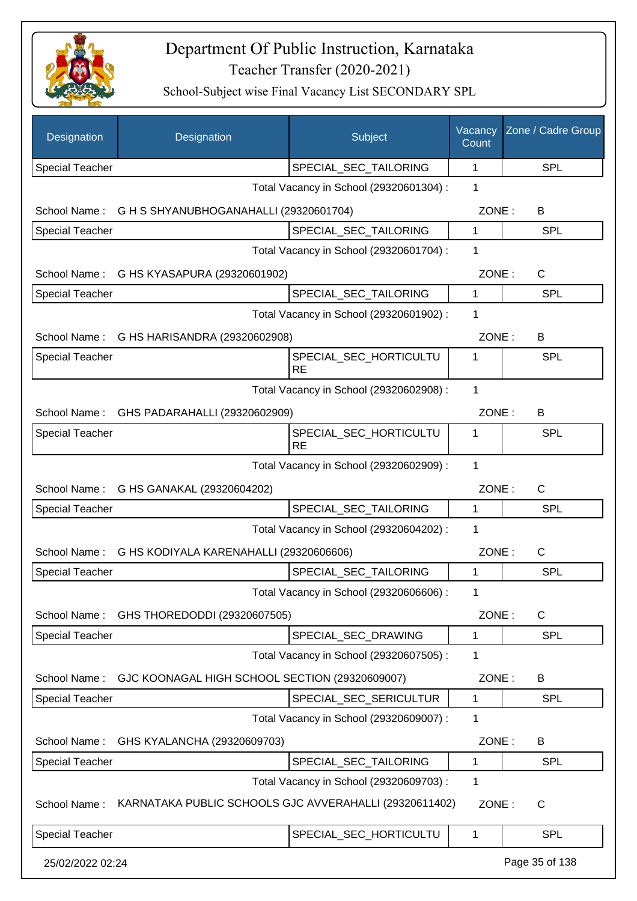# Department Of Public Instruction, Karnataka

Teacher Transfer (2020-2021)

School-Subject wise Final Vacancy List SECONDARY SPL

| Designation | Designation | Subject | Vacancy Count | Zone / Cadre Group |
|---|---|---|---|---|
| Special Teacher | | SPECIAL_SEC_TAILORING | 1 | SPL |
| | | Total Vacancy in School (29320601304) : | 1 | |
| School Name : | G H S SHYANUBHOGANAHALLI (29320601704) | | ZONE : | B |
| Special Teacher | | SPECIAL_SEC_TAILORING | 1 | SPL |
| | | Total Vacancy in School (29320601704) : | 1 | |
| School Name : | G HS KYASAPURA (29320601902) | | ZONE : | C |
| Special Teacher | | SPECIAL_SEC_TAILORING | 1 | SPL |
| | | Total Vacancy in School (29320601902) : | 1 | |
| School Name : | G HS HARISANDRA (29320602908) | | ZONE : | B |
| Special Teacher | | SPECIAL_SEC_HORTICULTURE | 1 | SPL |
| | | Total Vacancy in School (29320602908) : | 1 | |
| School Name : | GHS PADARAHALLI (29320602909) | | ZONE : | B |
| Special Teacher | | SPECIAL_SEC_HORTICULTURE | 1 | SPL |
| | | Total Vacancy in School (29320602909) : | 1 | |
| School Name : | G HS GANAKAL (29320604202) | | ZONE : | C |
| Special Teacher | | SPECIAL_SEC_TAILORING | 1 | SPL |
| | | Total Vacancy in School (29320604202) : | 1 | |
| School Name : | G HS KODIYALA KARENAHALLI (29320606606) | | ZONE : | C |
| Special Teacher | | SPECIAL_SEC_TAILORING | 1 | SPL |
| | | Total Vacancy in School (29320606606) : | 1 | |
| School Name : | GHS THOREDODDI (29320607505) | | ZONE : | C |
| Special Teacher | | SPECIAL_SEC_DRAWING | 1 | SPL |
| | | Total Vacancy in School (29320607505) : | 1 | |
| School Name : | GJC KOONAGAL HIGH SCHOOL SECTION (29320609007) | | ZONE : | B |
| Special Teacher | | SPECIAL_SEC_SERICULTUR | 1 | SPL |
| | | Total Vacancy in School (29320609007) : | 1 | |
| School Name : | GHS KYALANCHA (29320609703) | | ZONE : | B |
| Special Teacher | | SPECIAL_SEC_TAILORING | 1 | SPL |
| | | Total Vacancy in School (29320609703) : | 1 | |
| School Name : | KARNATAKA PUBLIC SCHOOLS GJC AVVERAHALLI (29320611402) | | ZONE : | C |
| Special Teacher | | SPECIAL_SEC_HORTICULTU | 1 | SPL |

25/02/2022 02:24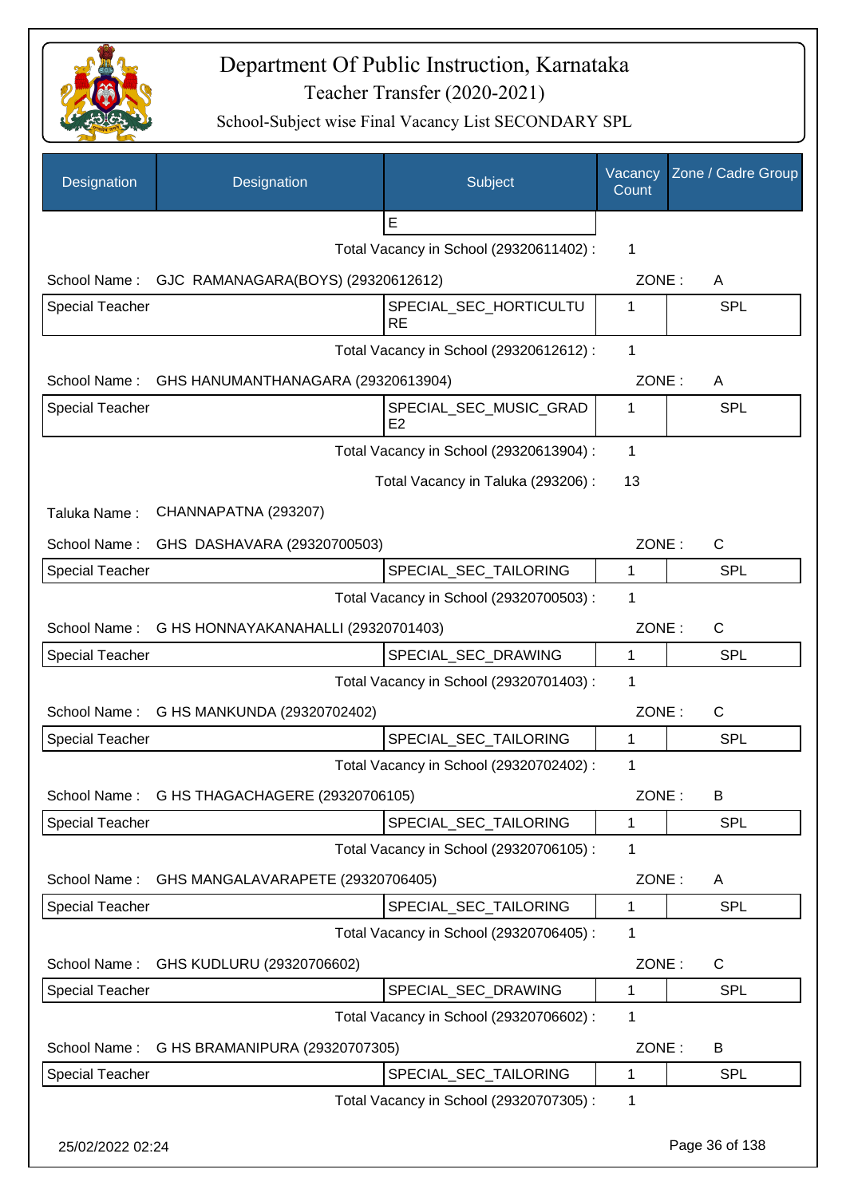# Department Of Public Instruction, Karnataka

Teacher Transfer (2020-2021)

School-Subject wise Final Vacancy List SECONDARY SPL

| Designation | Designation | Subject | Vacancy Count | Zone / Cadre Group |
|---|---|---|---|---|
| | | E | | |

Total Vacancy in School (29320611402) : 1

School Name : GJC RAMANAGARA(BOYS) (29320612612) ZONE : A

| Special Teacher | | SPECIAL_SEC_HORTICULTURE | 1 | SPL |
|---|---|---|---|---|

Total Vacancy in School (29320612612) : 1

School Name : GHS HANUMANTHANAGARA (29320613904) ZONE : A

| Special Teacher | | SPECIAL_SEC_MUSIC_GRADE2 | 1 | SPL |
|---|---|---|---|---|

Total Vacancy in School (29320613904) : 1

Total Vacancy in Taluka (293206) : 13

Taluka Name : CHANNAPATNA (293207)

School Name : GHS DASHAVARA (29320700503) ZONE : C

| Special Teacher | | SPECIAL_SEC_TAILORING | 1 | SPL |
|---|---|---|---|---|

Total Vacancy in School (29320700503) : 1

School Name : G HS HONNAYAKANAHALLI (29320701403) ZONE : C

| Special Teacher | | SPECIAL_SEC_DRAWING | 1 | SPL |
|---|---|---|---|---|

Total Vacancy in School (29320701403) : 1

School Name : G HS MANKUNDA (29320702402) ZONE : C

| Special Teacher | | SPECIAL_SEC_TAILORING | 1 | SPL |
|---|---|---|---|---|

Total Vacancy in School (29320702402) : 1

School Name : G HS THAGACHAGERE (29320706105) ZONE : B

| Special Teacher | | SPECIAL_SEC_TAILORING | 1 | SPL |
|---|---|---|---|---|

Total Vacancy in School (29320706105) : 1

School Name : GHS MANGALAVARAPETE (29320706405) ZONE : A

| Special Teacher | | SPECIAL_SEC_TAILORING | 1 | SPL |
|---|---|---|---|---|

Total Vacancy in School (29320706405) : 1

School Name : GHS KUDLURU (29320706602) ZONE : C

| Special Teacher | | SPECIAL_SEC_DRAWING | 1 | SPL |
|---|---|---|---|---|

Total Vacancy in School (29320706602) : 1

School Name : G HS BRAMANIPURA (29320707305) ZONE : B

| Special Teacher | | SPECIAL_SEC_TAILORING | 1 | SPL |
|---|---|---|---|---|

Total Vacancy in School (29320707305) : 1

25/02/2022 02:24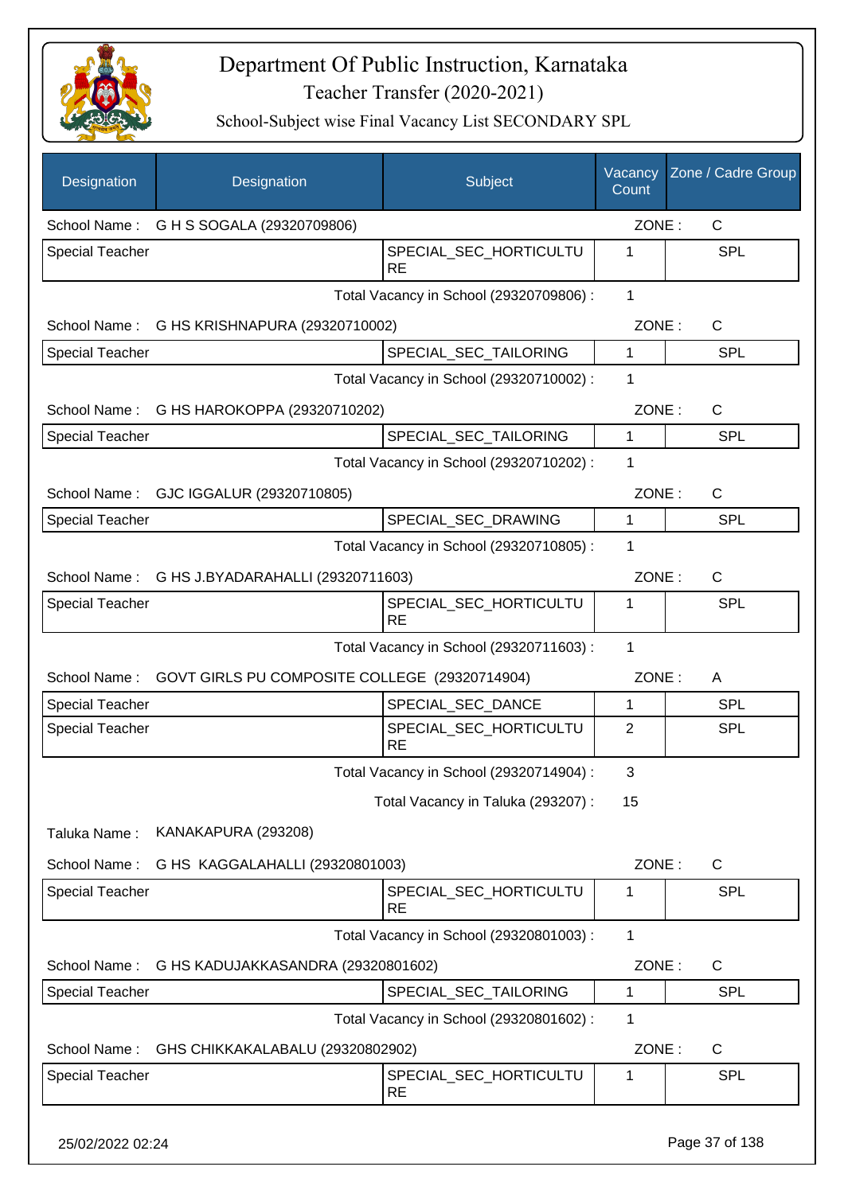# Department Of Public Instruction, Karnataka

## Teacher Transfer (2020-2021)

### School-Subject wise Final Vacancy List SECONDARY SPL

| Designation | Designation | Subject | Vacancy Count | Zone / Cadre Group |
|---|---|---|---|---|
| School Name : | G H S SOGALA (29320709806) | | ZONE : | C |
| Special Teacher | | SPECIAL_SEC_HORTICULTURE | 1 | SPL |
| | | Total Vacancy in School (29320709806) : | 1 | |
| School Name : | G HS KRISHNAPURA (29320710002) | | ZONE : | C |
| Special Teacher | | SPECIAL_SEC_TAILORING | 1 | SPL |
| | | Total Vacancy in School (29320710002) : | 1 | |
| School Name : | G HS HAROKOPPA (29320710202) | | ZONE : | C |
| Special Teacher | | SPECIAL_SEC_TAILORING | 1 | SPL |
| | | Total Vacancy in School (29320710202) : | 1 | |
| School Name : | GJC IGGALUR (29320710805) | | ZONE : | C |
| Special Teacher | | SPECIAL_SEC_DRAWING | 1 | SPL |
| | | Total Vacancy in School (29320710805) : | 1 | |
| School Name : | G HS J.BYADARAHALLI (29320711603) | | ZONE : | C |
| Special Teacher | | SPECIAL_SEC_HORTICULTURE | 1 | SPL |
| | | Total Vacancy in School (29320711603) : | 1 | |
| School Name : | GOVT GIRLS PU COMPOSITE COLLEGE (29320714904) | | ZONE : | A |
| Special Teacher | | SPECIAL_SEC_DANCE | 1 | SPL |
| Special Teacher | | SPECIAL_SEC_HORTICULTURE | 2 | SPL |
| | | Total Vacancy in School (29320714904) : | 3 | |
| | | Total Vacancy in Taluka (293207) : | 15 | |
| Taluka Name : | KANAKAPURA (293208) | | | |
| School Name : | G HS KAGGALAHALLI (29320801003) | | ZONE : | C |
| Special Teacher | | SPECIAL_SEC_HORTICULTURE | 1 | SPL |
| | | Total Vacancy in School (29320801003) : | 1 | |
| School Name : | G HS KADUJAKKASANDRA (29320801602) | | ZONE : | C |
| Special Teacher | | SPECIAL_SEC_TAILORING | 1 | SPL |
| | | Total Vacancy in School (29320801602) : | 1 | |
| School Name : | GHS CHIKKAKALABALU (29320802902) | | ZONE : | C |
| Special Teacher | | SPECIAL_SEC_HORTICULTURE | 1 | SPL |

25/02/2022 02:24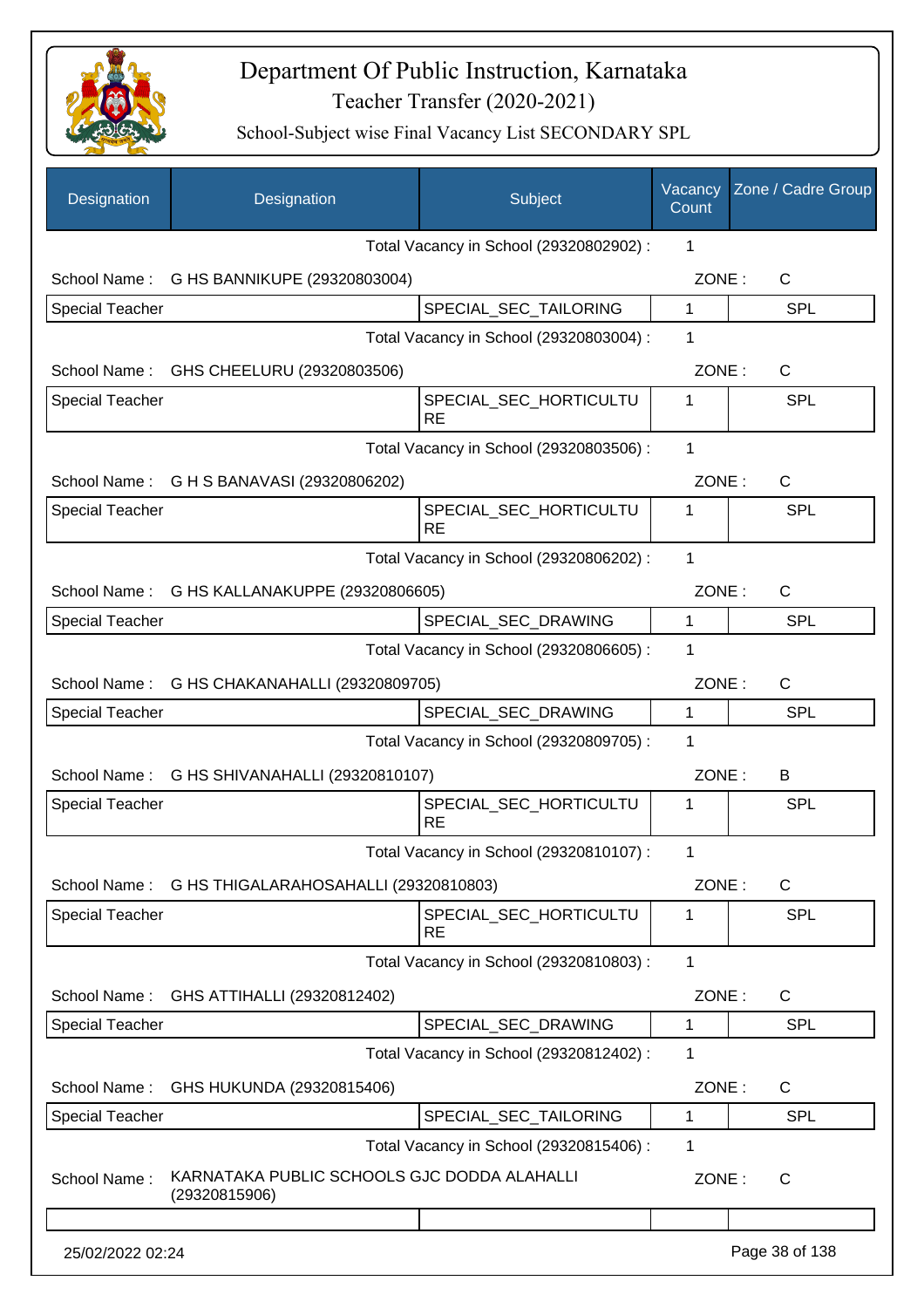# Department Of Public Instruction, Karnataka

Teacher Transfer (2020-2021)

School-Subject wise Final Vacancy List SECONDARY SPL

| Designation | Designation | Subject | Vacancy Count | Zone / Cadre Group |
|---|---|---|---|---|
| | | Total Vacancy in School (29320802902) : | 1 | |
| School Name : | G HS BANNIKUPE (29320803004) | | ZONE : | C |
| Special Teacher | | SPECIAL_SEC_TAILORING | 1 | SPL |
| | | Total Vacancy in School (29320803004) : | 1 | |
| School Name : | GHS CHEELURU (29320803506) | | ZONE : | C |
| Special Teacher | | SPECIAL_SEC_HORTICULTURE | 1 | SPL |
| | | Total Vacancy in School (29320803506) : | 1 | |
| School Name : | G H S BANAVASI (29320806202) | | ZONE : | C |
| Special Teacher | | SPECIAL_SEC_HORTICULTURE | 1 | SPL |
| | | Total Vacancy in School (29320806202) : | 1 | |
| School Name : | G HS KALLANAKUPPE (29320806605) | | ZONE : | C |
| Special Teacher | | SPECIAL_SEC_DRAWING | 1 | SPL |
| | | Total Vacancy in School (29320806605) : | 1 | |
| School Name : | G HS CHAKANAHALLI (29320809705) | | ZONE : | C |
| Special Teacher | | SPECIAL_SEC_DRAWING | 1 | SPL |
| | | Total Vacancy in School (29320809705) : | 1 | |
| School Name : | G HS SHIVANAHALLI (29320810107) | | ZONE : | B |
| Special Teacher | | SPECIAL_SEC_HORTICULTURE | 1 | SPL |
| | | Total Vacancy in School (29320810107) : | 1 | |
| School Name : | G HS THIGALARAHOSAHALLI (29320810803) | | ZONE : | C |
| Special Teacher | | SPECIAL_SEC_HORTICULTURE | 1 | SPL |
| | | Total Vacancy in School (29320810803) : | 1 | |
| School Name : | GHS ATTIHALLI (29320812402) | | ZONE : | C |
| Special Teacher | | SPECIAL_SEC_DRAWING | 1 | SPL |
| | | Total Vacancy in School (29320812402) : | 1 | |
| School Name : | GHS HUKUNDA (29320815406) | | ZONE : | C |
| Special Teacher | | SPECIAL_SEC_TAILORING | 1 | SPL |
| | | Total Vacancy in School (29320815406) : | 1 | |
| School Name : | KARNATAKA PUBLIC SCHOOLS GJC DODDA ALAHALLI (29320815906) | | ZONE : | C |
| | | | | |

25/02/2022 02:24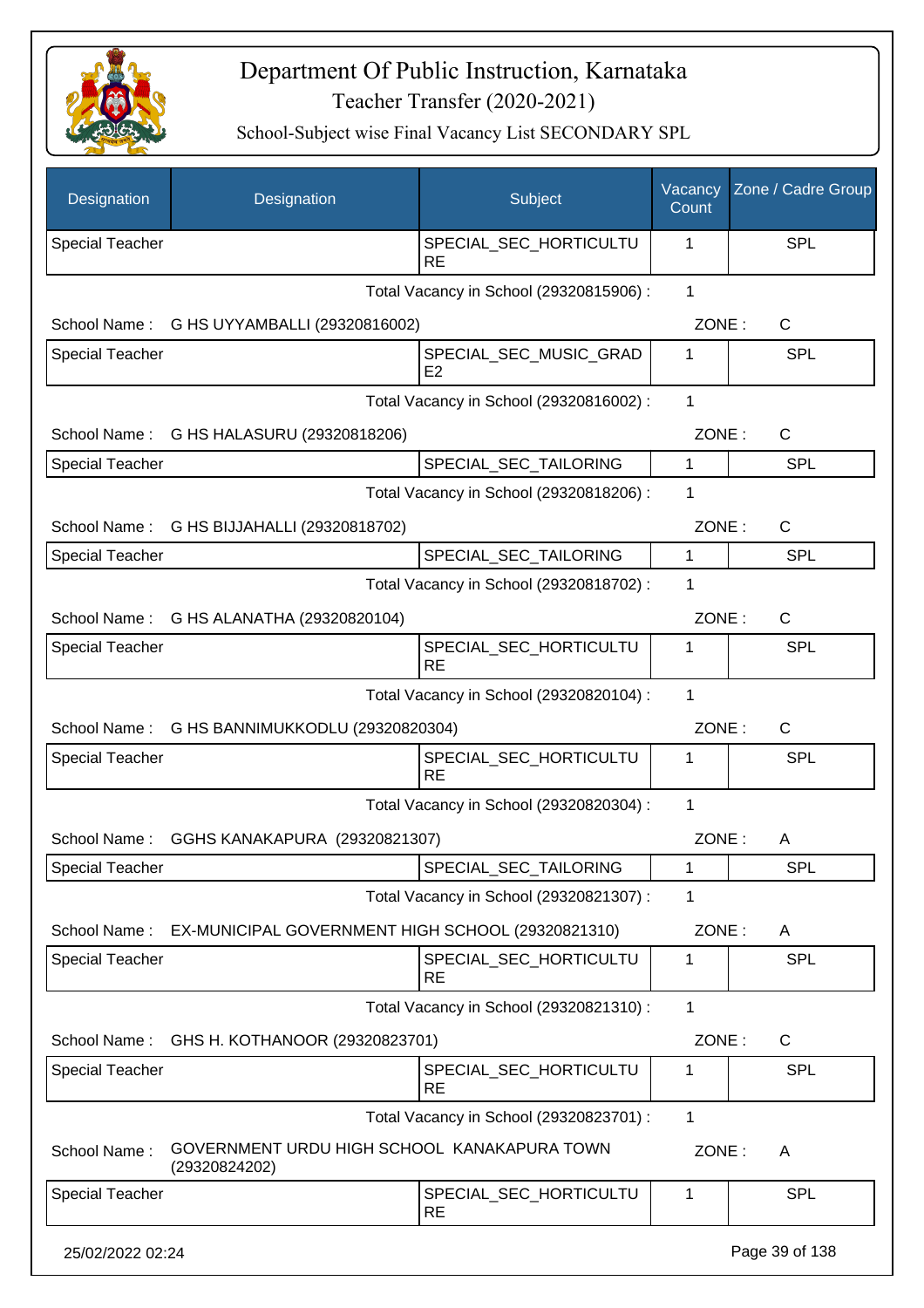# Department Of Public Instruction, Karnataka

Teacher Transfer (2020-2021)

School-Subject wise Final Vacancy List SECONDARY SPL

| Designation | Designation | Subject | Vacancy Count | Zone / Cadre Group |
|---|---|---|---|---|
| Special Teacher | | SPECIAL_SEC_HORTICULTURE | 1 | SPL |

Total Vacancy in School (29320815906) : 1

School Name : G HS UYYAMBALLI (29320816002) ZONE : C

| Designation | Designation | Subject | Vacancy Count | Zone / Cadre Group |
|---|---|---|---|---|
| Special Teacher | | SPECIAL_SEC_MUSIC_GRADE2 | 1 | SPL |

Total Vacancy in School (29320816002) : 1

School Name : G HS HALASURU (29320818206) ZONE : C

| Designation | Designation | Subject | Vacancy Count | Zone / Cadre Group |
|---|---|---|---|---|
| Special Teacher | | SPECIAL_SEC_TAILORING | 1 | SPL |

Total Vacancy in School (29320818206) : 1

School Name : G HS BIJJAHALLI (29320818702) ZONE : C

| Designation | Designation | Subject | Vacancy Count | Zone / Cadre Group |
|---|---|---|---|---|
| Special Teacher | | SPECIAL_SEC_TAILORING | 1 | SPL |

Total Vacancy in School (29320818702) : 1

School Name : G HS ALANATHA (29320820104) ZONE : C

| Designation | Designation | Subject | Vacancy Count | Zone / Cadre Group |
|---|---|---|---|---|
| Special Teacher | | SPECIAL_SEC_HORTICULTURE | 1 | SPL |

Total Vacancy in School (29320820104) : 1

School Name : G HS BANNIMUKKODLU (29320820304) ZONE : C

| Designation | Designation | Subject | Vacancy Count | Zone / Cadre Group |
|---|---|---|---|---|
| Special Teacher | | SPECIAL_SEC_HORTICULTURE | 1 | SPL |

Total Vacancy in School (29320820304) : 1

School Name : GGHS KANAKAPURA (29320821307) ZONE : A

| Designation | Designation | Subject | Vacancy Count | Zone / Cadre Group |
|---|---|---|---|---|
| Special Teacher | | SPECIAL_SEC_TAILORING | 1 | SPL |

Total Vacancy in School (29320821307) : 1

School Name : EX-MUNICIPAL GOVERNMENT HIGH SCHOOL (29320821310) ZONE : A

| Designation | Designation | Subject | Vacancy Count | Zone / Cadre Group |
|---|---|---|---|---|
| Special Teacher | | SPECIAL_SEC_HORTICULTURE | 1 | SPL |

Total Vacancy in School (29320821310) : 1

School Name : GHS H. KOTHANOOR (29320823701) ZONE : C

| Designation | Designation | Subject | Vacancy Count | Zone / Cadre Group |
|---|---|---|---|---|
| Special Teacher | | SPECIAL_SEC_HORTICULTURE | 1 | SPL |

Total Vacancy in School (29320823701) : 1

School Name : GOVERNMENT URDU HIGH SCHOOL KANAKAPURA TOWN (29320824202) ZONE : A

| Designation | Designation | Subject | Vacancy Count | Zone / Cadre Group |
|---|---|---|---|---|
| Special Teacher | | SPECIAL_SEC_HORTICULTURE | 1 | SPL |

25/02/2022 02:24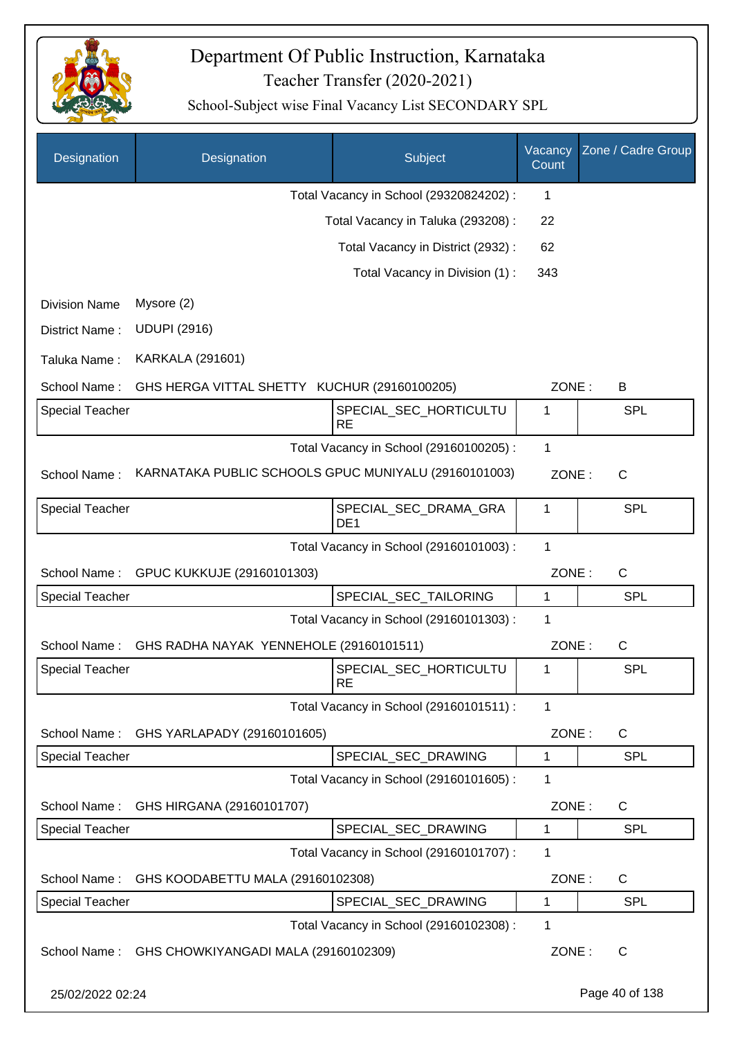# Department Of Public Instruction, Karnataka
## Teacher Transfer (2020-2021)
### School-Subject wise Final Vacancy List SECONDARY SPL

| Designation | Designation | Subject | Vacancy Count | Zone / Cadre Group |
|---|---|---|---|---|
| | | Total Vacancy in School (29320824202) : | 1 | |
| | | Total Vacancy in Taluka (293208) : | 22 | |
| | | Total Vacancy in District (2932) : | 62 | |
| | | Total Vacancy in Division (1) : | 343 | |

Division Name Mysore (2)

District Name : UDUPI (2916)

Taluka Name : KARKALA (291601)

School Name : GHS HERGA VITTAL SHETTY KUCHUR (29160100205) ZONE : B

| Special Teacher | | SPECIAL_SEC_HORTICULTURE | 1 | SPL |
|---|---|---|---|---|
| | | Total Vacancy in School (29160100205) : | 1 | |

School Name : KARNATAKA PUBLIC SCHOOLS GPUC MUNIYALU (29160101003) ZONE : C

| Special Teacher | | SPECIAL_SEC_DRAMA_GRADE1 | 1 | SPL |
|---|---|---|---|---|
| | | Total Vacancy in School (29160101003) : | 1 | |

School Name : GPUC KUKKUJE (29160101303) ZONE : C

| Special Teacher | | SPECIAL_SEC_TAILORING | 1 | SPL |
|---|---|---|---|---|
| | | Total Vacancy in School (29160101303) : | 1 | |

School Name : GHS RADHA NAYAK YENNEHOLE (29160101511) ZONE : C

| Special Teacher | | SPECIAL_SEC_HORTICULTURE | 1 | SPL |
|---|---|---|---|---|
| | | Total Vacancy in School (29160101511) : | 1 | |

School Name : GHS YARLAPADY (29160101605) ZONE : C

| Special Teacher | | SPECIAL_SEC_DRAWING | 1 | SPL |
|---|---|---|---|---|
| | | Total Vacancy in School (29160101605) : | 1 | |

School Name : GHS HIRGANA (29160101707) ZONE : C

| Special Teacher | | SPECIAL_SEC_DRAWING | 1 | SPL |
|---|---|---|---|---|
| | | Total Vacancy in School (29160101707) : | 1 | |

School Name : GHS KOODABETTU MALA (29160102308) ZONE : C

| Special Teacher | | SPECIAL_SEC_DRAWING | 1 | SPL |
|---|---|---|---|---|
| | | Total Vacancy in School (29160102308) : | 1 | |

School Name : GHS CHOWKIYANGADI MALA (29160102309) ZONE : C

25/02/2022 02:24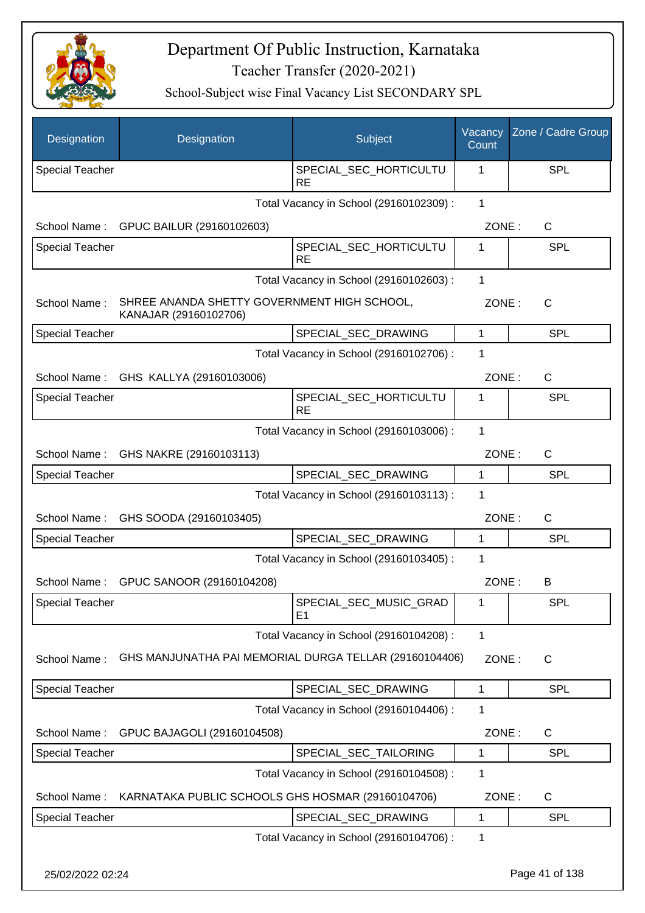# Department Of Public Instruction, Karnataka

## Teacher Transfer (2020-2021)

### School-Subject wise Final Vacancy List SECONDARY SPL

| Designation | Designation | Subject | Vacancy Count | Zone / Cadre Group |
|---|---|---|---|---|
| Special Teacher | | SPECIAL_SEC_HORTICULTURE | 1 | SPL |

Total Vacancy in School (29160102309) : 1

School Name : GPUC BAILUR (29160102603) ZONE : C

| Designation | Designation | Subject | Vacancy Count | Zone / Cadre Group |
|---|---|---|---|---|
| Special Teacher | | SPECIAL_SEC_HORTICULTURE | 1 | SPL |

Total Vacancy in School (29160102603) : 1

School Name : SHREE ANANDA SHETTY GOVERNMENT HIGH SCHOOL, KANAJAR (29160102706) ZONE : C

| Designation | Designation | Subject | Vacancy Count | Zone / Cadre Group |
|---|---|---|---|---|
| Special Teacher | | SPECIAL_SEC_DRAWING | 1 | SPL |

Total Vacancy in School (29160102706) : 1

School Name : GHS KALLYA (29160103006) ZONE : C

| Designation | Designation | Subject | Vacancy Count | Zone / Cadre Group |
|---|---|---|---|---|
| Special Teacher | | SPECIAL_SEC_HORTICULTURE | 1 | SPL |

Total Vacancy in School (29160103006) : 1

School Name : GHS NAKRE (29160103113) ZONE : C

| Designation | Designation | Subject | Vacancy Count | Zone / Cadre Group |
|---|---|---|---|---|
| Special Teacher | | SPECIAL_SEC_DRAWING | 1 | SPL |

Total Vacancy in School (29160103113) : 1

School Name : GHS SOODA (29160103405) ZONE : C

| Designation | Designation | Subject | Vacancy Count | Zone / Cadre Group |
|---|---|---|---|---|
| Special Teacher | | SPECIAL_SEC_DRAWING | 1 | SPL |

Total Vacancy in School (29160103405) : 1

School Name : GPUC SANOOR (29160104208) ZONE : B

| Designation | Designation | Subject | Vacancy Count | Zone / Cadre Group |
|---|---|---|---|---|
| Special Teacher | | SPECIAL_SEC_MUSIC_GRADE1 | 1 | SPL |

Total Vacancy in School (29160104208) : 1

School Name : GHS MANJUNATHA PAI MEMORIAL DURGA TELLAR (29160104406) ZONE : C

| Designation | Designation | Subject | Vacancy Count | Zone / Cadre Group |
|---|---|---|---|---|
| Special Teacher | | SPECIAL_SEC_DRAWING | 1 | SPL |

Total Vacancy in School (29160104406) : 1

School Name : GPUC BAJAGOLI (29160104508) ZONE : C

| Designation | Designation | Subject | Vacancy Count | Zone / Cadre Group |
|---|---|---|---|---|
| Special Teacher | | SPECIAL_SEC_TAILORING | 1 | SPL |

Total Vacancy in School (29160104508) : 1

School Name : KARNATAKA PUBLIC SCHOOLS GHS HOSMAR (29160104706) ZONE : C

| Designation | Designation | Subject | Vacancy Count | Zone / Cadre Group |
|---|---|---|---|---|
| Special Teacher | | SPECIAL_SEC_DRAWING | 1 | SPL |

Total Vacancy in School (29160104706) : 1

25/02/2022 02:24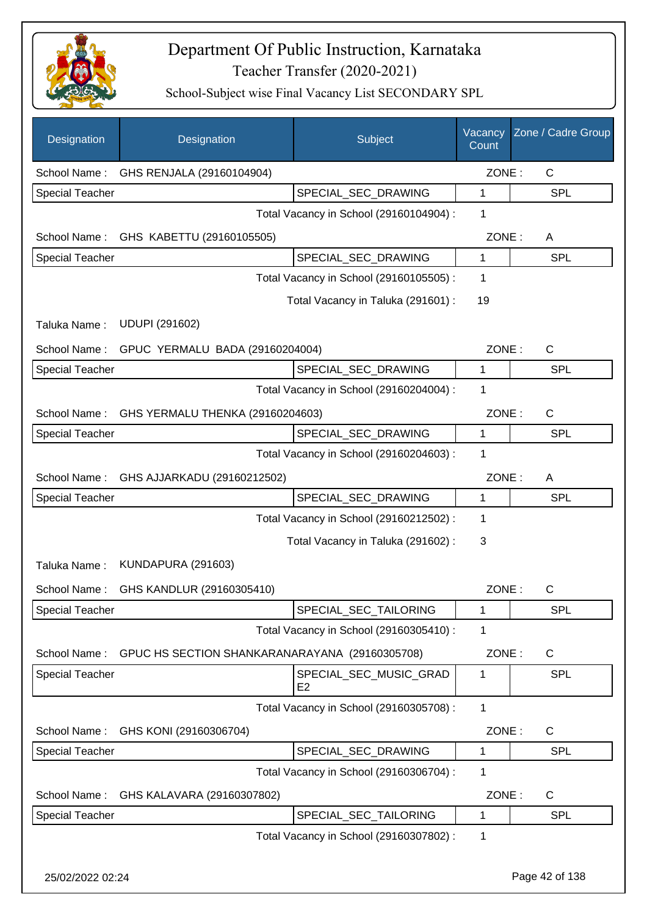# Department Of Public Instruction, Karnataka

## Teacher Transfer (2020-2021)

### School-Subject wise Final Vacancy List SECONDARY SPL

| Designation | Designation | Subject | Vacancy Count | Zone / Cadre Group |
|---|---|---|---|---|
| School Name : | GHS RENJALA (29160104904) | | ZONE : | C |
| Special Teacher | | SPECIAL_SEC_DRAWING | 1 | SPL |
| | | Total Vacancy in School (29160104904) : | 1 | |
| School Name : | GHS KABETTU (29160105505) | | ZONE : | A |
| Special Teacher | | SPECIAL_SEC_DRAWING | 1 | SPL |
| | | Total Vacancy in School (29160105505) : | 1 | |
| | | Total Vacancy in Taluka (291601) : | 19 | |
| Taluka Name : | UDUPI (291602) | | | |
| School Name : | GPUC YERMALU BADA (29160204004) | | ZONE : | C |
| Special Teacher | | SPECIAL_SEC_DRAWING | 1 | SPL |
| | | Total Vacancy in School (29160204004) : | 1 | |
| School Name : | GHS YERMALU THENKA (29160204603) | | ZONE : | C |
| Special Teacher | | SPECIAL_SEC_DRAWING | 1 | SPL |
| | | Total Vacancy in School (29160204603) : | 1 | |
| School Name : | GHS AJJARKADU (29160212502) | | ZONE : | A |
| Special Teacher | | SPECIAL_SEC_DRAWING | 1 | SPL |
| | | Total Vacancy in School (29160212502) : | 1 | |
| | | Total Vacancy in Taluka (291602) : | 3 | |
| Taluka Name : | KUNDAPURA (291603) | | | |
| School Name : | GHS KANDLUR (29160305410) | | ZONE : | C |
| Special Teacher | | SPECIAL_SEC_TAILORING | 1 | SPL |
| | | Total Vacancy in School (29160305410) : | 1 | |
| School Name : | GPUC HS SECTION SHANKARANARAYANA (29160305708) | | ZONE : | C |
| Special Teacher | | SPECIAL_SEC_MUSIC_GRADE2 | 1 | SPL |
| | | Total Vacancy in School (29160305708) : | 1 | |
| School Name : | GHS KONI (29160306704) | | ZONE : | C |
| Special Teacher | | SPECIAL_SEC_DRAWING | 1 | SPL |
| | | Total Vacancy in School (29160306704) : | 1 | |
| School Name : | GHS KALAVARA (29160307802) | | ZONE : | C |
| Special Teacher | | SPECIAL_SEC_TAILORING | 1 | SPL |
| | | Total Vacancy in School (29160307802) : | 1 | |

25/02/2022 02:24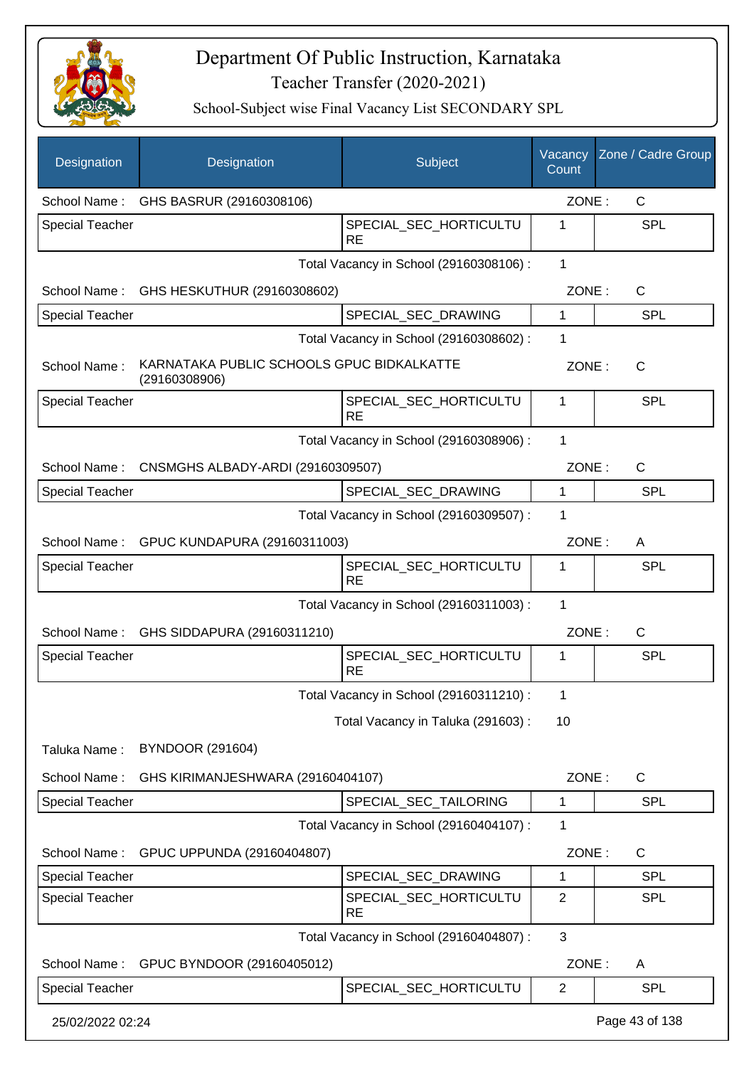# Department Of Public Instruction, Karnataka

## Teacher Transfer (2020-2021)

### School-Subject wise Final Vacancy List SECONDARY SPL

| Designation | Designation | Subject | Vacancy Count | Zone / Cadre Group |
|---|---|---|---|---|
| School Name : | GHS BASRUR (29160308106) | | ZONE : | C |
| Special Teacher | | SPECIAL_SEC_HORTICULTURE | 1 | SPL |
| | | Total Vacancy in School (29160308106) : | 1 | |
| School Name : | GHS HESKUTHUR (29160308602) | | ZONE : | C |
| Special Teacher | | SPECIAL_SEC_DRAWING | 1 | SPL |
| | | Total Vacancy in School (29160308602) : | 1 | |
| School Name : | KARNATAKA PUBLIC SCHOOLS GPUC BIDKALKATTE (29160308906) | | ZONE : | C |
| Special Teacher | | SPECIAL_SEC_HORTICULTURE | 1 | SPL |
| | | Total Vacancy in School (29160308906) : | 1 | |
| School Name : | CNSMGHS ALBADY-ARDI (29160309507) | | ZONE : | C |
| Special Teacher | | SPECIAL_SEC_DRAWING | 1 | SPL |
| | | Total Vacancy in School (29160309507) : | 1 | |
| School Name : | GPUC KUNDAPURA (29160311003) | | ZONE : | A |
| Special Teacher | | SPECIAL_SEC_HORTICULTURE | 1 | SPL |
| | | Total Vacancy in School (29160311003) : | 1 | |
| School Name : | GHS SIDDAPURA (29160311210) | | ZONE : | C |
| Special Teacher | | SPECIAL_SEC_HORTICULTURE | 1 | SPL |
| | | Total Vacancy in School (29160311210) : | 1 | |
| | | Total Vacancy in Taluka (291603) : | 10 | |
| Taluka Name : | BYNDOOR (291604) | | | |
| School Name : | GHS KIRIMANJESHWARA (29160404107) | | ZONE : | C |
| Special Teacher | | SPECIAL_SEC_TAILORING | 1 | SPL |
| | | Total Vacancy in School (29160404107) : | 1 | |
| School Name : | GPUC UPPUNDA (29160404807) | | ZONE : | C |
| Special Teacher | | SPECIAL_SEC_DRAWING | 1 | SPL |
| Special Teacher | | SPECIAL_SEC_HORTICULTURE | 2 | SPL |
| | | Total Vacancy in School (29160404807) : | 3 | |
| School Name : | GPUC BYNDOOR (29160405012) | | ZONE : | A |
| Special Teacher | | SPECIAL_SEC_HORTICULTU | 2 | SPL |

25/02/2022 02:24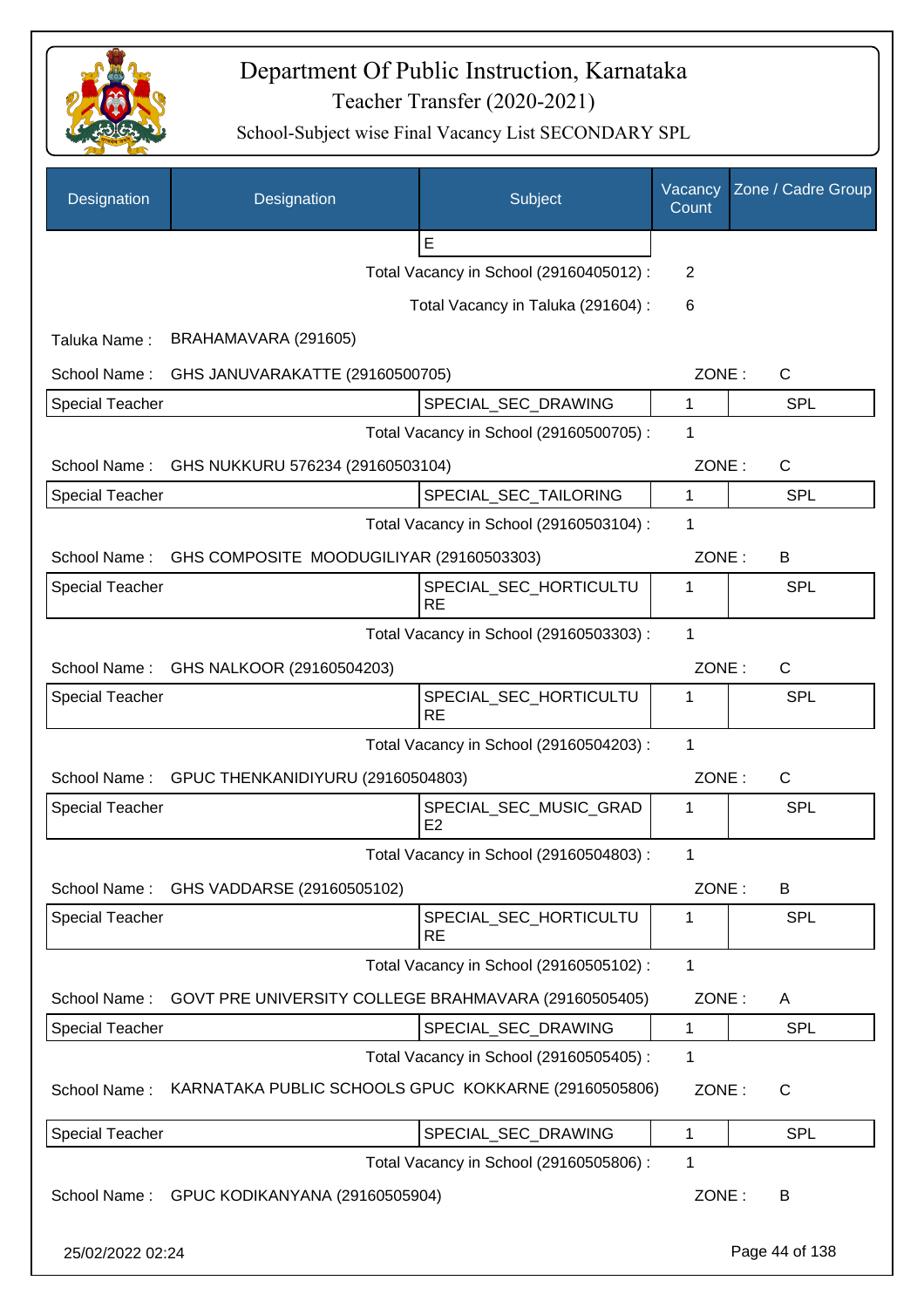# Department Of Public Instruction, Karnataka

Teacher Transfer (2020-2021)

School-Subject wise Final Vacancy List SECONDARY SPL

| Designation | Designation | Subject | Vacancy Count | Zone / Cadre Group |
|---|---|---|---|---|
| | | E | | |
| | | Total Vacancy in School (29160405012) : | 2 | |
| | | Total Vacancy in Taluka (291604) : | 6 | |
| Taluka Name : | BRAHAMAVARA (291605) | | | |
| School Name : | GHS JANUVARAKATTE (29160500705) | | ZONE : | C |
| Special Teacher | | SPECIAL_SEC_DRAWING | 1 | SPL |
| | | Total Vacancy in School (29160500705) : | 1 | |
| School Name : | GHS NUKKURU 576234 (29160503104) | | ZONE : | C |
| Special Teacher | | SPECIAL_SEC_TAILORING | 1 | SPL |
| | | Total Vacancy in School (29160503104) : | 1 | |
| School Name : | GHS COMPOSITE MOODUGILIYAR (29160503303) | | ZONE : | B |
| Special Teacher | | SPECIAL_SEC_HORTICULTURE | 1 | SPL |
| | | Total Vacancy in School (29160503303) : | 1 | |
| School Name : | GHS NALKOOR (29160504203) | | ZONE : | C |
| Special Teacher | | SPECIAL_SEC_HORTICULTURE | 1 | SPL |
| | | Total Vacancy in School (29160504203) : | 1 | |
| School Name : | GPUC THENKANIDIYURU (29160504803) | | ZONE : | C |
| Special Teacher | | SPECIAL_SEC_MUSIC_GRADE2 | 1 | SPL |
| | | Total Vacancy in School (29160504803) : | 1 | |
| School Name : | GHS VADDARSE (29160505102) | | ZONE : | B |
| Special Teacher | | SPECIAL_SEC_HORTICULTURE | 1 | SPL |
| | | Total Vacancy in School (29160505102) : | 1 | |
| School Name : | GOVT PRE UNIVERSITY COLLEGE BRAHMAVARA (29160505405) | | ZONE : | A |
| Special Teacher | | SPECIAL_SEC_DRAWING | 1 | SPL |
| | | Total Vacancy in School (29160505405) : | 1 | |
| School Name : | KARNATAKA PUBLIC SCHOOLS GPUC KOKKARNE (29160505806) | | ZONE : | C |
| Special Teacher | | SPECIAL_SEC_DRAWING | 1 | SPL |
| | | Total Vacancy in School (29160505806) : | 1 | |
| School Name : | GPUC KODIKANYANA (29160505904) | | ZONE : | B |

25/02/2022 02:24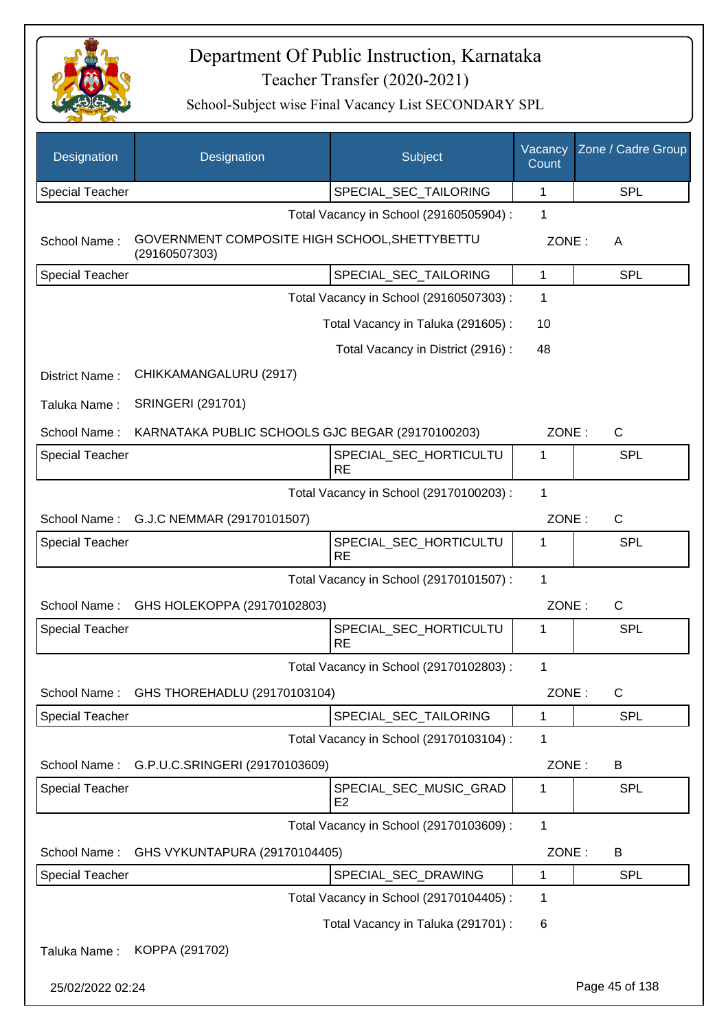# Department Of Public Instruction, Karnataka

Teacher Transfer (2020-2021)

School-Subject wise Final Vacancy List SECONDARY SPL

| Designation | Designation | Subject | Vacancy Count | Zone / Cadre Group |
|---|---|---|---|---|
| Special Teacher | | SPECIAL_SEC_TAILORING | 1 | SPL |

Total Vacancy in School (29160505904) : 1

School Name : GOVERNMENT COMPOSITE HIGH SCHOOL,SHETTYBETTU (29160507303) ZONE : A

| Designation | Designation | Subject | Vacancy Count | Zone / Cadre Group |
|---|---|---|---|---|
| Special Teacher | | SPECIAL_SEC_TAILORING | 1 | SPL |

Total Vacancy in School (29160507303) : 1

Total Vacancy in Taluka (291605) : 10

Total Vacancy in District (2916) : 48

District Name : CHIKKAMANGALURU (2917)

Taluka Name : SRINGERI (291701)

School Name : KARNATAKA PUBLIC SCHOOLS GJC BEGAR (29170100203) ZONE : C

| Designation | Designation | Subject | Vacancy Count | Zone / Cadre Group |
|---|---|---|---|---|
| Special Teacher | | SPECIAL_SEC_HORTICULTURE | 1 | SPL |

Total Vacancy in School (29170100203) : 1

School Name : G.J.C NEMMAR (29170101507) ZONE : C

| Designation | Designation | Subject | Vacancy Count | Zone / Cadre Group |
|---|---|---|---|---|
| Special Teacher | | SPECIAL_SEC_HORTICULTURE | 1 | SPL |

Total Vacancy in School (29170101507) : 1

School Name : GHS HOLEKOPPA (29170102803) ZONE : C

| Designation | Designation | Subject | Vacancy Count | Zone / Cadre Group |
|---|---|---|---|---|
| Special Teacher | | SPECIAL_SEC_HORTICULTURE | 1 | SPL |

Total Vacancy in School (29170102803) : 1

School Name : GHS THOREHADLU (29170103104) ZONE : C

| Designation | Designation | Subject | Vacancy Count | Zone / Cadre Group |
|---|---|---|---|---|
| Special Teacher | | SPECIAL_SEC_TAILORING | 1 | SPL |

Total Vacancy in School (29170103104) : 1

School Name : G.P.U.C.SRINGERI (29170103609) ZONE : B

| Designation | Designation | Subject | Vacancy Count | Zone / Cadre Group |
|---|---|---|---|---|
| Special Teacher | | SPECIAL_SEC_MUSIC_GRADE2 | 1 | SPL |

Total Vacancy in School (29170103609) : 1

School Name : GHS VYKUNTAPURA (29170104405) ZONE : B

| Designation | Designation | Subject | Vacancy Count | Zone / Cadre Group |
|---|---|---|---|---|
| Special Teacher | | SPECIAL_SEC_DRAWING | 1 | SPL |

Total Vacancy in School (29170104405) : 1

Total Vacancy in Taluka (291701) : 6

Taluka Name : KOPPA (291702)

25/02/2022 02:24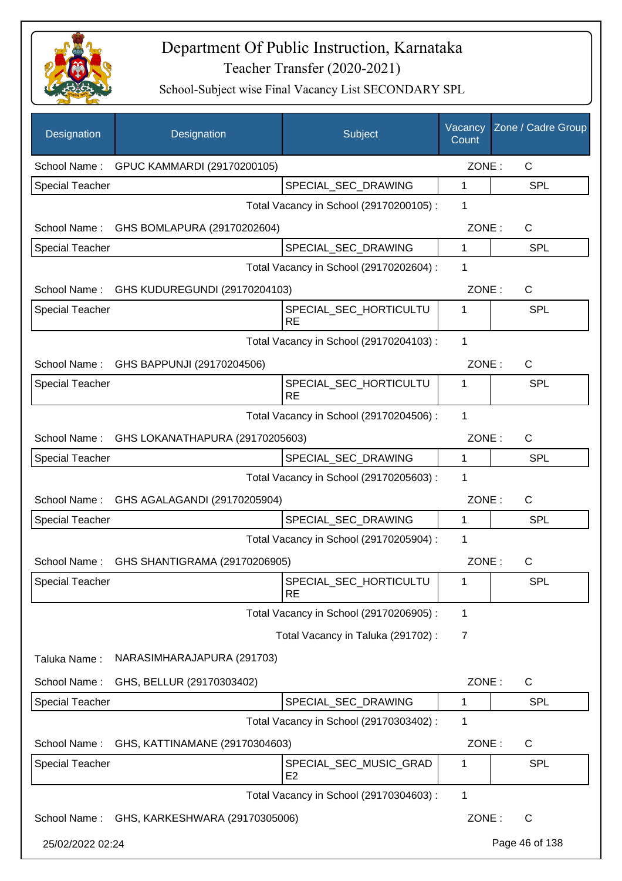# Department Of Public Instruction, Karnataka
## Teacher Transfer (2020-2021)
### School-Subject wise Final Vacancy List SECONDARY SPL

| Designation | Designation | Subject | Vacancy Count | Zone / Cadre Group |
|---|---|---|---|---|
| School Name : | GPUC KAMMARDI (29170200105) | | ZONE : | C |
| Special Teacher | | SPECIAL_SEC_DRAWING | 1 | SPL |
| | | Total Vacancy in School (29170200105) : | 1 | |
| School Name : | GHS BOMLAPURA (29170202604) | | ZONE : | C |
| Special Teacher | | SPECIAL_SEC_DRAWING | 1 | SPL |
| | | Total Vacancy in School (29170202604) : | 1 | |
| School Name : | GHS KUDUREGUNDI (29170204103) | | ZONE : | C |
| Special Teacher | | SPECIAL_SEC_HORTICULTURE | 1 | SPL |
| | | Total Vacancy in School (29170204103) : | 1 | |
| School Name : | GHS BAPPUNJI (29170204506) | | ZONE : | C |
| Special Teacher | | SPECIAL_SEC_HORTICULTURE | 1 | SPL |
| | | Total Vacancy in School (29170204506) : | 1 | |
| School Name : | GHS LOKANATHAPURA (29170205603) | | ZONE : | C |
| Special Teacher | | SPECIAL_SEC_DRAWING | 1 | SPL |
| | | Total Vacancy in School (29170205603) : | 1 | |
| School Name : | GHS AGALAGANDI (29170205904) | | ZONE : | C |
| Special Teacher | | SPECIAL_SEC_DRAWING | 1 | SPL |
| | | Total Vacancy in School (29170205904) : | 1 | |
| School Name : | GHS SHANTIGRAMA (29170206905) | | ZONE : | C |
| Special Teacher | | SPECIAL_SEC_HORTICULTURE | 1 | SPL |
| | | Total Vacancy in School (29170206905) : | 1 | |
| | | Total Vacancy in Taluka (291702) : | 7 | |
| Taluka Name : | NARASIMHARAJAPURA (291703) | | | |
| School Name : | GHS, BELLUR (29170303402) | | ZONE : | C |
| Special Teacher | | SPECIAL_SEC_DRAWING | 1 | SPL |
| | | Total Vacancy in School (29170303402) : | 1 | |
| School Name : | GHS, KATTINAMANE (29170304603) | | ZONE : | C |
| Special Teacher | | SPECIAL_SEC_MUSIC_GRADE2 | 1 | SPL |
| | | Total Vacancy in School (29170304603) : | 1 | |
| School Name : | GHS, KARKESHWARA (29170305006) | | ZONE : | C |

25/02/2022 02:24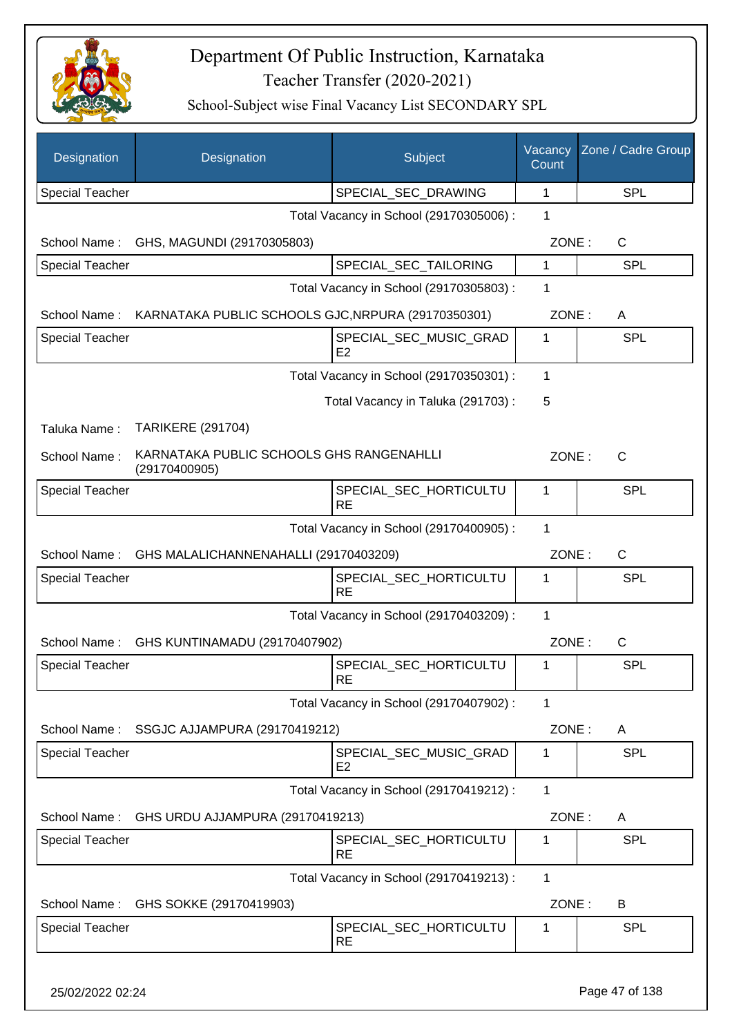# Department Of Public Instruction, Karnataka

Teacher Transfer (2020-2021)

School-Subject wise Final Vacancy List SECONDARY SPL

| Designation | Designation | Subject | Vacancy Count | Zone / Cadre Group |
|---|---|---|---|---|
| Special Teacher | | SPECIAL_SEC_DRAWING | 1 | SPL |

Total Vacancy in School (29170305006) : 1

School Name : GHS, MAGUNDI (29170305803) ZONE : C

| Designation | Designation | Subject | Vacancy Count | Zone / Cadre Group |
|---|---|---|---|---|
| Special Teacher | | SPECIAL_SEC_TAILORING | 1 | SPL |

Total Vacancy in School (29170305803) : 1

School Name : KARNATAKA PUBLIC SCHOOLS GJC,NRPURA (29170350301) ZONE : A

| Designation | Designation | Subject | Vacancy Count | Zone / Cadre Group |
|---|---|---|---|---|
| Special Teacher | | SPECIAL_SEC_MUSIC_GRADE2 | 1 | SPL |

Total Vacancy in School (29170350301) : 1

Total Vacancy in Taluka (291703) : 5

Taluka Name : TARIKERE (291704)

School Name : KARNATAKA PUBLIC SCHOOLS GHS RANGENAHLLI (29170400905) ZONE : C

| Designation | Designation | Subject | Vacancy Count | Zone / Cadre Group |
|---|---|---|---|---|
| Special Teacher | | SPECIAL_SEC_HORTICULTURE | 1 | SPL |

Total Vacancy in School (29170400905) : 1

School Name : GHS MALALICHANNENAHALLI (29170403209) ZONE : C

| Designation | Designation | Subject | Vacancy Count | Zone / Cadre Group |
|---|---|---|---|---|
| Special Teacher | | SPECIAL_SEC_HORTICULTURE | 1 | SPL |

Total Vacancy in School (29170403209) : 1

School Name : GHS KUNTINAMADU (29170407902) ZONE : C

| Designation | Designation | Subject | Vacancy Count | Zone / Cadre Group |
|---|---|---|---|---|
| Special Teacher | | SPECIAL_SEC_HORTICULTURE | 1 | SPL |

Total Vacancy in School (29170407902) : 1

School Name : SSGJC AJJAMPURA (29170419212) ZONE : A

| Designation | Designation | Subject | Vacancy Count | Zone / Cadre Group |
|---|---|---|---|---|
| Special Teacher | | SPECIAL_SEC_MUSIC_GRADE2 | 1 | SPL |

Total Vacancy in School (29170419212) : 1

School Name : GHS URDU AJJAMPURA (29170419213) ZONE : A

| Designation | Designation | Subject | Vacancy Count | Zone / Cadre Group |
|---|---|---|---|---|
| Special Teacher | | SPECIAL_SEC_HORTICULTURE | 1 | SPL |

Total Vacancy in School (29170419213) : 1

School Name : GHS SOKKE (29170419903) ZONE : B

| Designation | Designation | Subject | Vacancy Count | Zone / Cadre Group |
|---|---|---|---|---|
| Special Teacher | | SPECIAL_SEC_HORTICULTURE | 1 | SPL |

25/02/2022 02:24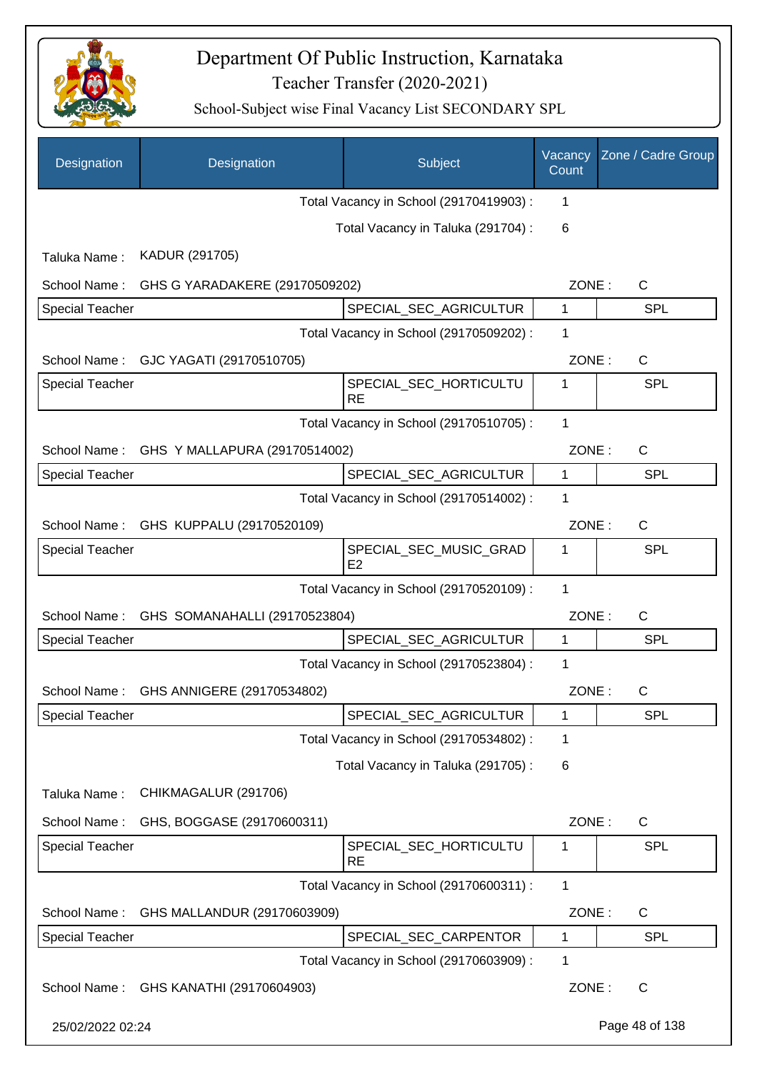# Department Of Public Instruction, Karnataka

## Teacher Transfer (2020-2021)

### School-Subject wise Final Vacancy List SECONDARY SPL

| Designation | Designation | Subject | Vacancy Count | Zone / Cadre Group |
|---|---|---|---|---|
| | | Total Vacancy in School (29170419903) : | 1 | |
| | | Total Vacancy in Taluka (291704) : | 6 | |
| Taluka Name : | KADUR (291705) | | | |
| School Name : | GHS G YARADAKERE (29170509202) | | ZONE : | C |
| Special Teacher | | SPECIAL_SEC_AGRICULTUR | 1 | SPL |
| | | Total Vacancy in School (29170509202) : | 1 | |
| School Name : | GJC YAGATI (29170510705) | | ZONE : | C |
| Special Teacher | | SPECIAL_SEC_HORTICULTURE | 1 | SPL |
| | | Total Vacancy in School (29170510705) : | 1 | |
| School Name : | GHS Y MALLAPURA (29170514002) | | ZONE : | C |
| Special Teacher | | SPECIAL_SEC_AGRICULTUR | 1 | SPL |
| | | Total Vacancy in School (29170514002) : | 1 | |
| School Name : | GHS KUPPALU (29170520109) | | ZONE : | C |
| Special Teacher | | SPECIAL_SEC_MUSIC_GRADE2 | 1 | SPL |
| | | Total Vacancy in School (29170520109) : | 1 | |
| School Name : | GHS SOMANAHALLI (29170523804) | | ZONE : | C |
| Special Teacher | | SPECIAL_SEC_AGRICULTUR | 1 | SPL |
| | | Total Vacancy in School (29170523804) : | 1 | |
| School Name : | GHS ANNIGERE (29170534802) | | ZONE : | C |
| Special Teacher | | SPECIAL_SEC_AGRICULTUR | 1 | SPL |
| | | Total Vacancy in School (29170534802) : | 1 | |
| | | Total Vacancy in Taluka (291705) : | 6 | |
| Taluka Name : | CHIKMAGALUR (291706) | | | |
| School Name : | GHS, BOGGASE (29170600311) | | ZONE : | C |
| Special Teacher | | SPECIAL_SEC_HORTICULTURE | 1 | SPL |
| | | Total Vacancy in School (29170600311) : | 1 | |
| School Name : | GHS MALLANDUR (29170603909) | | ZONE : | C |
| Special Teacher | | SPECIAL_SEC_CARPENTOR | 1 | SPL |
| | | Total Vacancy in School (29170603909) : | 1 | |
| School Name : | GHS KANATHI (29170604903) | | ZONE : | C |

25/02/2022 02:24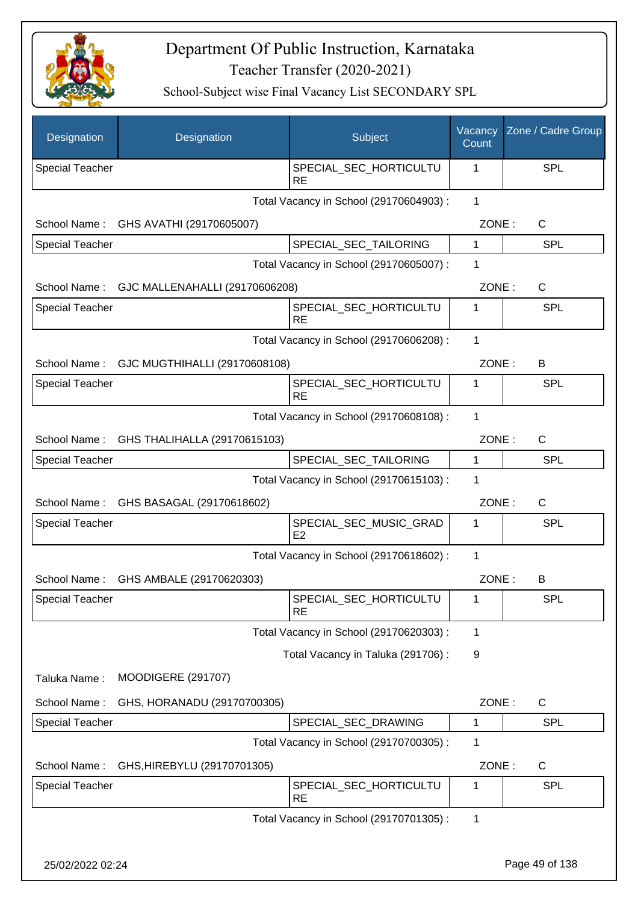# Department Of Public Instruction, Karnataka

Teacher Transfer (2020-2021)

School-Subject wise Final Vacancy List SECONDARY SPL

| Designation | Designation | Subject | Vacancy Count | Zone / Cadre Group |
|---|---|---|---|---|
| Special Teacher | | SPECIAL_SEC_HORTICULTURE | 1 | SPL |

Total Vacancy in School (29170604903) : 1

School Name : GHS AVATHI (29170605007) ZONE : C

| Special Teacher | | SPECIAL_SEC_TAILORING | 1 | SPL |
|---|---|---|---|---|

Total Vacancy in School (29170605007) : 1

School Name : GJC MALLENAHALLI (29170606208) ZONE : C

| Special Teacher | | SPECIAL_SEC_HORTICULTURE | 1 | SPL |
|---|---|---|---|---|

Total Vacancy in School (29170606208) : 1

School Name : GJC MUGTHIHALLI (29170608108) ZONE : B

| Special Teacher | | SPECIAL_SEC_HORTICULTURE | 1 | SPL |
|---|---|---|---|---|

Total Vacancy in School (29170608108) : 1

School Name : GHS THALIHALLA (29170615103) ZONE : C

| Special Teacher | | SPECIAL_SEC_TAILORING | 1 | SPL |
|---|---|---|---|---|

Total Vacancy in School (29170615103) : 1

School Name : GHS BASAGAL (29170618602) ZONE : C

| Special Teacher | | SPECIAL_SEC_MUSIC_GRADE2 | 1 | SPL |
|---|---|---|---|---|

Total Vacancy in School (29170618602) : 1

School Name : GHS AMBALE (29170620303) ZONE : B

| Special Teacher | | SPECIAL_SEC_HORTICULTURE | 1 | SPL |
|---|---|---|---|---|

Total Vacancy in School (29170620303) : 1

Total Vacancy in Taluka (291706) : 9

Taluka Name : MOODIGERE (291707)

School Name : GHS, HORANADU (29170700305) ZONE : C

| Special Teacher | | SPECIAL_SEC_DRAWING | 1 | SPL |
|---|---|---|---|---|

Total Vacancy in School (29170700305) : 1

School Name : GHS,HIREBYLU (29170701305) ZONE : C

| Special Teacher | | SPECIAL_SEC_HORTICULTURE | 1 | SPL |
|---|---|---|---|---|

Total Vacancy in School (29170701305) : 1

25/02/2022 02:24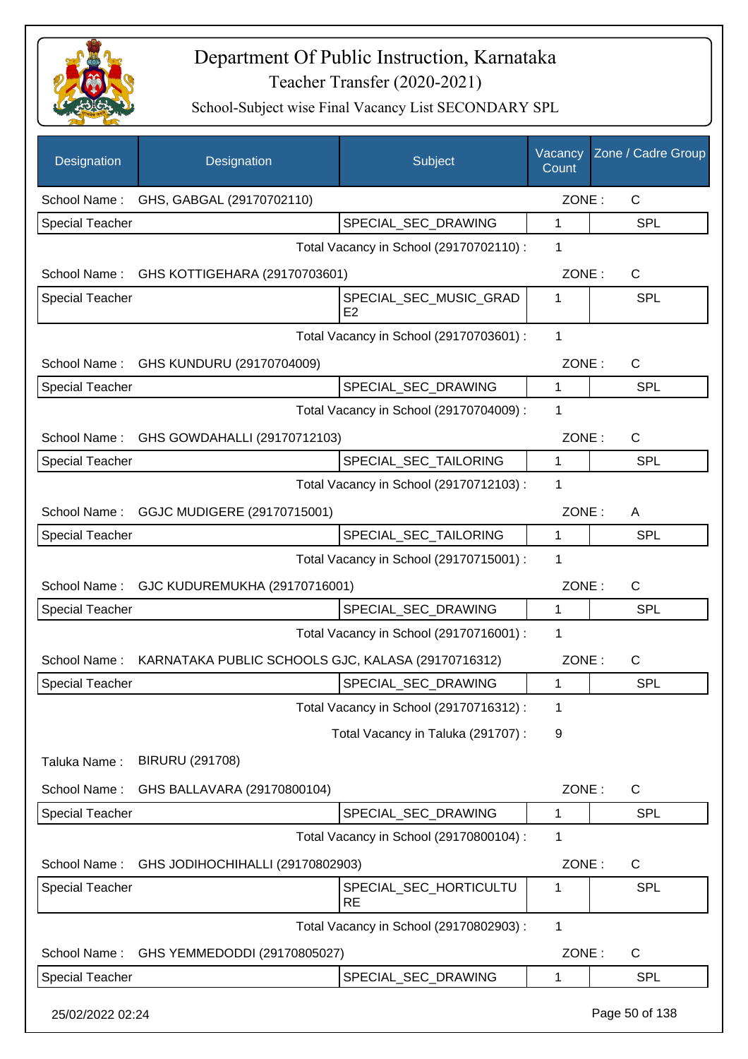# Department Of Public Instruction, Karnataka

## Teacher Transfer (2020-2021)

### School-Subject wise Final Vacancy List SECONDARY SPL

| Designation | Designation | Subject | Vacancy Count | Zone / Cadre Group |
|---|---|---|---|---|
| School Name : | GHS, GABGAL (29170702110) | | ZONE : | C |
| Special Teacher | | SPECIAL_SEC_DRAWING | 1 | SPL |
| | | Total Vacancy in School (29170702110) : | 1 | |
| School Name : | GHS KOTTIGEHARA (29170703601) | | ZONE : | C |
| Special Teacher | | SPECIAL_SEC_MUSIC_GRADE2 | 1 | SPL |
| | | Total Vacancy in School (29170703601) : | 1 | |
| School Name : | GHS KUNDURU (29170704009) | | ZONE : | C |
| Special Teacher | | SPECIAL_SEC_DRAWING | 1 | SPL |
| | | Total Vacancy in School (29170704009) : | 1 | |
| School Name : | GHS GOWDAHALLI (29170712103) | | ZONE : | C |
| Special Teacher | | SPECIAL_SEC_TAILORING | 1 | SPL |
| | | Total Vacancy in School (29170712103) : | 1 | |
| School Name : | GGJC MUDIGERE (29170715001) | | ZONE : | A |
| Special Teacher | | SPECIAL_SEC_TAILORING | 1 | SPL |
| | | Total Vacancy in School (29170715001) : | 1 | |
| School Name : | GJC KUDUREMUKHA (29170716001) | | ZONE : | C |
| Special Teacher | | SPECIAL_SEC_DRAWING | 1 | SPL |
| | | Total Vacancy in School (29170716001) : | 1 | |
| School Name : | KARNATAKA PUBLIC SCHOOLS GJC, KALASA (29170716312) | | ZONE : | C |
| Special Teacher | | SPECIAL_SEC_DRAWING | 1 | SPL |
| | | Total Vacancy in School (29170716312) : | 1 | |
| | | Total Vacancy in Taluka (291707) : | 9 | |
| Taluka Name : | BIRURU (291708) | | | |
| School Name : | GHS BALLAVARA (29170800104) | | ZONE : | C |
| Special Teacher | | SPECIAL_SEC_DRAWING | 1 | SPL |
| | | Total Vacancy in School (29170800104) : | 1 | |
| School Name : | GHS JODIHOCHIHALLI (29170802903) | | ZONE : | C |
| Special Teacher | | SPECIAL_SEC_HORTICULTURE | 1 | SPL |
| | | Total Vacancy in School (29170802903) : | 1 | |
| School Name : | GHS YEMMEDODDI (29170805027) | | ZONE : | C |
| Special Teacher | | SPECIAL_SEC_DRAWING | 1 | SPL |

25/02/2022 02:24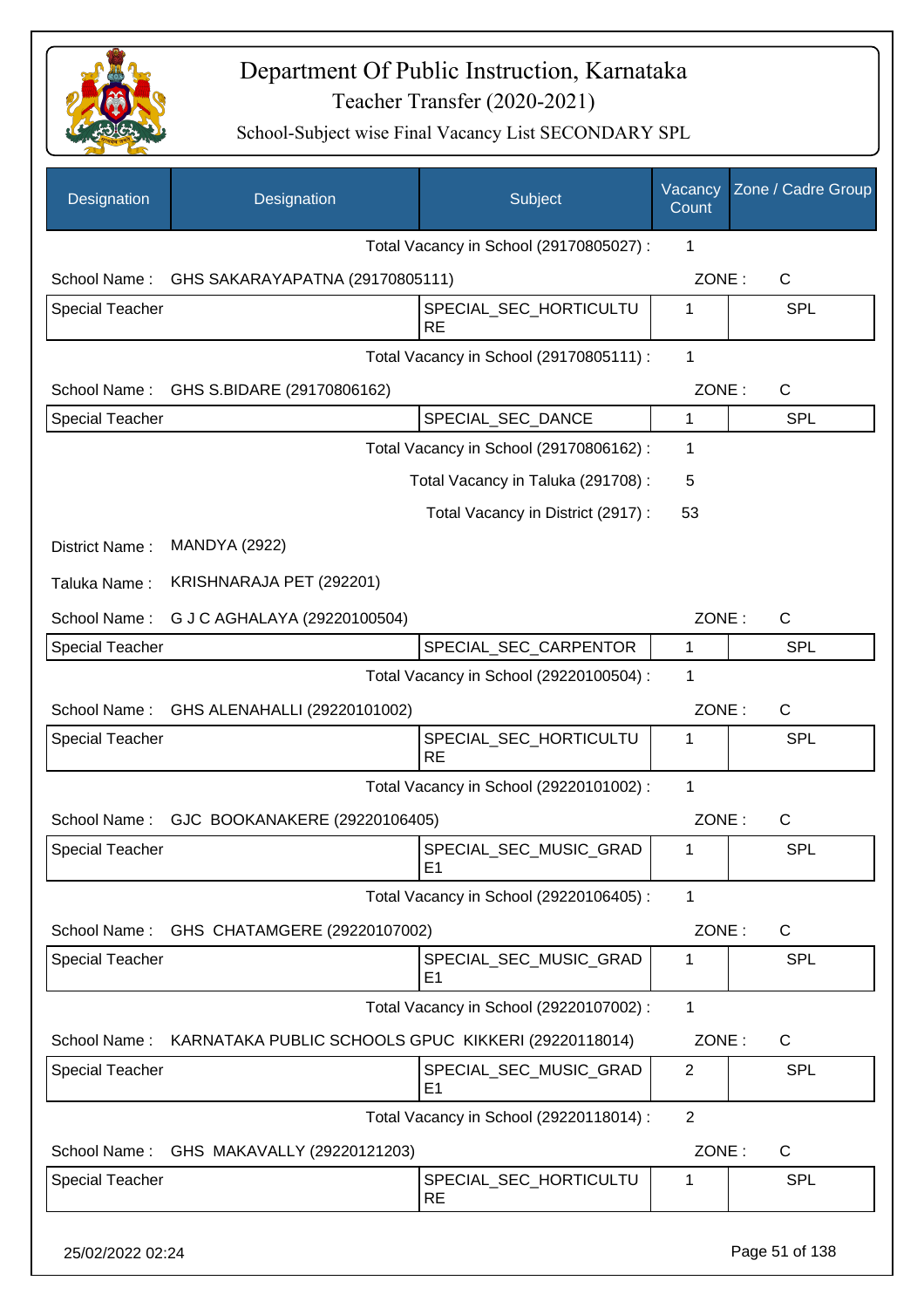# Department Of Public Instruction, Karnataka

## Teacher Transfer (2020-2021)

### School-Subject wise Final Vacancy List SECONDARY SPL

| Designation | Designation | Subject | Vacancy Count | Zone / Cadre Group |
|---|---|---|---|---|
| | | Total Vacancy in School (29170805027) : | 1 | |
| School Name : | GHS SAKARAYAPATNA (29170805111) | | ZONE : | C |
| Special Teacher | | SPECIAL_SEC_HORTICULTURE | 1 | SPL |
| | | Total Vacancy in School (29170805111) : | 1 | |
| School Name : | GHS S.BIDARE (29170806162) | | ZONE : | C |
| Special Teacher | | SPECIAL_SEC_DANCE | 1 | SPL |
| | | Total Vacancy in School (29170806162) : | 1 | |
| | | Total Vacancy in Taluka (291708) : | 5 | |
| | | Total Vacancy in District (2917) : | 53 | |
| District Name : | MANDYA (2922) | | | |
| Taluka Name : | KRISHNARAJA PET (292201) | | | |
| School Name : | G J C AGHALAYA (29220100504) | | ZONE : | C |
| Special Teacher | | SPECIAL_SEC_CARPENTOR | 1 | SPL |
| | | Total Vacancy in School (29220100504) : | 1 | |
| School Name : | GHS ALENAHALLI (29220101002) | | ZONE : | C |
| Special Teacher | | SPECIAL_SEC_HORTICULTURE | 1 | SPL |
| | | Total Vacancy in School (29220101002) : | 1 | |
| School Name : | GJC BOOKANAKERE (29220106405) | | ZONE : | C |
| Special Teacher | | SPECIAL_SEC_MUSIC_GRADE1 | 1 | SPL |
| | | Total Vacancy in School (29220106405) : | 1 | |
| School Name : | GHS CHATAMGERE (29220107002) | | ZONE : | C |
| Special Teacher | | SPECIAL_SEC_MUSIC_GRADE1 | 1 | SPL |
| | | Total Vacancy in School (29220107002) : | 1 | |
| School Name : | KARNATAKA PUBLIC SCHOOLS GPUC KIKKERI (29220118014) | | ZONE : | C |
| Special Teacher | | SPECIAL_SEC_MUSIC_GRADE1 | 2 | SPL |
| | | Total Vacancy in School (29220118014) : | 2 | |
| School Name : | GHS MAKAVALLY (29220121203) | | ZONE : | C |
| Special Teacher | | SPECIAL_SEC_HORTICULTURE | 1 | SPL |

25/02/2022 02:24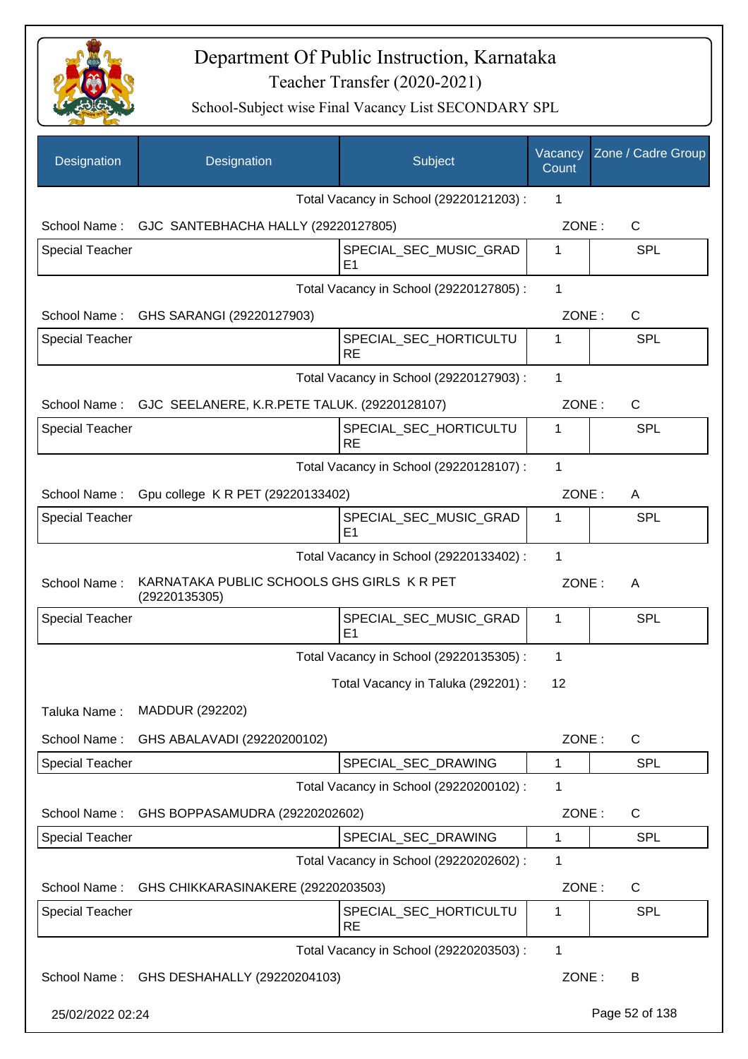# Department Of Public Instruction, Karnataka

## Teacher Transfer (2020-2021)

### School-Subject wise Final Vacancy List SECONDARY SPL

| Designation | Designation | Subject | Vacancy Count | Zone / Cadre Group |
|---|---|---|---|---|
| | | Total Vacancy in School (29220121203) : | 1 | |
| School Name : | GJC SANTEBHACHA HALLY (29220127805) | | ZONE : | C |
| Special Teacher | | SPECIAL_SEC_MUSIC_GRADE1 | 1 | SPL |
| | | Total Vacancy in School (29220127805) : | 1 | |
| School Name : | GHS SARANGI (29220127903) | | ZONE : | C |
| Special Teacher | | SPECIAL_SEC_HORTICULTURE | 1 | SPL |
| | | Total Vacancy in School (29220127903) : | 1 | |
| School Name : | GJC SEELANERE, K.R.PETE TALUK. (29220128107) | | ZONE : | C |
| Special Teacher | | SPECIAL_SEC_HORTICULTURE | 1 | SPL |
| | | Total Vacancy in School (29220128107) : | 1 | |
| School Name : | Gpu college K R PET (29220133402) | | ZONE : | A |
| Special Teacher | | SPECIAL_SEC_MUSIC_GRADE1 | 1 | SPL |
| | | Total Vacancy in School (29220133402) : | 1 | |
| School Name : | KARNATAKA PUBLIC SCHOOLS GHS GIRLS K R PET (29220135305) | | ZONE : | A |
| Special Teacher | | SPECIAL_SEC_MUSIC_GRADE1 | 1 | SPL |
| | | Total Vacancy in School (29220135305) : | 1 | |
| | | Total Vacancy in Taluka (292201) : | 12 | |
| Taluka Name : | MADDUR (292202) | | | |
| School Name : | GHS ABALAVADI (29220200102) | | ZONE : | C |
| Special Teacher | | SPECIAL_SEC_DRAWING | 1 | SPL |
| | | Total Vacancy in School (29220200102) : | 1 | |
| School Name : | GHS BOPPASAMUDRA (29220202602) | | ZONE : | C |
| Special Teacher | | SPECIAL_SEC_DRAWING | 1 | SPL |
| | | Total Vacancy in School (29220202602) : | 1 | |
| School Name : | GHS CHIKKARASINAKERE (29220203503) | | ZONE : | C |
| Special Teacher | | SPECIAL_SEC_HORTICULTURE | 1 | SPL |
| | | Total Vacancy in School (29220203503) : | 1 | |
| School Name : | GHS DESHAHALLY (29220204103) | | ZONE : | B |

25/02/2022 02:24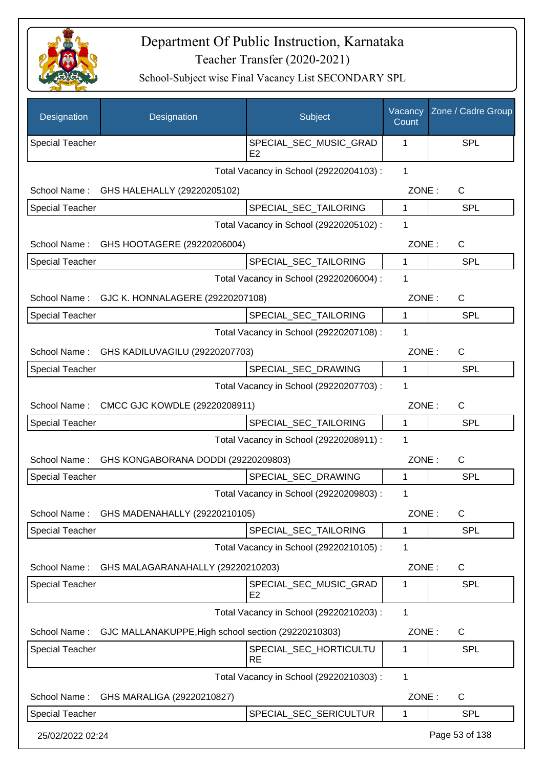# Department Of Public Instruction, Karnataka

## Teacher Transfer (2020-2021)

### School-Subject wise Final Vacancy List SECONDARY SPL

| Designation | Designation | Subject | Vacancy Count | Zone / Cadre Group |
|---|---|---|---|---|
| Special Teacher | | SPECIAL_SEC_MUSIC_GRADE2 | 1 | SPL |
| | | Total Vacancy in School (29220204103) : | 1 | |
| School Name : | GHS HALEHALLY (29220205102) | | ZONE : | C |
| Special Teacher | | SPECIAL_SEC_TAILORING | 1 | SPL |
| | | Total Vacancy in School (29220205102) : | 1 | |
| School Name : | GHS HOOTAGERE (29220206004) | | ZONE : | C |
| Special Teacher | | SPECIAL_SEC_TAILORING | 1 | SPL |
| | | Total Vacancy in School (29220206004) : | 1 | |
| School Name : | GJC K. HONNALAGERE (29220207108) | | ZONE : | C |
| Special Teacher | | SPECIAL_SEC_TAILORING | 1 | SPL |
| | | Total Vacancy in School (29220207108) : | 1 | |
| School Name : | GHS KADILUVAGILU (29220207703) | | ZONE : | C |
| Special Teacher | | SPECIAL_SEC_DRAWING | 1 | SPL |
| | | Total Vacancy in School (29220207703) : | 1 | |
| School Name : | CMCC GJC KOWDLE (29220208911) | | ZONE : | C |
| Special Teacher | | SPECIAL_SEC_TAILORING | 1 | SPL |
| | | Total Vacancy in School (29220208911) : | 1 | |
| School Name : | GHS KONGABORANA DODDI (29220209803) | | ZONE : | C |
| Special Teacher | | SPECIAL_SEC_DRAWING | 1 | SPL |
| | | Total Vacancy in School (29220209803) : | 1 | |
| School Name : | GHS MADENAHALLY (29220210105) | | ZONE : | C |
| Special Teacher | | SPECIAL_SEC_TAILORING | 1 | SPL |
| | | Total Vacancy in School (29220210105) : | 1 | |
| School Name : | GHS MALAGARANAHALLY (29220210203) | | ZONE : | C |
| Special Teacher | | SPECIAL_SEC_MUSIC_GRADE2 | 1 | SPL |
| | | Total Vacancy in School (29220210203) : | 1 | |
| School Name : | GJC MALLANAKUPPE,High school section (29220210303) | | ZONE : | C |
| Special Teacher | | SPECIAL_SEC_HORTICULTURE | 1 | SPL |
| | | Total Vacancy in School (29220210303) : | 1 | |
| School Name : | GHS MARALIGA (29220210827) | | ZONE : | C |
| Special Teacher | | SPECIAL_SEC_SERICULTUR | 1 | SPL |

25/02/2022 02:24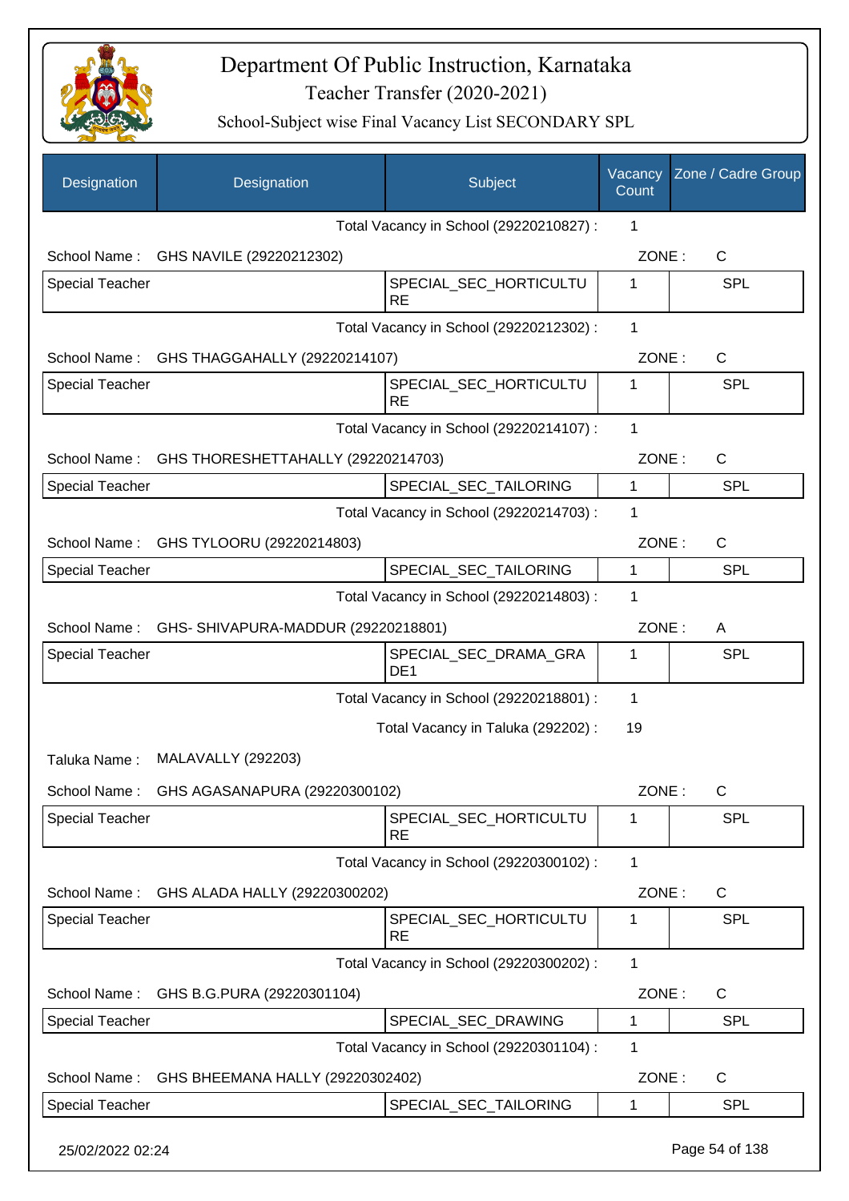# Department Of Public Instruction, Karnataka

Teacher Transfer (2020-2021)

School-Subject wise Final Vacancy List SECONDARY SPL

| Designation | Designation | Subject | Vacancy Count | Zone / Cadre Group |
|---|---|---|---|---|
| | | Total Vacancy in School (29220210827) : | 1 | |
| School Name : | GHS NAVILE (29220212302) | | ZONE : | C |
| Special Teacher | | SPECIAL_SEC_HORTICULTURE | 1 | SPL |
| | | Total Vacancy in School (29220212302) : | 1 | |
| School Name : | GHS THAGGAHALLY (29220214107) | | ZONE : | C |
| Special Teacher | | SPECIAL_SEC_HORTICULTURE | 1 | SPL |
| | | Total Vacancy in School (29220214107) : | 1 | |
| School Name : | GHS THORESHETTAHALLY (29220214703) | | ZONE : | C |
| Special Teacher | | SPECIAL_SEC_TAILORING | 1 | SPL |
| | | Total Vacancy in School (29220214703) : | 1 | |
| School Name : | GHS TYLOORU (29220214803) | | ZONE : | C |
| Special Teacher | | SPECIAL_SEC_TAILORING | 1 | SPL |
| | | Total Vacancy in School (29220214803) : | 1 | |
| School Name : | GHS- SHIVAPURA-MADDUR (29220218801) | | ZONE : | A |
| Special Teacher | | SPECIAL_SEC_DRAMA_GRADE1 | 1 | SPL |
| | | Total Vacancy in School (29220218801) : | 1 | |
| | | Total Vacancy in Taluka (292202) : | 19 | |
| Taluka Name : | MALAVALLY (292203) | | | |
| School Name : | GHS AGASANAPURA (29220300102) | | ZONE : | C |
| Special Teacher | | SPECIAL_SEC_HORTICULTURE | 1 | SPL |
| | | Total Vacancy in School (29220300102) : | 1 | |
| School Name : | GHS ALADA HALLY (29220300202) | | ZONE : | C |
| Special Teacher | | SPECIAL_SEC_HORTICULTURE | 1 | SPL |
| | | Total Vacancy in School (29220300202) : | 1 | |
| School Name : | GHS B.G.PURA (29220301104) | | ZONE : | C |
| Special Teacher | | SPECIAL_SEC_DRAWING | 1 | SPL |
| | | Total Vacancy in School (29220301104) : | 1 | |
| School Name : | GHS BHEEMANA HALLY (29220302402) | | ZONE : | C |
| Special Teacher | | SPECIAL_SEC_TAILORING | 1 | SPL |

25/02/2022 02:24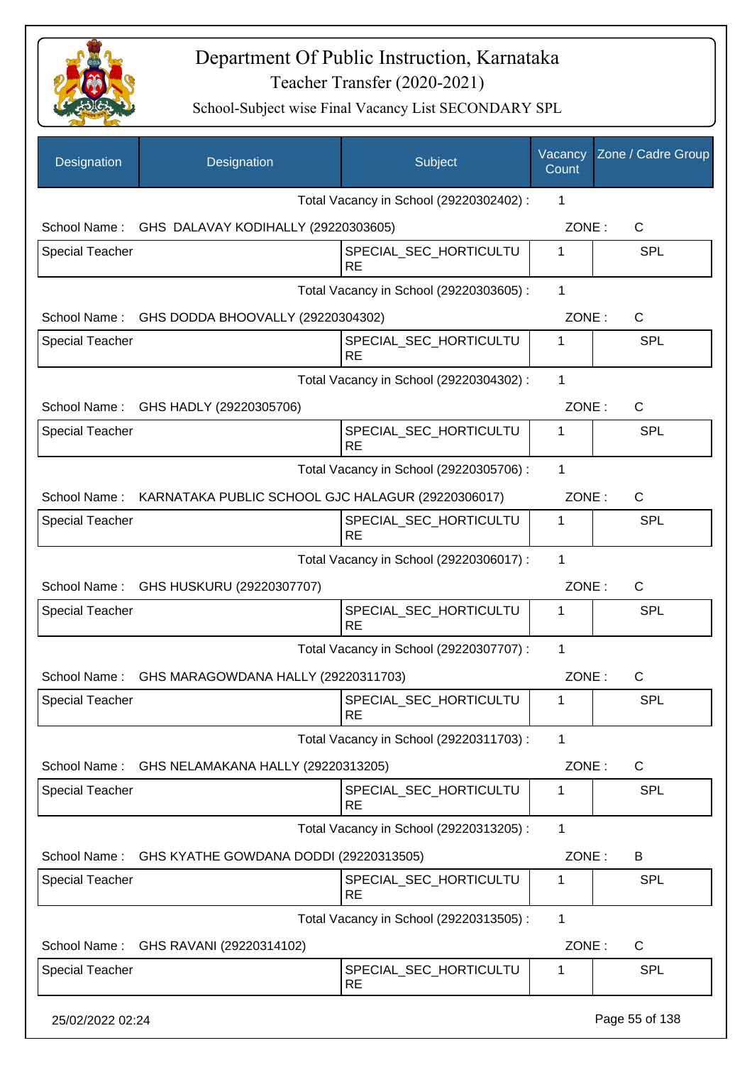# Department Of Public Instruction, Karnataka

## Teacher Transfer (2020-2021)

### School-Subject wise Final Vacancy List SECONDARY SPL

| Designation | Designation | Subject | Vacancy Count | Zone / Cadre Group |
|---|---|---|---|---|
| | | Total Vacancy in School (29220302402) : | 1 | |
| School Name : | GHS DALAVAY KODIHALLY (29220303605) | | ZONE : | C |
| Special Teacher | | SPECIAL_SEC_HORTICULTURE | 1 | SPL |
| | | Total Vacancy in School (29220303605) : | 1 | |
| School Name : | GHS DODDA BHOOVALLY (29220304302) | | ZONE : | C |
| Special Teacher | | SPECIAL_SEC_HORTICULTURE | 1 | SPL |
| | | Total Vacancy in School (29220304302) : | 1 | |
| School Name : | GHS HADLY (29220305706) | | ZONE : | C |
| Special Teacher | | SPECIAL_SEC_HORTICULTURE | 1 | SPL |
| | | Total Vacancy in School (29220305706) : | 1 | |
| School Name : | KARNATAKA PUBLIC SCHOOL GJC HALAGUR (29220306017) | | ZONE : | C |
| Special Teacher | | SPECIAL_SEC_HORTICULTURE | 1 | SPL |
| | | Total Vacancy in School (29220306017) : | 1 | |
| School Name : | GHS HUSKURU (29220307707) | | ZONE : | C |
| Special Teacher | | SPECIAL_SEC_HORTICULTURE | 1 | SPL |
| | | Total Vacancy in School (29220307707) : | 1 | |
| School Name : | GHS MARAGOWDANA HALLY (29220311703) | | ZONE : | C |
| Special Teacher | | SPECIAL_SEC_HORTICULTURE | 1 | SPL |
| | | Total Vacancy in School (29220311703) : | 1 | |
| School Name : | GHS NELAMAKANA HALLY (29220313205) | | ZONE : | C |
| Special Teacher | | SPECIAL_SEC_HORTICULTURE | 1 | SPL |
| | | Total Vacancy in School (29220313205) : | 1 | |
| School Name : | GHS KYATHE GOWDANA DODDI (29220313505) | | ZONE : | B |
| Special Teacher | | SPECIAL_SEC_HORTICULTURE | 1 | SPL |
| | | Total Vacancy in School (29220313505) : | 1 | |
| School Name : | GHS RAVANI (29220314102) | | ZONE : | C |
| Special Teacher | | SPECIAL_SEC_HORTICULTURE | 1 | SPL |

25/02/2022 02:24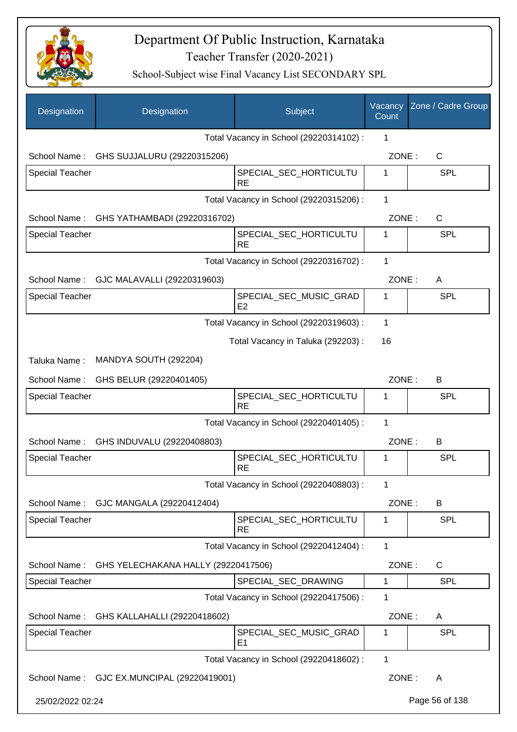# Department Of Public Instruction, Karnataka

## Teacher Transfer (2020-2021)

### School-Subject wise Final Vacancy List SECONDARY SPL

| Designation | Designation | Subject | Vacancy Count | Zone / Cadre Group |
|---|---|---|---|---|
| | | Total Vacancy in School (29220314102) : | 1 | |
| School Name : | GHS SUJJALURU (29220315206) | | ZONE : | C |
| Special Teacher | | SPECIAL_SEC_HORTICULTURE | 1 | SPL |
| | | Total Vacancy in School (29220315206) : | 1 | |
| School Name : | GHS YATHAMBADI (29220316702) | | ZONE : | C |
| Special Teacher | | SPECIAL_SEC_HORTICULTURE | 1 | SPL |
| | | Total Vacancy in School (29220316702) : | 1 | |
| School Name : | GJC MALAVALLI (29220319603) | | ZONE : | A |
| Special Teacher | | SPECIAL_SEC_MUSIC_GRADE2 | 1 | SPL |
| | | Total Vacancy in School (29220319603) : | 1 | |
| | | Total Vacancy in Taluka (292203) : | 16 | |
| Taluka Name : | MANDYA SOUTH (292204) | | | |
| School Name : | GHS BELUR (29220401405) | | ZONE : | B |
| Special Teacher | | SPECIAL_SEC_HORTICULTURE | 1 | SPL |
| | | Total Vacancy in School (29220401405) : | 1 | |
| School Name : | GHS INDUVALU (29220408803) | | ZONE : | B |
| Special Teacher | | SPECIAL_SEC_HORTICULTURE | 1 | SPL |
| | | Total Vacancy in School (29220408803) : | 1 | |
| School Name : | GJC MANGALA (29220412404) | | ZONE : | B |
| Special Teacher | | SPECIAL_SEC_HORTICULTURE | 1 | SPL |
| | | Total Vacancy in School (29220412404) : | 1 | |
| School Name : | GHS YELECHAKANA HALLY (29220417506) | | ZONE : | C |
| Special Teacher | | SPECIAL_SEC_DRAWING | 1 | SPL |
| | | Total Vacancy in School (29220417506) : | 1 | |
| School Name : | GHS KALLAHALLI (29220418602) | | ZONE : | A |
| Special Teacher | | SPECIAL_SEC_MUSIC_GRADE1 | 1 | SPL |
| | | Total Vacancy in School (29220418602) : | 1 | |
| School Name : | GJC EX.MUNCIPAL (29220419001) | | ZONE : | A |

25/02/2022 02:24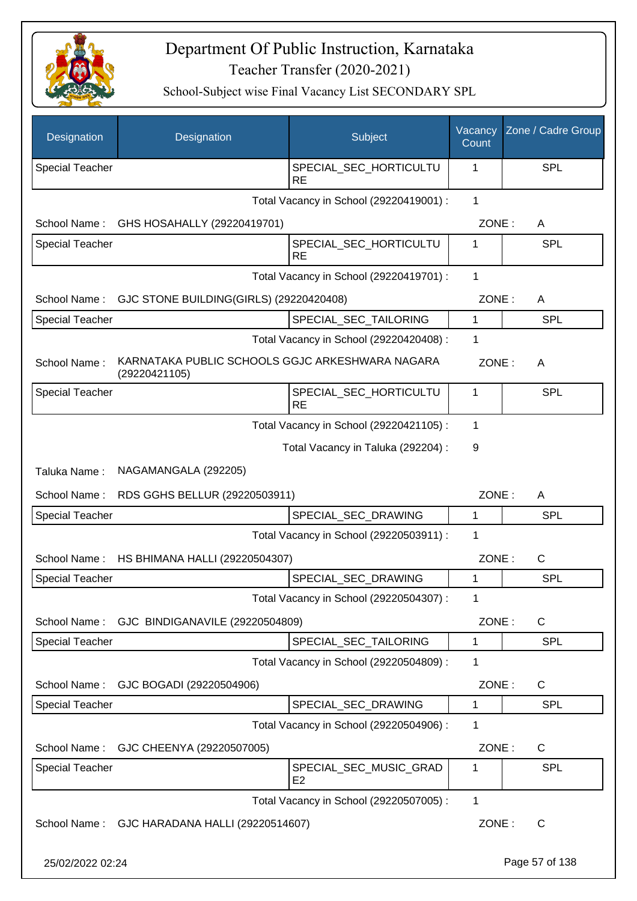# Department Of Public Instruction, Karnataka

## Teacher Transfer (2020-2021)

### School-Subject wise Final Vacancy List SECONDARY SPL

| Designation | Designation | Subject | Vacancy Count | Zone / Cadre Group |
|---|---|---|---|---|
| Special Teacher | | SPECIAL_SEC_HORTICULTURE | 1 | SPL |

Total Vacancy in School (29220419001) : 1

School Name : GHS HOSAHALLY (29220419701) ZONE : A

| Designation | Designation | Subject | Vacancy Count | Zone / Cadre Group |
|---|---|---|---|---|
| Special Teacher | | SPECIAL_SEC_HORTICULTURE | 1 | SPL |

Total Vacancy in School (29220419701) : 1

School Name : GJC STONE BUILDING(GIRLS) (29220420408) ZONE : A

| Designation | Designation | Subject | Vacancy Count | Zone / Cadre Group |
|---|---|---|---|---|
| Special Teacher | | SPECIAL_SEC_TAILORING | 1 | SPL |

Total Vacancy in School (29220420408) : 1

School Name : KARNATAKA PUBLIC SCHOOLS GGJC ARKESHWARA NAGARA (29220421105) ZONE : A

| Designation | Designation | Subject | Vacancy Count | Zone / Cadre Group |
|---|---|---|---|---|
| Special Teacher | | SPECIAL_SEC_HORTICULTURE | 1 | SPL |

Total Vacancy in School (29220421105) : 1

Total Vacancy in Taluka (292204) : 9

Taluka Name : NAGAMANGALA (292205)

School Name : RDS GGHS BELLUR (29220503911) ZONE : A

| Designation | Designation | Subject | Vacancy Count | Zone / Cadre Group |
|---|---|---|---|---|
| Special Teacher | | SPECIAL_SEC_DRAWING | 1 | SPL |

Total Vacancy in School (29220503911) : 1

School Name : HS BHIMANA HALLI (29220504307) ZONE : C

| Designation | Designation | Subject | Vacancy Count | Zone / Cadre Group |
|---|---|---|---|---|
| Special Teacher | | SPECIAL_SEC_DRAWING | 1 | SPL |

Total Vacancy in School (29220504307) : 1

School Name : GJC BINDIGANAVILE (29220504809) ZONE : C

| Designation | Designation | Subject | Vacancy Count | Zone / Cadre Group |
|---|---|---|---|---|
| Special Teacher | | SPECIAL_SEC_TAILORING | 1 | SPL |

Total Vacancy in School (29220504809) : 1

School Name : GJC BOGADI (29220504906) ZONE : C

| Designation | Designation | Subject | Vacancy Count | Zone / Cadre Group |
|---|---|---|---|---|
| Special Teacher | | SPECIAL_SEC_DRAWING | 1 | SPL |

Total Vacancy in School (29220504906) : 1

School Name : GJC CHEENYA (29220507005) ZONE : C

| Designation | Designation | Subject | Vacancy Count | Zone / Cadre Group |
|---|---|---|---|---|
| Special Teacher | | SPECIAL_SEC_MUSIC_GRADE2 | 1 | SPL |

Total Vacancy in School (29220507005) : 1

School Name : GJC HARADANA HALLI (29220514607) ZONE : C

25/02/2022 02:24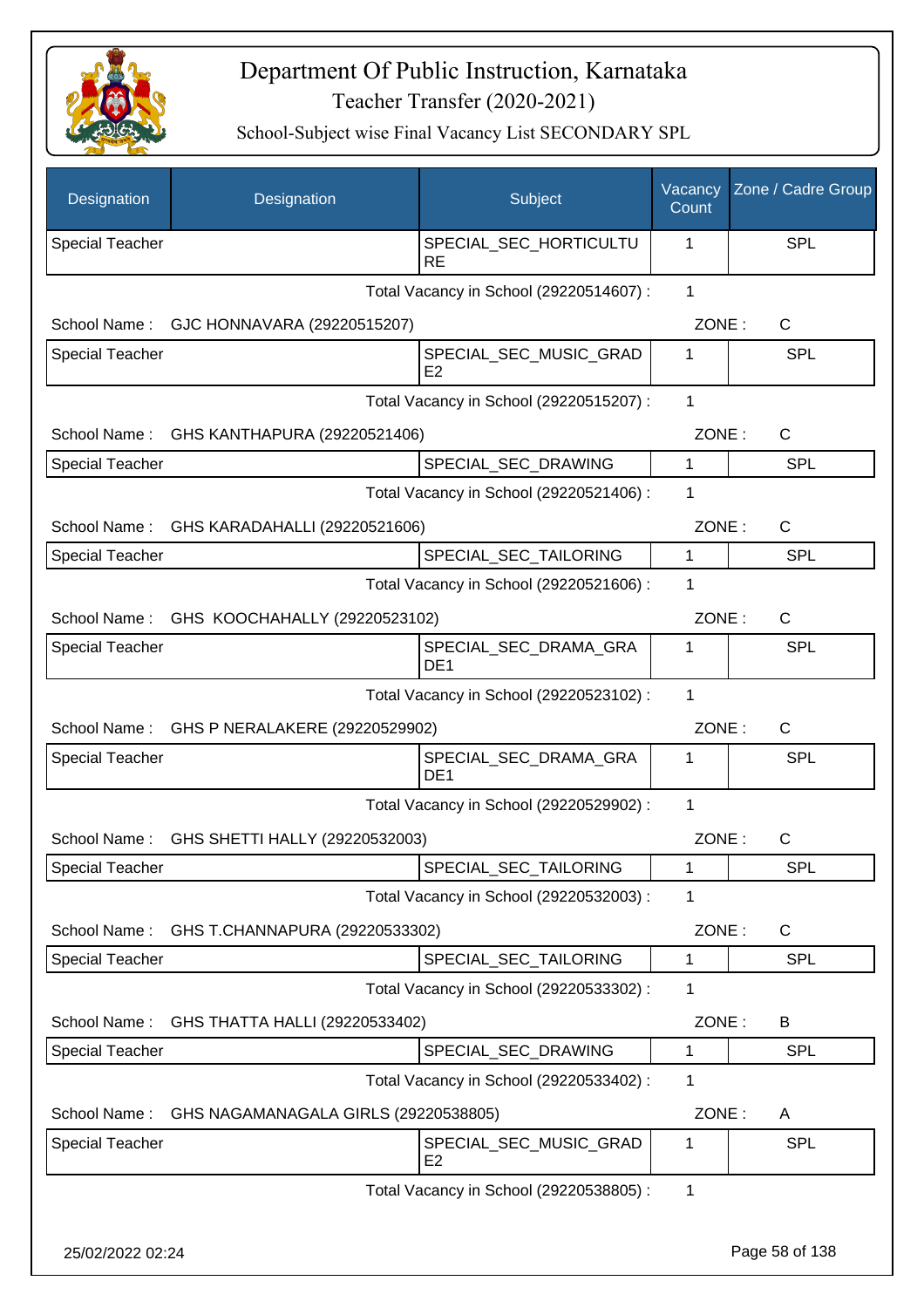# Department Of Public Instruction, Karnataka

## Teacher Transfer (2020-2021)

### School-Subject wise Final Vacancy List SECONDARY SPL

| Designation | Designation | Subject | Vacancy Count | Zone / Cadre Group |
|---|---|---|---|---|
| Special Teacher | | SPECIAL_SEC_HORTICULTURE | 1 | SPL |

Total Vacancy in School (29220514607) : 1

School Name : GJC HONNAVARA (29220515207) ZONE : C

| Special Teacher | | SPECIAL_SEC_MUSIC_GRADE2 | 1 | SPL |
|---|---|---|---|---|

Total Vacancy in School (29220515207) : 1

School Name : GHS KANTHAPURA (29220521406) ZONE : C

| Special Teacher | | SPECIAL_SEC_DRAWING | 1 | SPL |
|---|---|---|---|---|

Total Vacancy in School (29220521406) : 1

School Name : GHS KARADAHALLI (29220521606) ZONE : C

| Special Teacher | | SPECIAL_SEC_TAILORING | 1 | SPL |
|---|---|---|---|---|

Total Vacancy in School (29220521606) : 1

School Name : GHS KOOCHAHALLY (29220523102) ZONE : C

| Special Teacher | | SPECIAL_SEC_DRAMA_GRADE1 | 1 | SPL |
|---|---|---|---|---|

Total Vacancy in School (29220523102) : 1

School Name : GHS P NERALAKERE (29220529902) ZONE : C

| Special Teacher | | SPECIAL_SEC_DRAMA_GRADE1 | 1 | SPL |
|---|---|---|---|---|

Total Vacancy in School (29220529902) : 1

School Name : GHS SHETTI HALLY (29220532003) ZONE : C

| Special Teacher | | SPECIAL_SEC_TAILORING | 1 | SPL |
|---|---|---|---|---|

Total Vacancy in School (29220532003) : 1

School Name : GHS T.CHANNAPURA (29220533302) ZONE : C

| Special Teacher | | SPECIAL_SEC_TAILORING | 1 | SPL |
|---|---|---|---|---|

Total Vacancy in School (29220533302) : 1

School Name : GHS THATTA HALLI (29220533402) ZONE : B

| Special Teacher | | SPECIAL_SEC_DRAWING | 1 | SPL |
|---|---|---|---|---|

Total Vacancy in School (29220533402) : 1

School Name : GHS NAGAMANAGALA GIRLS (29220538805) ZONE : A

| Special Teacher | | SPECIAL_SEC_MUSIC_GRADE2 | 1 | SPL |
|---|---|---|---|---|

Total Vacancy in School (29220538805) : 1

25/02/2022 02:24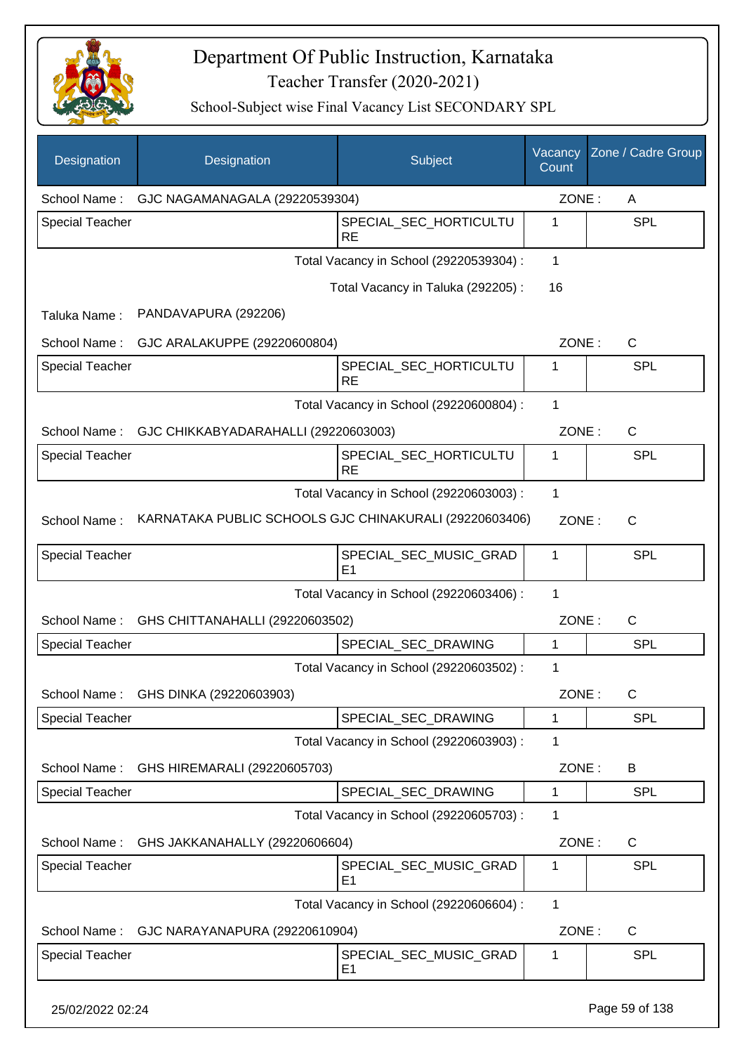# Department Of Public Instruction, Karnataka
## Teacher Transfer (2020-2021)
### School-Subject wise Final Vacancy List SECONDARY SPL

| Designation | Designation | Subject | Vacancy Count | Zone / Cadre Group |
|---|---|---|---|---|
| School Name : | GJC NAGAMANAGALA (29220539304) | | ZONE : | A |
| Special Teacher | | SPECIAL_SEC_HORTICULTURE | 1 | SPL |
| | | Total Vacancy in School (29220539304) : | 1 | |
| | | Total Vacancy in Taluka (292205) : | 16 | |
| Taluka Name : | PANDAVAPURA (292206) | | | |
| School Name : | GJC ARALAKUPPE (29220600804) | | ZONE : | C |
| Special Teacher | | SPECIAL_SEC_HORTICULTURE | 1 | SPL |
| | | Total Vacancy in School (29220600804) : | 1 | |
| School Name : | GJC CHIKKABYADARAHALLI (29220603003) | | ZONE : | C |
| Special Teacher | | SPECIAL_SEC_HORTICULTURE | 1 | SPL |
| | | Total Vacancy in School (29220603003) : | 1 | |
| School Name : | KARNATAKA PUBLIC SCHOOLS GJC CHINAKURALI (29220603406) | | ZONE : | C |
| Special Teacher | | SPECIAL_SEC_MUSIC_GRADE1 | 1 | SPL |
| | | Total Vacancy in School (29220603406) : | 1 | |
| School Name : | GHS CHITTANAHALLI (29220603502) | | ZONE : | C |
| Special Teacher | | SPECIAL_SEC_DRAWING | 1 | SPL |
| | | Total Vacancy in School (29220603502) : | 1 | |
| School Name : | GHS DINKA (29220603903) | | ZONE : | C |
| Special Teacher | | SPECIAL_SEC_DRAWING | 1 | SPL |
| | | Total Vacancy in School (29220603903) : | 1 | |
| School Name : | GHS HIREMARALI (29220605703) | | ZONE : | B |
| Special Teacher | | SPECIAL_SEC_DRAWING | 1 | SPL |
| | | Total Vacancy in School (29220605703) : | 1 | |
| School Name : | GHS JAKKANAHALLY (29220606604) | | ZONE : | C |
| Special Teacher | | SPECIAL_SEC_MUSIC_GRADE1 | 1 | SPL |
| | | Total Vacancy in School (29220606604) : | 1 | |
| School Name : | GJC NARAYANAPURA (29220610904) | | ZONE : | C |
| Special Teacher | | SPECIAL_SEC_MUSIC_GRADE1 | 1 | SPL |

25/02/2022 02:24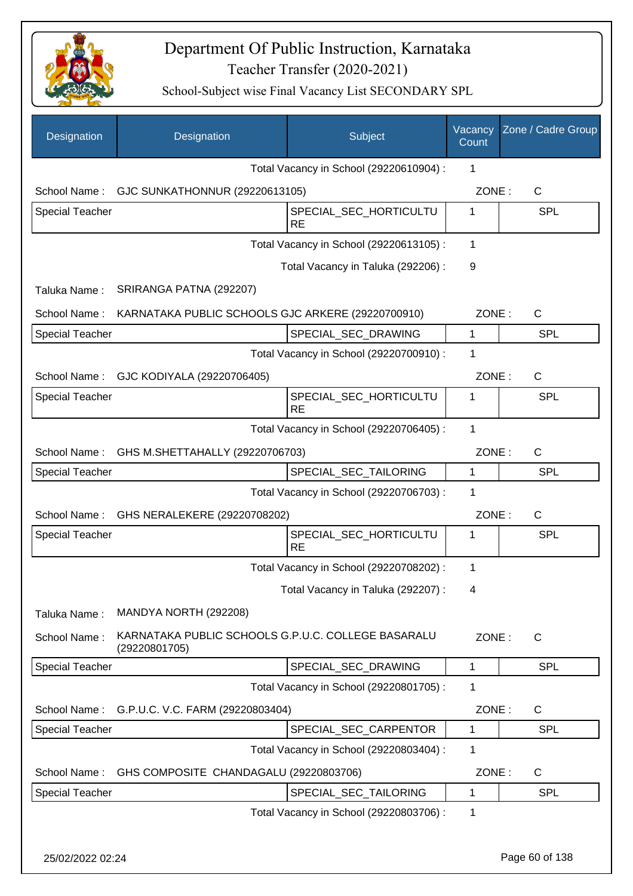# Department Of Public Instruction, Karnataka

Teacher Transfer (2020-2021)

School-Subject wise Final Vacancy List SECONDARY SPL

| Designation | Designation | Subject | Vacancy Count | Zone / Cadre Group |
|---|---|---|---|---|
| | | Total Vacancy in School (29220610904) : | 1 | |
| School Name : | GJC SUNKATHONNUR (29220613105) | | ZONE : | C |
| Special Teacher | | SPECIAL_SEC_HORTICULTURE | 1 | SPL |
| | | Total Vacancy in School (29220613105) : | 1 | |
| | | Total Vacancy in Taluka (292206) : | 9 | |
| Taluka Name : | SRIRANGA PATNA (292207) | | | |
| School Name : | KARNATAKA PUBLIC SCHOOLS GJC ARKERE (29220700910) | | ZONE : | C |
| Special Teacher | | SPECIAL_SEC_DRAWING | 1 | SPL |
| | | Total Vacancy in School (29220700910) : | 1 | |
| School Name : | GJC KODIYALA (29220706405) | | ZONE : | C |
| Special Teacher | | SPECIAL_SEC_HORTICULTURE | 1 | SPL |
| | | Total Vacancy in School (29220706405) : | 1 | |
| School Name : | GHS M.SHETTAHALLY (29220706703) | | ZONE : | C |
| Special Teacher | | SPECIAL_SEC_TAILORING | 1 | SPL |
| | | Total Vacancy in School (29220706703) : | 1 | |
| School Name : | GHS NERALEKERE (29220708202) | | ZONE : | C |
| Special Teacher | | SPECIAL_SEC_HORTICULTURE | 1 | SPL |
| | | Total Vacancy in School (29220708202) : | 1 | |
| | | Total Vacancy in Taluka (292207) : | 4 | |
| Taluka Name : | MANDYA NORTH (292208) | | | |
| School Name : | KARNATAKA PUBLIC SCHOOLS G.P.U.C. COLLEGE BASARALU (29220801705) | | ZONE : | C |
| Special Teacher | | SPECIAL_SEC_DRAWING | 1 | SPL |
| | | Total Vacancy in School (29220801705) : | 1 | |
| School Name : | G.P.U.C. V.C. FARM (29220803404) | | ZONE : | C |
| Special Teacher | | SPECIAL_SEC_CARPENTOR | 1 | SPL |
| | | Total Vacancy in School (29220803404) : | 1 | |
| School Name : | GHS COMPOSITE CHANDAGALU (29220803706) | | ZONE : | C |
| Special Teacher | | SPECIAL_SEC_TAILORING | 1 | SPL |
| | | Total Vacancy in School (29220803706) : | 1 | |

25/02/2022 02:24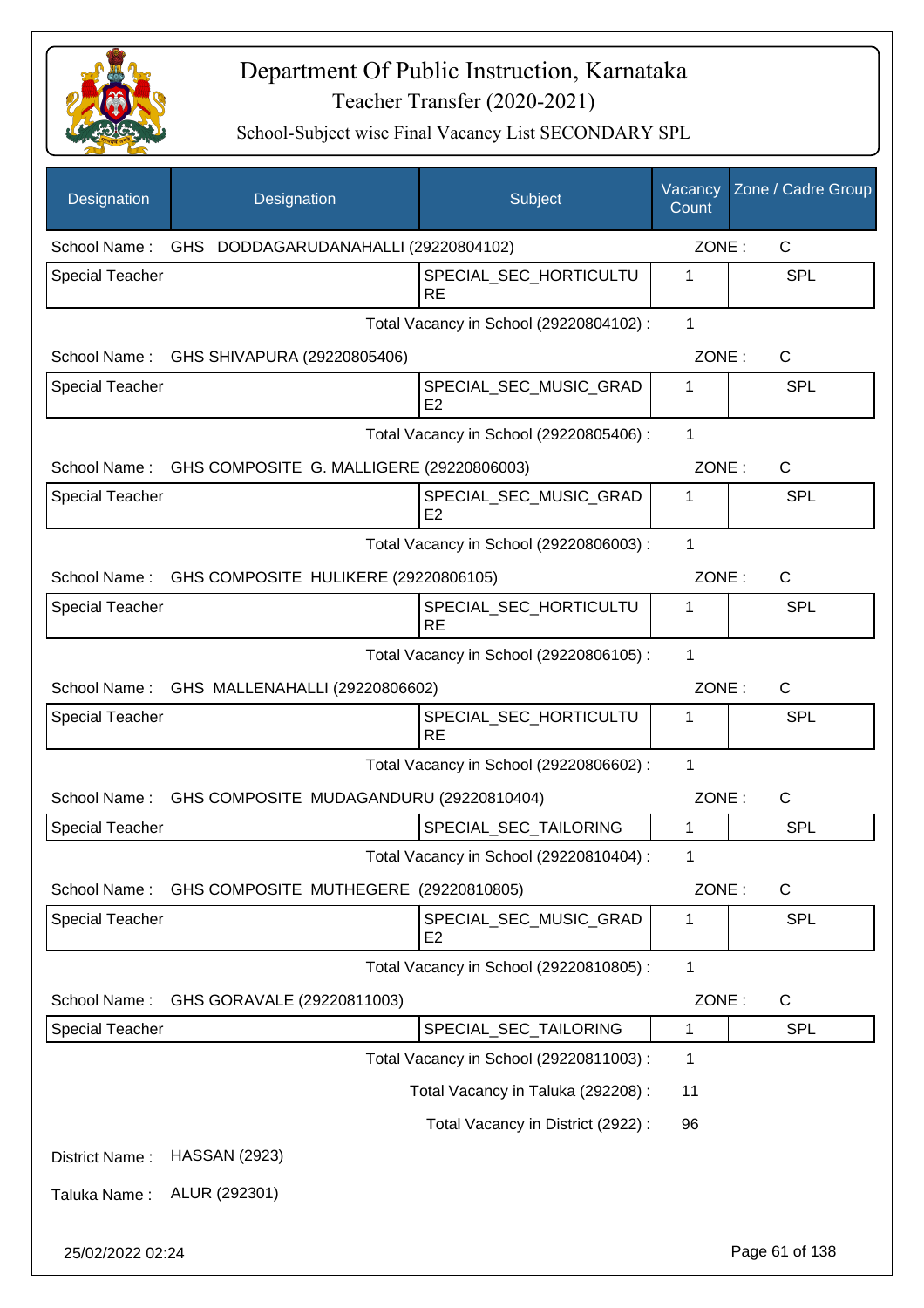# Department Of Public Instruction, Karnataka

Teacher Transfer (2020-2021)

School-Subject wise Final Vacancy List SECONDARY SPL

| Designation | Designation | Subject | Vacancy Count | Zone / Cadre Group |
|---|---|---|---|---|
| School Name : | GHS DODDAGARUDANAHALLI (29220804102) | | ZONE : | C |
| Special Teacher | | SPECIAL_SEC_HORTICULTURE | 1 | SPL |
| | | Total Vacancy in School (29220804102) : | 1 | |
| School Name : | GHS SHIVAPURA (29220805406) | | ZONE : | C |
| Special Teacher | | SPECIAL_SEC_MUSIC_GRADE2 | 1 | SPL |
| | | Total Vacancy in School (29220805406) : | 1 | |
| School Name : | GHS COMPOSITE G. MALLIGERE (29220806003) | | ZONE : | C |
| Special Teacher | | SPECIAL_SEC_MUSIC_GRADE2 | 1 | SPL |
| | | Total Vacancy in School (29220806003) : | 1 | |
| School Name : | GHS COMPOSITE HULIKERE (29220806105) | | ZONE : | C |
| Special Teacher | | SPECIAL_SEC_HORTICULTURE | 1 | SPL |
| | | Total Vacancy in School (29220806105) : | 1 | |
| School Name : | GHS MALLENAHALLI (29220806602) | | ZONE : | C |
| Special Teacher | | SPECIAL_SEC_HORTICULTURE | 1 | SPL |
| | | Total Vacancy in School (29220806602) : | 1 | |
| School Name : | GHS COMPOSITE MUDAGANDURU (29220810404) | | ZONE : | C |
| Special Teacher | | SPECIAL_SEC_TAILORING | 1 | SPL |
| | | Total Vacancy in School (29220810404) : | 1 | |
| School Name : | GHS COMPOSITE MUTHEGERE (29220810805) | | ZONE : | C |
| Special Teacher | | SPECIAL_SEC_MUSIC_GRADE2 | 1 | SPL |
| | | Total Vacancy in School (29220810805) : | 1 | |
| School Name : | GHS GORAVALE (29220811003) | | ZONE : | C |
| Special Teacher | | SPECIAL_SEC_TAILORING | 1 | SPL |
| | | Total Vacancy in School (29220811003) : | 1 | |
| | | Total Vacancy in Taluka (292208) : | 11 | |
| | | Total Vacancy in District (2922) : | 96 | |

District Name : HASSAN (2923)

Taluka Name : ALUR (292301)

25/02/2022 02:24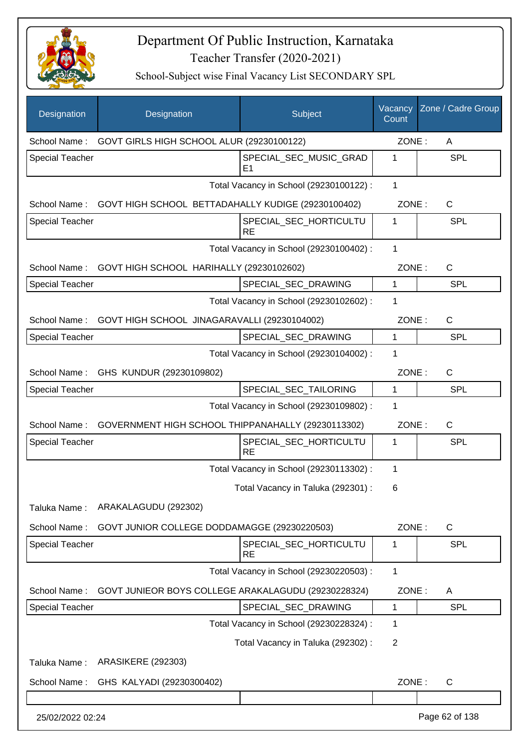# Department Of Public Instruction, Karnataka

## Teacher Transfer (2020-2021)

### School-Subject wise Final Vacancy List SECONDARY SPL

| Designation | Designation | Subject | Vacancy Count | Zone / Cadre Group |
|---|---|---|---|---|
| School Name : | GOVT GIRLS HIGH SCHOOL ALUR (29230100122) | | ZONE : | A |
| Special Teacher | | SPECIAL_SEC_MUSIC_GRADE1 | 1 | SPL |
| | | Total Vacancy in School (29230100122) : | 1 | |
| School Name : | GOVT HIGH SCHOOL BETTADAHALLY KUDIGE (29230100402) | | ZONE : | C |
| Special Teacher | | SPECIAL_SEC_HORTICULTURE | 1 | SPL |
| | | Total Vacancy in School (29230100402) : | 1 | |
| School Name : | GOVT HIGH SCHOOL HARIHALLY (29230102602) | | ZONE : | C |
| Special Teacher | | SPECIAL_SEC_DRAWING | 1 | SPL |
| | | Total Vacancy in School (29230102602) : | 1 | |
| School Name : | GOVT HIGH SCHOOL JINAGARAVALLI (29230104002) | | ZONE : | C |
| Special Teacher | | SPECIAL_SEC_DRAWING | 1 | SPL |
| | | Total Vacancy in School (29230104002) : | 1 | |
| School Name : | GHS KUNDUR (29230109802) | | ZONE : | C |
| Special Teacher | | SPECIAL_SEC_TAILORING | 1 | SPL |
| | | Total Vacancy in School (29230109802) : | 1 | |
| School Name : | GOVERNMENT HIGH SCHOOL THIPPANAHALLY (29230113302) | | ZONE : | C |
| Special Teacher | | SPECIAL_SEC_HORTICULTURE | 1 | SPL |
| | | Total Vacancy in School (29230113302) : | 1 | |
| | | Total Vacancy in Taluka (292301) : | 6 | |
| Taluka Name : | ARAKALAGUDU (292302) | | | |
| School Name : | GOVT JUNIOR COLLEGE DODDAMAGGE (29230220503) | | ZONE : | C |
| Special Teacher | | SPECIAL_SEC_HORTICULTURE | 1 | SPL |
| | | Total Vacancy in School (29230220503) : | 1 | |
| School Name : | GOVT JUNIEOR BOYS COLLEGE ARAKALAGUDU (29230228324) | | ZONE : | A |
| Special Teacher | | SPECIAL_SEC_DRAWING | 1 | SPL |
| | | Total Vacancy in School (29230228324) : | 1 | |
| | | Total Vacancy in Taluka (292302) : | 2 | |
| Taluka Name : | ARASIKERE (292303) | | | |
| School Name : | GHS KALYADI (29230300402) | | ZONE : | C |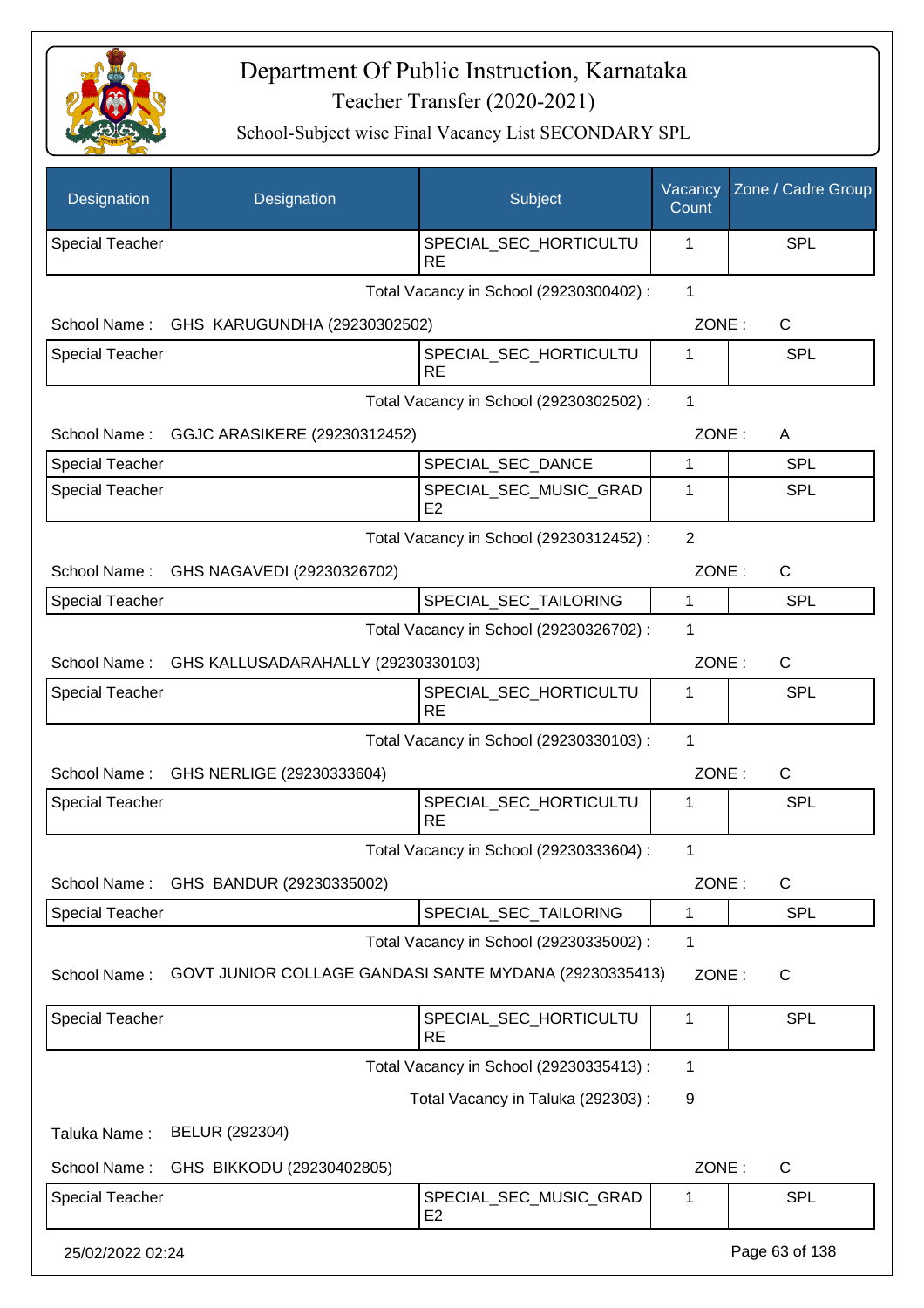# Department Of Public Instruction, Karnataka

Teacher Transfer (2020-2021)

School-Subject wise Final Vacancy List SECONDARY SPL

| Designation | Designation | Subject | Vacancy Count | Zone / Cadre Group |
|---|---|---|---|---|
| Special Teacher | | SPECIAL_SEC_HORTICULTURE | 1 | SPL |

Total Vacancy in School (29230300402) : 1

School Name : GHS KARUGUNDHA (29230302502) ZONE : C

| Designation | Designation | Subject | Vacancy Count | Zone / Cadre Group |
|---|---|---|---|---|
| Special Teacher | | SPECIAL_SEC_HORTICULTURE | 1 | SPL |

Total Vacancy in School (29230302502) : 1

School Name : GGJC ARASIKERE (29230312452) ZONE : A

| Designation | Designation | Subject | Vacancy Count | Zone / Cadre Group |
|---|---|---|---|---|
| Special Teacher | | SPECIAL_SEC_DANCE | 1 | SPL |
| Special Teacher | | SPECIAL_SEC_MUSIC_GRADE2 | 1 | SPL |

Total Vacancy in School (29230312452) : 2

School Name : GHS NAGAVEDI (29230326702) ZONE : C

| Designation | Designation | Subject | Vacancy Count | Zone / Cadre Group |
|---|---|---|---|---|
| Special Teacher | | SPECIAL_SEC_TAILORING | 1 | SPL |

Total Vacancy in School (29230326702) : 1

School Name : GHS KALLUSADARAHALLY (29230330103) ZONE : C

| Designation | Designation | Subject | Vacancy Count | Zone / Cadre Group |
|---|---|---|---|---|
| Special Teacher | | SPECIAL_SEC_HORTICULTURE | 1 | SPL |

Total Vacancy in School (29230330103) : 1

School Name : GHS NERLIGE (29230333604) ZONE : C

| Designation | Designation | Subject | Vacancy Count | Zone / Cadre Group |
|---|---|---|---|---|
| Special Teacher | | SPECIAL_SEC_HORTICULTURE | 1 | SPL |

Total Vacancy in School (29230333604) : 1

School Name : GHS BANDUR (29230335002) ZONE : C

| Designation | Designation | Subject | Vacancy Count | Zone / Cadre Group |
|---|---|---|---|---|
| Special Teacher | | SPECIAL_SEC_TAILORING | 1 | SPL |

Total Vacancy in School (29230335002) : 1

School Name : GOVT JUNIOR COLLAGE GANDASI SANTE MYDANA (29230335413) ZONE : C

| Designation | Designation | Subject | Vacancy Count | Zone / Cadre Group |
|---|---|---|---|---|
| Special Teacher | | SPECIAL_SEC_HORTICULTURE | 1 | SPL |

Total Vacancy in School (29230335413) : 1

Total Vacancy in Taluka (292303) : 9

Taluka Name : BELUR (292304)

School Name : GHS BIKKODU (29230402805) ZONE : C

| Designation | Designation | Subject | Vacancy Count | Zone / Cadre Group |
|---|---|---|---|---|
| Special Teacher | | SPECIAL_SEC_MUSIC_GRADE2 | 1 | SPL |

25/02/2022 02:24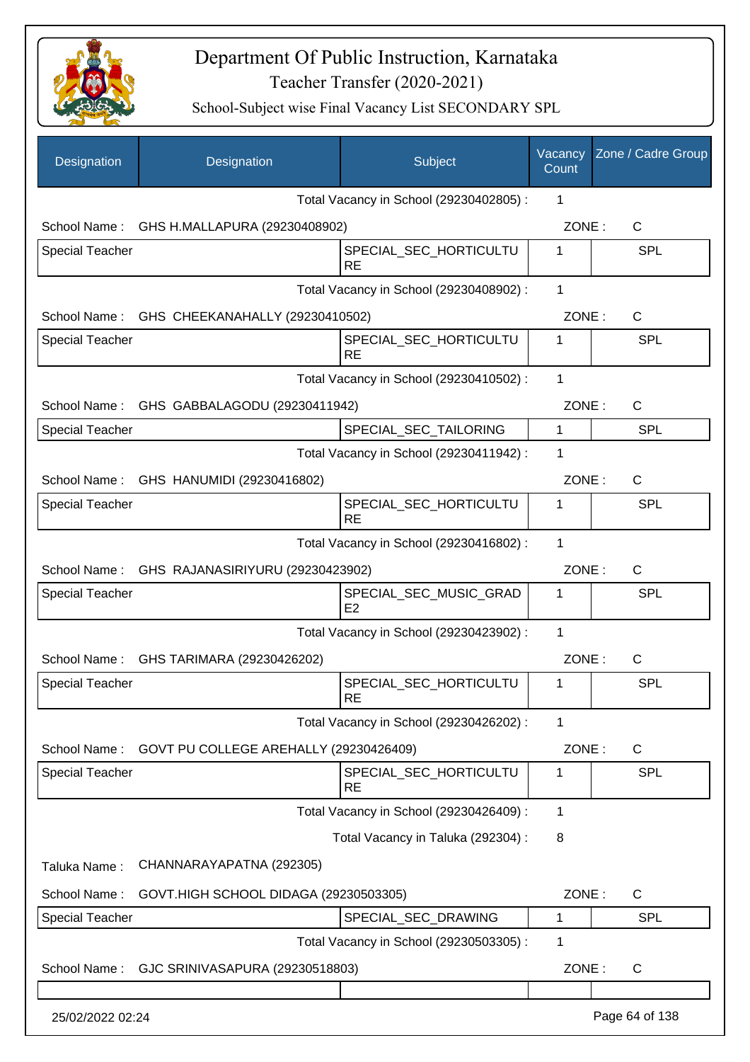# Department Of Public Instruction, Karnataka

Teacher Transfer (2020-2021)

School-Subject wise Final Vacancy List SECONDARY SPL

| Designation | Designation | Subject | Vacancy Count | Zone / Cadre Group |
|---|---|---|---|---|
| | | Total Vacancy in School (29230402805) : | 1 | |
| School Name : | GHS H.MALLAPURA (29230408902) | | ZONE : | C |
| Special Teacher | | SPECIAL_SEC_HORTICULTURE | 1 | SPL |
| | | Total Vacancy in School (29230408902) : | 1 | |
| School Name : | GHS CHEEKANAHALLY (29230410502) | | ZONE : | C |
| Special Teacher | | SPECIAL_SEC_HORTICULTURE | 1 | SPL |
| | | Total Vacancy in School (29230410502) : | 1 | |
| School Name : | GHS GABBALAGODU (29230411942) | | ZONE : | C |
| Special Teacher | | SPECIAL_SEC_TAILORING | 1 | SPL |
| | | Total Vacancy in School (29230411942) : | 1 | |
| School Name : | GHS HANUMIDI (29230416802) | | ZONE : | C |
| Special Teacher | | SPECIAL_SEC_HORTICULTURE | 1 | SPL |
| | | Total Vacancy in School (29230416802) : | 1 | |
| School Name : | GHS RAJANASIRIYURU (29230423902) | | ZONE : | C |
| Special Teacher | | SPECIAL_SEC_MUSIC_GRADE2 | 1 | SPL |
| | | Total Vacancy in School (29230423902) : | 1 | |
| School Name : | GHS TARIMARA (29230426202) | | ZONE : | C |
| Special Teacher | | SPECIAL_SEC_HORTICULTURE | 1 | SPL |
| | | Total Vacancy in School (29230426202) : | 1 | |
| School Name : | GOVT PU COLLEGE AREHALLY (29230426409) | | ZONE : | C |
| Special Teacher | | SPECIAL_SEC_HORTICULTURE | 1 | SPL |
| | | Total Vacancy in School (29230426409) : | 1 | |
| | | Total Vacancy in Taluka (292304) : | 8 | |
| Taluka Name : | CHANNARAYAPATNA (292305) | | | |
| School Name : | GOVT.HIGH SCHOOL DIDAGA (29230503305) | | ZONE : | C |
| Special Teacher | | SPECIAL_SEC_DRAWING | 1 | SPL |
| | | Total Vacancy in School (29230503305) : | 1 | |
| School Name : | GJC SRINIVASAPURA (29230518803) | | ZONE : | C |

25/02/2022 02:24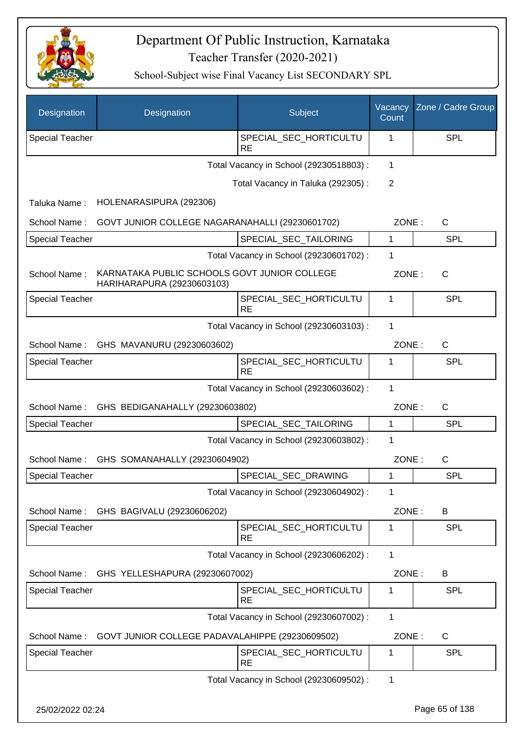| Designation | Designation | Subject | Vacancy Count | Zone / Cadre Group |
|---|---|---|---|---|
| Special Teacher | | SPECIAL_SEC_HORTICULTURE | 1 | SPL |

Total Vacancy in School (29230518803) : 1

Total Vacancy in Taluka (292305) : 2

Taluka Name : HOLENARASIPURA (292306)

School Name : GOVT JUNIOR COLLEGE NAGARANAHALLI (29230601702) ZONE : C

| Designation | Designation | Subject | Vacancy Count | Zone / Cadre Group |
|---|---|---|---|---|
| Special Teacher | | SPECIAL_SEC_TAILORING | 1 | SPL |

Total Vacancy in School (29230601702) : 1

School Name : KARNATAKA PUBLIC SCHOOLS GOVT JUNIOR COLLEGE HARIHARAPURA (29230603103) ZONE : C

| Designation | Designation | Subject | Vacancy Count | Zone / Cadre Group |
|---|---|---|---|---|
| Special Teacher | | SPECIAL_SEC_HORTICULTURE | 1 | SPL |

Total Vacancy in School (29230603103) : 1

School Name : GHS MAVANURU (29230603602) ZONE : C

| Designation | Designation | Subject | Vacancy Count | Zone / Cadre Group |
|---|---|---|---|---|
| Special Teacher | | SPECIAL_SEC_HORTICULTURE | 1 | SPL |

Total Vacancy in School (29230603602) : 1

School Name : GHS BEDIGANAHALLY (29230603802) ZONE : C

| Designation | Designation | Subject | Vacancy Count | Zone / Cadre Group |
|---|---|---|---|---|
| Special Teacher | | SPECIAL_SEC_TAILORING | 1 | SPL |

Total Vacancy in School (29230603802) : 1

School Name : GHS SOMANAHALLY (29230604902) ZONE : C

| Designation | Designation | Subject | Vacancy Count | Zone / Cadre Group |
|---|---|---|---|---|
| Special Teacher | | SPECIAL_SEC_DRAWING | 1 | SPL |

Total Vacancy in School (29230604902) : 1

School Name : GHS BAGIVALU (29230606202) ZONE : B

| Designation | Designation | Subject | Vacancy Count | Zone / Cadre Group |
|---|---|---|---|---|
| Special Teacher | | SPECIAL_SEC_HORTICULTURE | 1 | SPL |

Total Vacancy in School (29230606202) : 1

School Name : GHS YELLESHAPURA (29230607002) ZONE : B

| Designation | Designation | Subject | Vacancy Count | Zone / Cadre Group |
|---|---|---|---|---|
| Special Teacher | | SPECIAL_SEC_HORTICULTURE | 1 | SPL |

Total Vacancy in School (29230607002) : 1

School Name : GOVT JUNIOR COLLEGE PADAVALAHIPPE (29230609502) ZONE : C

| Designation | Designation | Subject | Vacancy Count | Zone / Cadre Group |
|---|---|---|---|---|
| Special Teacher | | SPECIAL_SEC_HORTICULTURE | 1 | SPL |

Total Vacancy in School (29230609502) : 1

25/02/2022 02:24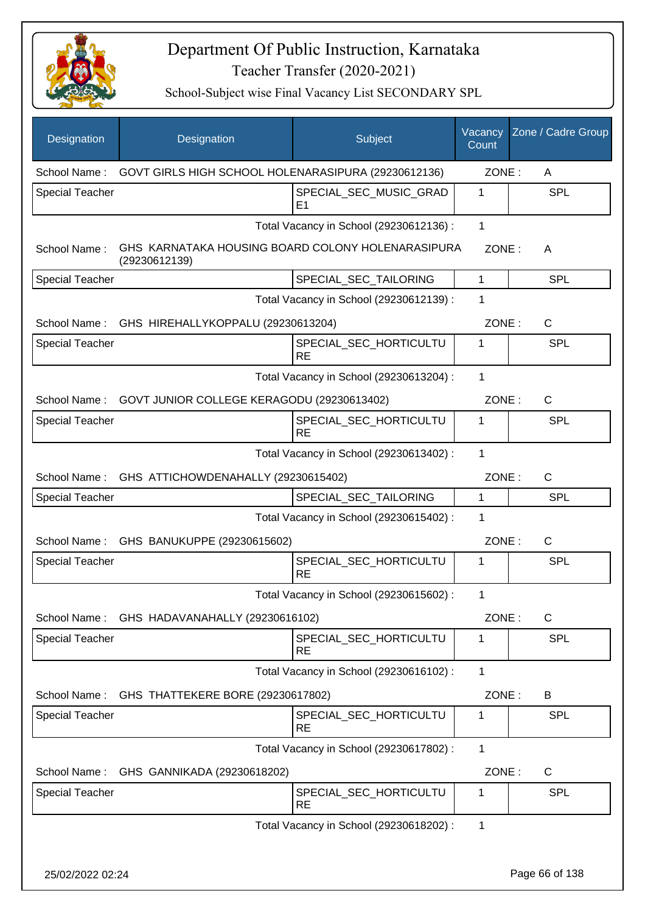# Department Of Public Instruction, Karnataka

## Teacher Transfer (2020-2021)

### School-Subject wise Final Vacancy List SECONDARY SPL

| Designation | Designation | Subject | Vacancy Count | Zone / Cadre Group |
|---|---|---|---|---|
| School Name : | GOVT GIRLS HIGH SCHOOL HOLENARASIPURA (29230612136) | | ZONE : | A |
| Special Teacher | | SPECIAL_SEC_MUSIC_GRADE1 | 1 | SPL |
| | | Total Vacancy in School (29230612136) : | 1 | |
| School Name : | GHS KARNATAKA HOUSING BOARD COLONY HOLENARASIPURA (29230612139) | | ZONE : | A |
| Special Teacher | | SPECIAL_SEC_TAILORING | 1 | SPL |
| | | Total Vacancy in School (29230612139) : | 1 | |
| School Name : | GHS HIREHALLYKOPPALU (29230613204) | | ZONE : | C |
| Special Teacher | | SPECIAL_SEC_HORTICULTURE | 1 | SPL |
| | | Total Vacancy in School (29230613204) : | 1 | |
| School Name : | GOVT JUNIOR COLLEGE KERAGODU (29230613402) | | ZONE : | C |
| Special Teacher | | SPECIAL_SEC_HORTICULTURE | 1 | SPL |
| | | Total Vacancy in School (29230613402) : | 1 | |
| School Name : | GHS ATTICHOWDENAHALLY (29230615402) | | ZONE : | C |
| Special Teacher | | SPECIAL_SEC_TAILORING | 1 | SPL |
| | | Total Vacancy in School (29230615402) : | 1 | |
| School Name : | GHS BANUKUPPE (29230615602) | | ZONE : | C |
| Special Teacher | | SPECIAL_SEC_HORTICULTURE | 1 | SPL |
| | | Total Vacancy in School (29230615602) : | 1 | |
| School Name : | GHS HADAVANAHALLY (29230616102) | | ZONE : | C |
| Special Teacher | | SPECIAL_SEC_HORTICULTURE | 1 | SPL |
| | | Total Vacancy in School (29230616102) : | 1 | |
| School Name : | GHS THATTEKERE BORE (29230617802) | | ZONE : | B |
| Special Teacher | | SPECIAL_SEC_HORTICULTURE | 1 | SPL |
| | | Total Vacancy in School (29230617802) : | 1 | |
| School Name : | GHS GANNIKADA (29230618202) | | ZONE : | C |
| Special Teacher | | SPECIAL_SEC_HORTICULTURE | 1 | SPL |
| | | Total Vacancy in School (29230618202) : | 1 | |

25/02/2022 02:24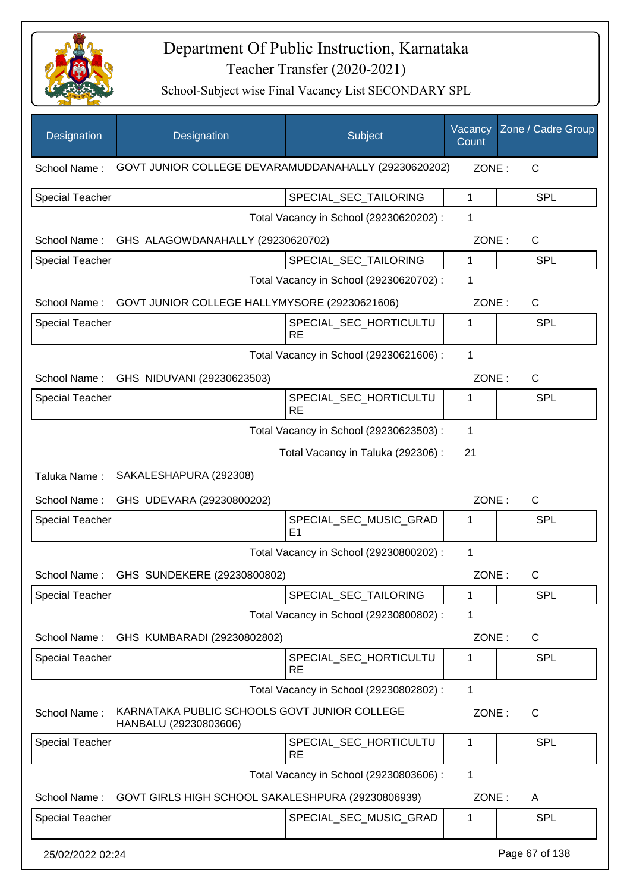# Department Of Public Instruction, Karnataka
## Teacher Transfer (2020-2021)
### School-Subject wise Final Vacancy List SECONDARY SPL

| Designation | Designation | Subject | Vacancy Count | Zone / Cadre Group |
|---|---|---|---|---|
| School Name : | GOVT JUNIOR COLLEGE DEVARAMUDDANAHALLY (29230620202) | | ZONE : | C |
| Special Teacher | | SPECIAL_SEC_TAILORING | 1 | SPL |
| | | Total Vacancy in School (29230620202) : | 1 | |
| School Name : | GHS ALAGOWDANAHALLY (29230620702) | | ZONE : | C |
| Special Teacher | | SPECIAL_SEC_TAILORING | 1 | SPL |
| | | Total Vacancy in School (29230620702) : | 1 | |
| School Name : | GOVT JUNIOR COLLEGE HALLYMYSORE (29230621606) | | ZONE : | C |
| Special Teacher | | SPECIAL_SEC_HORTICULTURE | 1 | SPL |
| | | Total Vacancy in School (29230621606) : | 1 | |
| School Name : | GHS NIDUVANI (29230623503) | | ZONE : | C |
| Special Teacher | | SPECIAL_SEC_HORTICULTURE | 1 | SPL |
| | | Total Vacancy in School (29230623503) : | 1 | |
| | | Total Vacancy in Taluka (292306) : | 21 | |
| Taluka Name : | SAKALESHAPURA (292308) | | | |
| School Name : | GHS UDEVARA (29230800202) | | ZONE : | C |
| Special Teacher | | SPECIAL_SEC_MUSIC_GRADE1 | 1 | SPL |
| | | Total Vacancy in School (29230800202) : | 1 | |
| School Name : | GHS SUNDEKERE (29230800802) | | ZONE : | C |
| Special Teacher | | SPECIAL_SEC_TAILORING | 1 | SPL |
| | | Total Vacancy in School (29230800802) : | 1 | |
| School Name : | GHS KUMBARADI (29230802802) | | ZONE : | C |
| Special Teacher | | SPECIAL_SEC_HORTICULTURE | 1 | SPL |
| | | Total Vacancy in School (29230802802) : | 1 | |
| School Name : | KARNATAKA PUBLIC SCHOOLS GOVT JUNIOR COLLEGE HANBALU (29230803606) | | ZONE : | C |
| Special Teacher | | SPECIAL_SEC_HORTICULTURE | 1 | SPL |
| | | Total Vacancy in School (29230803606) : | 1 | |
| School Name : | GOVT GIRLS HIGH SCHOOL SAKALESHPURA (29230806939) | | ZONE : | A |
| Special Teacher | | SPECIAL_SEC_MUSIC_GRAD | 1 | SPL |

25/02/2022 02:24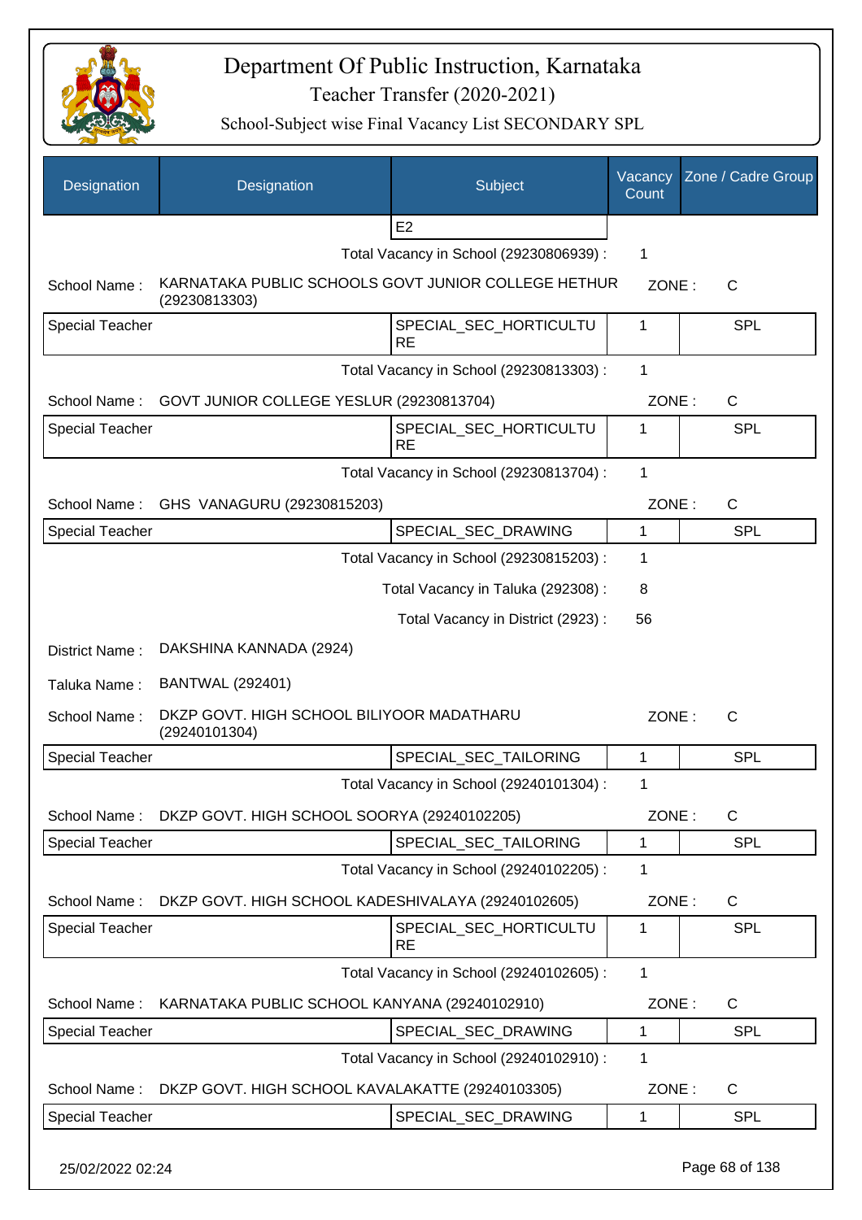# Department Of Public Instruction, Karnataka
## Teacher Transfer (2020-2021)
### School-Subject wise Final Vacancy List SECONDARY SPL

| Designation | Designation | Subject | Vacancy Count | Zone / Cadre Group |
|---|---|---|---|---|
| | | E2 | | |

Total Vacancy in School (29230806939) : 1

School Name : KARNATAKA PUBLIC SCHOOLS GOVT JUNIOR COLLEGE HETHUR (29230813303) ZONE : C

| Designation | Designation | Subject | Vacancy Count | Zone / Cadre Group |
|---|---|---|---|---|
| Special Teacher | | SPECIAL_SEC_HORTICULTURE | 1 | SPL |

Total Vacancy in School (29230813303) : 1

School Name : GOVT JUNIOR COLLEGE YESLUR (29230813704) ZONE : C

| Designation | Designation | Subject | Vacancy Count | Zone / Cadre Group |
|---|---|---|---|---|
| Special Teacher | | SPECIAL_SEC_HORTICULTURE | 1 | SPL |

Total Vacancy in School (29230813704) : 1

School Name : GHS VANAGURU (29230815203) ZONE : C

| Designation | Designation | Subject | Vacancy Count | Zone / Cadre Group |
|---|---|---|---|---|
| Special Teacher | | SPECIAL_SEC_DRAWING | 1 | SPL |

Total Vacancy in School (29230815203) : 1

Total Vacancy in Taluka (292308) : 8

Total Vacancy in District (2923) : 56

District Name : DAKSHINA KANNADA (2924)

Taluka Name : BANTWAL (292401)

School Name : DKZP GOVT. HIGH SCHOOL BILIYOOR MADATHARU (29240101304) ZONE : C

| Designation | Designation | Subject | Vacancy Count | Zone / Cadre Group |
|---|---|---|---|---|
| Special Teacher | | SPECIAL_SEC_TAILORING | 1 | SPL |

Total Vacancy in School (29240101304) : 1

School Name : DKZP GOVT. HIGH SCHOOL SOORYA (29240102205) ZONE : C

| Designation | Designation | Subject | Vacancy Count | Zone / Cadre Group |
|---|---|---|---|---|
| Special Teacher | | SPECIAL_SEC_TAILORING | 1 | SPL |

Total Vacancy in School (29240102205) : 1

School Name : DKZP GOVT. HIGH SCHOOL KADESHIVALAYA (29240102605) ZONE : C

| Designation | Designation | Subject | Vacancy Count | Zone / Cadre Group |
|---|---|---|---|---|
| Special Teacher | | SPECIAL_SEC_HORTICULTURE | 1 | SPL |

Total Vacancy in School (29240102605) : 1

School Name : KARNATAKA PUBLIC SCHOOL KANYANA (29240102910) ZONE : C

| Designation | Designation | Subject | Vacancy Count | Zone / Cadre Group |
|---|---|---|---|---|
| Special Teacher | | SPECIAL_SEC_DRAWING | 1 | SPL |

Total Vacancy in School (29240102910) : 1

School Name : DKZP GOVT. HIGH SCHOOL KAVALAKATTE (29240103305) ZONE : C

| Designation | Designation | Subject | Vacancy Count | Zone / Cadre Group |
|---|---|---|---|---|
| Special Teacher | | SPECIAL_SEC_DRAWING | 1 | SPL |

25/02/2022 02:24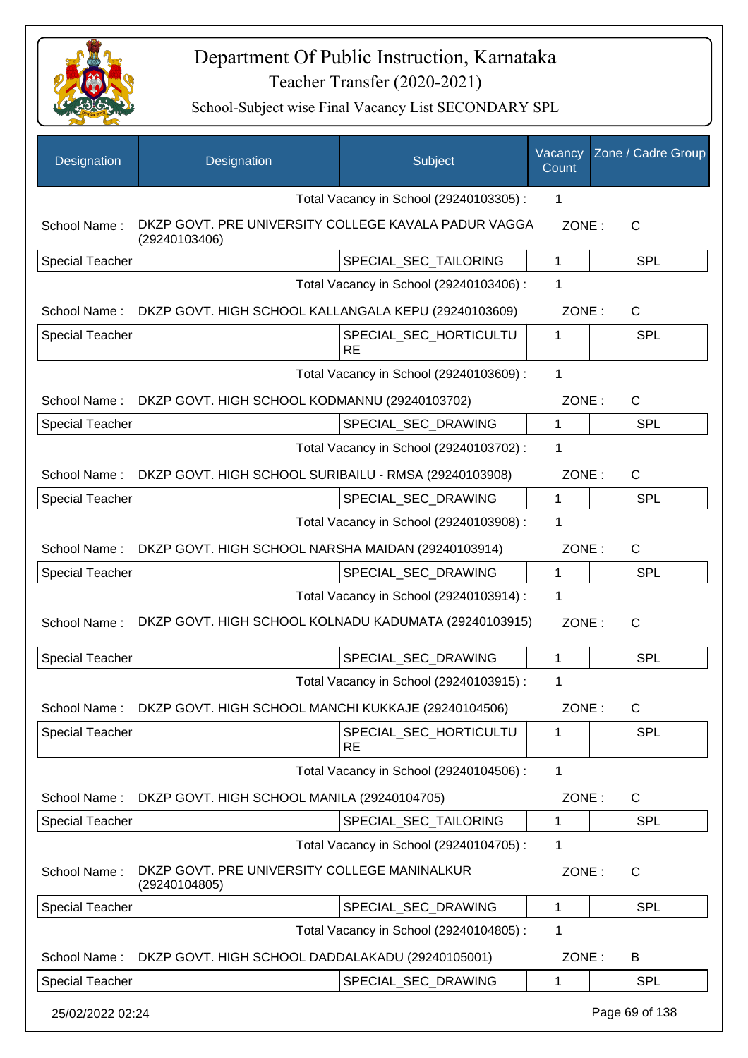# Department Of Public Instruction, Karnataka

Teacher Transfer (2020-2021)

School-Subject wise Final Vacancy List SECONDARY SPL

| Designation | Designation | Subject | Vacancy Count | Zone / Cadre Group |
|---|---|---|---|---|
| | | Total Vacancy in School (29240103305) : | 1 | |
| School Name : | DKZP GOVT. PRE UNIVERSITY COLLEGE KAVALA PADUR VAGGA (29240103406) | | ZONE : | C |
| Special Teacher | | SPECIAL_SEC_TAILORING | 1 | SPL |
| | | Total Vacancy in School (29240103406) : | 1 | |
| School Name : | DKZP GOVT. HIGH SCHOOL KALLANGALA KEPU (29240103609) | | ZONE : | C |
| Special Teacher | | SPECIAL_SEC_HORTICULTURE | 1 | SPL |
| | | Total Vacancy in School (29240103609) : | 1 | |
| School Name : | DKZP GOVT. HIGH SCHOOL KODMANNU (29240103702) | | ZONE : | C |
| Special Teacher | | SPECIAL_SEC_DRAWING | 1 | SPL |
| | | Total Vacancy in School (29240103702) : | 1 | |
| School Name : | DKZP GOVT. HIGH SCHOOL SURIBAILU - RMSA (29240103908) | | ZONE : | C |
| Special Teacher | | SPECIAL_SEC_DRAWING | 1 | SPL |
| | | Total Vacancy in School (29240103908) : | 1 | |
| School Name : | DKZP GOVT. HIGH SCHOOL NARSHA MAIDAN (29240103914) | | ZONE : | C |
| Special Teacher | | SPECIAL_SEC_DRAWING | 1 | SPL |
| | | Total Vacancy in School (29240103914) : | 1 | |
| School Name : | DKZP GOVT. HIGH SCHOOL KOLNADU KADUMATA (29240103915) | | ZONE : | C |
| Special Teacher | | SPECIAL_SEC_DRAWING | 1 | SPL |
| | | Total Vacancy in School (29240103915) : | 1 | |
| School Name : | DKZP GOVT. HIGH SCHOOL MANCHI KUKKAJE (29240104506) | | ZONE : | C |
| Special Teacher | | SPECIAL_SEC_HORTICULTURE | 1 | SPL |
| | | Total Vacancy in School (29240104506) : | 1 | |
| School Name : | DKZP GOVT. HIGH SCHOOL MANILA (29240104705) | | ZONE : | C |
| Special Teacher | | SPECIAL_SEC_TAILORING | 1 | SPL |
| | | Total Vacancy in School (29240104705) : | 1 | |
| School Name : | DKZP GOVT. PRE UNIVERSITY COLLEGE MANINALKUR (29240104805) | | ZONE : | C |
| Special Teacher | | SPECIAL_SEC_DRAWING | 1 | SPL |
| | | Total Vacancy in School (29240104805) : | 1 | |
| School Name : | DKZP GOVT. HIGH SCHOOL DADDALAKADU (29240105001) | | ZONE : | B |
| Special Teacher | | SPECIAL_SEC_DRAWING | 1 | SPL |

25/02/2022 02:24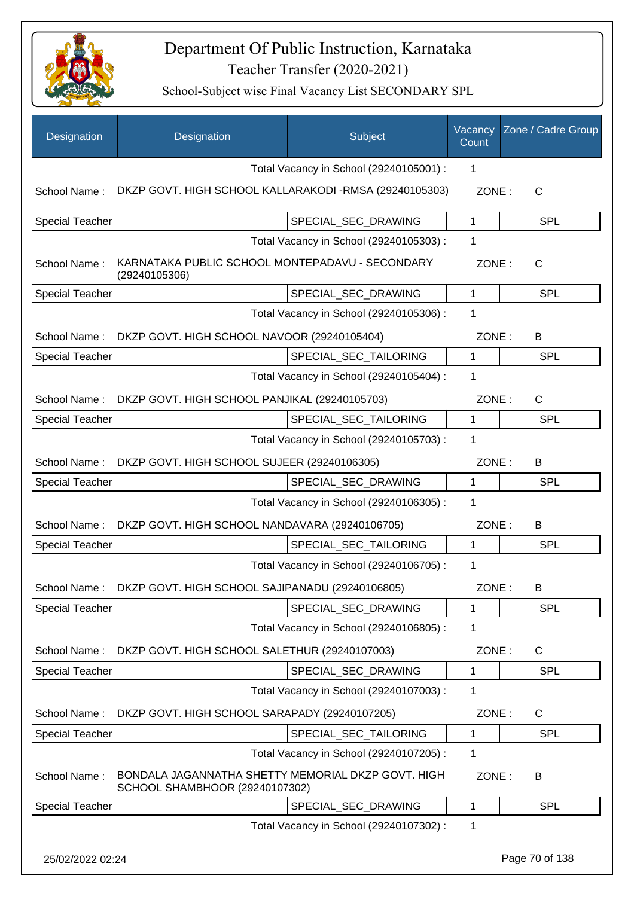# Department Of Public Instruction, Karnataka

## Teacher Transfer (2020-2021)

### School-Subject wise Final Vacancy List SECONDARY SPL

| Designation | Designation | Subject | Vacancy Count | Zone / Cadre Group |
|---|---|---|---|---|
| | | Total Vacancy in School (29240105001) : | 1 | |
| School Name : | DKZP GOVT. HIGH SCHOOL KALLARAKODI -RMSA (29240105303) | | ZONE : | C |
| Special Teacher | | SPECIAL_SEC_DRAWING | 1 | SPL |
| | | Total Vacancy in School (29240105303) : | 1 | |
| School Name : | KARNATAKA PUBLIC SCHOOL MONTEPADAVU - SECONDARY (29240105306) | | ZONE : | C |
| Special Teacher | | SPECIAL_SEC_DRAWING | 1 | SPL |
| | | Total Vacancy in School (29240105306) : | 1 | |
| School Name : | DKZP GOVT. HIGH SCHOOL NAVOOR (29240105404) | | ZONE : | B |
| Special Teacher | | SPECIAL_SEC_TAILORING | 1 | SPL |
| | | Total Vacancy in School (29240105404) : | 1 | |
| School Name : | DKZP GOVT. HIGH SCHOOL PANJIKAL (29240105703) | | ZONE : | C |
| Special Teacher | | SPECIAL_SEC_TAILORING | 1 | SPL |
| | | Total Vacancy in School (29240105703) : | 1 | |
| School Name : | DKZP GOVT. HIGH SCHOOL SUJEER (29240106305) | | ZONE : | B |
| Special Teacher | | SPECIAL_SEC_DRAWING | 1 | SPL |
| | | Total Vacancy in School (29240106305) : | 1 | |
| School Name : | DKZP GOVT. HIGH SCHOOL NANDAVARA (29240106705) | | ZONE : | B |
| Special Teacher | | SPECIAL_SEC_TAILORING | 1 | SPL |
| | | Total Vacancy in School (29240106705) : | 1 | |
| School Name : | DKZP GOVT. HIGH SCHOOL SAJIPANADU (29240106805) | | ZONE : | B |
| Special Teacher | | SPECIAL_SEC_DRAWING | 1 | SPL |
| | | Total Vacancy in School (29240106805) : | 1 | |
| School Name : | DKZP GOVT. HIGH SCHOOL SALETHUR (29240107003) | | ZONE : | C |
| Special Teacher | | SPECIAL_SEC_DRAWING | 1 | SPL |
| | | Total Vacancy in School (29240107003) : | 1 | |
| School Name : | DKZP GOVT. HIGH SCHOOL SARAPADY (29240107205) | | ZONE : | C |
| Special Teacher | | SPECIAL_SEC_TAILORING | 1 | SPL |
| | | Total Vacancy in School (29240107205) : | 1 | |
| School Name : | BONDALA JAGANNATHA SHETTY MEMORIAL DKZP GOVT. HIGH SCHOOL SHAMBHOOR (29240107302) | | ZONE : | B |
| Special Teacher | | SPECIAL_SEC_DRAWING | 1 | SPL |
| | | Total Vacancy in School (29240107302) : | 1 | |

25/02/2022 02:24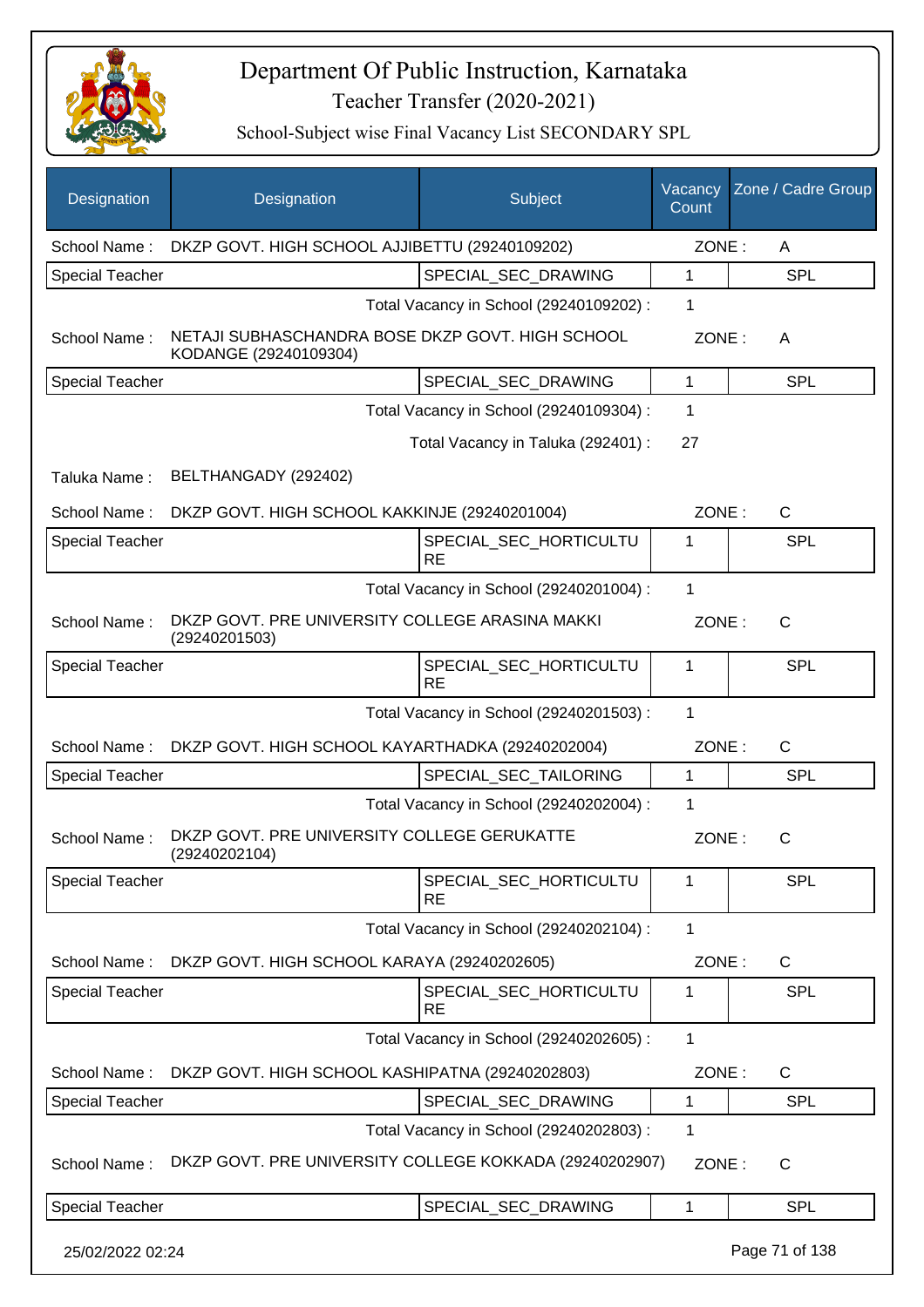# Department Of Public Instruction, Karnataka

## Teacher Transfer (2020-2021)

### School-Subject wise Final Vacancy List SECONDARY SPL

| Designation | Designation | Subject | Vacancy Count | Zone / Cadre Group |
|---|---|---|---|---|
| School Name : | DKZP GOVT. HIGH SCHOOL AJJIBETTU (29240109202) | | ZONE : | A |
| Special Teacher | | SPECIAL_SEC_DRAWING | 1 | SPL |
| | | Total Vacancy in School (29240109202) : | 1 | |
| School Name : | NETAJI SUBHASCHANDRA BOSE DKZP GOVT. HIGH SCHOOL KODANGE (29240109304) | | ZONE : | A |
| Special Teacher | | SPECIAL_SEC_DRAWING | 1 | SPL |
| | | Total Vacancy in School (29240109304) : | 1 | |
| | | Total Vacancy in Taluka (292401) : | 27 | |
| Taluka Name : | BELTHANGADY (292402) | | | |
| School Name : | DKZP GOVT. HIGH SCHOOL KAKKINJE (29240201004) | | ZONE : | C |
| Special Teacher | | SPECIAL_SEC_HORTICULTURE | 1 | SPL |
| | | Total Vacancy in School (29240201004) : | 1 | |
| School Name : | DKZP GOVT. PRE UNIVERSITY COLLEGE ARASINA MAKKI (29240201503) | | ZONE : | C |
| Special Teacher | | SPECIAL_SEC_HORTICULTURE | 1 | SPL |
| | | Total Vacancy in School (29240201503) : | 1 | |
| School Name : | DKZP GOVT. HIGH SCHOOL KAYARTHADKA (29240202004) | | ZONE : | C |
| Special Teacher | | SPECIAL_SEC_TAILORING | 1 | SPL |
| | | Total Vacancy in School (29240202004) : | 1 | |
| School Name : | DKZP GOVT. PRE UNIVERSITY COLLEGE GERUKATTE (29240202104) | | ZONE : | C |
| Special Teacher | | SPECIAL_SEC_HORTICULTURE | 1 | SPL |
| | | Total Vacancy in School (29240202104) : | 1 | |
| School Name : | DKZP GOVT. HIGH SCHOOL KARAYA (29240202605) | | ZONE : | C |
| Special Teacher | | SPECIAL_SEC_HORTICULTURE | 1 | SPL |
| | | Total Vacancy in School (29240202605) : | 1 | |
| School Name : | DKZP GOVT. HIGH SCHOOL KASHIPATNA (29240202803) | | ZONE : | C |
| Special Teacher | | SPECIAL_SEC_DRAWING | 1 | SPL |
| | | Total Vacancy in School (29240202803) : | 1 | |
| School Name : | DKZP GOVT. PRE UNIVERSITY COLLEGE KOKKADA (29240202907) | | ZONE : | C |
| Special Teacher | | SPECIAL_SEC_DRAWING | 1 | SPL |

25/02/2022 02:24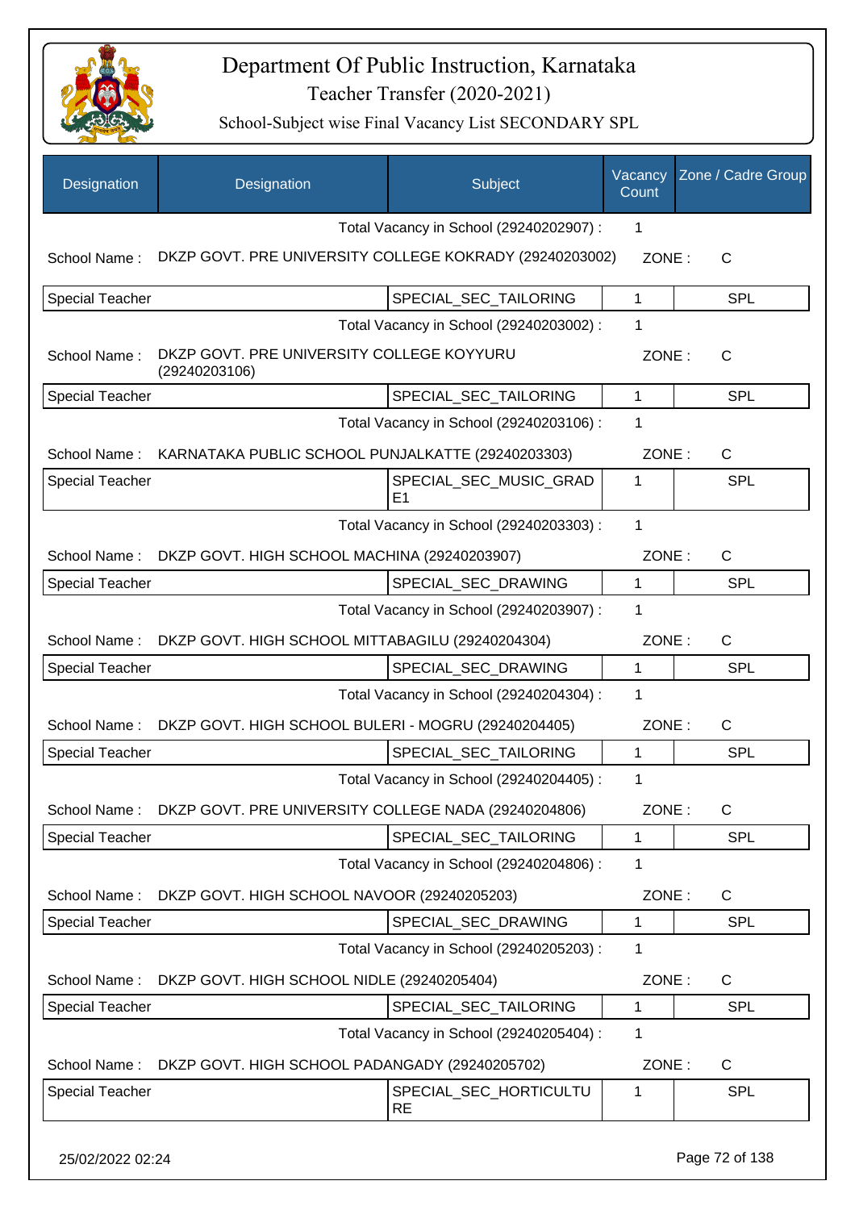# Department Of Public Instruction, Karnataka

## Teacher Transfer (2020-2021)

### School-Subject wise Final Vacancy List SECONDARY SPL

| Designation | Designation | Subject | Vacancy Count | Zone / Cadre Group |
|---|---|---|---|---|
| | | Total Vacancy in School (29240202907) : | 1 | |
| School Name : | DKZP GOVT. PRE UNIVERSITY COLLEGE KOKRADY (29240203002) | | ZONE : | C |
| Special Teacher | | SPECIAL_SEC_TAILORING | 1 | SPL |
| | | Total Vacancy in School (29240203002) : | 1 | |
| School Name : | DKZP GOVT. PRE UNIVERSITY COLLEGE KOYYURU (29240203106) | | ZONE : | C |
| Special Teacher | | SPECIAL_SEC_TAILORING | 1 | SPL |
| | | Total Vacancy in School (29240203106) : | 1 | |
| School Name : | KARNATAKA PUBLIC SCHOOL PUNJALKATTE (29240203303) | | ZONE : | C |
| Special Teacher | | SPECIAL_SEC_MUSIC_GRADE1 | 1 | SPL |
| | | Total Vacancy in School (29240203303) : | 1 | |
| School Name : | DKZP GOVT. HIGH SCHOOL MACHINA (29240203907) | | ZONE : | C |
| Special Teacher | | SPECIAL_SEC_DRAWING | 1 | SPL |
| | | Total Vacancy in School (29240203907) : | 1 | |
| School Name : | DKZP GOVT. HIGH SCHOOL MITTABAGILU (29240204304) | | ZONE : | C |
| Special Teacher | | SPECIAL_SEC_DRAWING | 1 | SPL |
| | | Total Vacancy in School (29240204304) : | 1 | |
| School Name : | DKZP GOVT. HIGH SCHOOL BULERI - MOGRU (29240204405) | | ZONE : | C |
| Special Teacher | | SPECIAL_SEC_TAILORING | 1 | SPL |
| | | Total Vacancy in School (29240204405) : | 1 | |
| School Name : | DKZP GOVT. PRE UNIVERSITY COLLEGE NADA (29240204806) | | ZONE : | C |
| Special Teacher | | SPECIAL_SEC_TAILORING | 1 | SPL |
| | | Total Vacancy in School (29240204806) : | 1 | |
| School Name : | DKZP GOVT. HIGH SCHOOL NAVOOR (29240205203) | | ZONE : | C |
| Special Teacher | | SPECIAL_SEC_DRAWING | 1 | SPL |
| | | Total Vacancy in School (29240205203) : | 1 | |
| School Name : | DKZP GOVT. HIGH SCHOOL NIDLE (29240205404) | | ZONE : | C |
| Special Teacher | | SPECIAL_SEC_TAILORING | 1 | SPL |
| | | Total Vacancy in School (29240205404) : | 1 | |
| School Name : | DKZP GOVT. HIGH SCHOOL PADANGADY (29240205702) | | ZONE : | C |
| Special Teacher | | SPECIAL_SEC_HORTICULTURE | 1 | SPL |

25/02/2022 02:24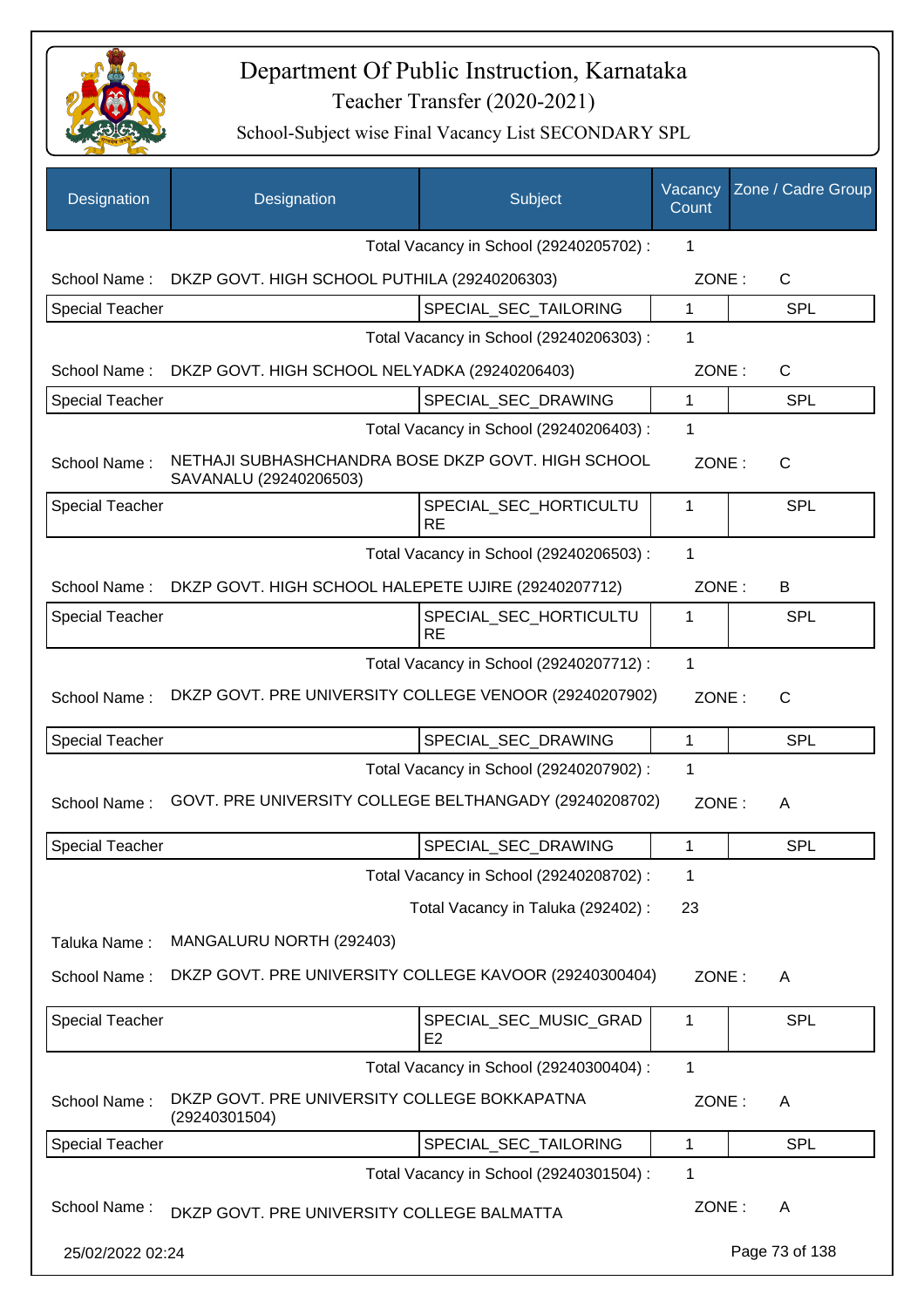# Department Of Public Instruction, Karnataka

Teacher Transfer (2020-2021)

School-Subject wise Final Vacancy List SECONDARY SPL

| Designation | Designation | Subject | Vacancy Count | Zone / Cadre Group |
|---|---|---|---|---|
| | | Total Vacancy in School (29240205702) : | 1 | |
| School Name : | DKZP GOVT. HIGH SCHOOL PUTHILA (29240206303) | | ZONE : | C |
| Special Teacher | | SPECIAL_SEC_TAILORING | 1 | SPL |
| | | Total Vacancy in School (29240206303) : | 1 | |
| School Name : | DKZP GOVT. HIGH SCHOOL NELYADKA (29240206403) | | ZONE : | C |
| Special Teacher | | SPECIAL_SEC_DRAWING | 1 | SPL |
| | | Total Vacancy in School (29240206403) : | 1 | |
| School Name : | NETHAJI SUBHASHCHANDRA BOSE DKZP GOVT. HIGH SCHOOL SAVANALU (29240206503) | | ZONE : | C |
| Special Teacher | | SPECIAL_SEC_HORTICULTURE | 1 | SPL |
| | | Total Vacancy in School (29240206503) : | 1 | |
| School Name : | DKZP GOVT. HIGH SCHOOL HALEPETE UJIRE (29240207712) | | ZONE : | B |
| Special Teacher | | SPECIAL_SEC_HORTICULTURE | 1 | SPL |
| | | Total Vacancy in School (29240207712) : | 1 | |
| School Name : | DKZP GOVT. PRE UNIVERSITY COLLEGE VENOOR (29240207902) | | ZONE : | C |
| Special Teacher | | SPECIAL_SEC_DRAWING | 1 | SPL |
| | | Total Vacancy in School (29240207902) : | 1 | |
| School Name : | GOVT. PRE UNIVERSITY COLLEGE BELTHANGADY (29240208702) | | ZONE : | A |
| Special Teacher | | SPECIAL_SEC_DRAWING | 1 | SPL |
| | | Total Vacancy in School (29240208702) : | 1 | |
| | | Total Vacancy in Taluka (292402) : | 23 | |
| Taluka Name : | MANGALURU NORTH (292403) | | | |
| School Name : | DKZP GOVT. PRE UNIVERSITY COLLEGE KAVOOR (29240300404) | | ZONE : | A |
| Special Teacher | | SPECIAL_SEC_MUSIC_GRADE2 | 1 | SPL |
| | | Total Vacancy in School (29240300404) : | 1 | |
| School Name : | DKZP GOVT. PRE UNIVERSITY COLLEGE BOKKAPATNA (29240301504) | | ZONE : | A |
| Special Teacher | | SPECIAL_SEC_TAILORING | 1 | SPL |
| | | Total Vacancy in School (29240301504) : | 1 | |
| School Name : | DKZP GOVT. PRE UNIVERSITY COLLEGE BALMATTA | | ZONE : | A |

25/02/2022 02:24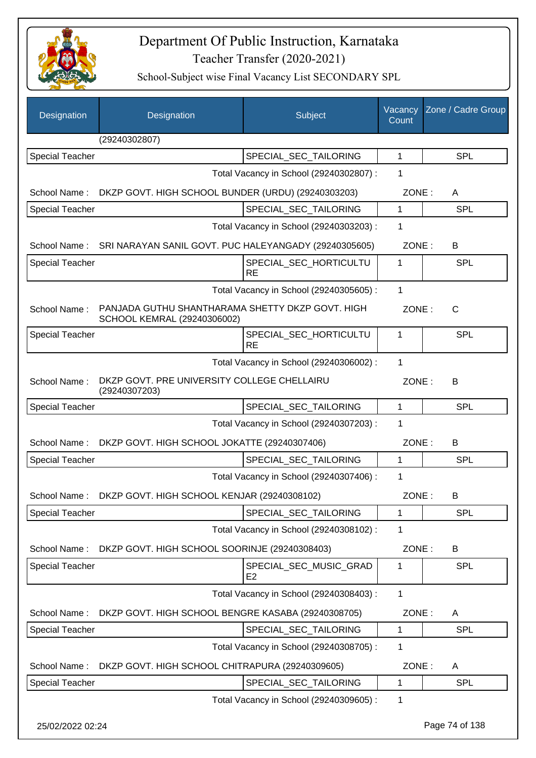# Department Of Public Instruction, Karnataka

## Teacher Transfer (2020-2021)

### School-Subject wise Final Vacancy List SECONDARY SPL

| Designation | Designation | Subject | Vacancy Count | Zone / Cadre Group |
|---|---|---|---|---|
| | (29240302807) | | | |
| Special Teacher | | SPECIAL_SEC_TAILORING | 1 | SPL |
| | | Total Vacancy in School (29240302807) : | 1 | |
| School Name : | DKZP GOVT. HIGH SCHOOL BUNDER (URDU) (29240303203) | | ZONE : | A |
| Special Teacher | | SPECIAL_SEC_TAILORING | 1 | SPL |
| | | Total Vacancy in School (29240303203) : | 1 | |
| School Name : | SRI NARAYAN SANIL GOVT. PUC HALEYANGADY (29240305605) | | ZONE : | B |
| Special Teacher | | SPECIAL_SEC_HORTICULTURE | 1 | SPL |
| | | Total Vacancy in School (29240305605) : | 1 | |
| School Name : | PANJADA GUTHU SHANTHARAMA SHETTY DKZP GOVT. HIGH SCHOOL KEMRAL (29240306002) | | ZONE : | C |
| Special Teacher | | SPECIAL_SEC_HORTICULTURE | 1 | SPL |
| | | Total Vacancy in School (29240306002) : | 1 | |
| School Name : | DKZP GOVT. PRE UNIVERSITY COLLEGE CHELLAIRU (29240307203) | | ZONE : | B |
| Special Teacher | | SPECIAL_SEC_TAILORING | 1 | SPL |
| | | Total Vacancy in School (29240307203) : | 1 | |
| School Name : | DKZP GOVT. HIGH SCHOOL JOKATTE (29240307406) | | ZONE : | B |
| Special Teacher | | SPECIAL_SEC_TAILORING | 1 | SPL |
| | | Total Vacancy in School (29240307406) : | 1 | |
| School Name : | DKZP GOVT. HIGH SCHOOL KENJAR (29240308102) | | ZONE : | B |
| Special Teacher | | SPECIAL_SEC_TAILORING | 1 | SPL |
| | | Total Vacancy in School (29240308102) : | 1 | |
| School Name : | DKZP GOVT. HIGH SCHOOL SOORINJE (29240308403) | | ZONE : | B |
| Special Teacher | | SPECIAL_SEC_MUSIC_GRADE2 | 1 | SPL |
| | | Total Vacancy in School (29240308403) : | 1 | |
| School Name : | DKZP GOVT. HIGH SCHOOL BENGRE KASABA (29240308705) | | ZONE : | A |
| Special Teacher | | SPECIAL_SEC_TAILORING | 1 | SPL |
| | | Total Vacancy in School (29240308705) : | 1 | |
| School Name : | DKZP GOVT. HIGH SCHOOL CHITRAPURA (29240309605) | | ZONE : | A |
| Special Teacher | | SPECIAL_SEC_TAILORING | 1 | SPL |
| | | Total Vacancy in School (29240309605) : | 1 | |

25/02/2022 02:24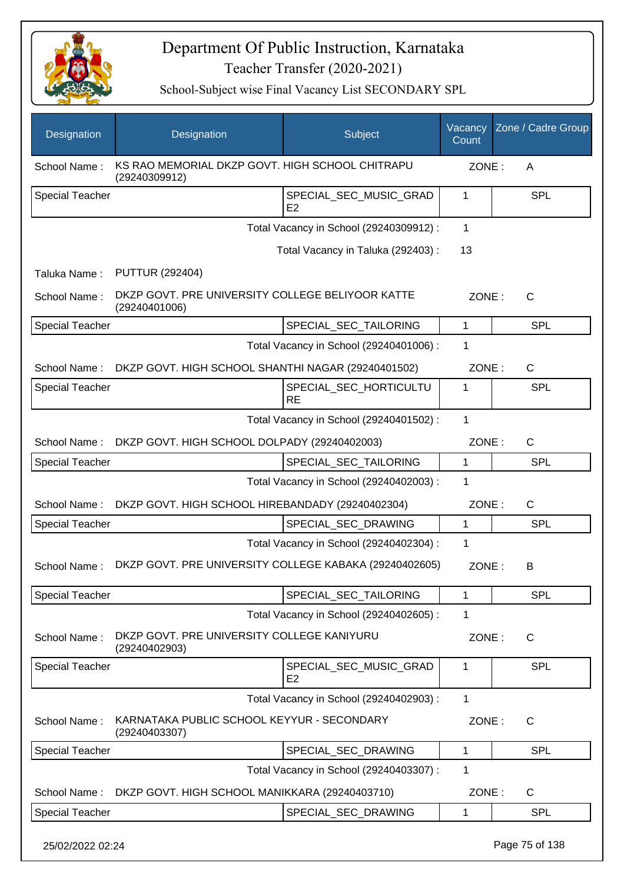# Department Of Public Instruction, Karnataka
## Teacher Transfer (2020-2021)
### School-Subject wise Final Vacancy List SECONDARY SPL

| Designation | Designation | Subject | Vacancy Count | Zone / Cadre Group |
|---|---|---|---|---|
| School Name : | KS RAO MEMORIAL DKZP GOVT. HIGH SCHOOL CHITRAPU (29240309912) | | ZONE : | A |
| Special Teacher | | SPECIAL_SEC_MUSIC_GRADE2 | 1 | SPL |
| | | Total Vacancy in School (29240309912) : | 1 | |
| | | Total Vacancy in Taluka (292403) : | 13 | |
| Taluka Name : | PUTTUR (292404) | | | |
| School Name : | DKZP GOVT. PRE UNIVERSITY COLLEGE BELIYOOR KATTE (29240401006) | | ZONE : | C |
| Special Teacher | | SPECIAL_SEC_TAILORING | 1 | SPL |
| | | Total Vacancy in School (29240401006) : | 1 | |
| School Name : | DKZP GOVT. HIGH SCHOOL SHANTHI NAGAR (29240401502) | | ZONE : | C |
| Special Teacher | | SPECIAL_SEC_HORTICULTURE | 1 | SPL |
| | | Total Vacancy in School (29240401502) : | 1 | |
| School Name : | DKZP GOVT. HIGH SCHOOL DOLPADY (29240402003) | | ZONE : | C |
| Special Teacher | | SPECIAL_SEC_TAILORING | 1 | SPL |
| | | Total Vacancy in School (29240402003) : | 1 | |
| School Name : | DKZP GOVT. HIGH SCHOOL HIREBANDADY (29240402304) | | ZONE : | C |
| Special Teacher | | SPECIAL_SEC_DRAWING | 1 | SPL |
| | | Total Vacancy in School (29240402304) : | 1 | |
| School Name : | DKZP GOVT. PRE UNIVERSITY COLLEGE KABAKA (29240402605) | | ZONE : | B |
| Special Teacher | | SPECIAL_SEC_TAILORING | 1 | SPL |
| | | Total Vacancy in School (29240402605) : | 1 | |
| School Name : | DKZP GOVT. PRE UNIVERSITY COLLEGE KANIYURU (29240402903) | | ZONE : | C |
| Special Teacher | | SPECIAL_SEC_MUSIC_GRADE2 | 1 | SPL |
| | | Total Vacancy in School (29240402903) : | 1 | |
| School Name : | KARNATAKA PUBLIC SCHOOL KEYYUR - SECONDARY (29240403307) | | ZONE : | C |
| Special Teacher | | SPECIAL_SEC_DRAWING | 1 | SPL |
| | | Total Vacancy in School (29240403307) : | 1 | |
| School Name : | DKZP GOVT. HIGH SCHOOL MANIKKARA (29240403710) | | ZONE : | C |
| Special Teacher | | SPECIAL_SEC_DRAWING | 1 | SPL |

25/02/2022 02:24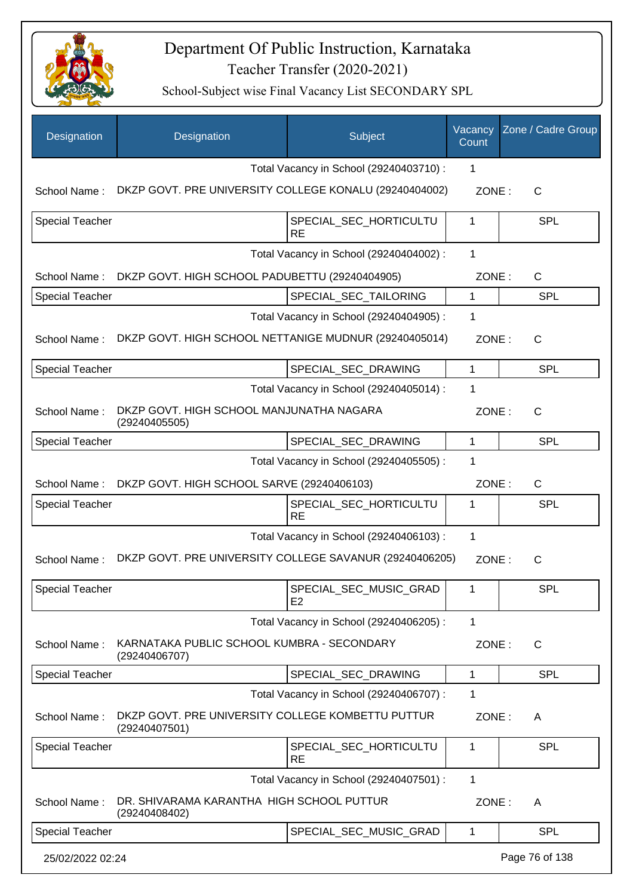# Department Of Public Instruction, Karnataka
## Teacher Transfer (2020-2021)
### School-Subject wise Final Vacancy List SECONDARY SPL

| Designation | Designation | Subject | Vacancy Count | Zone / Cadre Group |
|---|---|---|---|---|
| | | Total Vacancy in School (29240403710) : | 1 | |
| School Name : | DKZP GOVT. PRE UNIVERSITY COLLEGE KONALU (29240404002) | | ZONE : | C |
| Special Teacher | | SPECIAL_SEC_HORTICULTURE | 1 | SPL |
| | | Total Vacancy in School (29240404002) : | 1 | |
| School Name : | DKZP GOVT. HIGH SCHOOL PADUBETTU (29240404905) | | ZONE : | C |
| Special Teacher | | SPECIAL_SEC_TAILORING | 1 | SPL |
| | | Total Vacancy in School (29240404905) : | 1 | |
| School Name : | DKZP GOVT. HIGH SCHOOL NETTANIGE MUDNUR (29240405014) | | ZONE : | C |
| Special Teacher | | SPECIAL_SEC_DRAWING | 1 | SPL |
| | | Total Vacancy in School (29240405014) : | 1 | |
| School Name : | DKZP GOVT. HIGH SCHOOL MANJUNATHA NAGARA (29240405505) | | ZONE : | C |
| Special Teacher | | SPECIAL_SEC_DRAWING | 1 | SPL |
| | | Total Vacancy in School (29240405505) : | 1 | |
| School Name : | DKZP GOVT. HIGH SCHOOL SARVE (29240406103) | | ZONE : | C |
| Special Teacher | | SPECIAL_SEC_HORTICULTURE | 1 | SPL |
| | | Total Vacancy in School (29240406103) : | 1 | |
| School Name : | DKZP GOVT. PRE UNIVERSITY COLLEGE SAVANUR (29240406205) | | ZONE : | C |
| Special Teacher | | SPECIAL_SEC_MUSIC_GRADE2 | 1 | SPL |
| | | Total Vacancy in School (29240406205) : | 1 | |
| School Name : | KARNATAKA PUBLIC SCHOOL KUMBRA - SECONDARY (29240406707) | | ZONE : | C |
| Special Teacher | | SPECIAL_SEC_DRAWING | 1 | SPL |
| | | Total Vacancy in School (29240406707) : | 1 | |
| School Name : | DKZP GOVT. PRE UNIVERSITY COLLEGE KOMBETTU PUTTUR (29240407501) | | ZONE : | A |
| Special Teacher | | SPECIAL_SEC_HORTICULTURE | 1 | SPL |
| | | Total Vacancy in School (29240407501) : | 1 | |
| School Name : | DR. SHIVARAMA KARANTHA HIGH SCHOOL PUTTUR (29240408402) | | ZONE : | A |
| Special Teacher | | SPECIAL_SEC_MUSIC_GRAD | 1 | SPL |

25/02/2022 02:24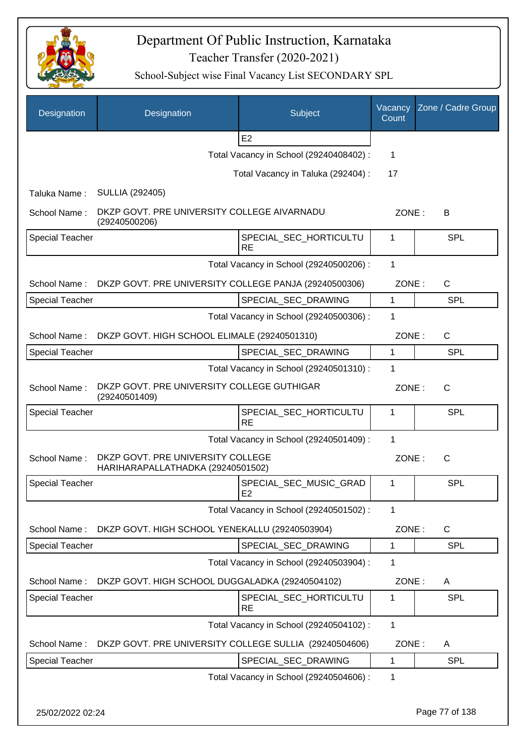# Department Of Public Instruction, Karnataka

Teacher Transfer (2020-2021)

School-Subject wise Final Vacancy List SECONDARY SPL

| Designation | Designation | Subject | Vacancy Count | Zone / Cadre Group |
|---|---|---|---|---|
| | | E2 | | |
| | | Total Vacancy in School (29240408402) : | 1 | |
| | | Total Vacancy in Taluka (292404) : | 17 | |

Taluka Name : SULLIA (292405)

School Name : DKZP GOVT. PRE UNIVERSITY COLLEGE AIVARNADU (29240500206) ZONE : B

| Designation | Designation | Subject | Vacancy Count | Zone / Cadre Group |
|---|---|---|---|---|
| Special Teacher | | SPECIAL_SEC_HORTICULTURE | 1 | SPL |
| | | Total Vacancy in School (29240500206) : | 1 | |

School Name : DKZP GOVT. PRE UNIVERSITY COLLEGE PANJA (29240500306) ZONE : C

| Designation | Designation | Subject | Vacancy Count | Zone / Cadre Group |
|---|---|---|---|---|
| Special Teacher | | SPECIAL_SEC_DRAWING | 1 | SPL |
| | | Total Vacancy in School (29240500306) : | 1 | |

School Name : DKZP GOVT. HIGH SCHOOL ELIMALE (29240501310) ZONE : C

| Designation | Designation | Subject | Vacancy Count | Zone / Cadre Group |
|---|---|---|---|---|
| Special Teacher | | SPECIAL_SEC_DRAWING | 1 | SPL |
| | | Total Vacancy in School (29240501310) : | 1 | |

School Name : DKZP GOVT. PRE UNIVERSITY COLLEGE GUTHIGAR (29240501409) ZONE : C

| Designation | Designation | Subject | Vacancy Count | Zone / Cadre Group |
|---|---|---|---|---|
| Special Teacher | | SPECIAL_SEC_HORTICULTURE | 1 | SPL |
| | | Total Vacancy in School (29240501409) : | 1 | |

School Name : DKZP GOVT. PRE UNIVERSITY COLLEGE HARIHARAPALLATHADKA (29240501502) ZONE : C

| Designation | Designation | Subject | Vacancy Count | Zone / Cadre Group |
|---|---|---|---|---|
| Special Teacher | | SPECIAL_SEC_MUSIC_GRADE2 | 1 | SPL |
| | | Total Vacancy in School (29240501502) : | 1 | |

School Name : DKZP GOVT. HIGH SCHOOL YENEKALLU (29240503904) ZONE : C

| Designation | Designation | Subject | Vacancy Count | Zone / Cadre Group |
|---|---|---|---|---|
| Special Teacher | | SPECIAL_SEC_DRAWING | 1 | SPL |
| | | Total Vacancy in School (29240503904) : | 1 | |

School Name : DKZP GOVT. HIGH SCHOOL DUGGALADKA (29240504102) ZONE : A

| Designation | Designation | Subject | Vacancy Count | Zone / Cadre Group |
|---|---|---|---|---|
| Special Teacher | | SPECIAL_SEC_HORTICULTURE | 1 | SPL |
| | | Total Vacancy in School (29240504102) : | 1 | |

School Name : DKZP GOVT. PRE UNIVERSITY COLLEGE SULLIA (29240504606) ZONE : A

| Designation | Designation | Subject | Vacancy Count | Zone / Cadre Group |
|---|---|---|---|---|
| Special Teacher | | SPECIAL_SEC_DRAWING | 1 | SPL |
| | | Total Vacancy in School (29240504606) : | 1 | |

25/02/2022 02:24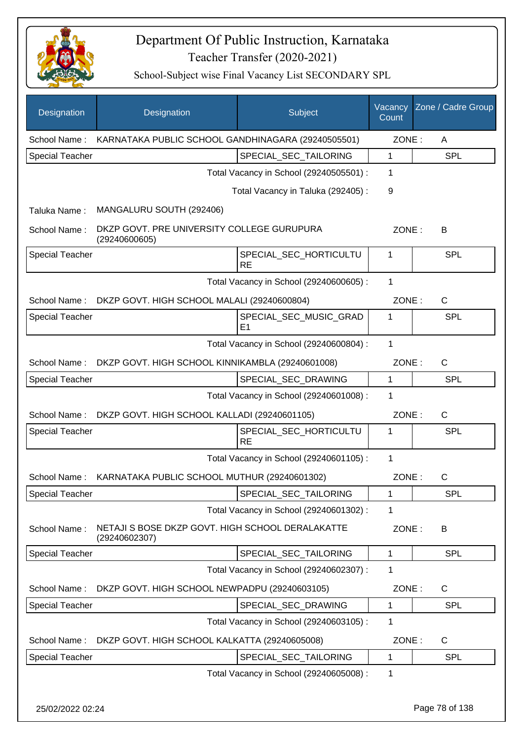# Department Of Public Instruction, Karnataka

## Teacher Transfer (2020-2021)

### School-Subject wise Final Vacancy List SECONDARY SPL

| Designation | Designation | Subject | Vacancy Count | Zone / Cadre Group |
|---|---|---|---|---|
| School Name : | KARNATAKA PUBLIC SCHOOL GANDHINAGARA (29240505501) | | ZONE : | A |
| Special Teacher | | SPECIAL_SEC_TAILORING | 1 | SPL |
| | | Total Vacancy in School (29240505501) : | 1 | |
| | | Total Vacancy in Taluka (292405) : | 9 | |
| Taluka Name : | MANGALURU SOUTH (292406) | | | |
| School Name : | DKZP GOVT. PRE UNIVERSITY COLLEGE GURUPURA (29240600605) | | ZONE : | B |
| Special Teacher | | SPECIAL_SEC_HORTICULTURE | 1 | SPL |
| | | Total Vacancy in School (29240600605) : | 1 | |
| School Name : | DKZP GOVT. HIGH SCHOOL MALALI (29240600804) | | ZONE : | C |
| Special Teacher | | SPECIAL_SEC_MUSIC_GRADE1 | 1 | SPL |
| | | Total Vacancy in School (29240600804) : | 1 | |
| School Name : | DKZP GOVT. HIGH SCHOOL KINNIKAMBLA (29240601008) | | ZONE : | C |
| Special Teacher | | SPECIAL_SEC_DRAWING | 1 | SPL |
| | | Total Vacancy in School (29240601008) : | 1 | |
| School Name : | DKZP GOVT. HIGH SCHOOL KALLADI (29240601105) | | ZONE : | C |
| Special Teacher | | SPECIAL_SEC_HORTICULTURE | 1 | SPL |
| | | Total Vacancy in School (29240601105) : | 1 | |
| School Name : | KARNATAKA PUBLIC SCHOOL MUTHUR (29240601302) | | ZONE : | C |
| Special Teacher | | SPECIAL_SEC_TAILORING | 1 | SPL |
| | | Total Vacancy in School (29240601302) : | 1 | |
| School Name : | NETAJI S BOSE DKZP GOVT. HIGH SCHOOL DERALAKATTE (29240602307) | | ZONE : | B |
| Special Teacher | | SPECIAL_SEC_TAILORING | 1 | SPL |
| | | Total Vacancy in School (29240602307) : | 1 | |
| School Name : | DKZP GOVT. HIGH SCHOOL NEWPADPU (29240603105) | | ZONE : | C |
| Special Teacher | | SPECIAL_SEC_DRAWING | 1 | SPL |
| | | Total Vacancy in School (29240603105) : | 1 | |
| School Name : | DKZP GOVT. HIGH SCHOOL KALKATTA (29240605008) | | ZONE : | C |
| Special Teacher | | SPECIAL_SEC_TAILORING | 1 | SPL |
| | | Total Vacancy in School (29240605008) : | 1 | |

25/02/2022 02:24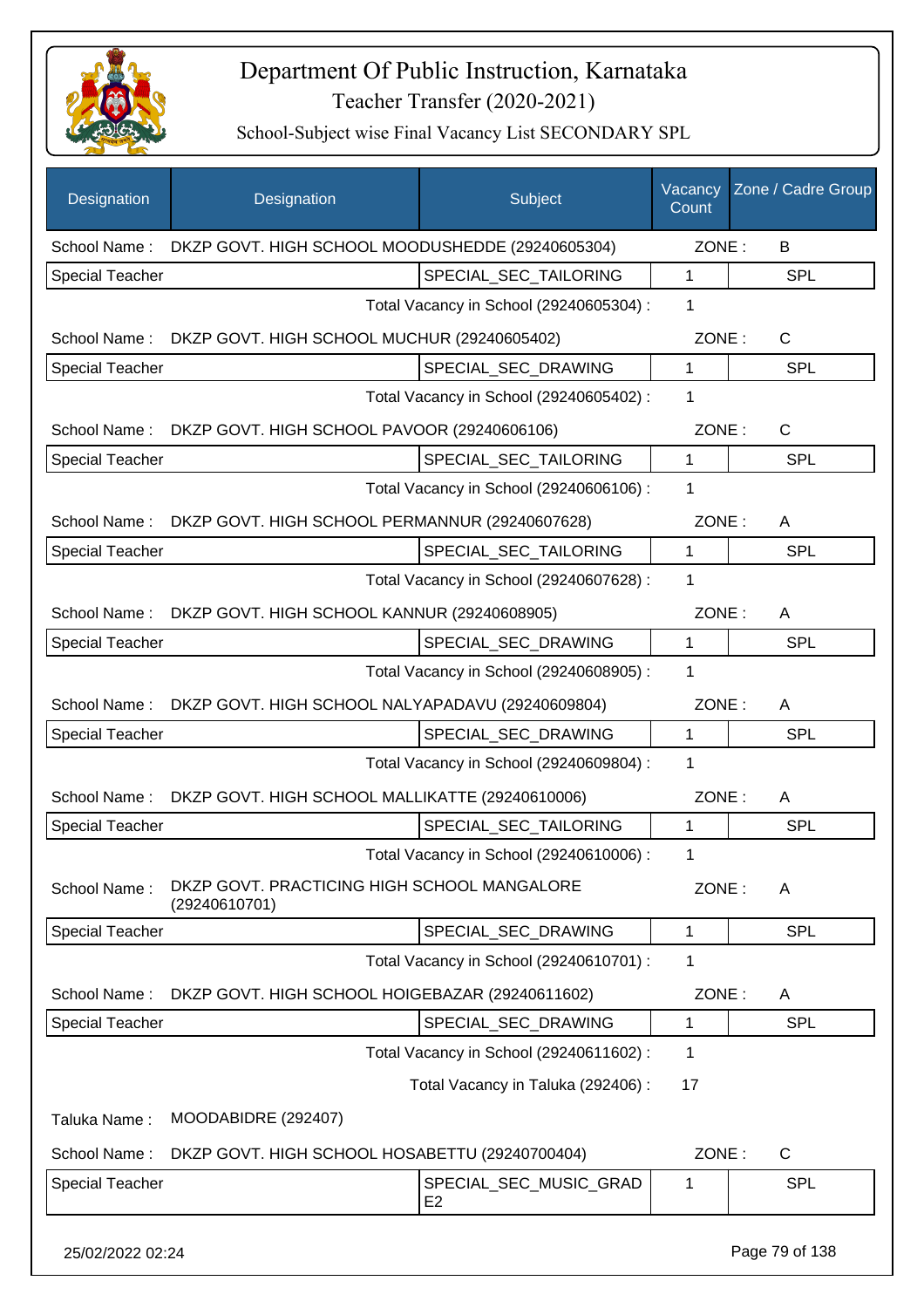# Department Of Public Instruction, Karnataka

## Teacher Transfer (2020-2021)

### School-Subject wise Final Vacancy List SECONDARY SPL

| Designation | Designation | Subject | Vacancy Count | Zone / Cadre Group |
|---|---|---|---|---|
| School Name : | DKZP GOVT. HIGH SCHOOL MOODUSHEDDE (29240605304) | | ZONE : | B |
| Special Teacher | | SPECIAL_SEC_TAILORING | 1 | SPL |
| | | Total Vacancy in School (29240605304) : | 1 | |
| School Name : | DKZP GOVT. HIGH SCHOOL MUCHUR (29240605402) | | ZONE : | C |
| Special Teacher | | SPECIAL_SEC_DRAWING | 1 | SPL |
| | | Total Vacancy in School (29240605402) : | 1 | |
| School Name : | DKZP GOVT. HIGH SCHOOL PAVOOR (29240606106) | | ZONE : | C |
| Special Teacher | | SPECIAL_SEC_TAILORING | 1 | SPL |
| | | Total Vacancy in School (29240606106) : | 1 | |
| School Name : | DKZP GOVT. HIGH SCHOOL PERMANNUR (29240607628) | | ZONE : | A |
| Special Teacher | | SPECIAL_SEC_TAILORING | 1 | SPL |
| | | Total Vacancy in School (29240607628) : | 1 | |
| School Name : | DKZP GOVT. HIGH SCHOOL KANNUR (29240608905) | | ZONE : | A |
| Special Teacher | | SPECIAL_SEC_DRAWING | 1 | SPL |
| | | Total Vacancy in School (29240608905) : | 1 | |
| School Name : | DKZP GOVT. HIGH SCHOOL NALYAPADAVU (29240609804) | | ZONE : | A |
| Special Teacher | | SPECIAL_SEC_DRAWING | 1 | SPL |
| | | Total Vacancy in School (29240609804) : | 1 | |
| School Name : | DKZP GOVT. HIGH SCHOOL MALLIKATTE (29240610006) | | ZONE : | A |
| Special Teacher | | SPECIAL_SEC_TAILORING | 1 | SPL |
| | | Total Vacancy in School (29240610006) : | 1 | |
| School Name : | DKZP GOVT. PRACTICING HIGH SCHOOL MANGALORE (29240610701) | | ZONE : | A |
| Special Teacher | | SPECIAL_SEC_DRAWING | 1 | SPL |
| | | Total Vacancy in School (29240610701) : | 1 | |
| School Name : | DKZP GOVT. HIGH SCHOOL HOIGEBAZAR (29240611602) | | ZONE : | A |
| Special Teacher | | SPECIAL_SEC_DRAWING | 1 | SPL |
| | | Total Vacancy in School (29240611602) : | 1 | |
| | | Total Vacancy in Taluka (292406) : | 17 | |
| Taluka Name : | MOODABIDRE (292407) | | | |
| School Name : | DKZP GOVT. HIGH SCHOOL HOSABETTU (29240700404) | | ZONE : | C |
| Special Teacher | | SPECIAL_SEC_MUSIC_GRADE2 | 1 | SPL |

25/02/2022 02:24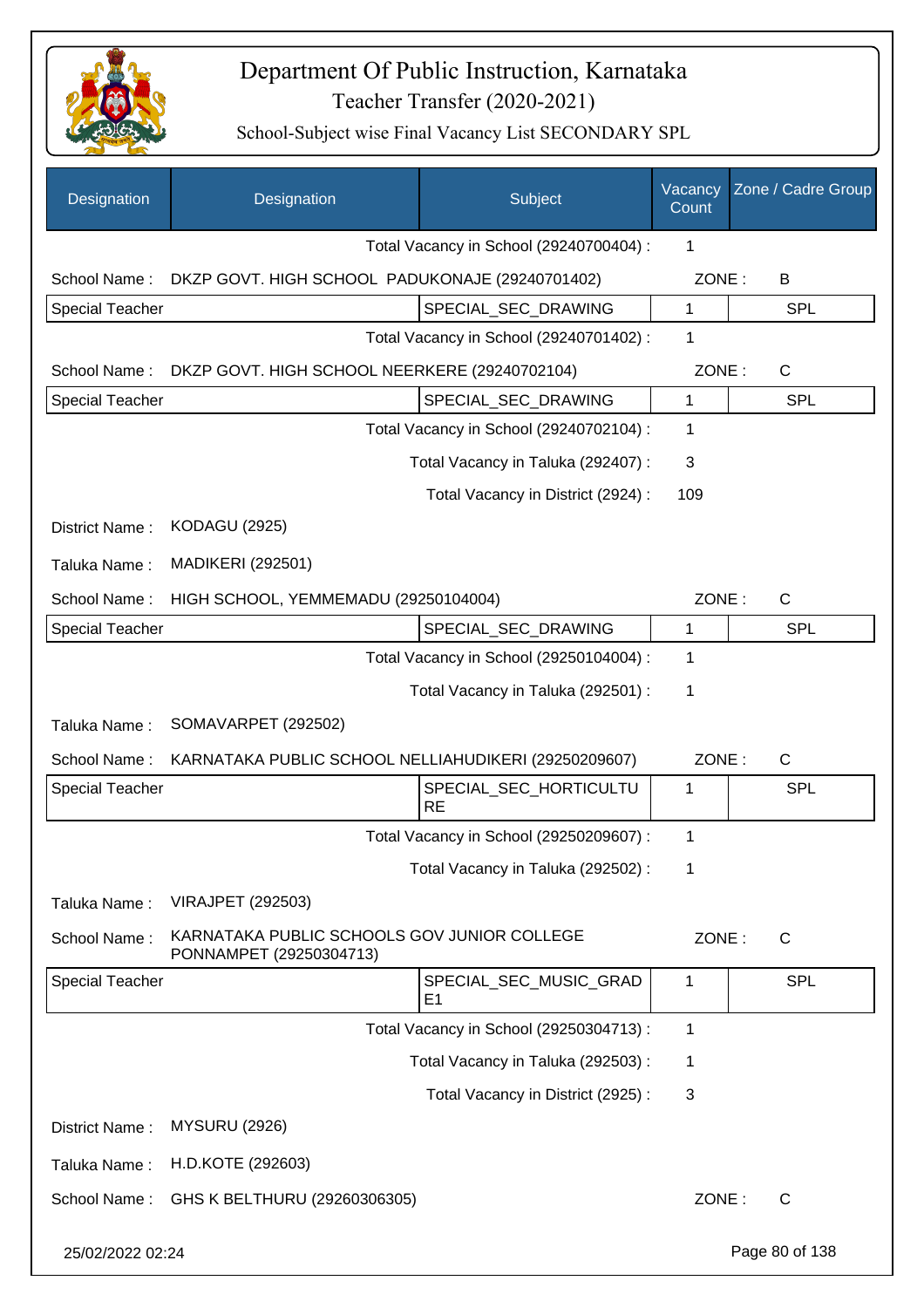# Department Of Public Instruction, Karnataka

## Teacher Transfer (2020-2021)

### School-Subject wise Final Vacancy List SECONDARY SPL

| Designation | Designation | Subject | Vacancy Count | Zone / Cadre Group |
|---|---|---|---|---|
| | | Total Vacancy in School (29240700404) : | 1 | |
| School Name : | DKZP GOVT. HIGH SCHOOL PADUKONAJE (29240701402) | | ZONE : | B |
| Special Teacher | | SPECIAL_SEC_DRAWING | 1 | SPL |
| | | Total Vacancy in School (29240701402) : | 1 | |
| School Name : | DKZP GOVT. HIGH SCHOOL NEERKERE (29240702104) | | ZONE : | C |
| Special Teacher | | SPECIAL_SEC_DRAWING | 1 | SPL |
| | | Total Vacancy in School (29240702104) : | 1 | |
| | | Total Vacancy in Taluka (292407) : | 3 | |
| | | Total Vacancy in District (2924) : | 109 | |
| District Name : | KODAGU (2925) | | | |
| Taluka Name : | MADIKERI (292501) | | | |
| School Name : | HIGH SCHOOL, YEMMEMADU (29250104004) | | ZONE : | C |
| Special Teacher | | SPECIAL_SEC_DRAWING | 1 | SPL |
| | | Total Vacancy in School (29250104004) : | 1 | |
| | | Total Vacancy in Taluka (292501) : | 1 | |
| Taluka Name : | SOMAVARPET (292502) | | | |
| School Name : | KARNATAKA PUBLIC SCHOOL NELLIAHUDIKERI (29250209607) | | ZONE : | C |
| Special Teacher | | SPECIAL_SEC_HORTICULTURE | 1 | SPL |
| | | Total Vacancy in School (29250209607) : | 1 | |
| | | Total Vacancy in Taluka (292502) : | 1 | |
| Taluka Name : | VIRAJPET (292503) | | | |
| School Name : | KARNATAKA PUBLIC SCHOOLS GOV JUNIOR COLLEGE PONNAMPET (29250304713) | | ZONE : | C |
| Special Teacher | | SPECIAL_SEC_MUSIC_GRADE1 | 1 | SPL |
| | | Total Vacancy in School (29250304713) : | 1 | |
| | | Total Vacancy in Taluka (292503) : | 1 | |
| | | Total Vacancy in District (2925) : | 3 | |
| District Name : | MYSURU (2926) | | | |
| Taluka Name : | H.D.KOTE (292603) | | | |
| School Name : | GHS K BELTHURU (29260306305) | | ZONE : | C |

25/02/2022 02:24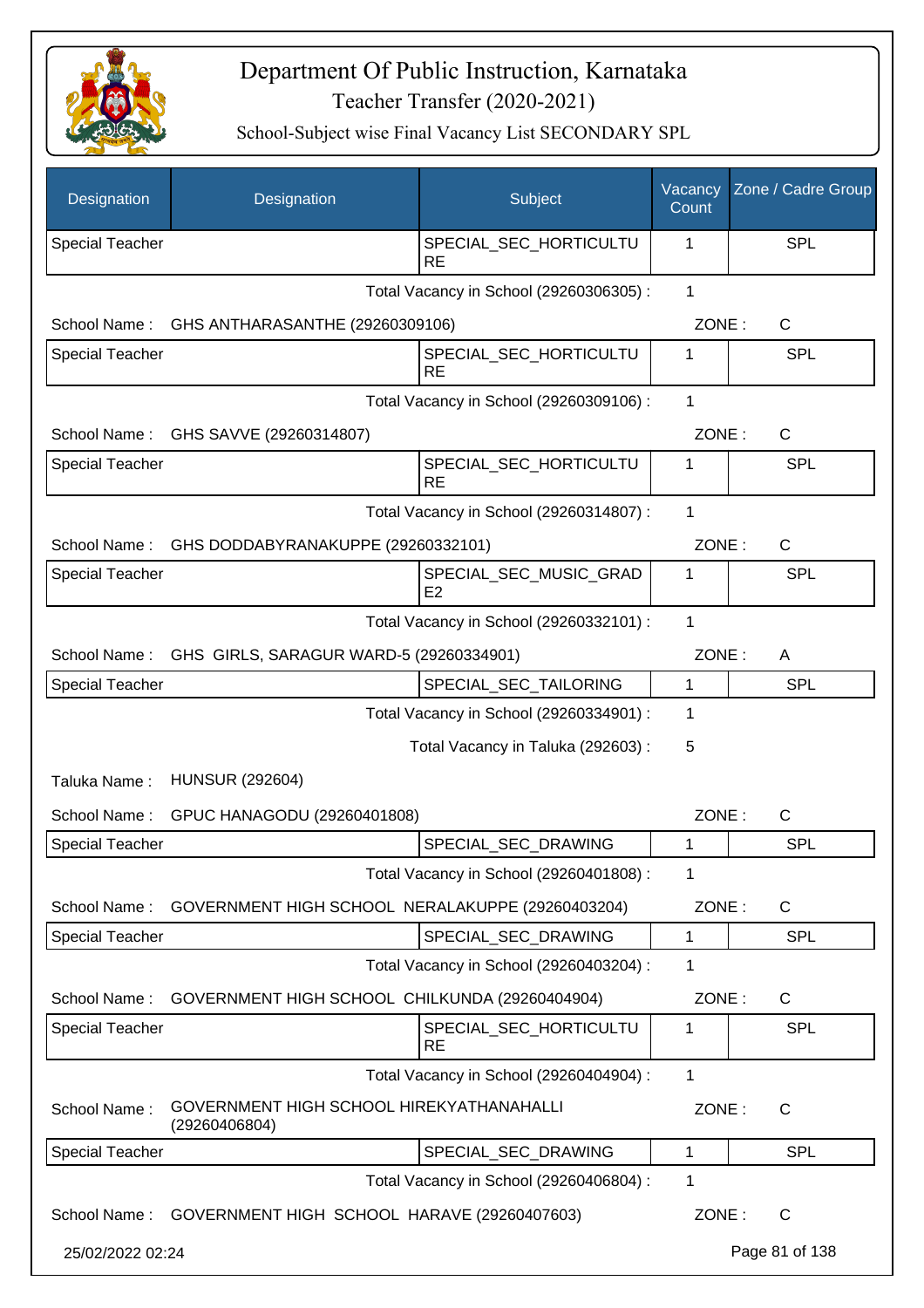# Department Of Public Instruction, Karnataka

## Teacher Transfer (2020-2021)

### School-Subject wise Final Vacancy List SECONDARY SPL

| Designation | Designation | Subject | Vacancy Count | Zone / Cadre Group |
|---|---|---|---|---|
| Special Teacher | | SPECIAL_SEC_HORTICULTURE | 1 | SPL |

Total Vacancy in School (29260306305) : 1

School Name : GHS ANTHARASANTHE (29260309106) ZONE : C

| Designation | Designation | Subject | Vacancy Count | Zone / Cadre Group |
|---|---|---|---|---|
| Special Teacher | | SPECIAL_SEC_HORTICULTURE | 1 | SPL |

Total Vacancy in School (29260309106) : 1

School Name : GHS SAVVE (29260314807) ZONE : C

| Designation | Designation | Subject | Vacancy Count | Zone / Cadre Group |
|---|---|---|---|---|
| Special Teacher | | SPECIAL_SEC_HORTICULTURE | 1 | SPL |

Total Vacancy in School (29260314807) : 1

School Name : GHS DODDABYRANAKUPPE (29260332101) ZONE : C

| Designation | Designation | Subject | Vacancy Count | Zone / Cadre Group |
|---|---|---|---|---|
| Special Teacher | | SPECIAL_SEC_MUSIC_GRADE2 | 1 | SPL |

Total Vacancy in School (29260332101) : 1

School Name : GHS GIRLS, SARAGUR WARD-5 (29260334901) ZONE : A

| Designation | Designation | Subject | Vacancy Count | Zone / Cadre Group |
|---|---|---|---|---|
| Special Teacher | | SPECIAL_SEC_TAILORING | 1 | SPL |

Total Vacancy in School (29260334901) : 1

Total Vacancy in Taluka (292603) : 5

Taluka Name : HUNSUR (292604)

School Name : GPUC HANAGODU (29260401808) ZONE : C

| Designation | Designation | Subject | Vacancy Count | Zone / Cadre Group |
|---|---|---|---|---|
| Special Teacher | | SPECIAL_SEC_DRAWING | 1 | SPL |

Total Vacancy in School (29260401808) : 1

School Name : GOVERNMENT HIGH SCHOOL NERALAKUPPE (29260403204) ZONE : C

| Designation | Designation | Subject | Vacancy Count | Zone / Cadre Group |
|---|---|---|---|---|
| Special Teacher | | SPECIAL_SEC_DRAWING | 1 | SPL |

Total Vacancy in School (29260403204) : 1

School Name : GOVERNMENT HIGH SCHOOL CHILKUNDA (29260404904) ZONE : C

| Designation | Designation | Subject | Vacancy Count | Zone / Cadre Group |
|---|---|---|---|---|
| Special Teacher | | SPECIAL_SEC_HORTICULTURE | 1 | SPL |

Total Vacancy in School (29260404904) : 1

School Name : GOVERNMENT HIGH SCHOOL HIREKYATHANAHALLI (29260406804) ZONE : C

| Designation | Designation | Subject | Vacancy Count | Zone / Cadre Group |
|---|---|---|---|---|
| Special Teacher | | SPECIAL_SEC_DRAWING | 1 | SPL |

Total Vacancy in School (29260406804) : 1

School Name : GOVERNMENT HIGH SCHOOL HARAVE (29260407603) ZONE : C

25/02/2022 02:24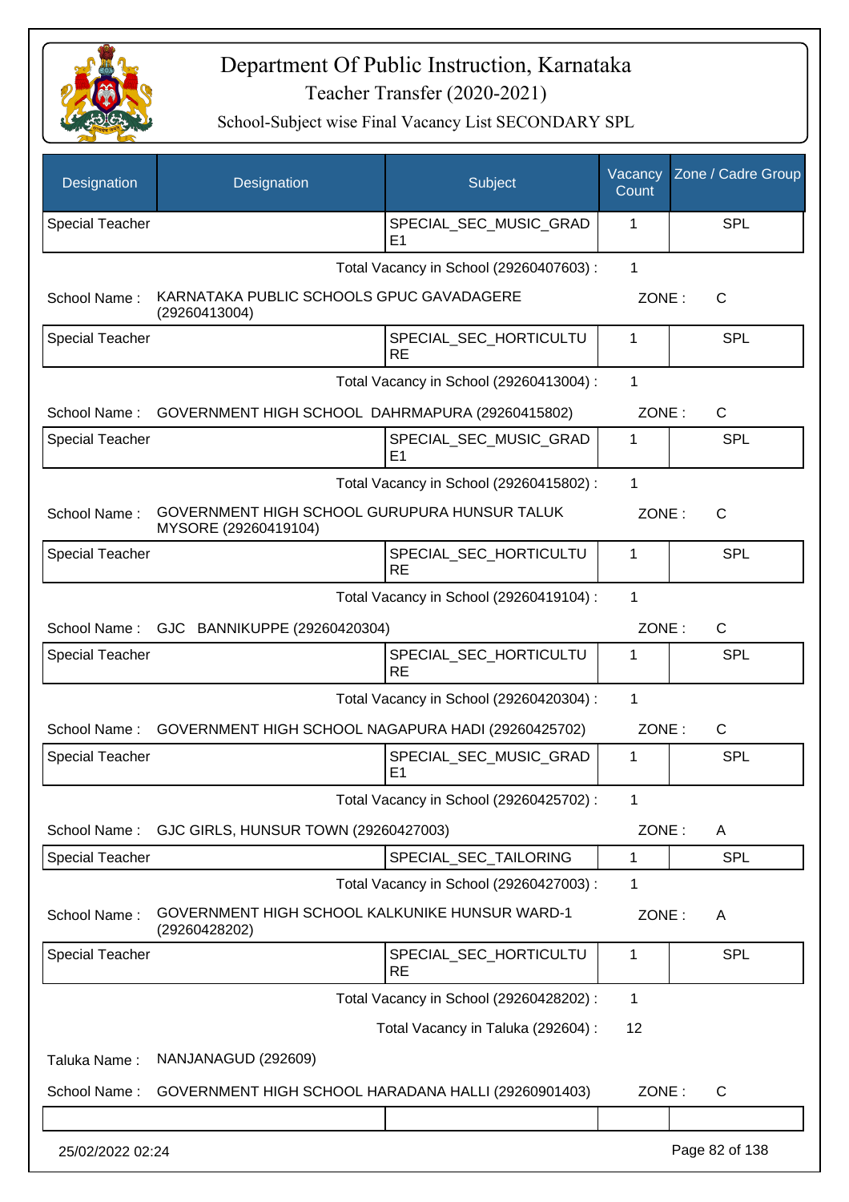# Department Of Public Instruction, Karnataka

Teacher Transfer (2020-2021)

School-Subject wise Final Vacancy List SECONDARY SPL

| Designation | Designation | Subject | Vacancy Count | Zone / Cadre Group |
|---|---|---|---|---|
| Special Teacher | | SPECIAL_SEC_MUSIC_GRADE1 | 1 | SPL |
| | | Total Vacancy in School (29260407603) : | 1 | |
| School Name : | KARNATAKA PUBLIC SCHOOLS GPUC GAVADAGERE (29260413004) | | ZONE : | C |
| Special Teacher | | SPECIAL_SEC_HORTICULTURE | 1 | SPL |
| | | Total Vacancy in School (29260413004) : | 1 | |
| School Name : | GOVERNMENT HIGH SCHOOL DAHRMAPURA (29260415802) | | ZONE : | C |
| Special Teacher | | SPECIAL_SEC_MUSIC_GRADE1 | 1 | SPL |
| | | Total Vacancy in School (29260415802) : | 1 | |
| School Name : | GOVERNMENT HIGH SCHOOL GURUPURA HUNSUR TALUK MYSORE (29260419104) | | ZONE : | C |
| Special Teacher | | SPECIAL_SEC_HORTICULTURE | 1 | SPL |
| | | Total Vacancy in School (29260419104) : | 1 | |
| School Name : | GJC BANNIKUPPE (29260420304) | | ZONE : | C |
| Special Teacher | | SPECIAL_SEC_HORTICULTURE | 1 | SPL |
| | | Total Vacancy in School (29260420304) : | 1 | |
| School Name : | GOVERNMENT HIGH SCHOOL NAGAPURA HADI (29260425702) | | ZONE : | C |
| Special Teacher | | SPECIAL_SEC_MUSIC_GRADE1 | 1 | SPL |
| | | Total Vacancy in School (29260425702) : | 1 | |
| School Name : | GJC GIRLS, HUNSUR TOWN (29260427003) | | ZONE : | A |
| Special Teacher | | SPECIAL_SEC_TAILORING | 1 | SPL |
| | | Total Vacancy in School (29260427003) : | 1 | |
| School Name : | GOVERNMENT HIGH SCHOOL KALKUNIKE HUNSUR WARD-1 (29260428202) | | ZONE : | A |
| Special Teacher | | SPECIAL_SEC_HORTICULTURE | 1 | SPL |
| | | Total Vacancy in School (29260428202) : | 1 | |
| | | Total Vacancy in Taluka (292604) : | 12 | |
| Taluka Name : | NANJANAGUD (292609) | | | |
| School Name : | GOVERNMENT HIGH SCHOOL HARADANA HALLI (29260901403) | | ZONE : | C |
| | | | | |

25/02/2022 02:24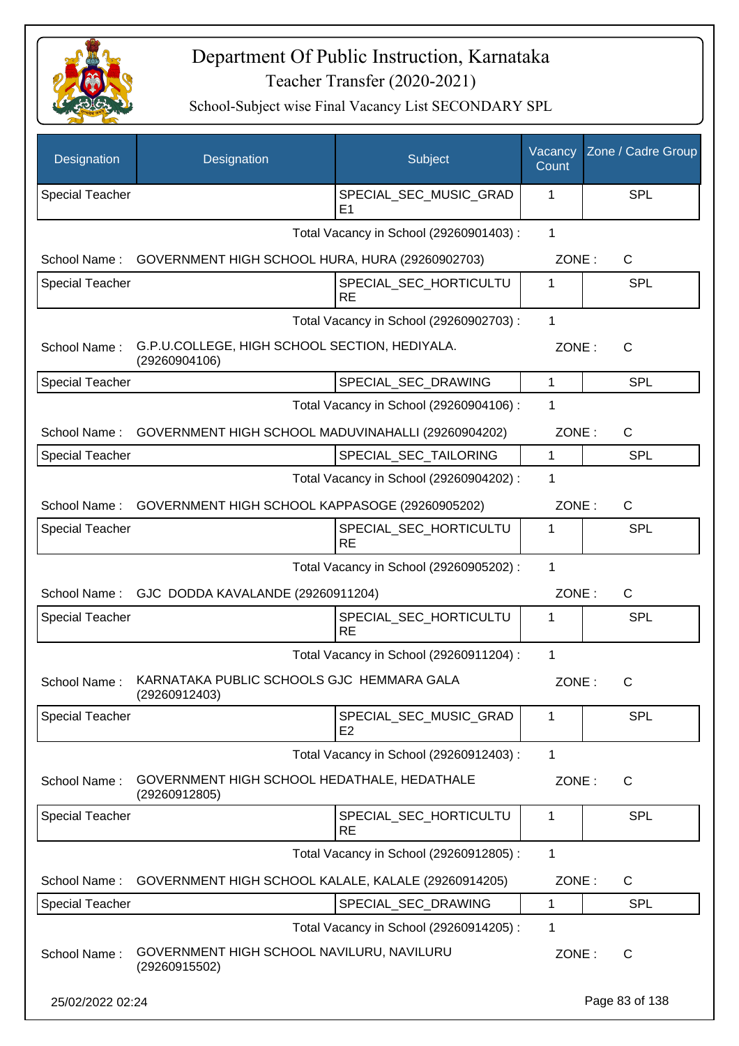# Department Of Public Instruction, Karnataka

Teacher Transfer (2020-2021)

School-Subject wise Final Vacancy List SECONDARY SPL

| Designation | Designation | Subject | Vacancy Count | Zone / Cadre Group |
|---|---|---|---|---|
| Special Teacher | | SPECIAL_SEC_MUSIC_GRADE1 | 1 | SPL |
| | | Total Vacancy in School (29260901403) : | 1 | |
| School Name : | GOVERNMENT HIGH SCHOOL HURA, HURA (29260902703) | | ZONE : | C |
| Special Teacher | | SPECIAL_SEC_HORTICULTURE | 1 | SPL |
| | | Total Vacancy in School (29260902703) : | 1 | |
| School Name : | G.P.U.COLLEGE, HIGH SCHOOL SECTION, HEDIYALA. (29260904106) | | ZONE : | C |
| Special Teacher | | SPECIAL_SEC_DRAWING | 1 | SPL |
| | | Total Vacancy in School (29260904106) : | 1 | |
| School Name : | GOVERNMENT HIGH SCHOOL MADUVINAHALLI (29260904202) | | ZONE : | C |
| Special Teacher | | SPECIAL_SEC_TAILORING | 1 | SPL |
| | | Total Vacancy in School (29260904202) : | 1 | |
| School Name : | GOVERNMENT HIGH SCHOOL KAPPASOGE (29260905202) | | ZONE : | C |
| Special Teacher | | SPECIAL_SEC_HORTICULTURE | 1 | SPL |
| | | Total Vacancy in School (29260905202) : | 1 | |
| School Name : | GJC DODDA KAVALANDE (29260911204) | | ZONE : | C |
| Special Teacher | | SPECIAL_SEC_HORTICULTURE | 1 | SPL |
| | | Total Vacancy in School (29260911204) : | 1 | |
| School Name : | KARNATAKA PUBLIC SCHOOLS GJC HEMMARA GALA (29260912403) | | ZONE : | C |
| Special Teacher | | SPECIAL_SEC_MUSIC_GRADE2 | 1 | SPL |
| | | Total Vacancy in School (29260912403) : | 1 | |
| School Name : | GOVERNMENT HIGH SCHOOL HEDATHALE, HEDATHALE (29260912805) | | ZONE : | C |
| Special Teacher | | SPECIAL_SEC_HORTICULTURE | 1 | SPL |
| | | Total Vacancy in School (29260912805) : | 1 | |
| School Name : | GOVERNMENT HIGH SCHOOL KALALE, KALALE (29260914205) | | ZONE : | C |
| Special Teacher | | SPECIAL_SEC_DRAWING | 1 | SPL |
| | | Total Vacancy in School (29260914205) : | 1 | |
| School Name : | GOVERNMENT HIGH SCHOOL NAVILURU, NAVILURU (29260915502) | | ZONE : | C |

25/02/2022 02:24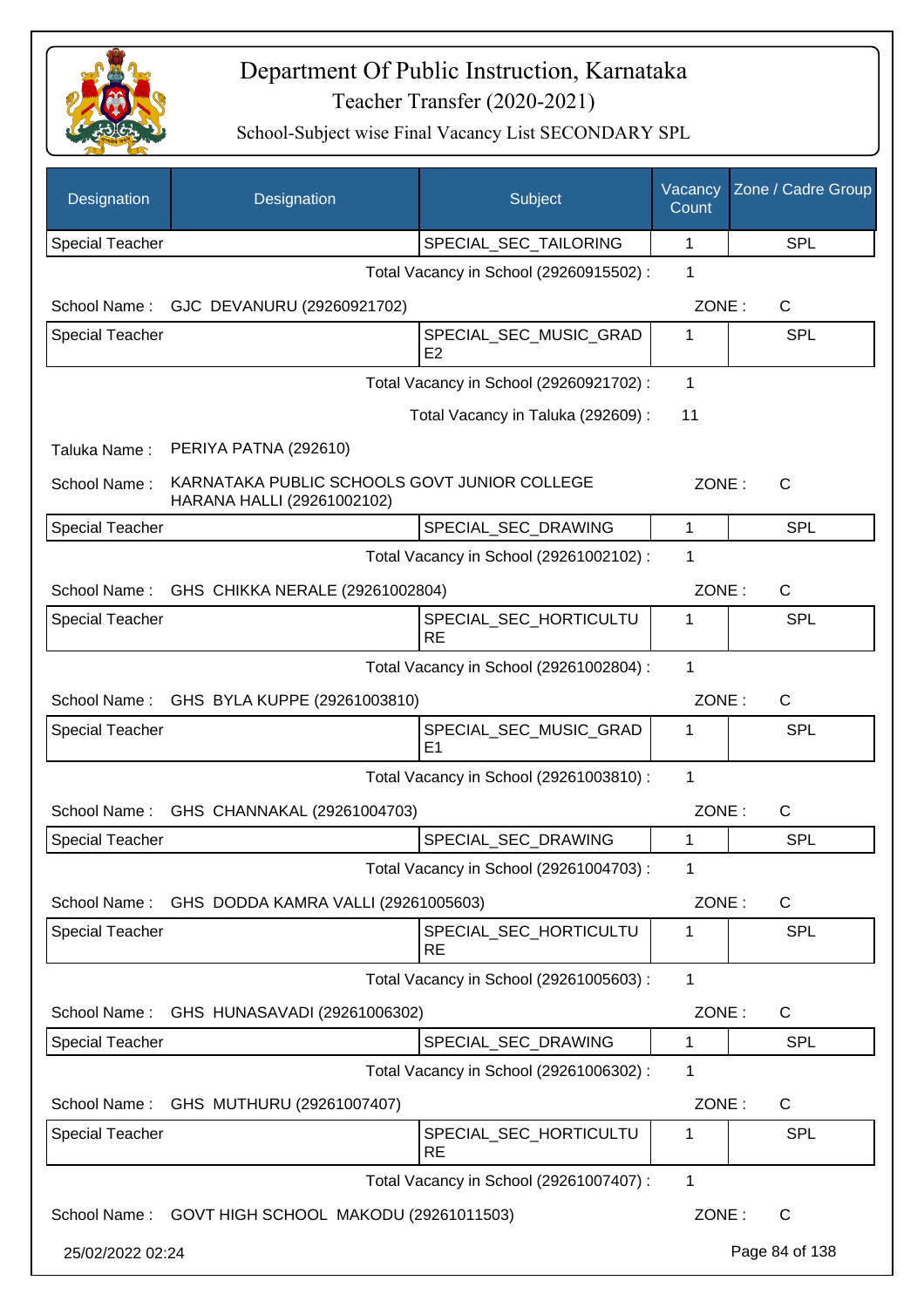# Department Of Public Instruction, Karnataka

Teacher Transfer (2020-2021)

School-Subject wise Final Vacancy List SECONDARY SPL

| Designation | Designation | Subject | Vacancy Count | Zone / Cadre Group |
|---|---|---|---|---|
| Special Teacher | | SPECIAL_SEC_TAILORING | 1 | SPL |

Total Vacancy in School (29260915502) : 1

School Name : GJC DEVANURU (29260921702) ZONE : C

| Designation | Designation | Subject | Vacancy Count | Zone / Cadre Group |
|---|---|---|---|---|
| Special Teacher | | SPECIAL_SEC_MUSIC_GRADE2 | 1 | SPL |

Total Vacancy in School (29260921702) : 1

Total Vacancy in Taluka (292609) : 11

Taluka Name : PERIYA PATNA (292610)

School Name : KARNATAKA PUBLIC SCHOOLS GOVT JUNIOR COLLEGE HARANA HALLI (29261002102) ZONE : C

| Designation | Designation | Subject | Vacancy Count | Zone / Cadre Group |
|---|---|---|---|---|
| Special Teacher | | SPECIAL_SEC_DRAWING | 1 | SPL |

Total Vacancy in School (29261002102) : 1

School Name : GHS CHIKKA NERALE (29261002804) ZONE : C

| Designation | Designation | Subject | Vacancy Count | Zone / Cadre Group |
|---|---|---|---|---|
| Special Teacher | | SPECIAL_SEC_HORTICULTURE | 1 | SPL |

Total Vacancy in School (29261002804) : 1

School Name : GHS BYLA KUPPE (29261003810) ZONE : C

| Designation | Designation | Subject | Vacancy Count | Zone / Cadre Group |
|---|---|---|---|---|
| Special Teacher | | SPECIAL_SEC_MUSIC_GRADE1 | 1 | SPL |

Total Vacancy in School (29261003810) : 1

School Name : GHS CHANNAKAL (29261004703) ZONE : C

| Designation | Designation | Subject | Vacancy Count | Zone / Cadre Group |
|---|---|---|---|---|
| Special Teacher | | SPECIAL_SEC_DRAWING | 1 | SPL |

Total Vacancy in School (29261004703) : 1

School Name : GHS DODDA KAMRA VALLI (29261005603) ZONE : C

| Designation | Designation | Subject | Vacancy Count | Zone / Cadre Group |
|---|---|---|---|---|
| Special Teacher | | SPECIAL_SEC_HORTICULTURE | 1 | SPL |

Total Vacancy in School (29261005603) : 1

School Name : GHS HUNASAVADI (29261006302) ZONE : C

| Designation | Designation | Subject | Vacancy Count | Zone / Cadre Group |
|---|---|---|---|---|
| Special Teacher | | SPECIAL_SEC_DRAWING | 1 | SPL |

Total Vacancy in School (29261006302) : 1

School Name : GHS MUTHURU (29261007407) ZONE : C

| Designation | Designation | Subject | Vacancy Count | Zone / Cadre Group |
|---|---|---|---|---|
| Special Teacher | | SPECIAL_SEC_HORTICULTURE | 1 | SPL |

Total Vacancy in School (29261007407) : 1

School Name : GOVT HIGH SCHOOL MAKODU (29261011503) ZONE : C

25/02/2022 02:24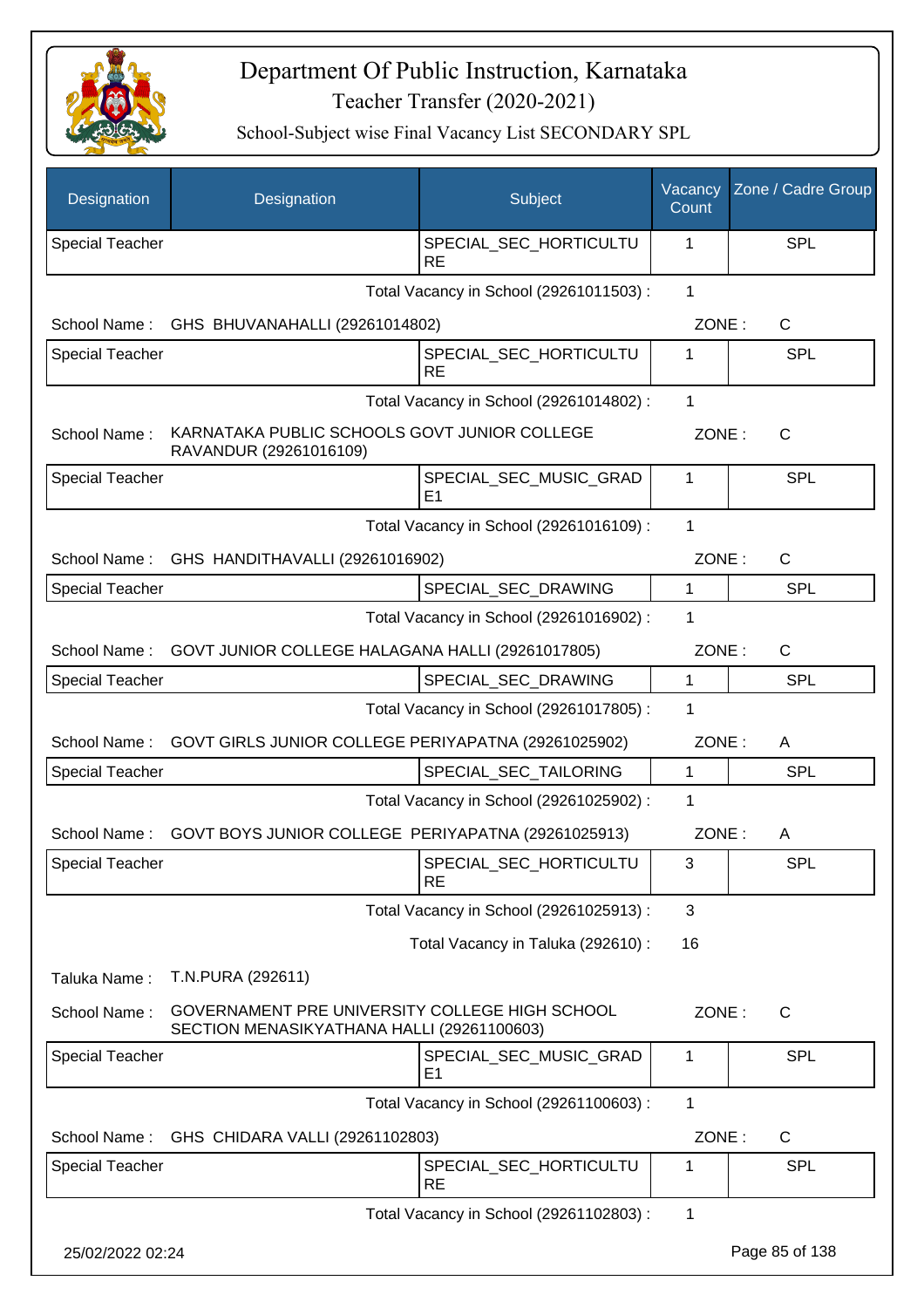# Department Of Public Instruction, Karnataka

## Teacher Transfer (2020-2021)

### School-Subject wise Final Vacancy List SECONDARY SPL

| Designation | Designation | Subject | Vacancy Count | Zone / Cadre Group |
|---|---|---|---|---|
| Special Teacher | | SPECIAL_SEC_HORTICULTURE | 1 | SPL |

Total Vacancy in School (29261011503) : 1

School Name : GHS BHUVANAHALLI (29261014802) — ZONE : C

| Designation | Designation | Subject | Vacancy Count | Zone / Cadre Group |
|---|---|---|---|---|
| Special Teacher | | SPECIAL_SEC_HORTICULTURE | 1 | SPL |

Total Vacancy in School (29261014802) : 1

School Name : KARNATAKA PUBLIC SCHOOLS GOVT JUNIOR COLLEGE RAVANDUR (29261016109) — ZONE : C

| Designation | Designation | Subject | Vacancy Count | Zone / Cadre Group |
|---|---|---|---|---|
| Special Teacher | | SPECIAL_SEC_MUSIC_GRADE1 | 1 | SPL |

Total Vacancy in School (29261016109) : 1

School Name : GHS HANDITHAVALLI (29261016902) — ZONE : C

| Designation | Designation | Subject | Vacancy Count | Zone / Cadre Group |
|---|---|---|---|---|
| Special Teacher | | SPECIAL_SEC_DRAWING | 1 | SPL |

Total Vacancy in School (29261016902) : 1

School Name : GOVT JUNIOR COLLEGE HALAGANA HALLI (29261017805) — ZONE : C

| Designation | Designation | Subject | Vacancy Count | Zone / Cadre Group |
|---|---|---|---|---|
| Special Teacher | | SPECIAL_SEC_DRAWING | 1 | SPL |

Total Vacancy in School (29261017805) : 1

School Name : GOVT GIRLS JUNIOR COLLEGE PERIYAPATNA (29261025902) — ZONE : A

| Designation | Designation | Subject | Vacancy Count | Zone / Cadre Group |
|---|---|---|---|---|
| Special Teacher | | SPECIAL_SEC_TAILORING | 1 | SPL |

Total Vacancy in School (29261025902) : 1

School Name : GOVT BOYS JUNIOR COLLEGE PERIYAPATNA (29261025913) — ZONE : A

| Designation | Designation | Subject | Vacancy Count | Zone / Cadre Group |
|---|---|---|---|---|
| Special Teacher | | SPECIAL_SEC_HORTICULTURE | 3 | SPL |

Total Vacancy in School (29261025913) : 3

Total Vacancy in Taluka (292610) : 16

Taluka Name : T.N.PURA (292611)

School Name : GOVERNAMENT PRE UNIVERSITY COLLEGE HIGH SCHOOL SECTION MENASIKYATHANA HALLI (29261100603) — ZONE : C

| Designation | Designation | Subject | Vacancy Count | Zone / Cadre Group |
|---|---|---|---|---|
| Special Teacher | | SPECIAL_SEC_MUSIC_GRADE1 | 1 | SPL |

Total Vacancy in School (29261100603) : 1

School Name : GHS CHIDARA VALLI (29261102803) — ZONE : C

| Designation | Designation | Subject | Vacancy Count | Zone / Cadre Group |
|---|---|---|---|---|
| Special Teacher | | SPECIAL_SEC_HORTICULTURE | 1 | SPL |

Total Vacancy in School (29261102803) : 1

25/02/2022 02:24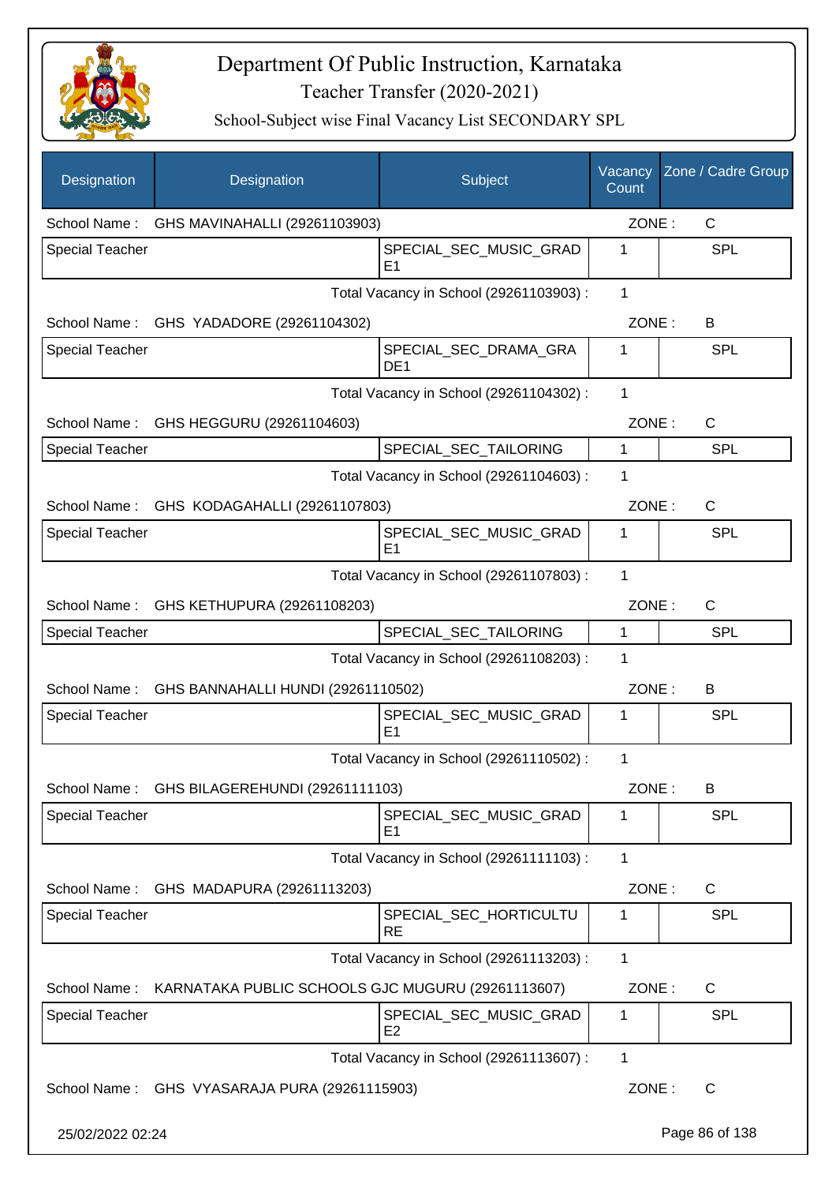# Department Of Public Instruction, Karnataka

## Teacher Transfer (2020-2021)

### School-Subject wise Final Vacancy List SECONDARY SPL

| Designation | Designation | Subject | Vacancy Count | Zone / Cadre Group |
|---|---|---|---|---|
| School Name : | GHS MAVINAHALLI (29261103903) | | ZONE : | C |
| Special Teacher | | SPECIAL_SEC_MUSIC_GRADE1 | 1 | SPL |
| | | Total Vacancy in School (29261103903) : | 1 | |
| School Name : | GHS YADADORE (29261104302) | | ZONE : | B |
| Special Teacher | | SPECIAL_SEC_DRAMA_GRADE1 | 1 | SPL |
| | | Total Vacancy in School (29261104302) : | 1 | |
| School Name : | GHS HEGGURU (29261104603) | | ZONE : | C |
| Special Teacher | | SPECIAL_SEC_TAILORING | 1 | SPL |
| | | Total Vacancy in School (29261104603) : | 1 | |
| School Name : | GHS KODAGAHALLI (29261107803) | | ZONE : | C |
| Special Teacher | | SPECIAL_SEC_MUSIC_GRADE1 | 1 | SPL |
| | | Total Vacancy in School (29261107803) : | 1 | |
| School Name : | GHS KETHUPURA (29261108203) | | ZONE : | C |
| Special Teacher | | SPECIAL_SEC_TAILORING | 1 | SPL |
| | | Total Vacancy in School (29261108203) : | 1 | |
| School Name : | GHS BANNAHALLI HUNDI (29261110502) | | ZONE : | B |
| Special Teacher | | SPECIAL_SEC_MUSIC_GRADE1 | 1 | SPL |
| | | Total Vacancy in School (29261110502) : | 1 | |
| School Name : | GHS BILAGEREHUNDI (29261111103) | | ZONE : | B |
| Special Teacher | | SPECIAL_SEC_MUSIC_GRADE1 | 1 | SPL |
| | | Total Vacancy in School (29261111103) : | 1 | |
| School Name : | GHS MADAPURA (29261113203) | | ZONE : | C |
| Special Teacher | | SPECIAL_SEC_HORTICULTURE | 1 | SPL |
| | | Total Vacancy in School (29261113203) : | 1 | |
| School Name : | KARNATAKA PUBLIC SCHOOLS GJC MUGURU (29261113607) | | ZONE : | C |
| Special Teacher | | SPECIAL_SEC_MUSIC_GRADE2 | 1 | SPL |
| | | Total Vacancy in School (29261113607) : | 1 | |
| School Name : | GHS VYASARAJA PURA (29261115903) | | ZONE : | C |

25/02/2022 02:24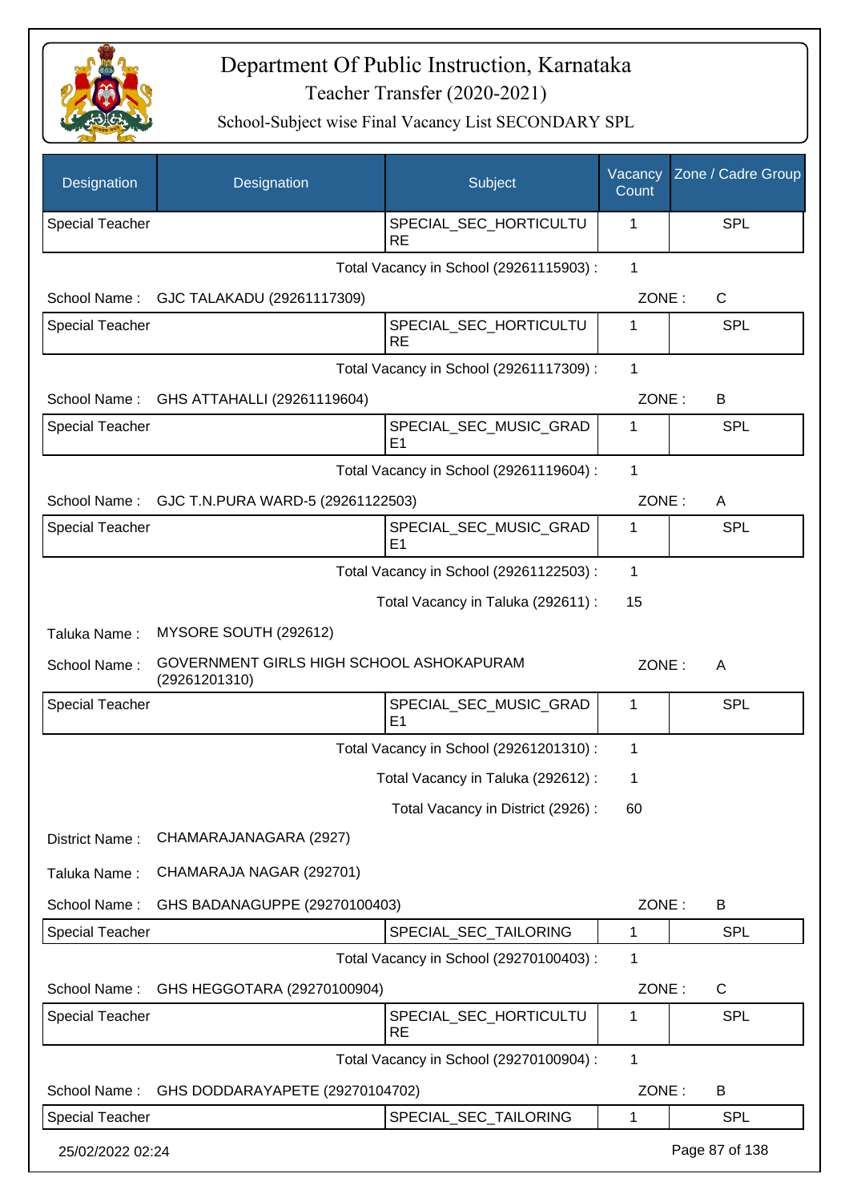# Department Of Public Instruction, Karnataka

Teacher Transfer (2020-2021)

School-Subject wise Final Vacancy List SECONDARY SPL

| Designation | Designation | Subject | Vacancy Count | Zone / Cadre Group |
|---|---|---|---|---|
| Special Teacher | | SPECIAL_SEC_HORTICULTURE | 1 | SPL |

Total Vacancy in School (29261115903) : 1

School Name : GJC TALAKADU (29261117309) ZONE : C

| Designation | Designation | Subject | Vacancy Count | Zone / Cadre Group |
|---|---|---|---|---|
| Special Teacher | | SPECIAL_SEC_HORTICULTURE | 1 | SPL |

Total Vacancy in School (29261117309) : 1

School Name : GHS ATTAHALLI (29261119604) ZONE : B

| Designation | Designation | Subject | Vacancy Count | Zone / Cadre Group |
|---|---|---|---|---|
| Special Teacher | | SPECIAL_SEC_MUSIC_GRADE1 | 1 | SPL |

Total Vacancy in School (29261119604) : 1

School Name : GJC T.N.PURA WARD-5 (29261122503) ZONE : A

| Designation | Designation | Subject | Vacancy Count | Zone / Cadre Group |
|---|---|---|---|---|
| Special Teacher | | SPECIAL_SEC_MUSIC_GRADE1 | 1 | SPL |

Total Vacancy in School (29261122503) : 1

Total Vacancy in Taluka (292611) : 15

Taluka Name : MYSORE SOUTH (292612)

School Name : GOVERNMENT GIRLS HIGH SCHOOL ASHOKAPURAM (29261201310) ZONE : A

| Designation | Designation | Subject | Vacancy Count | Zone / Cadre Group |
|---|---|---|---|---|
| Special Teacher | | SPECIAL_SEC_MUSIC_GRADE1 | 1 | SPL |

Total Vacancy in School (29261201310) : 1

Total Vacancy in Taluka (292612) : 1

Total Vacancy in District (2926) : 60

District Name : CHAMARAJANAGARA (2927)

Taluka Name : CHAMARAJA NAGAR (292701)

School Name : GHS BADANAGUPPE (29270100403) ZONE : B

| Designation | Designation | Subject | Vacancy Count | Zone / Cadre Group |
|---|---|---|---|---|
| Special Teacher | | SPECIAL_SEC_TAILORING | 1 | SPL |

Total Vacancy in School (29270100403) : 1

School Name : GHS HEGGOTARA (29270100904) ZONE : C

| Designation | Designation | Subject | Vacancy Count | Zone / Cadre Group |
|---|---|---|---|---|
| Special Teacher | | SPECIAL_SEC_HORTICULTURE | 1 | SPL |

Total Vacancy in School (29270100904) : 1

School Name : GHS DODDARAYAPETE (29270104702) ZONE : B

| Designation | Designation | Subject | Vacancy Count | Zone / Cadre Group |
|---|---|---|---|---|
| Special Teacher | | SPECIAL_SEC_TAILORING | 1 | SPL |

25/02/2022 02:24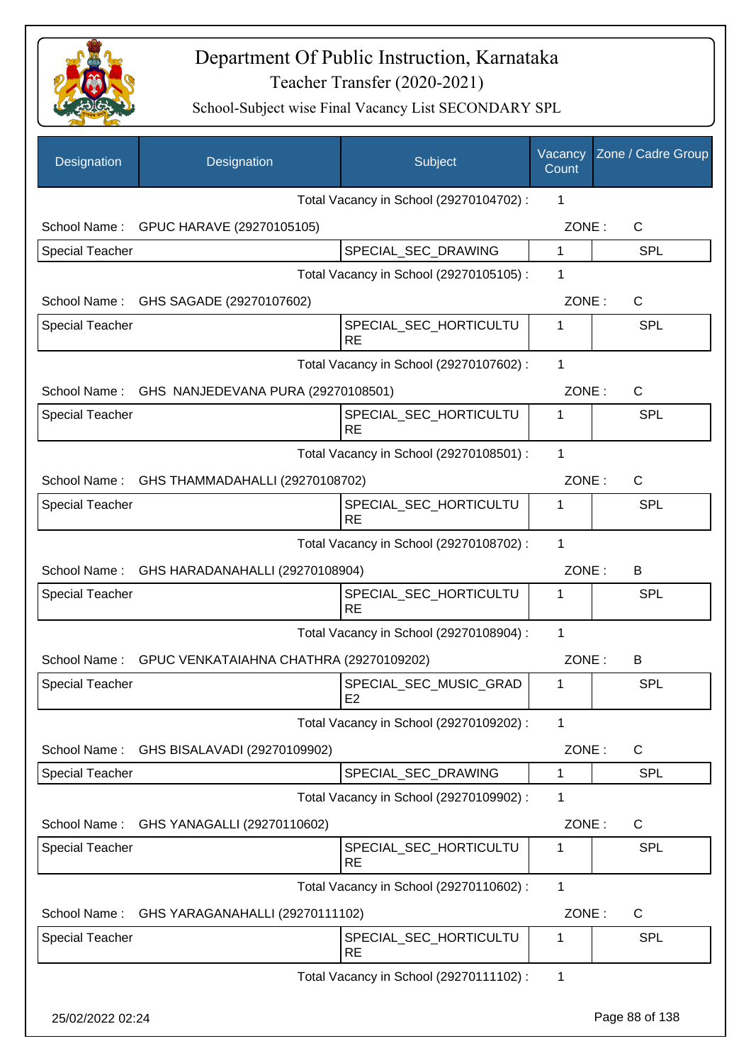# Department Of Public Instruction, Karnataka
## Teacher Transfer (2020-2021)
### School-Subject wise Final Vacancy List SECONDARY SPL

| Designation | Designation | Subject | Vacancy Count | Zone / Cadre Group |
|---|---|---|---|---|
| | | Total Vacancy in School (29270104702) : | 1 | |
| School Name : | GPUC HARAVE (29270105105) | | ZONE : | C |
| Special Teacher | | SPECIAL_SEC_DRAWING | 1 | SPL |
| | | Total Vacancy in School (29270105105) : | 1 | |
| School Name : | GHS SAGADE (29270107602) | | ZONE : | C |
| Special Teacher | | SPECIAL_SEC_HORTICULTURE | 1 | SPL |
| | | Total Vacancy in School (29270107602) : | 1 | |
| School Name : | GHS NANJEDEVANA PURA (29270108501) | | ZONE : | C |
| Special Teacher | | SPECIAL_SEC_HORTICULTURE | 1 | SPL |
| | | Total Vacancy in School (29270108501) : | 1 | |
| School Name : | GHS THAMMADAHALLI (29270108702) | | ZONE : | C |
| Special Teacher | | SPECIAL_SEC_HORTICULTURE | 1 | SPL |
| | | Total Vacancy in School (29270108702) : | 1 | |
| School Name : | GHS HARADANAHALLI (29270108904) | | ZONE : | B |
| Special Teacher | | SPECIAL_SEC_HORTICULTURE | 1 | SPL |
| | | Total Vacancy in School (29270108904) : | 1 | |
| School Name : | GPUC VENKATAIAHNA CHATHRA (29270109202) | | ZONE : | B |
| Special Teacher | | SPECIAL_SEC_MUSIC_GRADE2 | 1 | SPL |
| | | Total Vacancy in School (29270109202) : | 1 | |
| School Name : | GHS BISALAVADI (29270109902) | | ZONE : | C |
| Special Teacher | | SPECIAL_SEC_DRAWING | 1 | SPL |
| | | Total Vacancy in School (29270109902) : | 1 | |
| School Name : | GHS YANAGALLI (29270110602) | | ZONE : | C |
| Special Teacher | | SPECIAL_SEC_HORTICULTURE | 1 | SPL |
| | | Total Vacancy in School (29270110602) : | 1 | |
| School Name : | GHS YARAGANAHALLI (29270111102) | | ZONE : | C |
| Special Teacher | | SPECIAL_SEC_HORTICULTURE | 1 | SPL |
| | | Total Vacancy in School (29270111102) : | 1 | |

25/02/2022 02:24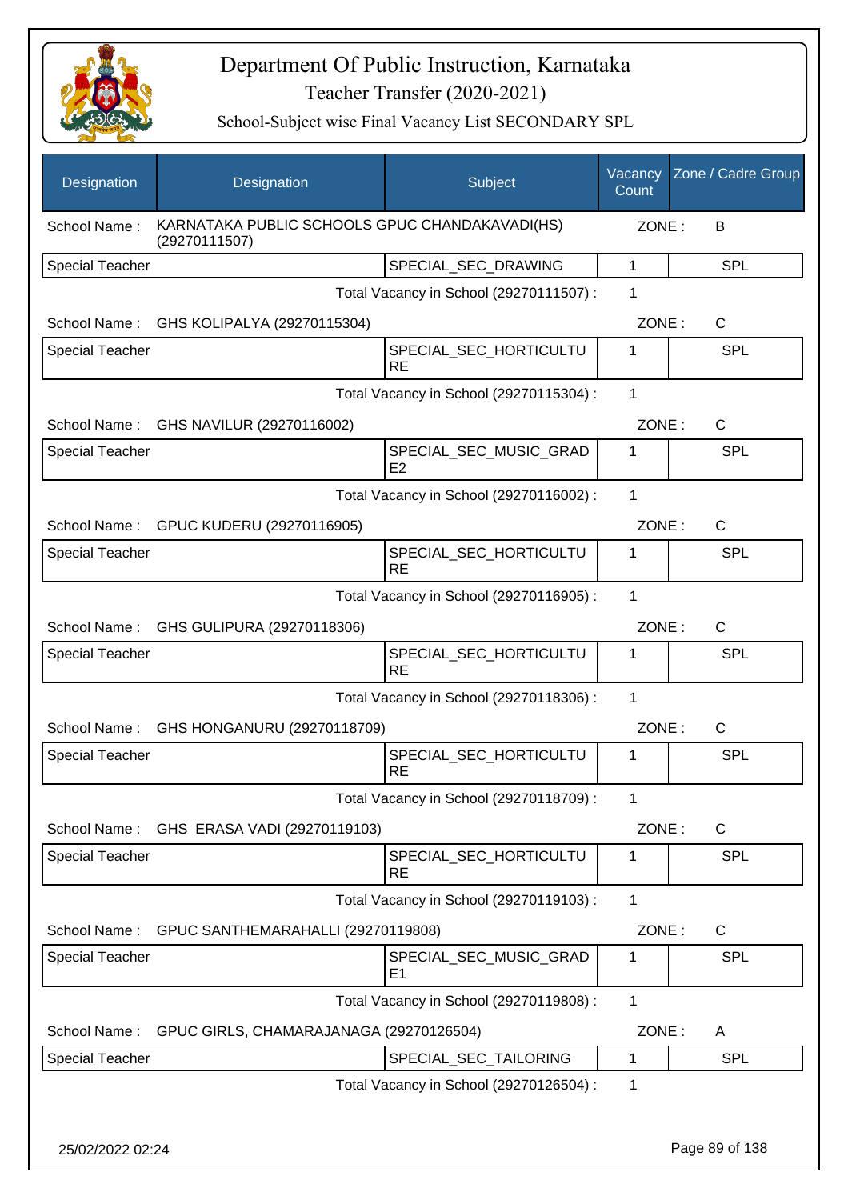# Department Of Public Instruction, Karnataka

## Teacher Transfer (2020-2021)

### School-Subject wise Final Vacancy List SECONDARY SPL

| Designation | Designation | Subject | Vacancy Count | Zone / Cadre Group |
|---|---|---|---|---|
| School Name : | KARNATAKA PUBLIC SCHOOLS GPUC CHANDAKAVADI(HS) (29270111507) | | ZONE : | B |
| Special Teacher | | SPECIAL_SEC_DRAWING | 1 | SPL |
| | | Total Vacancy in School (29270111507) : | 1 | |
| School Name : | GHS KOLIPALYA (29270115304) | | ZONE : | C |
| Special Teacher | | SPECIAL_SEC_HORTICULTURE | 1 | SPL |
| | | Total Vacancy in School (29270115304) : | 1 | |
| School Name : | GHS NAVILUR (29270116002) | | ZONE : | C |
| Special Teacher | | SPECIAL_SEC_MUSIC_GRADE2 | 1 | SPL |
| | | Total Vacancy in School (29270116002) : | 1 | |
| School Name : | GPUC KUDERU (29270116905) | | ZONE : | C |
| Special Teacher | | SPECIAL_SEC_HORTICULTURE | 1 | SPL |
| | | Total Vacancy in School (29270116905) : | 1 | |
| School Name : | GHS GULIPURA (29270118306) | | ZONE : | C |
| Special Teacher | | SPECIAL_SEC_HORTICULTURE | 1 | SPL |
| | | Total Vacancy in School (29270118306) : | 1 | |
| School Name : | GHS HONGANURU (29270118709) | | ZONE : | C |
| Special Teacher | | SPECIAL_SEC_HORTICULTURE | 1 | SPL |
| | | Total Vacancy in School (29270118709) : | 1 | |
| School Name : | GHS ERASA VADI (29270119103) | | ZONE : | C |
| Special Teacher | | SPECIAL_SEC_HORTICULTURE | 1 | SPL |
| | | Total Vacancy in School (29270119103) : | 1 | |
| School Name : | GPUC SANTHEMARAHALLI (29270119808) | | ZONE : | C |
| Special Teacher | | SPECIAL_SEC_MUSIC_GRADE1 | 1 | SPL |
| | | Total Vacancy in School (29270119808) : | 1 | |
| School Name : | GPUC GIRLS, CHAMARAJANAGA (29270126504) | | ZONE : | A |
| Special Teacher | | SPECIAL_SEC_TAILORING | 1 | SPL |
| | | Total Vacancy in School (29270126504) : | 1 | |

25/02/2022 02:24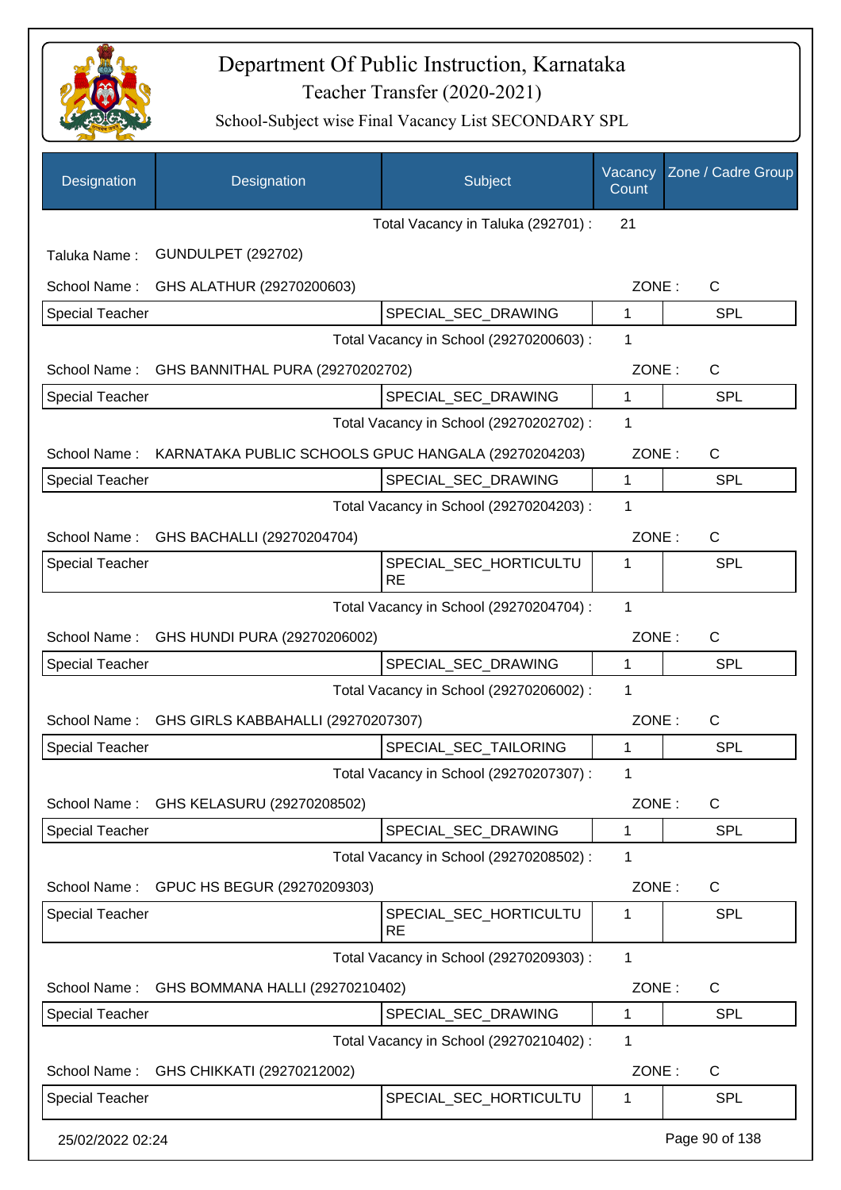# Department Of Public Instruction, Karnataka

Teacher Transfer (2020-2021)

School-Subject wise Final Vacancy List SECONDARY SPL

| Designation | Designation | Subject | Vacancy Count | Zone / Cadre Group |
|---|---|---|---|---|
| | | Total Vacancy in Taluka (292701) : | 21 | |
| Taluka Name : | GUNDULPET (292702) | | | |
| School Name : | GHS ALATHUR (29270200603) | | ZONE : | C |
| Special Teacher | | SPECIAL_SEC_DRAWING | 1 | SPL |
| | | Total Vacancy in School (29270200603) : | 1 | |
| School Name : | GHS BANNITHAL PURA (29270202702) | | ZONE : | C |
| Special Teacher | | SPECIAL_SEC_DRAWING | 1 | SPL |
| | | Total Vacancy in School (29270202702) : | 1 | |
| School Name : | KARNATAKA PUBLIC SCHOOLS GPUC HANGALA (29270204203) | | ZONE : | C |
| Special Teacher | | SPECIAL_SEC_DRAWING | 1 | SPL |
| | | Total Vacancy in School (29270204203) : | 1 | |
| School Name : | GHS BACHALLI (29270204704) | | ZONE : | C |
| Special Teacher | | SPECIAL_SEC_HORTICULTURE | 1 | SPL |
| | | Total Vacancy in School (29270204704) : | 1 | |
| School Name : | GHS HUNDI PURA (29270206002) | | ZONE : | C |
| Special Teacher | | SPECIAL_SEC_DRAWING | 1 | SPL |
| | | Total Vacancy in School (29270206002) : | 1 | |
| School Name : | GHS GIRLS KABBAHALLI (29270207307) | | ZONE : | C |
| Special Teacher | | SPECIAL_SEC_TAILORING | 1 | SPL |
| | | Total Vacancy in School (29270207307) : | 1 | |
| School Name : | GHS KELASURU (29270208502) | | ZONE : | C |
| Special Teacher | | SPECIAL_SEC_DRAWING | 1 | SPL |
| | | Total Vacancy in School (29270208502) : | 1 | |
| School Name : | GPUC HS BEGUR (29270209303) | | ZONE : | C |
| Special Teacher | | SPECIAL_SEC_HORTICULTURE | 1 | SPL |
| | | Total Vacancy in School (29270209303) : | 1 | |
| School Name : | GHS BOMMANA HALLI (29270210402) | | ZONE : | C |
| Special Teacher | | SPECIAL_SEC_DRAWING | 1 | SPL |
| | | Total Vacancy in School (29270210402) : | 1 | |
| School Name : | GHS CHIKKATI (29270212002) | | ZONE : | C |
| Special Teacher | | SPECIAL_SEC_HORTICULTU | 1 | SPL |

25/02/2022 02:24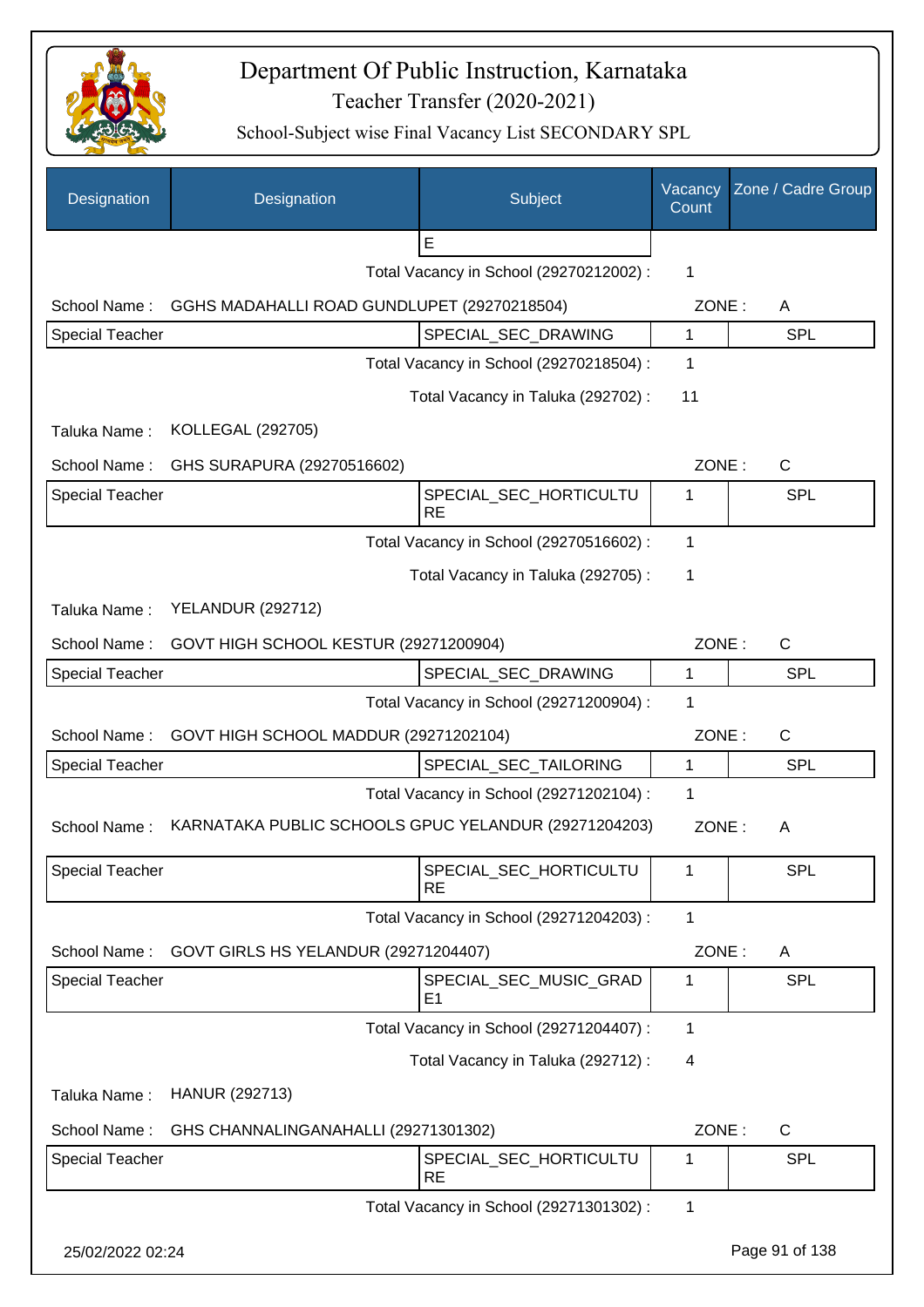# Department Of Public Instruction, Karnataka

Teacher Transfer (2020-2021)

School-Subject wise Final Vacancy List SECONDARY SPL

| Designation | Designation | Subject | Vacancy Count | Zone / Cadre Group |
|---|---|---|---|---|
| | | E | | |

Total Vacancy in School (29270212002) : 1

School Name : GGHS MADAHALLI ROAD GUNDLUPET (29270218504) ZONE : A

| Special Teacher | | SPECIAL_SEC_DRAWING | 1 | SPL |
|---|---|---|---|---|

Total Vacancy in School (29270218504) : 1

Total Vacancy in Taluka (292702) : 11

Taluka Name : KOLLEGAL (292705)

School Name : GHS SURAPURA (29270516602) ZONE : C

| Special Teacher | | SPECIAL_SEC_HORTICULTURE | 1 | SPL |
|---|---|---|---|---|

Total Vacancy in School (29270516602) : 1

Total Vacancy in Taluka (292705) : 1

Taluka Name : YELANDUR (292712)

School Name : GOVT HIGH SCHOOL KESTUR (29271200904) ZONE : C

| Special Teacher | | SPECIAL_SEC_DRAWING | 1 | SPL |
|---|---|---|---|---|

Total Vacancy in School (29271200904) : 1

School Name : GOVT HIGH SCHOOL MADDUR (29271202104) ZONE : C

| Special Teacher | | SPECIAL_SEC_TAILORING | 1 | SPL |
|---|---|---|---|---|

Total Vacancy in School (29271202104) : 1

School Name : KARNATAKA PUBLIC SCHOOLS GPUC YELANDUR (29271204203) ZONE : A

| Special Teacher | | SPECIAL_SEC_HORTICULTURE | 1 | SPL |
|---|---|---|---|---|

Total Vacancy in School (29271204203) : 1

School Name : GOVT GIRLS HS YELANDUR (29271204407) ZONE : A

| Special Teacher | | SPECIAL_SEC_MUSIC_GRADE1 | 1 | SPL |
|---|---|---|---|---|

Total Vacancy in School (29271204407) : 1

Total Vacancy in Taluka (292712) : 4

Taluka Name : HANUR (292713)

School Name : GHS CHANNALINGANAHALLI (29271301302) ZONE : C

| Special Teacher | | SPECIAL_SEC_HORTICULTURE | 1 | SPL |
|---|---|---|---|---|

Total Vacancy in School (29271301302) : 1

25/02/2022 02:24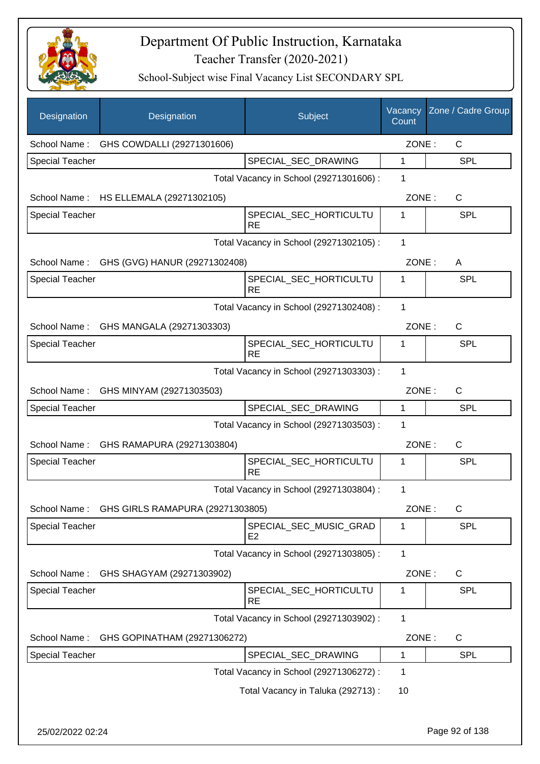# Department Of Public Instruction, Karnataka

## Teacher Transfer (2020-2021)

### School-Subject wise Final Vacancy List SECONDARY SPL

| Designation | Designation | Subject | Vacancy Count | Zone / Cadre Group |
|---|---|---|---|---|
| School Name : | GHS COWDALLI (29271301606) | | ZONE : | C |
| Special Teacher | | SPECIAL_SEC_DRAWING | 1 | SPL |
| | | Total Vacancy in School (29271301606) : | 1 | |
| School Name : | HS ELLEMALA (29271302105) | | ZONE : | C |
| Special Teacher | | SPECIAL_SEC_HORTICULTURE | 1 | SPL |
| | | Total Vacancy in School (29271302105) : | 1 | |
| School Name : | GHS (GVG) HANUR (29271302408) | | ZONE : | A |
| Special Teacher | | SPECIAL_SEC_HORTICULTURE | 1 | SPL |
| | | Total Vacancy in School (29271302408) : | 1 | |
| School Name : | GHS MANGALA (29271303303) | | ZONE : | C |
| Special Teacher | | SPECIAL_SEC_HORTICULTURE | 1 | SPL |
| | | Total Vacancy in School (29271303303) : | 1 | |
| School Name : | GHS MINYAM (29271303503) | | ZONE : | C |
| Special Teacher | | SPECIAL_SEC_DRAWING | 1 | SPL |
| | | Total Vacancy in School (29271303503) : | 1 | |
| School Name : | GHS RAMAPURA (29271303804) | | ZONE : | C |
| Special Teacher | | SPECIAL_SEC_HORTICULTURE | 1 | SPL |
| | | Total Vacancy in School (29271303804) : | 1 | |
| School Name : | GHS GIRLS RAMAPURA (29271303805) | | ZONE : | C |
| Special Teacher | | SPECIAL_SEC_MUSIC_GRADE2 | 1 | SPL |
| | | Total Vacancy in School (29271303805) : | 1 | |
| School Name : | GHS SHAGYAM (29271303902) | | ZONE : | C |
| Special Teacher | | SPECIAL_SEC_HORTICULTURE | 1 | SPL |
| | | Total Vacancy in School (29271303902) : | 1 | |
| School Name : | GHS GOPINATHAM (29271306272) | | ZONE : | C |
| Special Teacher | | SPECIAL_SEC_DRAWING | 1 | SPL |
| | | Total Vacancy in School (29271306272) : | 1 | |
| | | Total Vacancy in Taluka (292713) : | 10 | |

25/02/2022 02:24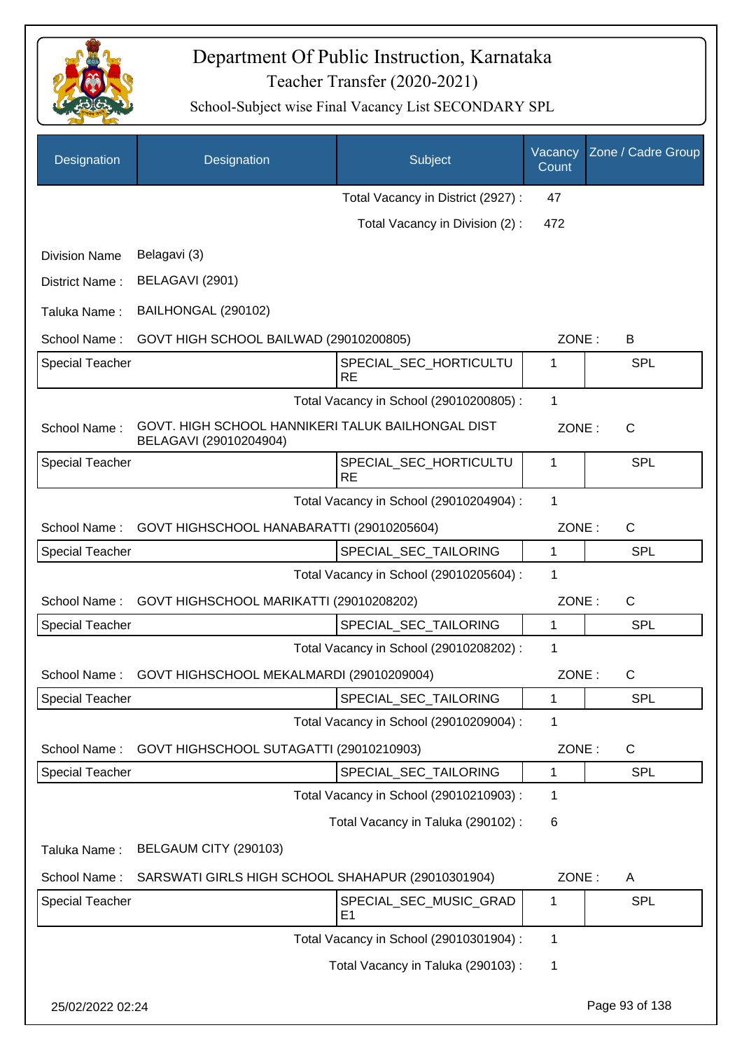# Department Of Public Instruction, Karnataka

## Teacher Transfer (2020-2021)

### School-Subject wise Final Vacancy List SECONDARY SPL

| Designation | Designation | Subject | Vacancy Count | Zone / Cadre Group |
|---|---|---|---|---|
| | | Total Vacancy in District (2927) : | 47 | |
| | | Total Vacancy in Division (2) : | 472 | |

Division Name : Belagavi (3)

District Name : BELAGAVI (2901)

Taluka Name : BAILHONGAL (290102)

School Name : GOVT HIGH SCHOOL BAILWAD (29010200805) ZONE : B

| Designation | Designation | Subject | Vacancy Count | Zone / Cadre Group |
|---|---|---|---|---|
| Special Teacher | | SPECIAL_SEC_HORTICULTURE | 1 | SPL |
| | | Total Vacancy in School (29010200805) : | 1 | |

School Name : GOVT. HIGH SCHOOL HANNIKERI TALUK BAILHONGAL DIST BELAGAVI (29010204904) ZONE : C

| Designation | Designation | Subject | Vacancy Count | Zone / Cadre Group |
|---|---|---|---|---|
| Special Teacher | | SPECIAL_SEC_HORTICULTURE | 1 | SPL |
| | | Total Vacancy in School (29010204904) : | 1 | |

School Name : GOVT HIGHSCHOOL HANABARATTI (29010205604) ZONE : C

| Designation | Designation | Subject | Vacancy Count | Zone / Cadre Group |
|---|---|---|---|---|
| Special Teacher | | SPECIAL_SEC_TAILORING | 1 | SPL |
| | | Total Vacancy in School (29010205604) : | 1 | |

School Name : GOVT HIGHSCHOOL MARIKATTI (29010208202) ZONE : C

| Designation | Designation | Subject | Vacancy Count | Zone / Cadre Group |
|---|---|---|---|---|
| Special Teacher | | SPECIAL_SEC_TAILORING | 1 | SPL |
| | | Total Vacancy in School (29010208202) : | 1 | |

School Name : GOVT HIGHSCHOOL MEKALMARDI (29010209004) ZONE : C

| Designation | Designation | Subject | Vacancy Count | Zone / Cadre Group |
|---|---|---|---|---|
| Special Teacher | | SPECIAL_SEC_TAILORING | 1 | SPL |
| | | Total Vacancy in School (29010209004) : | 1 | |

School Name : GOVT HIGHSCHOOL SUTAGATTI (29010210903) ZONE : C

| Designation | Designation | Subject | Vacancy Count | Zone / Cadre Group |
|---|---|---|---|---|
| Special Teacher | | SPECIAL_SEC_TAILORING | 1 | SPL |
| | | Total Vacancy in School (29010210903) : | 1 | |
| | | Total Vacancy in Taluka (290102) : | 6 | |

Taluka Name : BELGAUM CITY (290103)

School Name : SARSWATI GIRLS HIGH SCHOOL SHAHAPUR (29010301904) ZONE : A

| Designation | Designation | Subject | Vacancy Count | Zone / Cadre Group |
|---|---|---|---|---|
| Special Teacher | | SPECIAL_SEC_MUSIC_GRADE1 | 1 | SPL |
| | | Total Vacancy in School (29010301904) : | 1 | |
| | | Total Vacancy in Taluka (290103) : | 1 | |

25/02/2022 02:24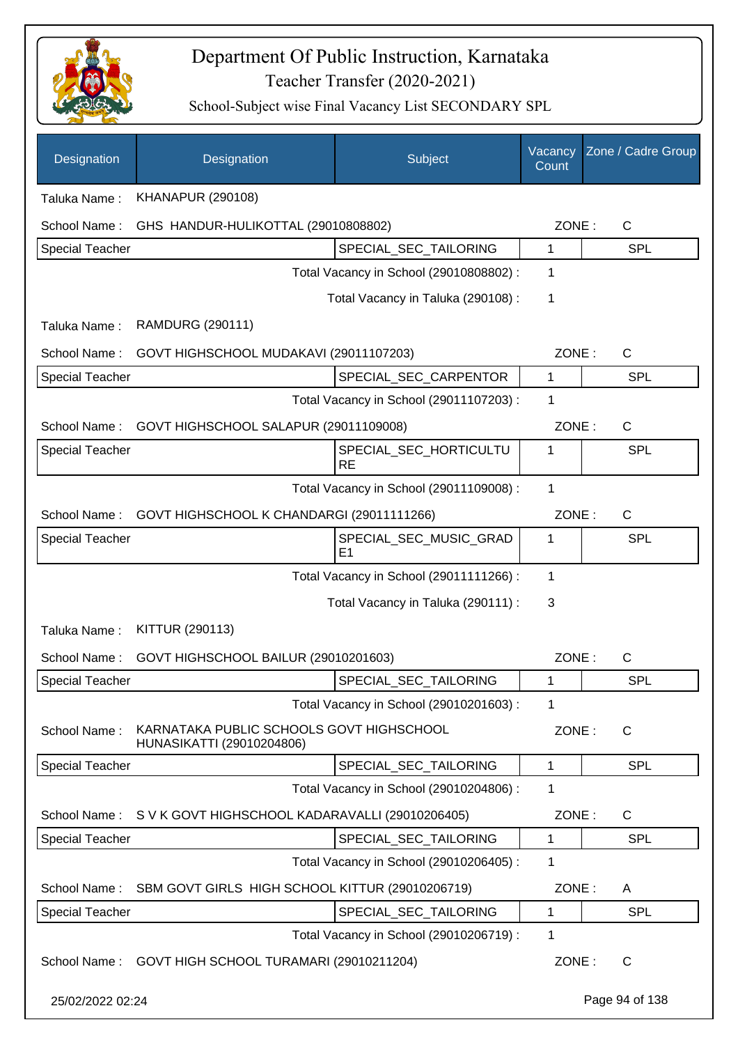# Department Of Public Instruction, Karnataka
## Teacher Transfer (2020-2021)
### School-Subject wise Final Vacancy List SECONDARY SPL

| Designation | Designation | Subject | Vacancy Count | Zone / Cadre Group |
|---|---|---|---|---|

Taluka Name : KHANAPUR (290108)

School Name : GHS HANDUR-HULIKOTTAL (29010808802) ZONE : C

| Special Teacher | SPECIAL_SEC_TAILORING | 1 | SPL |
|---|---|---|---|

Total Vacancy in School (29010808802) : 1

Total Vacancy in Taluka (290108) : 1

Taluka Name : RAMDURG (290111)

School Name : GOVT HIGHSCHOOL MUDAKAVI (29011107203) ZONE : C

| Special Teacher | SPECIAL_SEC_CARPENTOR | 1 | SPL |
|---|---|---|---|

Total Vacancy in School (29011107203) : 1

School Name : GOVT HIGHSCHOOL SALAPUR (29011109008) ZONE : C

| Special Teacher | SPECIAL_SEC_HORTICULTURE | 1 | SPL |
|---|---|---|---|

Total Vacancy in School (29011109008) : 1

School Name : GOVT HIGHSCHOOL K CHANDARGI (29011111266) ZONE : C

| Special Teacher | SPECIAL_SEC_MUSIC_GRADE1 | 1 | SPL |
|---|---|---|---|

Total Vacancy in School (29011111266) : 1

Total Vacancy in Taluka (290111) : 3

Taluka Name : KITTUR (290113)

School Name : GOVT HIGHSCHOOL BAILUR (29010201603) ZONE : C

| Special Teacher | SPECIAL_SEC_TAILORING | 1 | SPL |
|---|---|---|---|

Total Vacancy in School (29010201603) : 1

School Name : KARNATAKA PUBLIC SCHOOLS GOVT HIGHSCHOOL HUNASIKATTI (29010204806) ZONE : C

| Special Teacher | SPECIAL_SEC_TAILORING | 1 | SPL |
|---|---|---|---|

Total Vacancy in School (29010204806) : 1

School Name : S V K GOVT HIGHSCHOOL KADARAVALLI (29010206405) ZONE : C

| Special Teacher | SPECIAL_SEC_TAILORING | 1 | SPL |
|---|---|---|---|

Total Vacancy in School (29010206405) : 1

School Name : SBM GOVT GIRLS HIGH SCHOOL KITTUR (29010206719) ZONE : A

| Special Teacher | SPECIAL_SEC_TAILORING | 1 | SPL |
|---|---|---|---|

Total Vacancy in School (29010206719) : 1

School Name : GOVT HIGH SCHOOL TURAMARI (29010211204) ZONE : C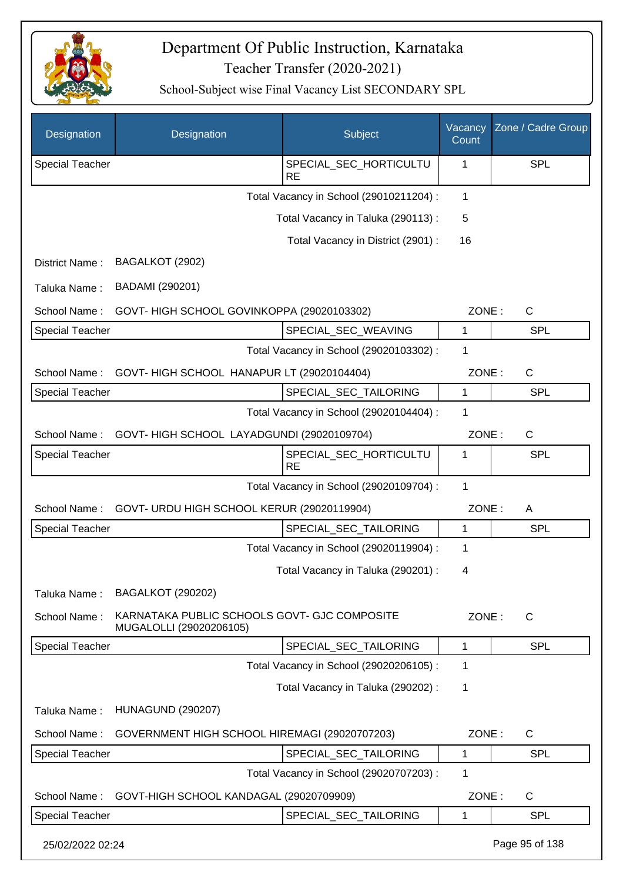# Department Of Public Instruction, Karnataka

## Teacher Transfer (2020-2021)

### School-Subject wise Final Vacancy List SECONDARY SPL

| Designation | Designation | Subject | Vacancy Count | Zone / Cadre Group |
|---|---|---|---|---|
| Special Teacher | | SPECIAL_SEC_HORTICULTURE | 1 | SPL |

Total Vacancy in School (29010211204) : 1

Total Vacancy in Taluka (290113) : 5

Total Vacancy in District (2901) : 16

District Name : BAGALKOT (2902)

Taluka Name : BADAMI (290201)

School Name : GOVT- HIGH SCHOOL GOVINKOPPA (29020103302) ZONE : C

| Designation | Designation | Subject | Vacancy Count | Zone / Cadre Group |
|---|---|---|---|---|
| Special Teacher | | SPECIAL_SEC_WEAVING | 1 | SPL |

Total Vacancy in School (29020103302) : 1

School Name : GOVT- HIGH SCHOOL HANAPUR LT (29020104404) ZONE : C

| Designation | Designation | Subject | Vacancy Count | Zone / Cadre Group |
|---|---|---|---|---|
| Special Teacher | | SPECIAL_SEC_TAILORING | 1 | SPL |

Total Vacancy in School (29020104404) : 1

School Name : GOVT- HIGH SCHOOL LAYADGUNDI (29020109704) ZONE : C

| Designation | Designation | Subject | Vacancy Count | Zone / Cadre Group |
|---|---|---|---|---|
| Special Teacher | | SPECIAL_SEC_HORTICULTURE | 1 | SPL |

Total Vacancy in School (29020109704) : 1

School Name : GOVT- URDU HIGH SCHOOL KERUR (29020119904) ZONE : A

| Designation | Designation | Subject | Vacancy Count | Zone / Cadre Group |
|---|---|---|---|---|
| Special Teacher | | SPECIAL_SEC_TAILORING | 1 | SPL |

Total Vacancy in School (29020119904) : 1

Total Vacancy in Taluka (290201) : 4

Taluka Name : BAGALKOT (290202)

School Name : KARNATAKA PUBLIC SCHOOLS GOVT- GJC COMPOSITE MUGALOLLI (29020206105) ZONE : C

| Designation | Designation | Subject | Vacancy Count | Zone / Cadre Group |
|---|---|---|---|---|
| Special Teacher | | SPECIAL_SEC_TAILORING | 1 | SPL |

Total Vacancy in School (29020206105) : 1

Total Vacancy in Taluka (290202) : 1

Taluka Name : HUNAGUND (290207)

School Name : GOVERNMENT HIGH SCHOOL HIREMAGI (29020707203) ZONE : C

| Designation | Designation | Subject | Vacancy Count | Zone / Cadre Group |
|---|---|---|---|---|
| Special Teacher | | SPECIAL_SEC_TAILORING | 1 | SPL |

Total Vacancy in School (29020707203) : 1

School Name : GOVT-HIGH SCHOOL KANDAGAL (29020709909) ZONE : C

| Designation | Designation | Subject | Vacancy Count | Zone / Cadre Group |
|---|---|---|---|---|
| Special Teacher | | SPECIAL_SEC_TAILORING | 1 | SPL |

25/02/2022 02:24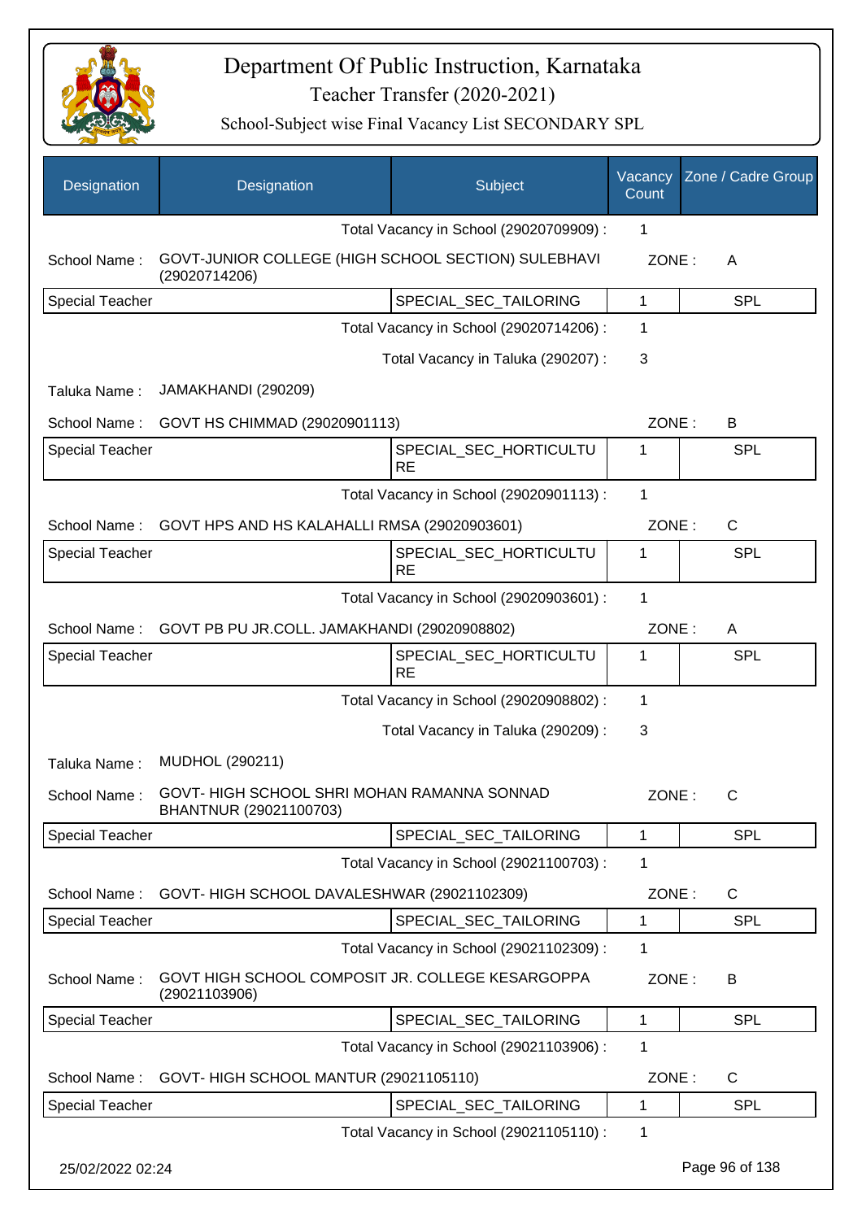# Department Of Public Instruction, Karnataka

Teacher Transfer (2020-2021)

School-Subject wise Final Vacancy List SECONDARY SPL

| Designation | Designation | Subject | Vacancy Count | Zone / Cadre Group |
|---|---|---|---|---|
| | | Total Vacancy in School (29020709909) : | 1 | |
| School Name : | GOVT-JUNIOR COLLEGE (HIGH SCHOOL SECTION) SULEBHAVI (29020714206) | | ZONE : | A |
| Special Teacher | | SPECIAL_SEC_TAILORING | 1 | SPL |
| | | Total Vacancy in School (29020714206) : | 1 | |
| | | Total Vacancy in Taluka (290207) : | 3 | |
| Taluka Name : | JAMAKHANDI (290209) | | | |
| School Name : | GOVT HS CHIMMAD (29020901113) | | ZONE : | B |
| Special Teacher | | SPECIAL_SEC_HORTICULTURE | 1 | SPL |
| | | Total Vacancy in School (29020901113) : | 1 | |
| School Name : | GOVT HPS AND HS KALAHALLI RMSA (29020903601) | | ZONE : | C |
| Special Teacher | | SPECIAL_SEC_HORTICULTURE | 1 | SPL |
| | | Total Vacancy in School (29020903601) : | 1 | |
| School Name : | GOVT PB PU JR.COLL. JAMAKHANDI (29020908802) | | ZONE : | A |
| Special Teacher | | SPECIAL_SEC_HORTICULTURE | 1 | SPL |
| | | Total Vacancy in School (29020908802) : | 1 | |
| | | Total Vacancy in Taluka (290209) : | 3 | |
| Taluka Name : | MUDHOL (290211) | | | |
| School Name : | GOVT- HIGH SCHOOL SHRI MOHAN RAMANNA SONNAD BHANTNUR (29021100703) | | ZONE : | C |
| Special Teacher | | SPECIAL_SEC_TAILORING | 1 | SPL |
| | | Total Vacancy in School (29021100703) : | 1 | |
| School Name : | GOVT- HIGH SCHOOL DAVALESHWAR (29021102309) | | ZONE : | C |
| Special Teacher | | SPECIAL_SEC_TAILORING | 1 | SPL |
| | | Total Vacancy in School (29021102309) : | 1 | |
| School Name : | GOVT HIGH SCHOOL COMPOSIT JR. COLLEGE KESARGOPPA (29021103906) | | ZONE : | B |
| Special Teacher | | SPECIAL_SEC_TAILORING | 1 | SPL |
| | | Total Vacancy in School (29021103906) : | 1 | |
| School Name : | GOVT- HIGH SCHOOL MANTUR (29021105110) | | ZONE : | C |
| Special Teacher | | SPECIAL_SEC_TAILORING | 1 | SPL |
| | | Total Vacancy in School (29021105110) : | 1 | |

25/02/2022 02:24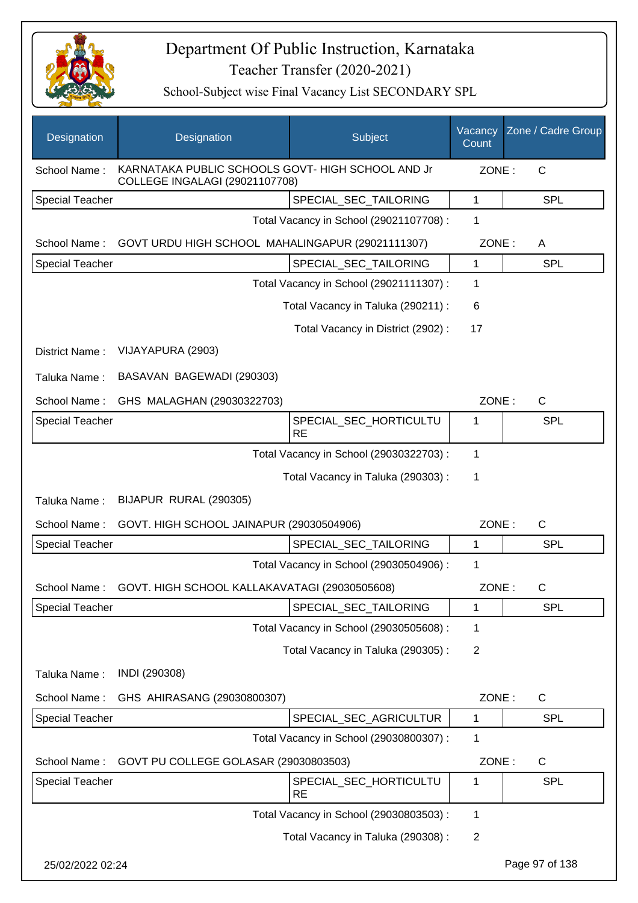# Department Of Public Instruction, Karnataka
## Teacher Transfer (2020-2021)
### School-Subject wise Final Vacancy List SECONDARY SPL

| Designation | Designation | Subject | Vacancy Count | Zone / Cadre Group |
|---|---|---|---|---|
| School Name : | KARNATAKA PUBLIC SCHOOLS GOVT- HIGH SCHOOL AND Jr COLLEGE INGALAGI (29021107708) | | ZONE : | C |
| Special Teacher | | SPECIAL_SEC_TAILORING | 1 | SPL |
| | | Total Vacancy in School (29021107708) : | 1 | |
| School Name : | GOVT URDU HIGH SCHOOL MAHALINGAPUR (29021111307) | | ZONE : | A |
| Special Teacher | | SPECIAL_SEC_TAILORING | 1 | SPL |
| | | Total Vacancy in School (29021111307) : | 1 | |
| | | Total Vacancy in Taluka (290211) : | 6 | |
| | | Total Vacancy in District (2902) : | 17 | |
| District Name : | VIJAYAPURA (2903) | | | |
| Taluka Name : | BASAVAN BAGEWADI (290303) | | | |
| School Name : | GHS MALAGHAN (29030322703) | | ZONE : | C |
| Special Teacher | | SPECIAL_SEC_HORTICULTURE | 1 | SPL |
| | | Total Vacancy in School (29030322703) : | 1 | |
| | | Total Vacancy in Taluka (290303) : | 1 | |
| Taluka Name : | BIJAPUR RURAL (290305) | | | |
| School Name : | GOVT. HIGH SCHOOL JAINAPUR (29030504906) | | ZONE : | C |
| Special Teacher | | SPECIAL_SEC_TAILORING | 1 | SPL |
| | | Total Vacancy in School (29030504906) : | 1 | |
| School Name : | GOVT. HIGH SCHOOL KALLAKAVATAGI (29030505608) | | ZONE : | C |
| Special Teacher | | SPECIAL_SEC_TAILORING | 1 | SPL |
| | | Total Vacancy in School (29030505608) : | 1 | |
| | | Total Vacancy in Taluka (290305) : | 2 | |
| Taluka Name : | INDI (290308) | | | |
| School Name : | GHS AHIRASANG (29030800307) | | ZONE : | C |
| Special Teacher | | SPECIAL_SEC_AGRICULTUR | 1 | SPL |
| | | Total Vacancy in School (29030800307) : | 1 | |
| School Name : | GOVT PU COLLEGE GOLASAR (29030803503) | | ZONE : | C |
| Special Teacher | | SPECIAL_SEC_HORTICULTURE | 1 | SPL |
| | | Total Vacancy in School (29030803503) : | 1 | |
| | | Total Vacancy in Taluka (290308) : | 2 | |

25/02/2022 02:24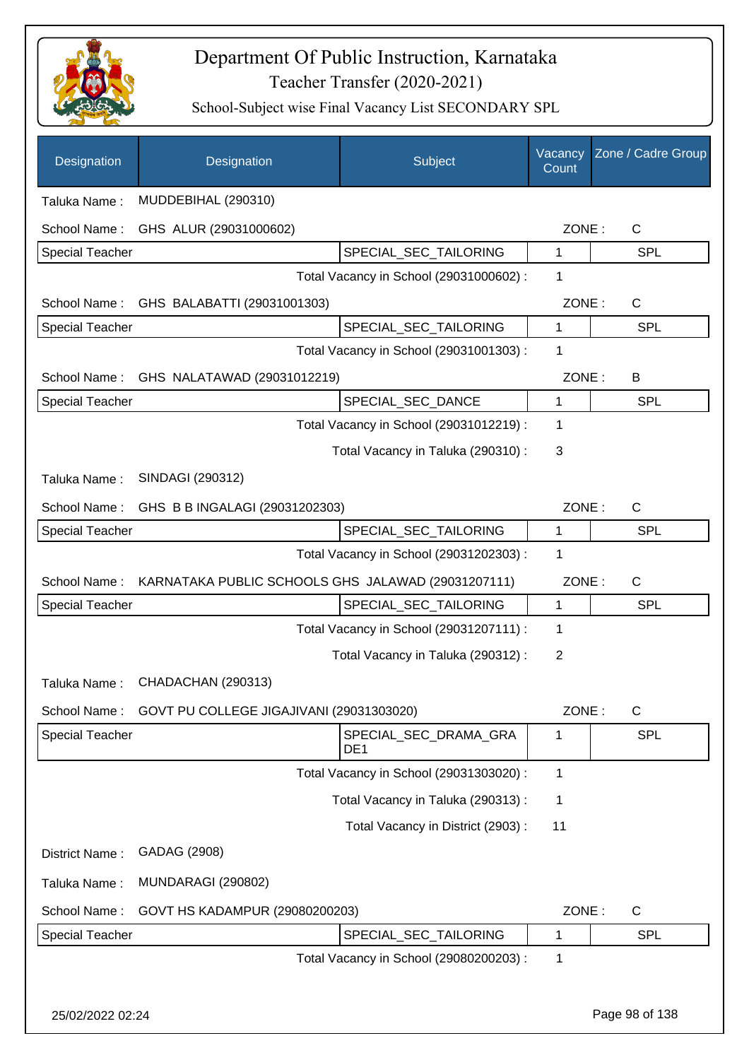# Department Of Public Instruction, Karnataka
## Teacher Transfer (2020-2021)
### School-Subject wise Final Vacancy List SECONDARY SPL

| Designation | Designation | Subject | Vacancy Count | Zone / Cadre Group |
|---|---|---|---|---|

Taluka Name : MUDDEBIHAL (290310)

School Name : GHS ALUR (29031000602) ZONE : C

| Special Teacher | | SPECIAL_SEC_TAILORING | 1 | SPL |
|---|---|---|---|---|

Total Vacancy in School (29031000602) : 1

School Name : GHS BALABATTI (29031001303) ZONE : C

| Special Teacher | | SPECIAL_SEC_TAILORING | 1 | SPL |
|---|---|---|---|---|

Total Vacancy in School (29031001303) : 1

School Name : GHS NALATAWAD (29031012219) ZONE : B

| Special Teacher | | SPECIAL_SEC_DANCE | 1 | SPL |
|---|---|---|---|---|

Total Vacancy in School (29031012219) : 1

Total Vacancy in Taluka (290310) : 3

Taluka Name : SINDAGI (290312)

School Name : GHS B B INGALAGI (29031202303) ZONE : C

| Special Teacher | | SPECIAL_SEC_TAILORING | 1 | SPL |
|---|---|---|---|---|

Total Vacancy in School (29031202303) : 1

School Name : KARNATAKA PUBLIC SCHOOLS GHS JALAWAD (29031207111) ZONE : C

| Special Teacher | | SPECIAL_SEC_TAILORING | 1 | SPL |
|---|---|---|---|---|

Total Vacancy in School (29031207111) : 1

Total Vacancy in Taluka (290312) : 2

Taluka Name : CHADACHAN (290313)

School Name : GOVT PU COLLEGE JIGAJIVANI (29031303020) ZONE : C

| Special Teacher | | SPECIAL_SEC_DRAMA_GRADE1 | 1 | SPL |
|---|---|---|---|---|

Total Vacancy in School (29031303020) : 1

Total Vacancy in Taluka (290313) : 1

Total Vacancy in District (2903) : 11

District Name : GADAG (2908)

Taluka Name : MUNDARAGI (290802)

School Name : GOVT HS KADAMPUR (29080200203) ZONE : C

| Special Teacher | | SPECIAL_SEC_TAILORING | 1 | SPL |
|---|---|---|---|---|

Total Vacancy in School (29080200203) : 1

25/02/2022 02:24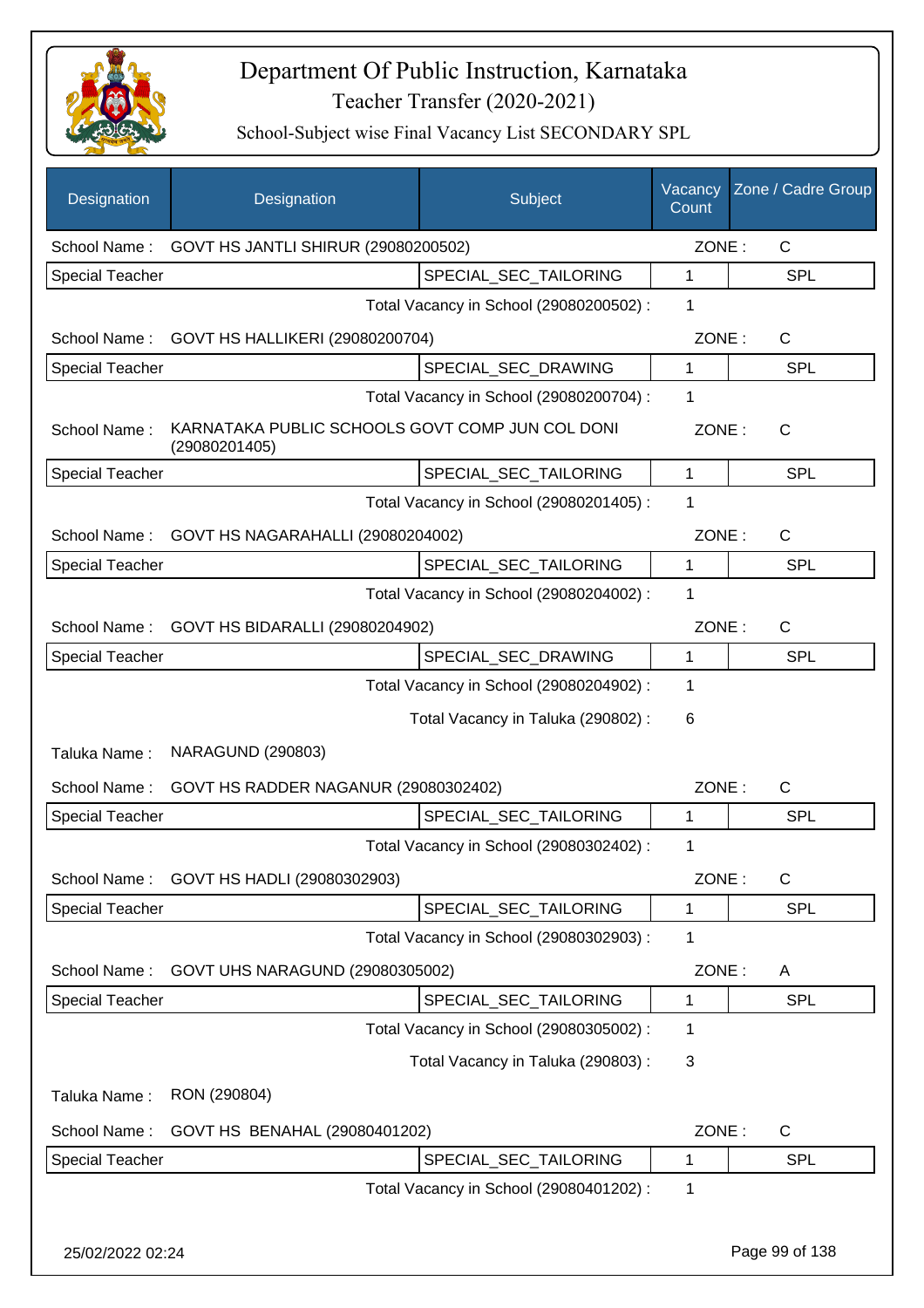# Department Of Public Instruction, Karnataka

## Teacher Transfer (2020-2021)

### School-Subject wise Final Vacancy List SECONDARY SPL

| Designation | Designation | Subject | Vacancy Count | Zone / Cadre Group |
|---|---|---|---|---|
| School Name : | GOVT HS JANTLI SHIRUR (29080200502) | | ZONE : | C |
| Special Teacher | | SPECIAL_SEC_TAILORING | 1 | SPL |
| | | Total Vacancy in School (29080200502) : | 1 | |
| School Name : | GOVT HS HALLIKERI (29080200704) | | ZONE : | C |
| Special Teacher | | SPECIAL_SEC_DRAWING | 1 | SPL |
| | | Total Vacancy in School (29080200704) : | 1 | |
| School Name : | KARNATAKA PUBLIC SCHOOLS GOVT COMP JUN COL DONI (29080201405) | | ZONE : | C |
| Special Teacher | | SPECIAL_SEC_TAILORING | 1 | SPL |
| | | Total Vacancy in School (29080201405) : | 1 | |
| School Name : | GOVT HS NAGARAHALLI (29080204002) | | ZONE : | C |
| Special Teacher | | SPECIAL_SEC_TAILORING | 1 | SPL |
| | | Total Vacancy in School (29080204002) : | 1 | |
| School Name : | GOVT HS BIDARALLI (29080204902) | | ZONE : | C |
| Special Teacher | | SPECIAL_SEC_DRAWING | 1 | SPL |
| | | Total Vacancy in School (29080204902) : | 1 | |
| | | Total Vacancy in Taluka (290802) : | 6 | |
| Taluka Name : | NARAGUND (290803) | | | |
| School Name : | GOVT HS RADDER NAGANUR (29080302402) | | ZONE : | C |
| Special Teacher | | SPECIAL_SEC_TAILORING | 1 | SPL |
| | | Total Vacancy in School (29080302402) : | 1 | |
| School Name : | GOVT HS HADLI (29080302903) | | ZONE : | C |
| Special Teacher | | SPECIAL_SEC_TAILORING | 1 | SPL |
| | | Total Vacancy in School (29080302903) : | 1 | |
| School Name : | GOVT UHS NARAGUND (29080305002) | | ZONE : | A |
| Special Teacher | | SPECIAL_SEC_TAILORING | 1 | SPL |
| | | Total Vacancy in School (29080305002) : | 1 | |
| | | Total Vacancy in Taluka (290803) : | 3 | |
| Taluka Name : | RON (290804) | | | |
| School Name : | GOVT HS BENAHAL (29080401202) | | ZONE : | C |
| Special Teacher | | SPECIAL_SEC_TAILORING | 1 | SPL |
| | | Total Vacancy in School (29080401202) : | 1 | |

25/02/2022 02:24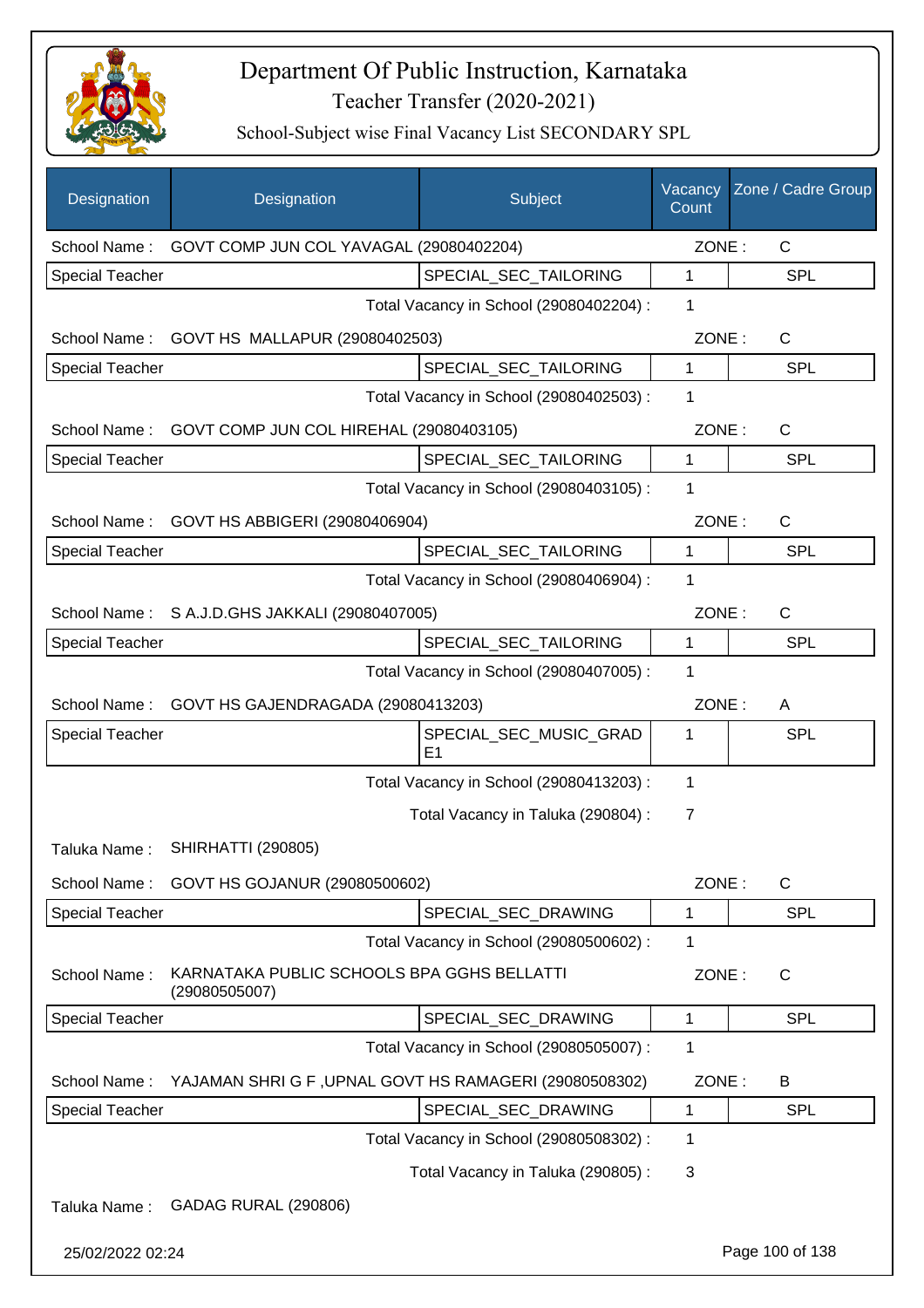# Department Of Public Instruction, Karnataka

## Teacher Transfer (2020-2021)

### School-Subject wise Final Vacancy List SECONDARY SPL

| Designation | Designation | Subject | Vacancy Count | Zone / Cadre Group |
|---|---|---|---|---|
| School Name : | GOVT COMP JUN COL YAVAGAL (29080402204) | | ZONE : | C |
| Special Teacher | | SPECIAL_SEC_TAILORING | 1 | SPL |
| | | Total Vacancy in School (29080402204) : | 1 | |
| School Name : | GOVT HS MALLAPUR (29080402503) | | ZONE : | C |
| Special Teacher | | SPECIAL_SEC_TAILORING | 1 | SPL |
| | | Total Vacancy in School (29080402503) : | 1 | |
| School Name : | GOVT COMP JUN COL HIREHAL (29080403105) | | ZONE : | C |
| Special Teacher | | SPECIAL_SEC_TAILORING | 1 | SPL |
| | | Total Vacancy in School (29080403105) : | 1 | |
| School Name : | GOVT HS ABBIGERI (29080406904) | | ZONE : | C |
| Special Teacher | | SPECIAL_SEC_TAILORING | 1 | SPL |
| | | Total Vacancy in School (29080406904) : | 1 | |
| School Name : | S A.J.D.GHS JAKKALI (29080407005) | | ZONE : | C |
| Special Teacher | | SPECIAL_SEC_TAILORING | 1 | SPL |
| | | Total Vacancy in School (29080407005) : | 1 | |
| School Name : | GOVT HS GAJENDRAGADA (29080413203) | | ZONE : | A |
| Special Teacher | | SPECIAL_SEC_MUSIC_GRADE1 | 1 | SPL |
| | | Total Vacancy in School (29080413203) : | 1 | |
| | | Total Vacancy in Taluka (290804) : | 7 | |
| Taluka Name : | SHIRHATTI (290805) | | | |
| School Name : | GOVT HS GOJANUR (29080500602) | | ZONE : | C |
| Special Teacher | | SPECIAL_SEC_DRAWING | 1 | SPL |
| | | Total Vacancy in School (29080500602) : | 1 | |
| School Name : | KARNATAKA PUBLIC SCHOOLS BPA GGHS BELLATTI (29080505007) | | ZONE : | C |
| Special Teacher | | SPECIAL_SEC_DRAWING | 1 | SPL |
| | | Total Vacancy in School (29080505007) : | 1 | |
| School Name : | YAJAMAN SHRI G F ,UPNAL GOVT HS RAMAGERI (29080508302) | | ZONE : | B |
| Special Teacher | | SPECIAL_SEC_DRAWING | 1 | SPL |
| | | Total Vacancy in School (29080508302) : | 1 | |
| | | Total Vacancy in Taluka (290805) : | 3 | |
| Taluka Name : | GADAG RURAL (290806) | | | |

25/02/2022 02:24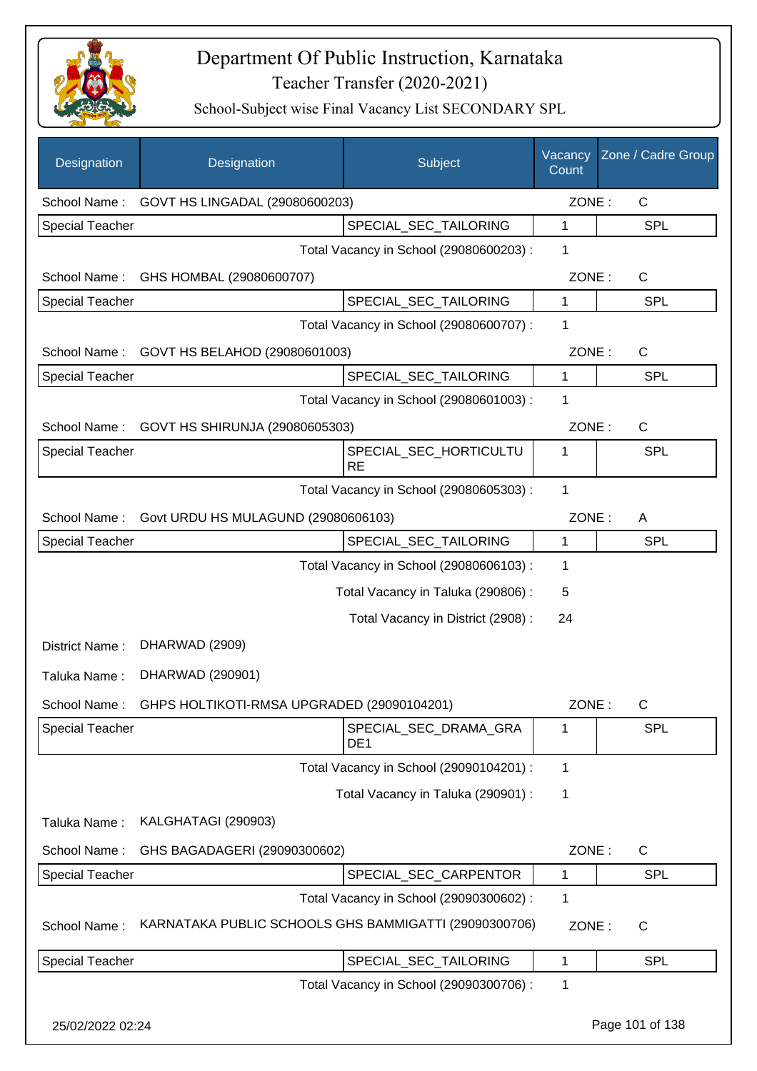# Department Of Public Instruction, Karnataka

## Teacher Transfer (2020-2021)

### School-Subject wise Final Vacancy List SECONDARY SPL

| Designation | Designation | Subject | Vacancy Count | Zone / Cadre Group |
|---|---|---|---|---|
| School Name : | GOVT HS LINGADAL (29080600203) | | ZONE : | C |
| Special Teacher | | SPECIAL_SEC_TAILORING | 1 | SPL |
| | | Total Vacancy in School (29080600203) : | 1 | |
| School Name : | GHS HOMBAL (29080600707) | | ZONE : | C |
| Special Teacher | | SPECIAL_SEC_TAILORING | 1 | SPL |
| | | Total Vacancy in School (29080600707) : | 1 | |
| School Name : | GOVT HS BELAHOD (29080601003) | | ZONE : | C |
| Special Teacher | | SPECIAL_SEC_TAILORING | 1 | SPL |
| | | Total Vacancy in School (29080601003) : | 1 | |
| School Name : | GOVT HS SHIRUNJA (29080605303) | | ZONE : | C |
| Special Teacher | | SPECIAL_SEC_HORTICULTURE | 1 | SPL |
| | | Total Vacancy in School (29080605303) : | 1 | |
| School Name : | Govt URDU HS MULAGUND (29080606103) | | ZONE : | A |
| Special Teacher | | SPECIAL_SEC_TAILORING | 1 | SPL |
| | | Total Vacancy in School (29080606103) : | 1 | |
| | | Total Vacancy in Taluka (290806) : | 5 | |
| | | Total Vacancy in District (2908) : | 24 | |
| District Name : | DHARWAD (2909) | | | |
| Taluka Name : | DHARWAD (290901) | | | |
| School Name : | GHPS HOLTIKOTI-RMSA UPGRADED (29090104201) | | ZONE : | C |
| Special Teacher | | SPECIAL_SEC_DRAMA_GRADE1 | 1 | SPL |
| | | Total Vacancy in School (29090104201) : | 1 | |
| | | Total Vacancy in Taluka (290901) : | 1 | |
| Taluka Name : | KALGHATAGI (290903) | | | |
| School Name : | GHS BAGADAGERI (29090300602) | | ZONE : | C |
| Special Teacher | | SPECIAL_SEC_CARPENTOR | 1 | SPL |
| | | Total Vacancy in School (29090300602) : | 1 | |
| School Name : | KARNATAKA PUBLIC SCHOOLS GHS BAMMIGATTI (29090300706) | | ZONE : | C |
| Special Teacher | | SPECIAL_SEC_TAILORING | 1 | SPL |
| | | Total Vacancy in School (29090300706) : | 1 | |

25/02/2022 02:24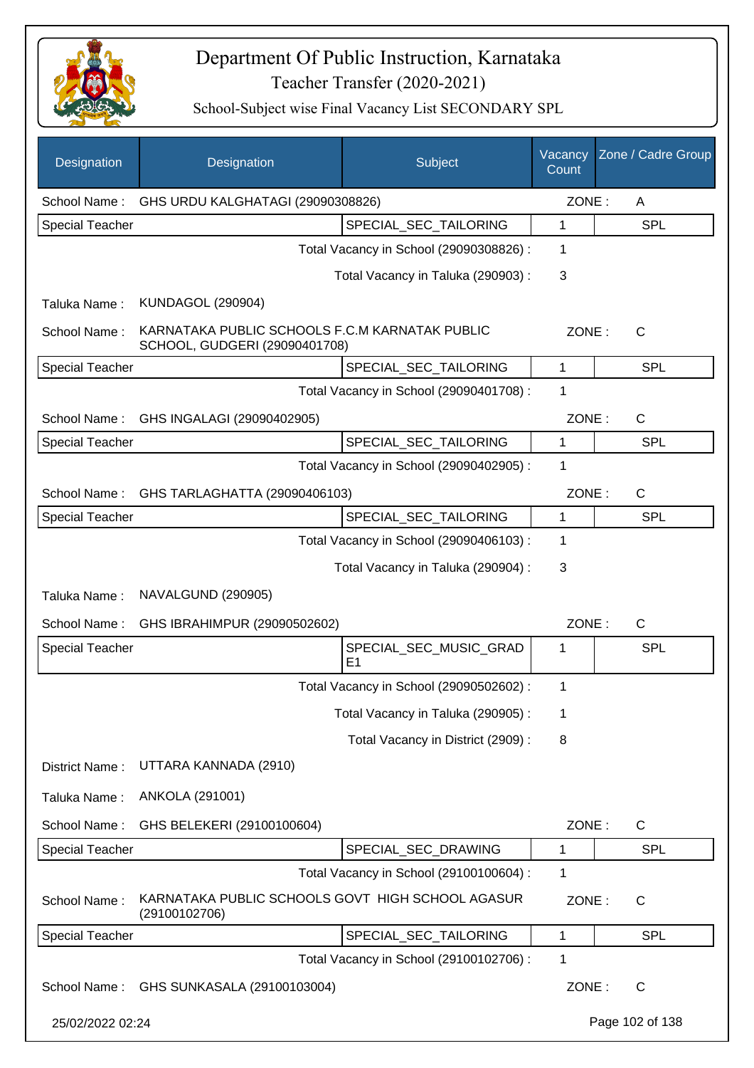# Department Of Public Instruction, Karnataka
## Teacher Transfer (2020-2021)
### School-Subject wise Final Vacancy List SECONDARY SPL

| Designation | Designation | Subject | Vacancy Count | Zone / Cadre Group |
|---|---|---|---|---|
| School Name : | GHS URDU KALGHATAGI (29090308826) | | ZONE : | A |
| Special Teacher | | SPECIAL_SEC_TAILORING | 1 | SPL |
| | | Total Vacancy in School (29090308826) : | 1 | |
| | | Total Vacancy in Taluka (290903) : | 3 | |
| Taluka Name : | KUNDAGOL (290904) | | | |
| School Name : | KARNATAKA PUBLIC SCHOOLS F.C.M KARNATAK PUBLIC SCHOOL, GUDGERI (29090401708) | | ZONE : | C |
| Special Teacher | | SPECIAL_SEC_TAILORING | 1 | SPL |
| | | Total Vacancy in School (29090401708) : | 1 | |
| School Name : | GHS INGALAGI (29090402905) | | ZONE : | C |
| Special Teacher | | SPECIAL_SEC_TAILORING | 1 | SPL |
| | | Total Vacancy in School (29090402905) : | 1 | |
| School Name : | GHS TARLAGHATTA (29090406103) | | ZONE : | C |
| Special Teacher | | SPECIAL_SEC_TAILORING | 1 | SPL |
| | | Total Vacancy in School (29090406103) : | 1 | |
| | | Total Vacancy in Taluka (290904) : | 3 | |
| Taluka Name : | NAVALGUND (290905) | | | |
| School Name : | GHS IBRAHIMPUR (29090502602) | | ZONE : | C |
| Special Teacher | | SPECIAL_SEC_MUSIC_GRADE1 | 1 | SPL |
| | | Total Vacancy in School (29090502602) : | 1 | |
| | | Total Vacancy in Taluka (290905) : | 1 | |
| | | Total Vacancy in District (2909) : | 8 | |
| District Name : | UTTARA KANNADA (2910) | | | |
| Taluka Name : | ANKOLA (291001) | | | |
| School Name : | GHS BELEKERI (29100100604) | | ZONE : | C |
| Special Teacher | | SPECIAL_SEC_DRAWING | 1 | SPL |
| | | Total Vacancy in School (29100100604) : | 1 | |
| School Name : | KARNATAKA PUBLIC SCHOOLS GOVT HIGH SCHOOL AGASUR (29100102706) | | ZONE : | C |
| Special Teacher | | SPECIAL_SEC_TAILORING | 1 | SPL |
| | | Total Vacancy in School (29100102706) : | 1 | |
| School Name : | GHS SUNKASALA (29100103004) | | ZONE : | C |

25/02/2022 02:24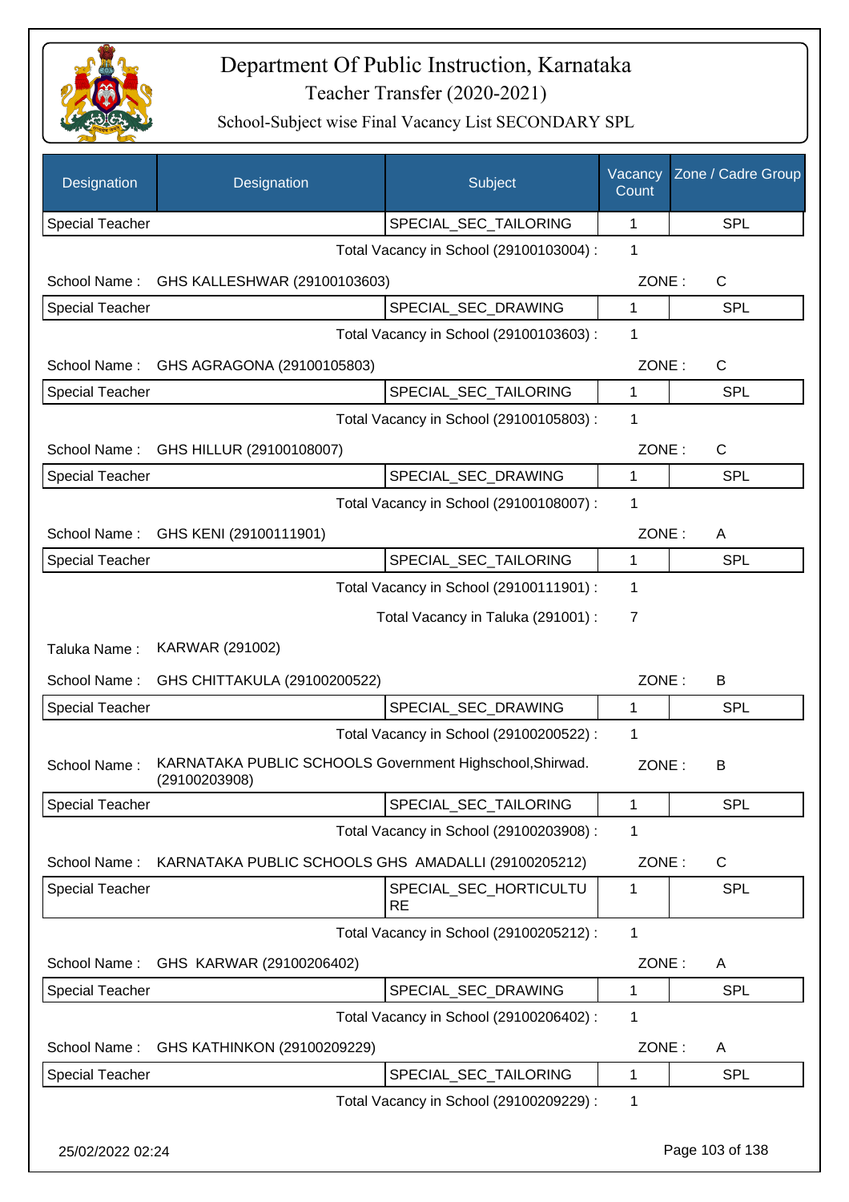# Department Of Public Instruction, Karnataka

## Teacher Transfer (2020-2021)

### School-Subject wise Final Vacancy List SECONDARY SPL

| Designation | Designation | Subject | Vacancy Count | Zone / Cadre Group |
|---|---|---|---|---|
| Special Teacher | | SPECIAL_SEC_TAILORING | 1 | SPL |

Total Vacancy in School (29100103004) : 1

School Name : GHS KALLESHWAR (29100103603) ZONE : C

| Special Teacher | | SPECIAL_SEC_DRAWING | 1 | SPL |
|---|---|---|---|---|

Total Vacancy in School (29100103603) : 1

School Name : GHS AGRAGONA (29100105803) ZONE : C

| Special Teacher | | SPECIAL_SEC_TAILORING | 1 | SPL |
|---|---|---|---|---|

Total Vacancy in School (29100105803) : 1

School Name : GHS HILLUR (29100108007) ZONE : C

| Special Teacher | | SPECIAL_SEC_DRAWING | 1 | SPL |
|---|---|---|---|---|

Total Vacancy in School (29100108007) : 1

School Name : GHS KENI (29100111901) ZONE : A

| Special Teacher | | SPECIAL_SEC_TAILORING | 1 | SPL |
|---|---|---|---|---|

Total Vacancy in School (29100111901) : 1

Total Vacancy in Taluka (291001) : 7

Taluka Name : KARWAR (291002)

School Name : GHS CHITTAKULA (29100200522) ZONE : B

| Special Teacher | | SPECIAL_SEC_DRAWING | 1 | SPL |
|---|---|---|---|---|

Total Vacancy in School (29100200522) : 1

School Name : KARNATAKA PUBLIC SCHOOLS Government Highschool,Shirwad. (29100203908) ZONE : B

| Special Teacher | | SPECIAL_SEC_TAILORING | 1 | SPL |
|---|---|---|---|---|

Total Vacancy in School (29100203908) : 1

School Name : KARNATAKA PUBLIC SCHOOLS GHS AMADALLI (29100205212) ZONE : C

| Special Teacher | | SPECIAL_SEC_HORTICULTURE | 1 | SPL |
|---|---|---|---|---|

Total Vacancy in School (29100205212) : 1

School Name : GHS KARWAR (29100206402) ZONE : A

| Special Teacher | | SPECIAL_SEC_DRAWING | 1 | SPL |
|---|---|---|---|---|

Total Vacancy in School (29100206402) : 1

School Name : GHS KATHINKON (29100209229) ZONE : A

| Special Teacher | | SPECIAL_SEC_TAILORING | 1 | SPL |
|---|---|---|---|---|

Total Vacancy in School (29100209229) : 1

25/02/2022 02:24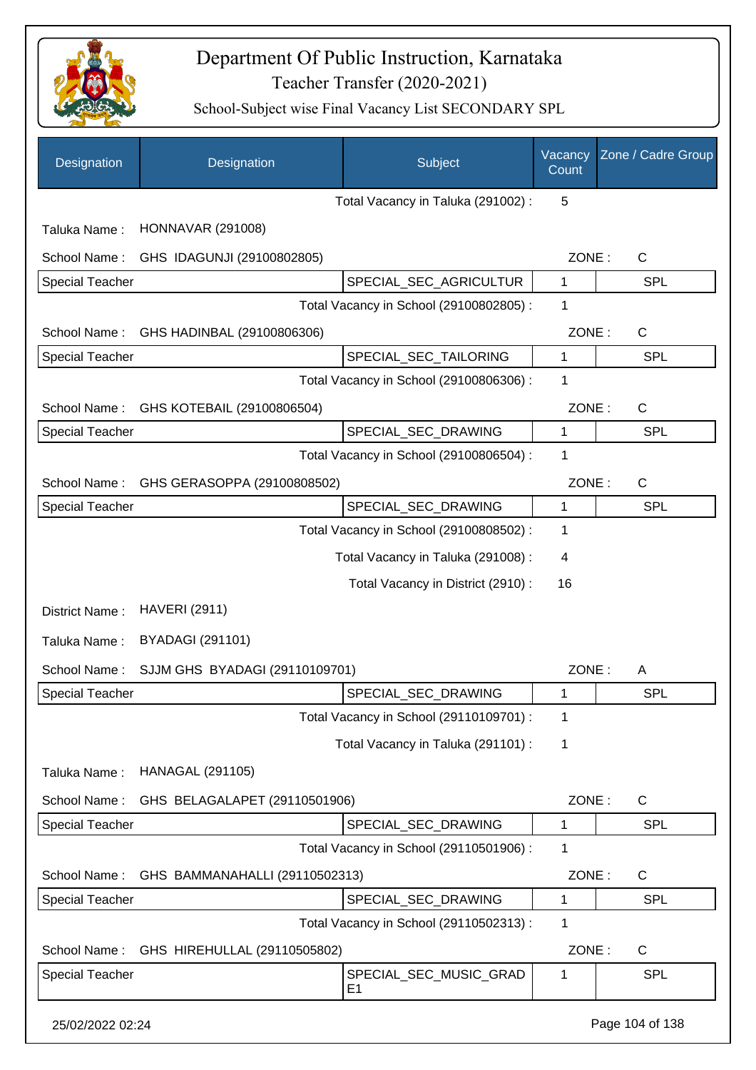# Department Of Public Instruction, Karnataka

## Teacher Transfer (2020-2021)

### School-Subject wise Final Vacancy List SECONDARY SPL

| Designation | Designation | Subject | Vacancy Count | Zone / Cadre Group |
|---|---|---|---|---|
| | | Total Vacancy in Taluka (291002) : | 5 | |
| Taluka Name : | HONNAVAR (291008) | | | |
| School Name : | GHS IDAGUNJI (29100802805) | | ZONE : | C |
| Special Teacher | | SPECIAL_SEC_AGRICULTUR | 1 | SPL |
| | | Total Vacancy in School (29100802805) : | 1 | |
| School Name : | GHS HADINBAL (29100806306) | | ZONE : | C |
| Special Teacher | | SPECIAL_SEC_TAILORING | 1 | SPL |
| | | Total Vacancy in School (29100806306) : | 1 | |
| School Name : | GHS KOTEBAIL (29100806504) | | ZONE : | C |
| Special Teacher | | SPECIAL_SEC_DRAWING | 1 | SPL |
| | | Total Vacancy in School (29100806504) : | 1 | |
| School Name : | GHS GERASOPPA (29100808502) | | ZONE : | C |
| Special Teacher | | SPECIAL_SEC_DRAWING | 1 | SPL |
| | | Total Vacancy in School (29100808502) : | 1 | |
| | | Total Vacancy in Taluka (291008) : | 4 | |
| | | Total Vacancy in District (2910) : | 16 | |
| District Name : | HAVERI (2911) | | | |
| Taluka Name : | BYADAGI (291101) | | | |
| School Name : | SJJM GHS BYADAGI (29110109701) | | ZONE : | A |
| Special Teacher | | SPECIAL_SEC_DRAWING | 1 | SPL |
| | | Total Vacancy in School (29110109701) : | 1 | |
| | | Total Vacancy in Taluka (291101) : | 1 | |
| Taluka Name : | HANAGAL (291105) | | | |
| School Name : | GHS BELAGALAPET (29110501906) | | ZONE : | C |
| Special Teacher | | SPECIAL_SEC_DRAWING | 1 | SPL |
| | | Total Vacancy in School (29110501906) : | 1 | |
| School Name : | GHS BAMMANAHALLI (29110502313) | | ZONE : | C |
| Special Teacher | | SPECIAL_SEC_DRAWING | 1 | SPL |
| | | Total Vacancy in School (29110502313) : | 1 | |
| School Name : | GHS HIREHULLAL (29110505802) | | ZONE : | C |
| Special Teacher | | SPECIAL_SEC_MUSIC_GRADE1 | 1 | SPL |

25/02/2022 02:24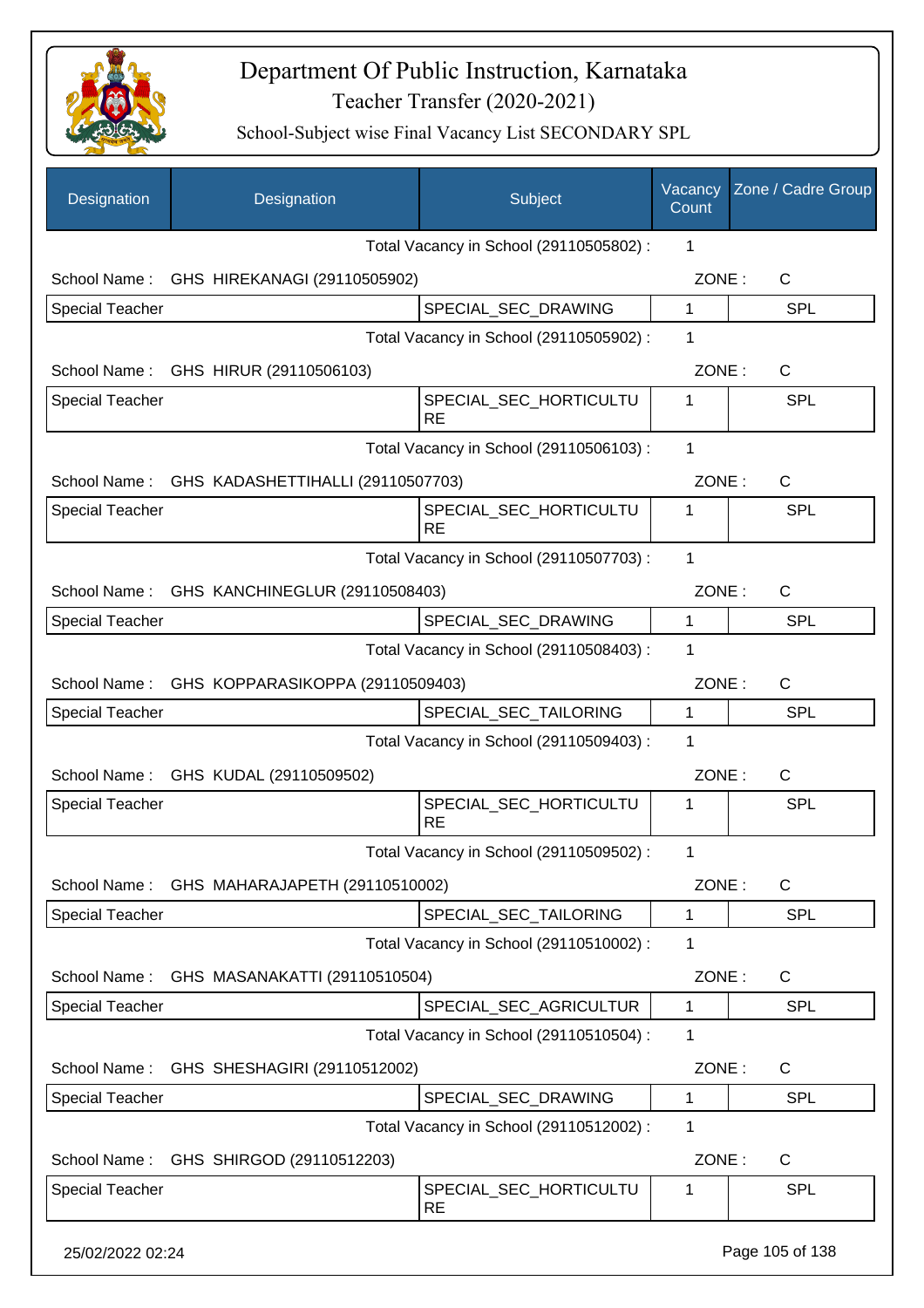# Department Of Public Instruction, Karnataka

Teacher Transfer (2020-2021)

School-Subject wise Final Vacancy List SECONDARY SPL

| Designation | Designation | Subject | Vacancy Count | Zone / Cadre Group |
|---|---|---|---|---|
| | | Total Vacancy in School (29110505802) : | 1 | |
| School Name : | GHS HIREKANAGI (29110505902) | | ZONE : | C |
| Special Teacher | | SPECIAL_SEC_DRAWING | 1 | SPL |
| | | Total Vacancy in School (29110505902) : | 1 | |
| School Name : | GHS HIRUR (29110506103) | | ZONE : | C |
| Special Teacher | | SPECIAL_SEC_HORTICULTURE | 1 | SPL |
| | | Total Vacancy in School (29110506103) : | 1 | |
| School Name : | GHS KADASHETTIHALLI (29110507703) | | ZONE : | C |
| Special Teacher | | SPECIAL_SEC_HORTICULTURE | 1 | SPL |
| | | Total Vacancy in School (29110507703) : | 1 | |
| School Name : | GHS KANCHINEGLUR (29110508403) | | ZONE : | C |
| Special Teacher | | SPECIAL_SEC_DRAWING | 1 | SPL |
| | | Total Vacancy in School (29110508403) : | 1 | |
| School Name : | GHS KOPPARASIKOPPA (29110509403) | | ZONE : | C |
| Special Teacher | | SPECIAL_SEC_TAILORING | 1 | SPL |
| | | Total Vacancy in School (29110509403) : | 1 | |
| School Name : | GHS KUDAL (29110509502) | | ZONE : | C |
| Special Teacher | | SPECIAL_SEC_HORTICULTURE | 1 | SPL |
| | | Total Vacancy in School (29110509502) : | 1 | |
| School Name : | GHS MAHARAJAPETH (29110510002) | | ZONE : | C |
| Special Teacher | | SPECIAL_SEC_TAILORING | 1 | SPL |
| | | Total Vacancy in School (29110510002) : | 1 | |
| School Name : | GHS MASANAKATTI (29110510504) | | ZONE : | C |
| Special Teacher | | SPECIAL_SEC_AGRICULTUR | 1 | SPL |
| | | Total Vacancy in School (29110510504) : | 1 | |
| School Name : | GHS SHESHAGIRI (29110512002) | | ZONE : | C |
| Special Teacher | | SPECIAL_SEC_DRAWING | 1 | SPL |
| | | Total Vacancy in School (29110512002) : | 1 | |
| School Name : | GHS SHIRGOD (29110512203) | | ZONE : | C |
| Special Teacher | | SPECIAL_SEC_HORTICULTURE | 1 | SPL |

25/02/2022 02:24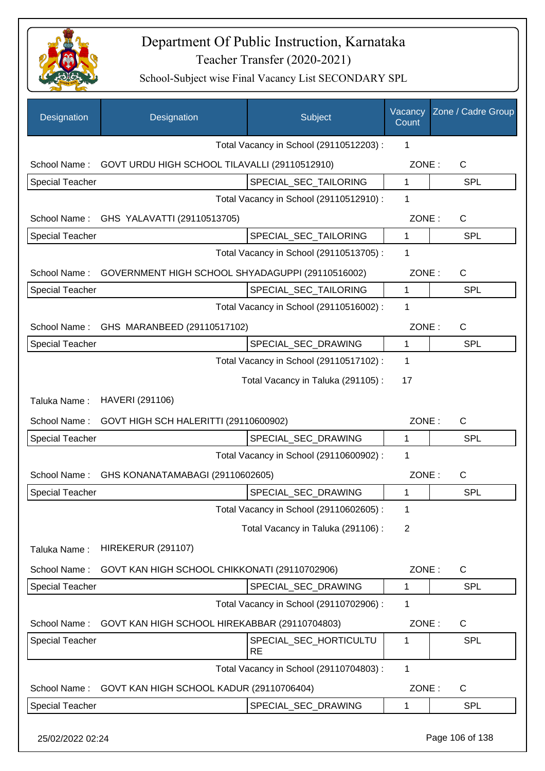# Department Of Public Instruction, Karnataka
## Teacher Transfer (2020-2021)
### School-Subject wise Final Vacancy List SECONDARY SPL

| Designation | Designation | Subject | Vacancy Count | Zone / Cadre Group |
|---|---|---|---|---|
| | | Total Vacancy in School (29110512203) : | 1 | |
| School Name : | GOVT URDU HIGH SCHOOL TILAVALLI (29110512910) | | ZONE : | C |
| Special Teacher | | SPECIAL_SEC_TAILORING | 1 | SPL |
| | | Total Vacancy in School (29110512910) : | 1 | |
| School Name : | GHS YALAVATTI (29110513705) | | ZONE : | C |
| Special Teacher | | SPECIAL_SEC_TAILORING | 1 | SPL |
| | | Total Vacancy in School (29110513705) : | 1 | |
| School Name : | GOVERNMENT HIGH SCHOOL SHYADAGUPPI (29110516002) | | ZONE : | C |
| Special Teacher | | SPECIAL_SEC_TAILORING | 1 | SPL |
| | | Total Vacancy in School (29110516002) : | 1 | |
| School Name : | GHS MARANBEED (29110517102) | | ZONE : | C |
| Special Teacher | | SPECIAL_SEC_DRAWING | 1 | SPL |
| | | Total Vacancy in School (29110517102) : | 1 | |
| | | Total Vacancy in Taluka (291105) : | 17 | |
| Taluka Name : | HAVERI (291106) | | | |
| School Name : | GOVT HIGH SCH HALERITTI (29110600902) | | ZONE : | C |
| Special Teacher | | SPECIAL_SEC_DRAWING | 1 | SPL |
| | | Total Vacancy in School (29110600902) : | 1 | |
| School Name : | GHS KONANATAMABAGI (29110602605) | | ZONE : | C |
| Special Teacher | | SPECIAL_SEC_DRAWING | 1 | SPL |
| | | Total Vacancy in School (29110602605) : | 1 | |
| | | Total Vacancy in Taluka (291106) : | 2 | |
| Taluka Name : | HIREKERUR (291107) | | | |
| School Name : | GOVT KAN HIGH SCHOOL CHIKKONATI (29110702906) | | ZONE : | C |
| Special Teacher | | SPECIAL_SEC_DRAWING | 1 | SPL |
| | | Total Vacancy in School (29110702906) : | 1 | |
| School Name : | GOVT KAN HIGH SCHOOL HIREKABBAR (29110704803) | | ZONE : | C |
| Special Teacher | | SPECIAL_SEC_HORTICULTURE | 1 | SPL |
| | | Total Vacancy in School (29110704803) : | 1 | |
| School Name : | GOVT KAN HIGH SCHOOL KADUR (29110706404) | | ZONE : | C |
| Special Teacher | | SPECIAL_SEC_DRAWING | 1 | SPL |

25/02/2022 02:24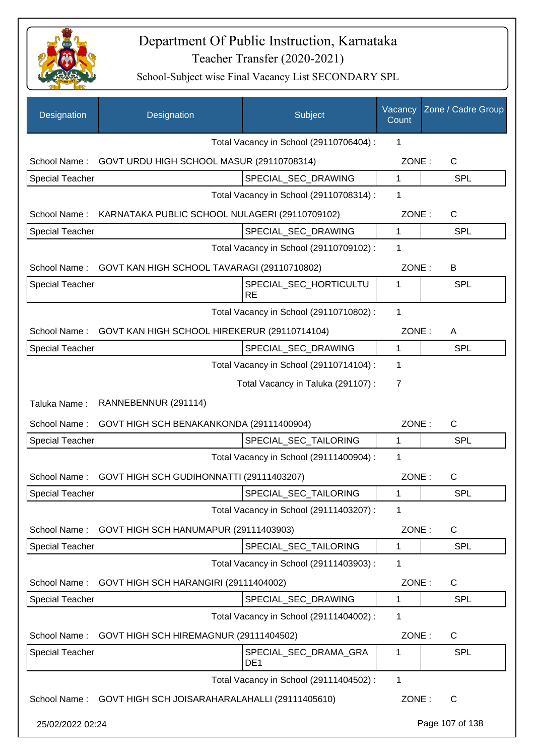# Department Of Public Instruction, Karnataka

## Teacher Transfer (2020-2021)

### School-Subject wise Final Vacancy List SECONDARY SPL

| Designation | Designation | Subject | Vacancy Count | Zone / Cadre Group |
|---|---|---|---|---|
| | | Total Vacancy in School (29110706404) : | 1 | |
| School Name : | GOVT URDU HIGH SCHOOL MASUR (29110708314) | | ZONE : | C |
| Special Teacher | | SPECIAL_SEC_DRAWING | 1 | SPL |
| | | Total Vacancy in School (29110708314) : | 1 | |
| School Name : | KARNATAKA PUBLIC SCHOOL NULAGERI (29110709102) | | ZONE : | C |
| Special Teacher | | SPECIAL_SEC_DRAWING | 1 | SPL |
| | | Total Vacancy in School (29110709102) : | 1 | |
| School Name : | GOVT KAN HIGH SCHOOL TAVARAGI (29110710802) | | ZONE : | B |
| Special Teacher | | SPECIAL_SEC_HORTICULTURE | 1 | SPL |
| | | Total Vacancy in School (29110710802) : | 1 | |
| School Name : | GOVT KAN HIGH SCHOOL HIREKERUR (29110714104) | | ZONE : | A |
| Special Teacher | | SPECIAL_SEC_DRAWING | 1 | SPL |
| | | Total Vacancy in School (29110714104) : | 1 | |
| | | Total Vacancy in Taluka (291107) : | 7 | |
| Taluka Name : | RANNEBENNUR (291114) | | | |
| School Name : | GOVT HIGH SCH BENAKANKONDA (29111400904) | | ZONE : | C |
| Special Teacher | | SPECIAL_SEC_TAILORING | 1 | SPL |
| | | Total Vacancy in School (29111400904) : | 1 | |
| School Name : | GOVT HIGH SCH GUDIHONNATTI (29111403207) | | ZONE : | C |
| Special Teacher | | SPECIAL_SEC_TAILORING | 1 | SPL |
| | | Total Vacancy in School (29111403207) : | 1 | |
| School Name : | GOVT HIGH SCH HANUMAPUR (29111403903) | | ZONE : | C |
| Special Teacher | | SPECIAL_SEC_TAILORING | 1 | SPL |
| | | Total Vacancy in School (29111403903) : | 1 | |
| School Name : | GOVT HIGH SCH HARANGIRI (29111404002) | | ZONE : | C |
| Special Teacher | | SPECIAL_SEC_DRAWING | 1 | SPL |
| | | Total Vacancy in School (29111404002) : | 1 | |
| School Name : | GOVT HIGH SCH HIREMAGNUR (29111404502) | | ZONE : | C |
| Special Teacher | | SPECIAL_SEC_DRAMA_GRADE1 | 1 | SPL |
| | | Total Vacancy in School (29111404502) : | 1 | |
| School Name : | GOVT HIGH SCH JOISARAHARALAHALLI (29111405610) | | ZONE : | C |

25/02/2022 02:24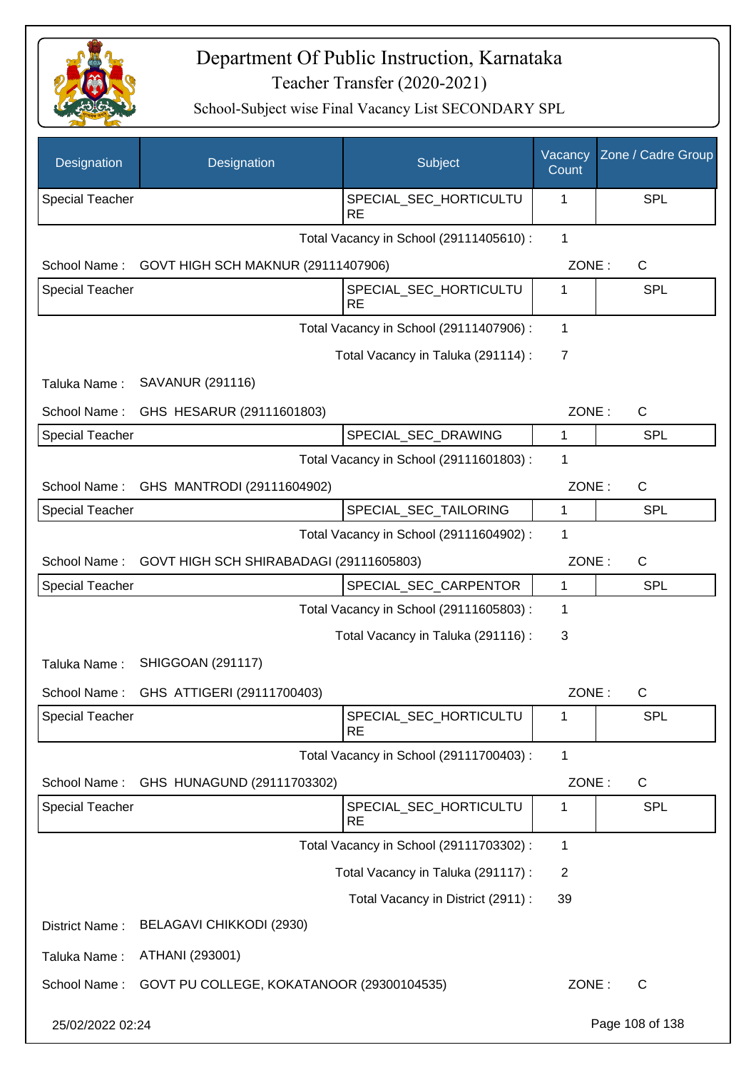# Department Of Public Instruction, Karnataka

Teacher Transfer (2020-2021)

School-Subject wise Final Vacancy List SECONDARY SPL

| Designation | Designation | Subject | Vacancy Count | Zone / Cadre Group |
|---|---|---|---|---|
| Special Teacher | | SPECIAL_SEC_HORTICULTURE | 1 | SPL |

Total Vacancy in School (29111405610) : 1

School Name : GOVT HIGH SCH MAKNUR (29111407906) ZONE : C

| Designation | Designation | Subject | Vacancy Count | Zone / Cadre Group |
|---|---|---|---|---|
| Special Teacher | | SPECIAL_SEC_HORTICULTURE | 1 | SPL |

Total Vacancy in School (29111407906) : 1

Total Vacancy in Taluka (291114) : 7

Taluka Name : SAVANUR (291116)

School Name : GHS HESARUR (29111601803) ZONE : C

| Designation | Designation | Subject | Vacancy Count | Zone / Cadre Group |
|---|---|---|---|---|
| Special Teacher | | SPECIAL_SEC_DRAWING | 1 | SPL |

Total Vacancy in School (29111601803) : 1

School Name : GHS MANTRODI (29111604902) ZONE : C

| Designation | Designation | Subject | Vacancy Count | Zone / Cadre Group |
|---|---|---|---|---|
| Special Teacher | | SPECIAL_SEC_TAILORING | 1 | SPL |

Total Vacancy in School (29111604902) : 1

School Name : GOVT HIGH SCH SHIRABADAGI (29111605803) ZONE : C

| Designation | Designation | Subject | Vacancy Count | Zone / Cadre Group |
|---|---|---|---|---|
| Special Teacher | | SPECIAL_SEC_CARPENTOR | 1 | SPL |

Total Vacancy in School (29111605803) : 1

Total Vacancy in Taluka (291116) : 3

Taluka Name : SHIGGOAN (291117)

School Name : GHS ATTIGERI (29111700403) ZONE : C

| Designation | Designation | Subject | Vacancy Count | Zone / Cadre Group |
|---|---|---|---|---|
| Special Teacher | | SPECIAL_SEC_HORTICULTURE | 1 | SPL |

Total Vacancy in School (29111700403) : 1

School Name : GHS HUNAGUND (29111703302) ZONE : C

| Designation | Designation | Subject | Vacancy Count | Zone / Cadre Group |
|---|---|---|---|---|
| Special Teacher | | SPECIAL_SEC_HORTICULTURE | 1 | SPL |

Total Vacancy in School (29111703302) : 1

Total Vacancy in Taluka (291117) : 2

Total Vacancy in District (2911) : 39

District Name : BELAGAVI CHIKKODI (2930)

Taluka Name : ATHANI (293001)

School Name : GOVT PU COLLEGE, KOKATANOOR (29300104535) ZONE : C

25/02/2022 02:24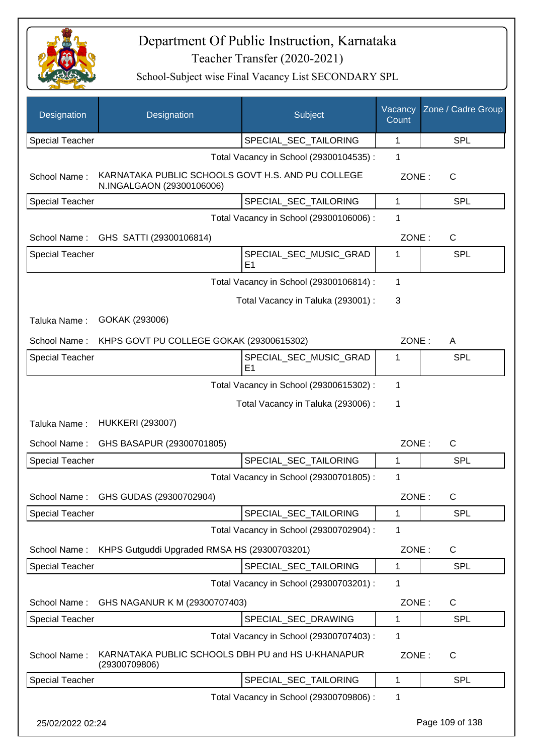# Department Of Public Instruction, Karnataka
## Teacher Transfer (2020-2021)
### School-Subject wise Final Vacancy List SECONDARY SPL

| Designation | Designation | Subject | Vacancy Count | Zone / Cadre Group |
|---|---|---|---|---|
| Special Teacher | | SPECIAL_SEC_TAILORING | 1 | SPL |

Total Vacancy in School (29300104535) : 1

School Name : KARNATAKA PUBLIC SCHOOLS GOVT H.S. AND PU COLLEGE N.INGALGAON (29300106006) ZONE : C

| Designation | Designation | Subject | Vacancy Count | Zone / Cadre Group |
|---|---|---|---|---|
| Special Teacher | | SPECIAL_SEC_TAILORING | 1 | SPL |

Total Vacancy in School (29300106006) : 1

School Name : GHS SATTI (29300106814) ZONE : C

| Designation | Designation | Subject | Vacancy Count | Zone / Cadre Group |
|---|---|---|---|---|
| Special Teacher | | SPECIAL_SEC_MUSIC_GRADE1 | 1 | SPL |

Total Vacancy in School (29300106814) : 1

Total Vacancy in Taluka (293001) : 3

Taluka Name : GOKAK (293006)

School Name : KHPS GOVT PU COLLEGE GOKAK (29300615302) ZONE : A

| Designation | Designation | Subject | Vacancy Count | Zone / Cadre Group |
|---|---|---|---|---|
| Special Teacher | | SPECIAL_SEC_MUSIC_GRADE1 | 1 | SPL |

Total Vacancy in School (29300615302) : 1

Total Vacancy in Taluka (293006) : 1

Taluka Name : HUKKERI (293007)

School Name : GHS BASAPUR (29300701805) ZONE : C

| Designation | Designation | Subject | Vacancy Count | Zone / Cadre Group |
|---|---|---|---|---|
| Special Teacher | | SPECIAL_SEC_TAILORING | 1 | SPL |

Total Vacancy in School (29300701805) : 1

School Name : GHS GUDAS (29300702904) ZONE : C

| Designation | Designation | Subject | Vacancy Count | Zone / Cadre Group |
|---|---|---|---|---|
| Special Teacher | | SPECIAL_SEC_TAILORING | 1 | SPL |

Total Vacancy in School (29300702904) : 1

School Name : KHPS Gutguddi Upgraded RMSA HS (29300703201) ZONE : C

| Designation | Designation | Subject | Vacancy Count | Zone / Cadre Group |
|---|---|---|---|---|
| Special Teacher | | SPECIAL_SEC_TAILORING | 1 | SPL |

Total Vacancy in School (29300703201) : 1

School Name : GHS NAGANUR K M (29300707403) ZONE : C

| Designation | Designation | Subject | Vacancy Count | Zone / Cadre Group |
|---|---|---|---|---|
| Special Teacher | | SPECIAL_SEC_DRAWING | 1 | SPL |

Total Vacancy in School (29300707403) : 1

School Name : KARNATAKA PUBLIC SCHOOLS DBH PU and HS U-KHANAPUR (29300709806) ZONE : C

| Designation | Designation | Subject | Vacancy Count | Zone / Cadre Group |
|---|---|---|---|---|
| Special Teacher | | SPECIAL_SEC_TAILORING | 1 | SPL |

Total Vacancy in School (29300709806) : 1

25/02/2022 02:24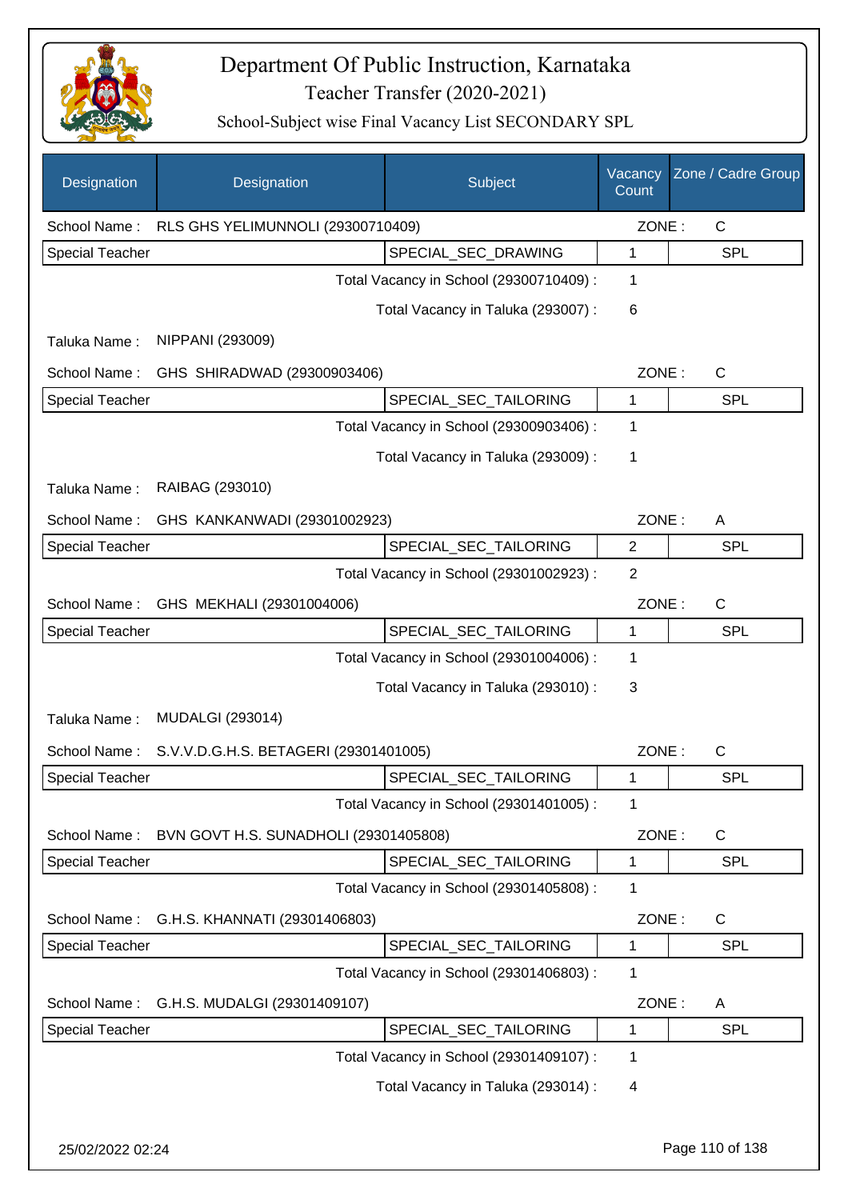# Department Of Public Instruction, Karnataka

Teacher Transfer (2020-2021)

School-Subject wise Final Vacancy List SECONDARY SPL

| Designation | Designation | Subject | Vacancy Count | Zone / Cadre Group |
|---|---|---|---|---|
| School Name : | RLS GHS YELIMUNNOLI (29300710409) | | ZONE : | C |
| Special Teacher | | SPECIAL_SEC_DRAWING | 1 | SPL |
| | | Total Vacancy in School (29300710409) : | 1 | |
| | | Total Vacancy in Taluka (293007) : | 6 | |
| Taluka Name : | NIPPANI (293009) | | | |
| School Name : | GHS SHIRADWAD (29300903406) | | ZONE : | C |
| Special Teacher | | SPECIAL_SEC_TAILORING | 1 | SPL |
| | | Total Vacancy in School (29300903406) : | 1 | |
| | | Total Vacancy in Taluka (293009) : | 1 | |
| Taluka Name : | RAIBAG (293010) | | | |
| School Name : | GHS KANKANWADI (29301002923) | | ZONE : | A |
| Special Teacher | | SPECIAL_SEC_TAILORING | 2 | SPL |
| | | Total Vacancy in School (29301002923) : | 2 | |
| School Name : | GHS MEKHALI (29301004006) | | ZONE : | C |
| Special Teacher | | SPECIAL_SEC_TAILORING | 1 | SPL |
| | | Total Vacancy in School (29301004006) : | 1 | |
| | | Total Vacancy in Taluka (293010) : | 3 | |
| Taluka Name : | MUDALGI (293014) | | | |
| School Name : | S.V.V.D.G.H.S. BETAGERI (29301401005) | | ZONE : | C |
| Special Teacher | | SPECIAL_SEC_TAILORING | 1 | SPL |
| | | Total Vacancy in School (29301401005) : | 1 | |
| School Name : | BVN GOVT H.S. SUNADHOLI (29301405808) | | ZONE : | C |
| Special Teacher | | SPECIAL_SEC_TAILORING | 1 | SPL |
| | | Total Vacancy in School (29301405808) : | 1 | |
| School Name : | G.H.S. KHANNATI (29301406803) | | ZONE : | C |
| Special Teacher | | SPECIAL_SEC_TAILORING | 1 | SPL |
| | | Total Vacancy in School (29301406803) : | 1 | |
| School Name : | G.H.S. MUDALGI (29301409107) | | ZONE : | A |
| Special Teacher | | SPECIAL_SEC_TAILORING | 1 | SPL |
| | | Total Vacancy in School (29301409107) : | 1 | |
| | | Total Vacancy in Taluka (293014) : | 4 | |

25/02/2022 02:24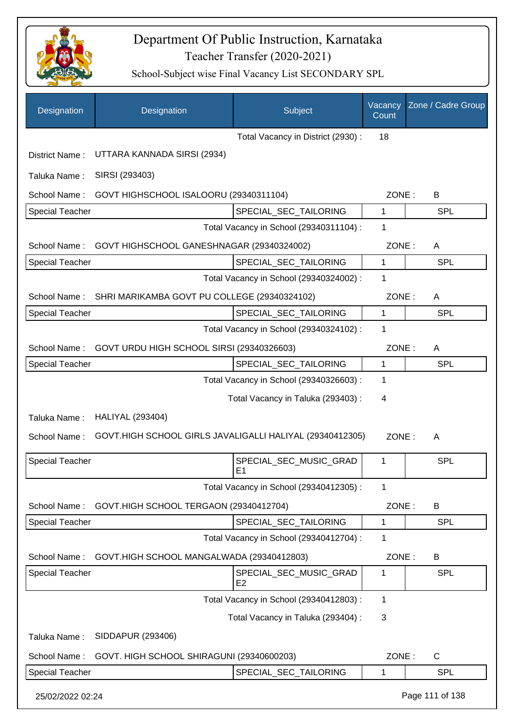# Department Of Public Instruction, Karnataka
## Teacher Transfer (2020-2021)
### School-Subject wise Final Vacancy List SECONDARY SPL

| Designation | Designation | Subject | Vacancy Count | Zone / Cadre Group |
|---|---|---|---|---|
| | | Total Vacancy in District (2930) : | 18 | |
| District Name : | UTTARA KANNADA SIRSI (2934) | | | |
| Taluka Name : | SIRSI (293403) | | | |
| School Name : | GOVT HIGHSCHOOL ISALOORU (29340311104) | | ZONE : | B |
| Special Teacher | | SPECIAL_SEC_TAILORING | 1 | SPL |
| | | Total Vacancy in School (29340311104) : | 1 | |
| School Name : | GOVT HIGHSCHOOL GANESHNAGAR (29340324002) | | ZONE : | A |
| Special Teacher | | SPECIAL_SEC_TAILORING | 1 | SPL |
| | | Total Vacancy in School (29340324002) : | 1 | |
| School Name : | SHRI MARIKAMBA GOVT PU COLLEGE (29340324102) | | ZONE : | A |
| Special Teacher | | SPECIAL_SEC_TAILORING | 1 | SPL |
| | | Total Vacancy in School (29340324102) : | 1 | |
| School Name : | GOVT URDU HIGH SCHOOL SIRSI (29340326603) | | ZONE : | A |
| Special Teacher | | SPECIAL_SEC_TAILORING | 1 | SPL |
| | | Total Vacancy in School (29340326603) : | 1 | |
| | | Total Vacancy in Taluka (293403) : | 4 | |
| Taluka Name : | HALIYAL (293404) | | | |
| School Name : | GOVT.HIGH SCHOOL GIRLS JAVALIGALLI HALIYAL (29340412305) | | ZONE : | A |
| Special Teacher | | SPECIAL_SEC_MUSIC_GRADE1 | 1 | SPL |
| | | Total Vacancy in School (29340412305) : | 1 | |
| School Name : | GOVT.HIGH SCHOOL TERGAON (29340412704) | | ZONE : | B |
| Special Teacher | | SPECIAL_SEC_TAILORING | 1 | SPL |
| | | Total Vacancy in School (29340412704) : | 1 | |
| School Name : | GOVT.HIGH SCHOOL MANGALWADA (29340412803) | | ZONE : | B |
| Special Teacher | | SPECIAL_SEC_MUSIC_GRADE2 | 1 | SPL |
| | | Total Vacancy in School (29340412803) : | 1 | |
| | | Total Vacancy in Taluka (293404) : | 3 | |
| Taluka Name : | SIDDAPUR (293406) | | | |
| School Name : | GOVT. HIGH SCHOOL SHIRAGUNI (29340600203) | | ZONE : | C |
| Special Teacher | | SPECIAL_SEC_TAILORING | 1 | SPL |

25/02/2022 02:24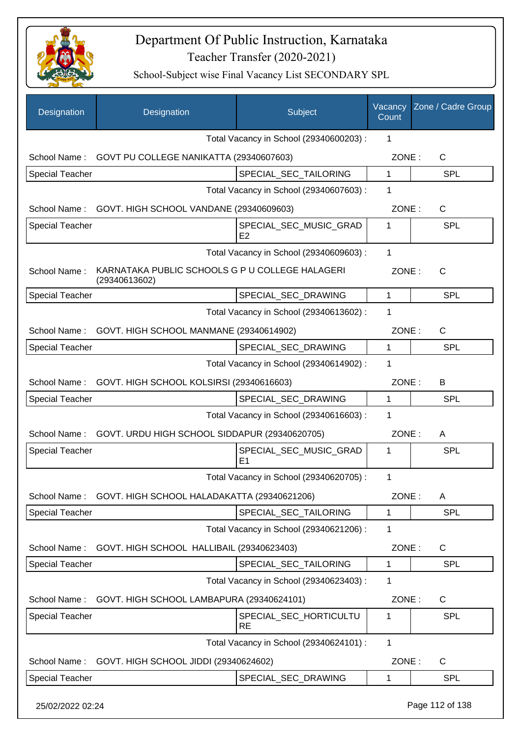# Department Of Public Instruction, Karnataka

## Teacher Transfer (2020-2021)

### School-Subject wise Final Vacancy List SECONDARY SPL

| Designation | Designation | Subject | Vacancy Count | Zone / Cadre Group |
|---|---|---|---|---|
| | | Total Vacancy in School (29340600203) : | 1 | |
| School Name : | GOVT PU COLLEGE NANIKATTA (29340607603) | | ZONE : | C |
| Special Teacher | | SPECIAL_SEC_TAILORING | 1 | SPL |
| | | Total Vacancy in School (29340607603) : | 1 | |
| School Name : | GOVT. HIGH SCHOOL VANDANE (29340609603) | | ZONE : | C |
| Special Teacher | | SPECIAL_SEC_MUSIC_GRADE2 | 1 | SPL |
| | | Total Vacancy in School (29340609603) : | 1 | |
| School Name : | KARNATAKA PUBLIC SCHOOLS G P U COLLEGE HALAGERI (29340613602) | | ZONE : | C |
| Special Teacher | | SPECIAL_SEC_DRAWING | 1 | SPL |
| | | Total Vacancy in School (29340613602) : | 1 | |
| School Name : | GOVT. HIGH SCHOOL MANMANE (29340614902) | | ZONE : | C |
| Special Teacher | | SPECIAL_SEC_DRAWING | 1 | SPL |
| | | Total Vacancy in School (29340614902) : | 1 | |
| School Name : | GOVT. HIGH SCHOOL KOLSIRSI (29340616603) | | ZONE : | B |
| Special Teacher | | SPECIAL_SEC_DRAWING | 1 | SPL |
| | | Total Vacancy in School (29340616603) : | 1 | |
| School Name : | GOVT. URDU HIGH SCHOOL SIDDAPUR (29340620705) | | ZONE : | A |
| Special Teacher | | SPECIAL_SEC_MUSIC_GRADE1 | 1 | SPL |
| | | Total Vacancy in School (29340620705) : | 1 | |
| School Name : | GOVT. HIGH SCHOOL HALADAKATTA (29340621206) | | ZONE : | A |
| Special Teacher | | SPECIAL_SEC_TAILORING | 1 | SPL |
| | | Total Vacancy in School (29340621206) : | 1 | |
| School Name : | GOVT. HIGH SCHOOL HALLIBAIL (29340623403) | | ZONE : | C |
| Special Teacher | | SPECIAL_SEC_TAILORING | 1 | SPL |
| | | Total Vacancy in School (29340623403) : | 1 | |
| School Name : | GOVT. HIGH SCHOOL LAMBAPURA (29340624101) | | ZONE : | C |
| Special Teacher | | SPECIAL_SEC_HORTICULTURE | 1 | SPL |
| | | Total Vacancy in School (29340624101) : | 1 | |
| School Name : | GOVT. HIGH SCHOOL JIDDI (29340624602) | | ZONE : | C |
| Special Teacher | | SPECIAL_SEC_DRAWING | 1 | SPL |

25/02/2022 02:24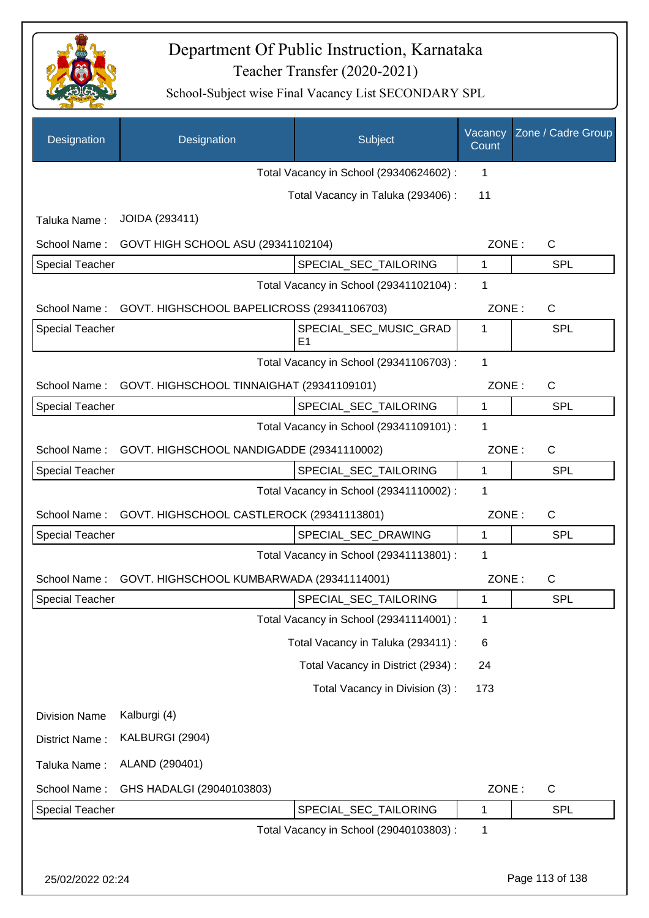# Department Of Public Instruction, Karnataka

## Teacher Transfer (2020-2021)

### School-Subject wise Final Vacancy List SECONDARY SPL

| Designation | Designation | Subject | Vacancy Count | Zone / Cadre Group |
|---|---|---|---|---|
| | | Total Vacancy in School (29340624602) : | 1 | |
| | | Total Vacancy in Taluka (293406) : | 11 | |
| Taluka Name : | JOIDA (293411) | | | |
| School Name : | GOVT HIGH SCHOOL ASU (29341102104) | | ZONE : | C |
| Special Teacher | | SPECIAL_SEC_TAILORING | 1 | SPL |
| | | Total Vacancy in School (29341102104) : | 1 | |
| School Name : | GOVT. HIGHSCHOOL BAPELICROSS (29341106703) | | ZONE : | C |
| Special Teacher | | SPECIAL_SEC_MUSIC_GRADE1 | 1 | SPL |
| | | Total Vacancy in School (29341106703) : | 1 | |
| School Name : | GOVT. HIGHSCHOOL TINNAIGHAT (29341109101) | | ZONE : | C |
| Special Teacher | | SPECIAL_SEC_TAILORING | 1 | SPL |
| | | Total Vacancy in School (29341109101) : | 1 | |
| School Name : | GOVT. HIGHSCHOOL NANDIGADDE (29341110002) | | ZONE : | C |
| Special Teacher | | SPECIAL_SEC_TAILORING | 1 | SPL |
| | | Total Vacancy in School (29341110002) : | 1 | |
| School Name : | GOVT. HIGHSCHOOL CASTLEROCK (29341113801) | | ZONE : | C |
| Special Teacher | | SPECIAL_SEC_DRAWING | 1 | SPL |
| | | Total Vacancy in School (29341113801) : | 1 | |
| School Name : | GOVT. HIGHSCHOOL KUMBARWADA (29341114001) | | ZONE : | C |
| Special Teacher | | SPECIAL_SEC_TAILORING | 1 | SPL |
| | | Total Vacancy in School (29341114001) : | 1 | |
| | | Total Vacancy in Taluka (293411) : | 6 | |
| | | Total Vacancy in District (2934) : | 24 | |
| | | Total Vacancy in Division (3) : | 173 | |
| Division Name | Kalburgi (4) | | | |
| District Name : | KALBURGI (2904) | | | |
| Taluka Name : | ALAND (290401) | | | |
| School Name : | GHS HADALGI (29040103803) | | ZONE : | C |
| Special Teacher | | SPECIAL_SEC_TAILORING | 1 | SPL |
| | | Total Vacancy in School (29040103803) : | 1 | |

25/02/2022 02:24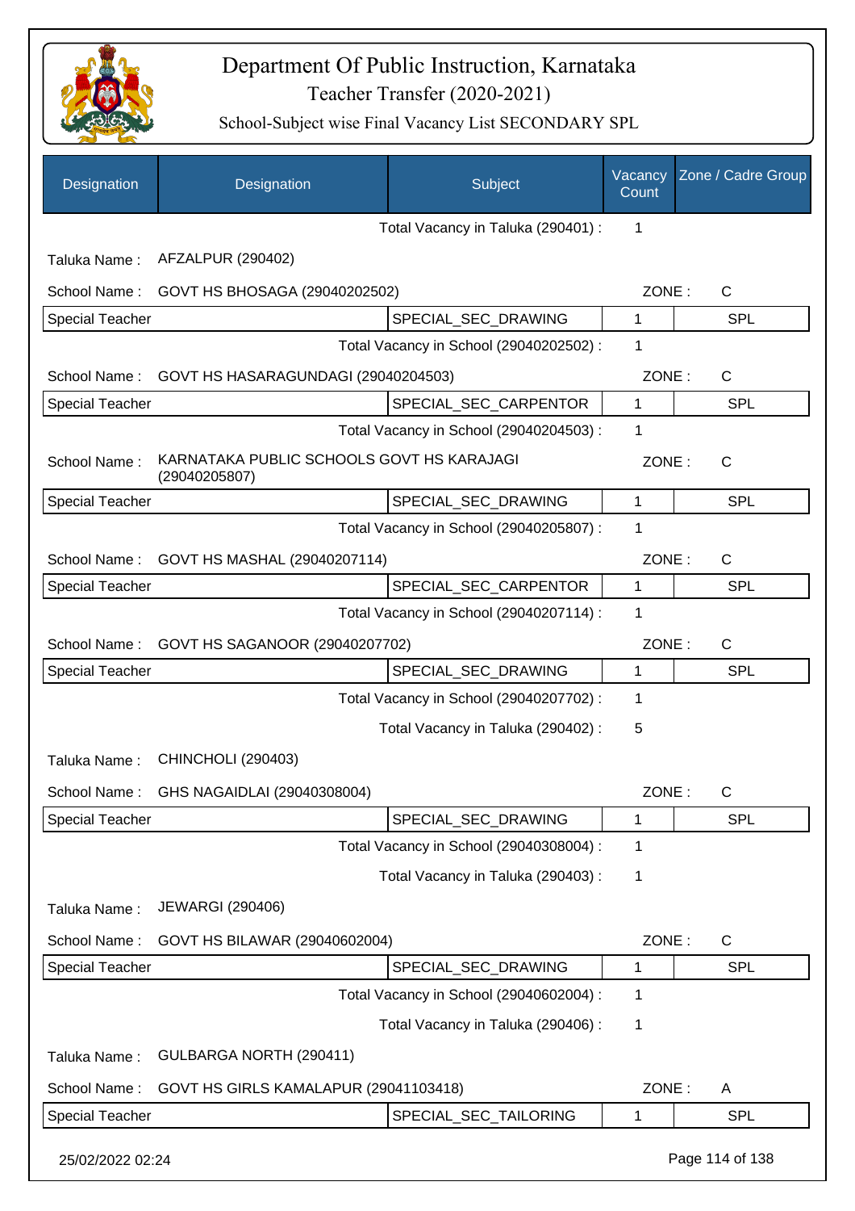# Department Of Public Instruction, Karnataka
## Teacher Transfer (2020-2021)
### School-Subject wise Final Vacancy List SECONDARY SPL

| Designation | Designation | Subject | Vacancy Count | Zone / Cadre Group |
|---|---|---|---|---|
| | | Total Vacancy in Taluka (290401) : | 1 | |
| Taluka Name : | AFZALPUR (290402) | | | |
| School Name : | GOVT HS BHOSAGA (29040202502) | | ZONE : | C |
| Special Teacher | | SPECIAL_SEC_DRAWING | 1 | SPL |
| | | Total Vacancy in School (29040202502) : | 1 | |
| School Name : | GOVT HS HASARAGUNDAGI (29040204503) | | ZONE : | C |
| Special Teacher | | SPECIAL_SEC_CARPENTOR | 1 | SPL |
| | | Total Vacancy in School (29040204503) : | 1 | |
| School Name : | KARNATAKA PUBLIC SCHOOLS GOVT HS KARAJAGI (29040205807) | | ZONE : | C |
| Special Teacher | | SPECIAL_SEC_DRAWING | 1 | SPL |
| | | Total Vacancy in School (29040205807) : | 1 | |
| School Name : | GOVT HS MASHAL (29040207114) | | ZONE : | C |
| Special Teacher | | SPECIAL_SEC_CARPENTOR | 1 | SPL |
| | | Total Vacancy in School (29040207114) : | 1 | |
| School Name : | GOVT HS SAGANOOR (29040207702) | | ZONE : | C |
| Special Teacher | | SPECIAL_SEC_DRAWING | 1 | SPL |
| | | Total Vacancy in School (29040207702) : | 1 | |
| | | Total Vacancy in Taluka (290402) : | 5 | |
| Taluka Name : | CHINCHOLI (290403) | | | |
| School Name : | GHS NAGAIDLAI (29040308004) | | ZONE : | C |
| Special Teacher | | SPECIAL_SEC_DRAWING | 1 | SPL |
| | | Total Vacancy in School (29040308004) : | 1 | |
| | | Total Vacancy in Taluka (290403) : | 1 | |
| Taluka Name : | JEWARGI (290406) | | | |
| School Name : | GOVT HS BILAWAR (29040602004) | | ZONE : | C |
| Special Teacher | | SPECIAL_SEC_DRAWING | 1 | SPL |
| | | Total Vacancy in School (29040602004) : | 1 | |
| | | Total Vacancy in Taluka (290406) : | 1 | |
| Taluka Name : | GULBARGA NORTH (290411) | | | |
| School Name : | GOVT HS GIRLS KAMALAPUR (29041103418) | | ZONE : | A |
| Special Teacher | | SPECIAL_SEC_TAILORING | 1 | SPL |

25/02/2022 02:24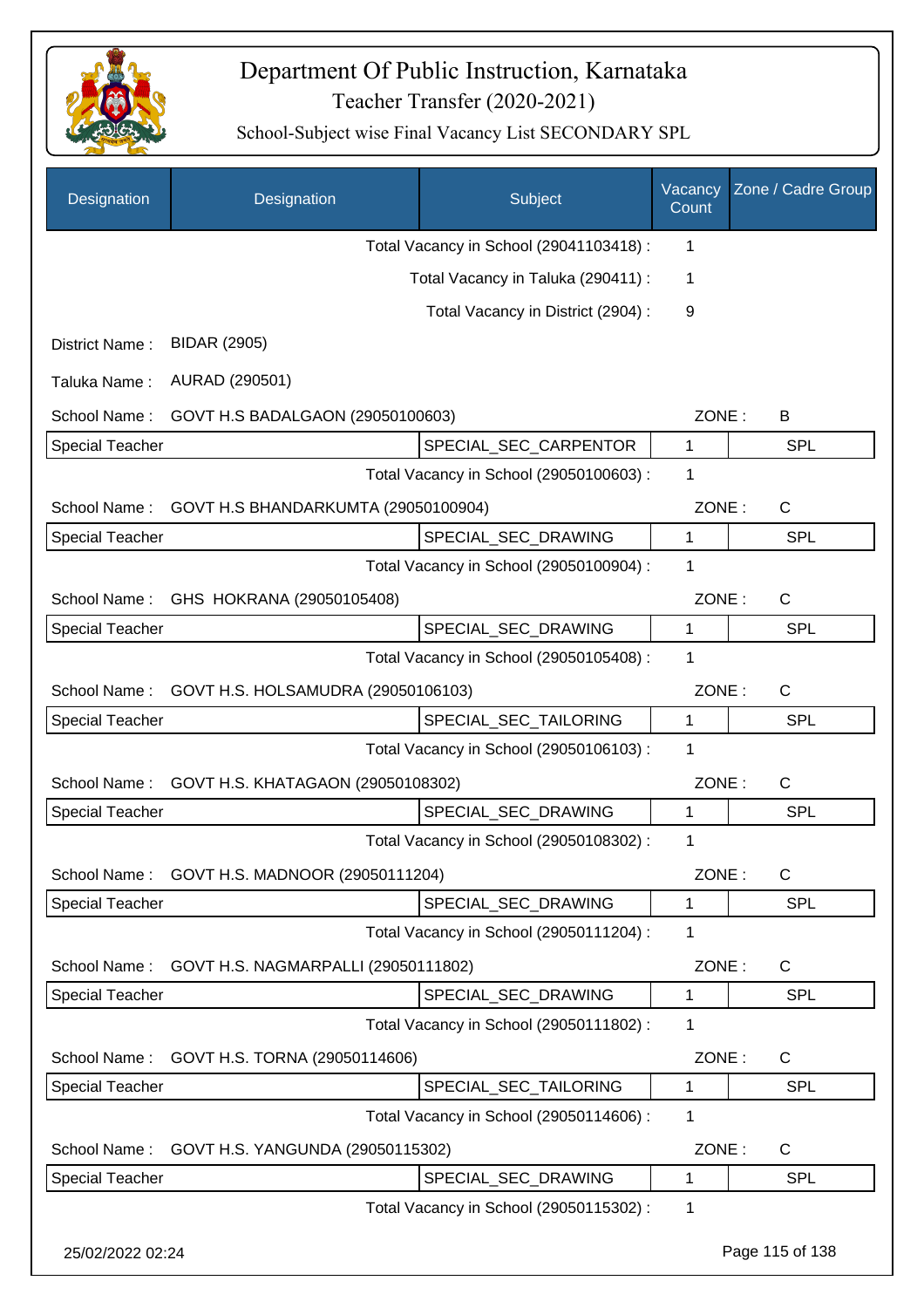# Department Of Public Instruction, Karnataka
## Teacher Transfer (2020-2021)
### School-Subject wise Final Vacancy List SECONDARY SPL

| Designation | Designation | Subject | Vacancy Count | Zone / Cadre Group |
|---|---|---|---|---|
| | | Total Vacancy in School (29041103418) : | 1 | |
| | | Total Vacancy in Taluka (290411) : | 1 | |
| | | Total Vacancy in District (2904) : | 9 | |
| District Name : | BIDAR (2905) | | | |
| Taluka Name : | AURAD (290501) | | | |
| School Name : | GOVT H.S BADALGAON (29050100603) | | ZONE : | B |
| Special Teacher | | SPECIAL_SEC_CARPENTOR | 1 | SPL |
| | | Total Vacancy in School (29050100603) : | 1 | |
| School Name : | GOVT H.S BHANDARKUMTA (29050100904) | | ZONE : | C |
| Special Teacher | | SPECIAL_SEC_DRAWING | 1 | SPL |
| | | Total Vacancy in School (29050100904) : | 1 | |
| School Name : | GHS HOKRANA (29050105408) | | ZONE : | C |
| Special Teacher | | SPECIAL_SEC_DRAWING | 1 | SPL |
| | | Total Vacancy in School (29050105408) : | 1 | |
| School Name : | GOVT H.S. HOLSAMUDRA (29050106103) | | ZONE : | C |
| Special Teacher | | SPECIAL_SEC_TAILORING | 1 | SPL |
| | | Total Vacancy in School (29050106103) : | 1 | |
| School Name : | GOVT H.S. KHATAGAON (29050108302) | | ZONE : | C |
| Special Teacher | | SPECIAL_SEC_DRAWING | 1 | SPL |
| | | Total Vacancy in School (29050108302) : | 1 | |
| School Name : | GOVT H.S. MADNOOR (29050111204) | | ZONE : | C |
| Special Teacher | | SPECIAL_SEC_DRAWING | 1 | SPL |
| | | Total Vacancy in School (29050111204) : | 1 | |
| School Name : | GOVT H.S. NAGMARPALLI (29050111802) | | ZONE : | C |
| Special Teacher | | SPECIAL_SEC_DRAWING | 1 | SPL |
| | | Total Vacancy in School (29050111802) : | 1 | |
| School Name : | GOVT H.S. TORNA (29050114606) | | ZONE : | C |
| Special Teacher | | SPECIAL_SEC_TAILORING | 1 | SPL |
| | | Total Vacancy in School (29050114606) : | 1 | |
| School Name : | GOVT H.S. YANGUNDA (29050115302) | | ZONE : | C |
| Special Teacher | | SPECIAL_SEC_DRAWING | 1 | SPL |
| | | Total Vacancy in School (29050115302) : | 1 | |

25/02/2022 02:24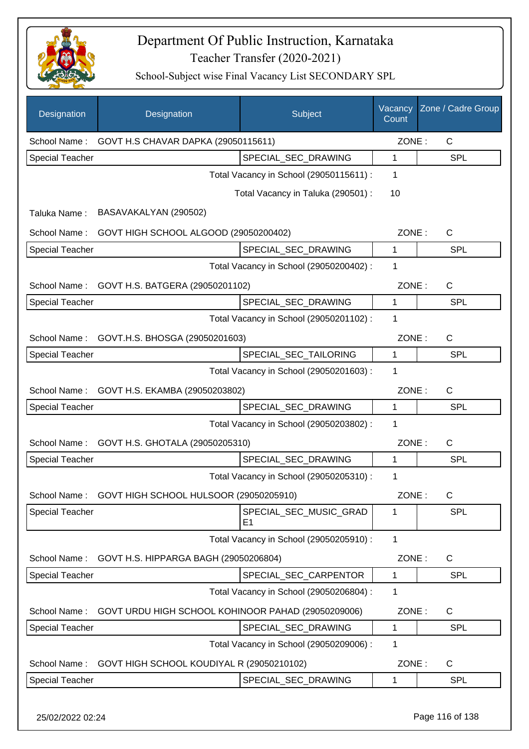# Department Of Public Instruction, Karnataka

## Teacher Transfer (2020-2021)

### School-Subject wise Final Vacancy List SECONDARY SPL

| Designation | Designation | Subject | Vacancy Count | Zone / Cadre Group |
|---|---|---|---|---|
| School Name : | GOVT H.S CHAVAR DAPKA (29050115611) | | ZONE : | C |
| Special Teacher | | SPECIAL_SEC_DRAWING | 1 | SPL |
| | | Total Vacancy in School (29050115611) : | 1 | |
| | | Total Vacancy in Taluka (290501) : | 10 | |
| Taluka Name : | BASAVAKALYAN (290502) | | | |
| School Name : | GOVT HIGH SCHOOL ALGOOD (29050200402) | | ZONE : | C |
| Special Teacher | | SPECIAL_SEC_DRAWING | 1 | SPL |
| | | Total Vacancy in School (29050200402) : | 1 | |
| School Name : | GOVT H.S. BATGERA (29050201102) | | ZONE : | C |
| Special Teacher | | SPECIAL_SEC_DRAWING | 1 | SPL |
| | | Total Vacancy in School (29050201102) : | 1 | |
| School Name : | GOVT.H.S. BHOSGA (29050201603) | | ZONE : | C |
| Special Teacher | | SPECIAL_SEC_TAILORING | 1 | SPL |
| | | Total Vacancy in School (29050201603) : | 1 | |
| School Name : | GOVT H.S. EKAMBA (29050203802) | | ZONE : | C |
| Special Teacher | | SPECIAL_SEC_DRAWING | 1 | SPL |
| | | Total Vacancy in School (29050203802) : | 1 | |
| School Name : | GOVT H.S. GHOTALA (29050205310) | | ZONE : | C |
| Special Teacher | | SPECIAL_SEC_DRAWING | 1 | SPL |
| | | Total Vacancy in School (29050205310) : | 1 | |
| School Name : | GOVT HIGH SCHOOL HULSOOR (29050205910) | | ZONE : | C |
| Special Teacher | | SPECIAL_SEC_MUSIC_GRADE1 | 1 | SPL |
| | | Total Vacancy in School (29050205910) : | 1 | |
| School Name : | GOVT H.S. HIPPARGA BAGH (29050206804) | | ZONE : | C |
| Special Teacher | | SPECIAL_SEC_CARPENTOR | 1 | SPL |
| | | Total Vacancy in School (29050206804) : | 1 | |
| School Name : | GOVT URDU HIGH SCHOOL KOHINOOR PAHAD (29050209006) | | ZONE : | C |
| Special Teacher | | SPECIAL_SEC_DRAWING | 1 | SPL |
| | | Total Vacancy in School (29050209006) : | 1 | |
| School Name : | GOVT HIGH SCHOOL KOUDIYAL R (29050210102) | | ZONE : | C |
| Special Teacher | | SPECIAL_SEC_DRAWING | 1 | SPL |

25/02/2022 02:24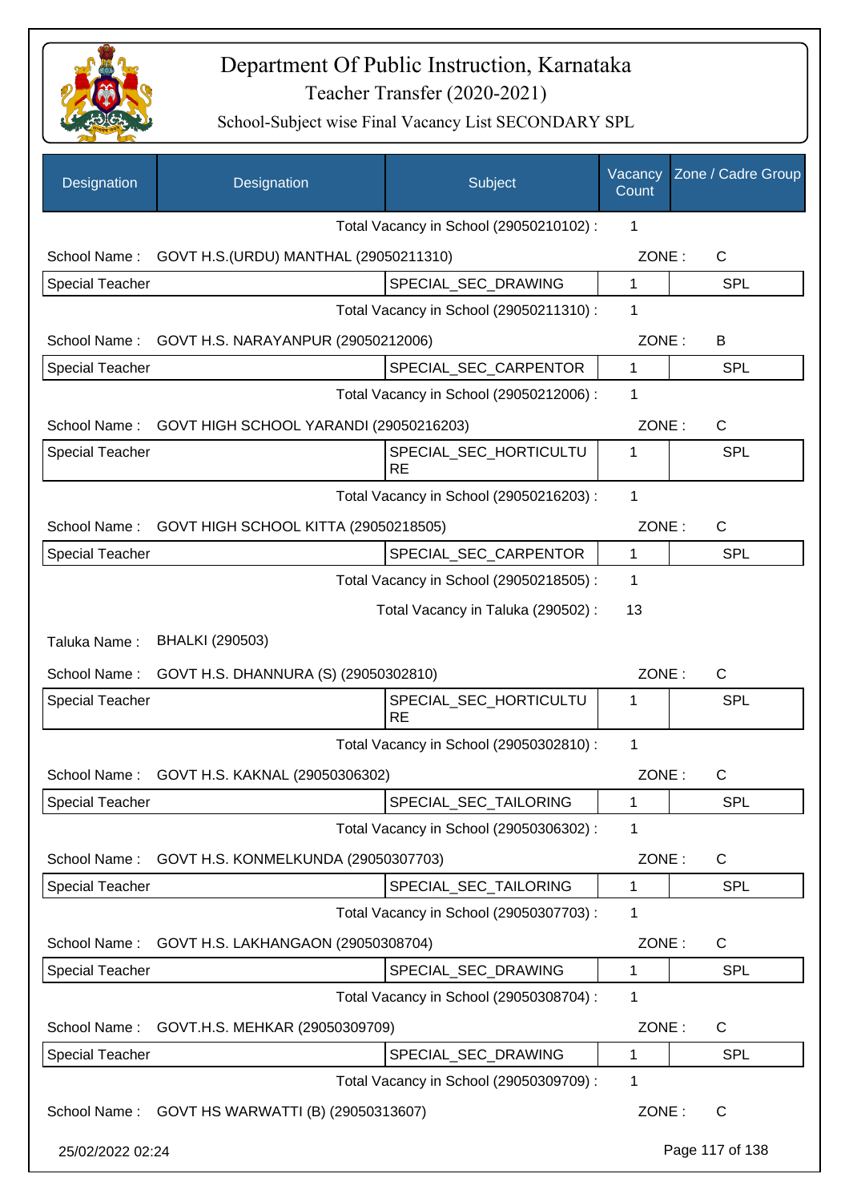# Department Of Public Instruction, Karnataka

## Teacher Transfer (2020-2021)

### School-Subject wise Final Vacancy List SECONDARY SPL

| Designation | Designation | Subject | Vacancy Count | Zone / Cadre Group |
|---|---|---|---|---|
| | | Total Vacancy in School (29050210102) : | 1 | |
| School Name : | GOVT H.S.(URDU) MANTHAL (29050211310) | | ZONE : | C |
| Special Teacher | | SPECIAL_SEC_DRAWING | 1 | SPL |
| | | Total Vacancy in School (29050211310) : | 1 | |
| School Name : | GOVT H.S. NARAYANPUR (29050212006) | | ZONE : | B |
| Special Teacher | | SPECIAL_SEC_CARPENTOR | 1 | SPL |
| | | Total Vacancy in School (29050212006) : | 1 | |
| School Name : | GOVT HIGH SCHOOL YARANDI (29050216203) | | ZONE : | C |
| Special Teacher | | SPECIAL_SEC_HORTICULTURE | 1 | SPL |
| | | Total Vacancy in School (29050216203) : | 1 | |
| School Name : | GOVT HIGH SCHOOL KITTA (29050218505) | | ZONE : | C |
| Special Teacher | | SPECIAL_SEC_CARPENTOR | 1 | SPL |
| | | Total Vacancy in School (29050218505) : | 1 | |
| | | Total Vacancy in Taluka (290502) : | 13 | |
| Taluka Name : | BHALKI (290503) | | | |
| School Name : | GOVT H.S. DHANNURA (S) (29050302810) | | ZONE : | C |
| Special Teacher | | SPECIAL_SEC_HORTICULTURE | 1 | SPL |
| | | Total Vacancy in School (29050302810) : | 1 | |
| School Name : | GOVT H.S. KAKNAL (29050306302) | | ZONE : | C |
| Special Teacher | | SPECIAL_SEC_TAILORING | 1 | SPL |
| | | Total Vacancy in School (29050306302) : | 1 | |
| School Name : | GOVT H.S. KONMELKUNDA (29050307703) | | ZONE : | C |
| Special Teacher | | SPECIAL_SEC_TAILORING | 1 | SPL |
| | | Total Vacancy in School (29050307703) : | 1 | |
| School Name : | GOVT H.S. LAKHANGAON (29050308704) | | ZONE : | C |
| Special Teacher | | SPECIAL_SEC_DRAWING | 1 | SPL |
| | | Total Vacancy in School (29050308704) : | 1 | |
| School Name : | GOVT.H.S. MEHKAR (29050309709) | | ZONE : | C |
| Special Teacher | | SPECIAL_SEC_DRAWING | 1 | SPL |
| | | Total Vacancy in School (29050309709) : | 1 | |
| School Name : | GOVT HS WARWATTI (B) (29050313607) | | ZONE : | C |

25/02/2022 02:24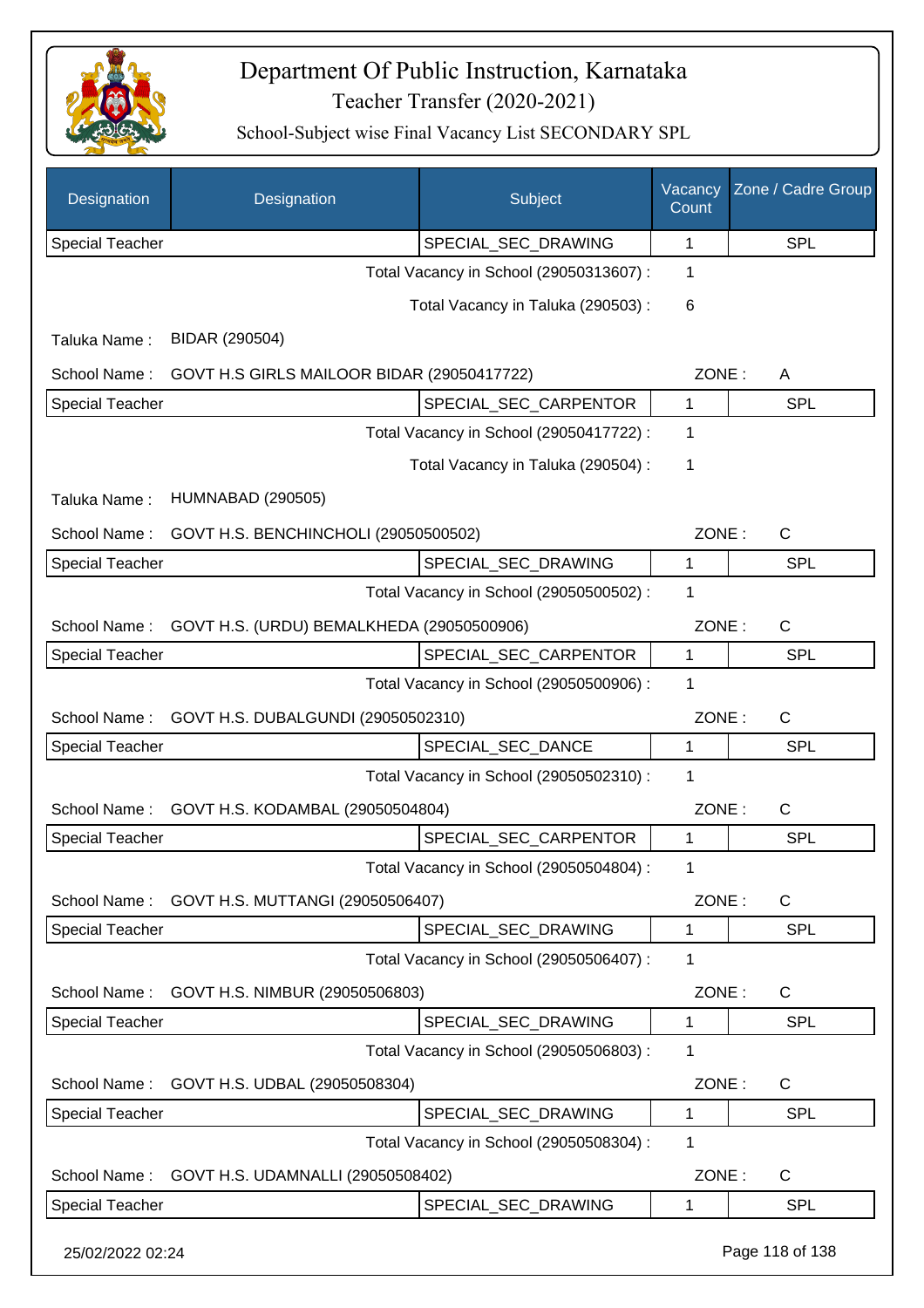# Department Of Public Instruction, Karnataka

## Teacher Transfer (2020-2021)

### School-Subject wise Final Vacancy List SECONDARY SPL

| Designation | Designation | Subject | Vacancy Count | Zone / Cadre Group |
|---|---|---|---|---|
| Special Teacher | | SPECIAL_SEC_DRAWING | 1 | SPL |

Total Vacancy in School (29050313607) : 1

Total Vacancy in Taluka (290503) : 6

Taluka Name : BIDAR (290504)

School Name : GOVT H.S GIRLS MAILOOR BIDAR (29050417722) ZONE : A

| Designation | Designation | Subject | Vacancy Count | Zone / Cadre Group |
|---|---|---|---|---|
| Special Teacher | | SPECIAL_SEC_CARPENTOR | 1 | SPL |

Total Vacancy in School (29050417722) : 1

Total Vacancy in Taluka (290504) : 1

Taluka Name : HUMNABAD (290505)

School Name : GOVT H.S. BENCHINCHOLI (29050500502) ZONE : C

| Designation | Designation | Subject | Vacancy Count | Zone / Cadre Group |
|---|---|---|---|---|
| Special Teacher | | SPECIAL_SEC_DRAWING | 1 | SPL |

Total Vacancy in School (29050500502) : 1

School Name : GOVT H.S. (URDU) BEMALKHEDA (29050500906) ZONE : C

| Designation | Designation | Subject | Vacancy Count | Zone / Cadre Group |
|---|---|---|---|---|
| Special Teacher | | SPECIAL_SEC_CARPENTOR | 1 | SPL |

Total Vacancy in School (29050500906) : 1

School Name : GOVT H.S. DUBALGUNDI (29050502310) ZONE : C

| Designation | Designation | Subject | Vacancy Count | Zone / Cadre Group |
|---|---|---|---|---|
| Special Teacher | | SPECIAL_SEC_DANCE | 1 | SPL |

Total Vacancy in School (29050502310) : 1

School Name : GOVT H.S. KODAMBAL (29050504804) ZONE : C

| Designation | Designation | Subject | Vacancy Count | Zone / Cadre Group |
|---|---|---|---|---|
| Special Teacher | | SPECIAL_SEC_CARPENTOR | 1 | SPL |

Total Vacancy in School (29050504804) : 1

School Name : GOVT H.S. MUTTANGI (29050506407) ZONE : C

| Designation | Designation | Subject | Vacancy Count | Zone / Cadre Group |
|---|---|---|---|---|
| Special Teacher | | SPECIAL_SEC_DRAWING | 1 | SPL |

Total Vacancy in School (29050506407) : 1

School Name : GOVT H.S. NIMBUR (29050506803) ZONE : C

| Designation | Designation | Subject | Vacancy Count | Zone / Cadre Group |
|---|---|---|---|---|
| Special Teacher | | SPECIAL_SEC_DRAWING | 1 | SPL |

Total Vacancy in School (29050506803) : 1

School Name : GOVT H.S. UDBAL (29050508304) ZONE : C

| Designation | Designation | Subject | Vacancy Count | Zone / Cadre Group |
|---|---|---|---|---|
| Special Teacher | | SPECIAL_SEC_DRAWING | 1 | SPL |

Total Vacancy in School (29050508304) : 1

School Name : GOVT H.S. UDAMNALLI (29050508402) ZONE : C

| Designation | Designation | Subject | Vacancy Count | Zone / Cadre Group |
|---|---|---|---|---|
| Special Teacher | | SPECIAL_SEC_DRAWING | 1 | SPL |

25/02/2022 02:24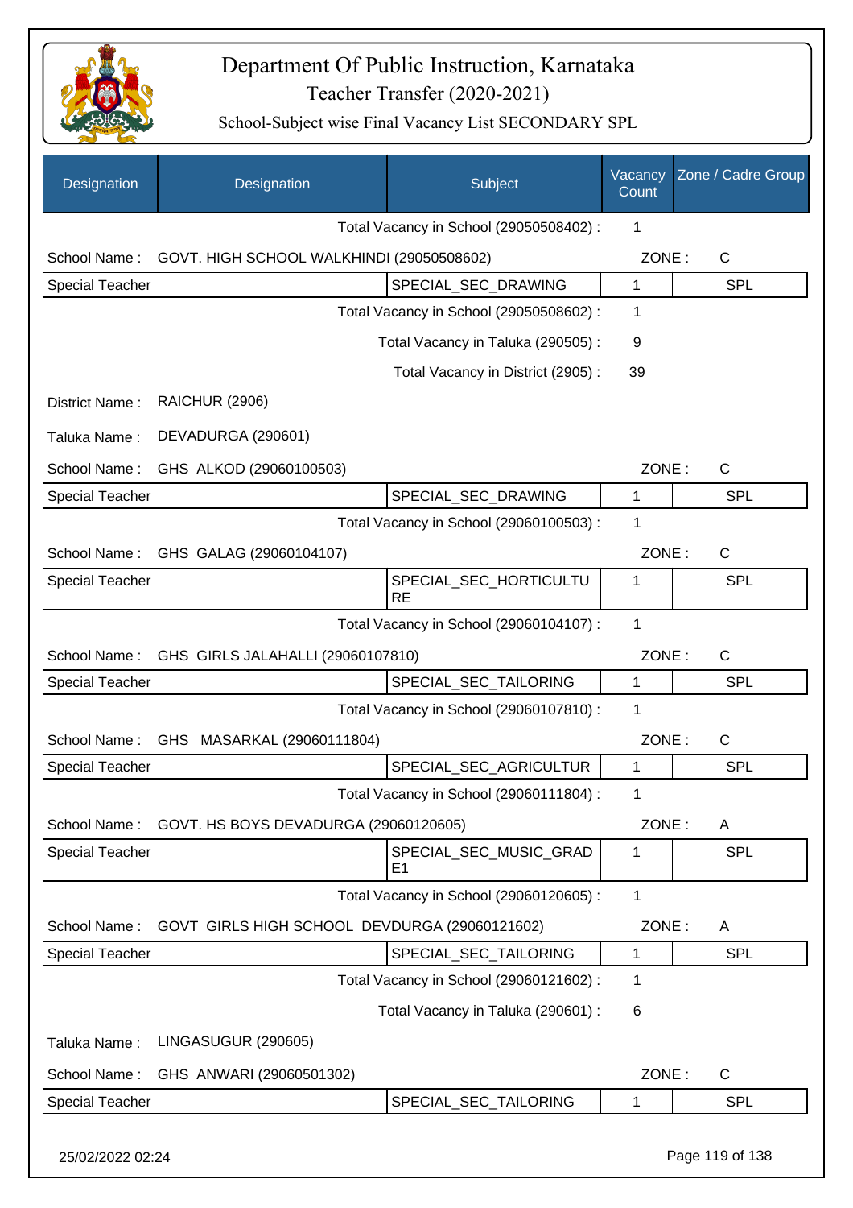# Department Of Public Instruction, Karnataka

Teacher Transfer (2020-2021)

School-Subject wise Final Vacancy List SECONDARY SPL

| Designation | Designation | Subject | Vacancy Count | Zone / Cadre Group |
|---|---|---|---|---|
| | | Total Vacancy in School (29050508402) : | 1 | |
| School Name : | GOVT. HIGH SCHOOL WALKHINDI (29050508602) | | ZONE : | C |
| Special Teacher | | SPECIAL_SEC_DRAWING | 1 | SPL |
| | | Total Vacancy in School (29050508602) : | 1 | |
| | | Total Vacancy in Taluka (290505) : | 9 | |
| | | Total Vacancy in District (2905) : | 39 | |
| District Name : | RAICHUR (2906) | | | |
| Taluka Name : | DEVADURGA (290601) | | | |
| School Name : | GHS ALKOD (29060100503) | | ZONE : | C |
| Special Teacher | | SPECIAL_SEC_DRAWING | 1 | SPL |
| | | Total Vacancy in School (29060100503) : | 1 | |
| School Name : | GHS GALAG (29060104107) | | ZONE : | C |
| Special Teacher | | SPECIAL_SEC_HORTICULTURE | 1 | SPL |
| | | Total Vacancy in School (29060104107) : | 1 | |
| School Name : | GHS GIRLS JALAHALLI (29060107810) | | ZONE : | C |
| Special Teacher | | SPECIAL_SEC_TAILORING | 1 | SPL |
| | | Total Vacancy in School (29060107810) : | 1 | |
| School Name : | GHS MASARKAL (29060111804) | | ZONE : | C |
| Special Teacher | | SPECIAL_SEC_AGRICULTUR | 1 | SPL |
| | | Total Vacancy in School (29060111804) : | 1 | |
| School Name : | GOVT. HS BOYS DEVADURGA (29060120605) | | ZONE : | A |
| Special Teacher | | SPECIAL_SEC_MUSIC_GRADE1 | 1 | SPL |
| | | Total Vacancy in School (29060120605) : | 1 | |
| School Name : | GOVT GIRLS HIGH SCHOOL DEVDURGA (29060121602) | | ZONE : | A |
| Special Teacher | | SPECIAL_SEC_TAILORING | 1 | SPL |
| | | Total Vacancy in School (29060121602) : | 1 | |
| | | Total Vacancy in Taluka (290601) : | 6 | |
| Taluka Name : | LINGASUGUR (290605) | | | |
| School Name : | GHS ANWARI (29060501302) | | ZONE : | C |
| Special Teacher | | SPECIAL_SEC_TAILORING | 1 | SPL |

25/02/2022 02:24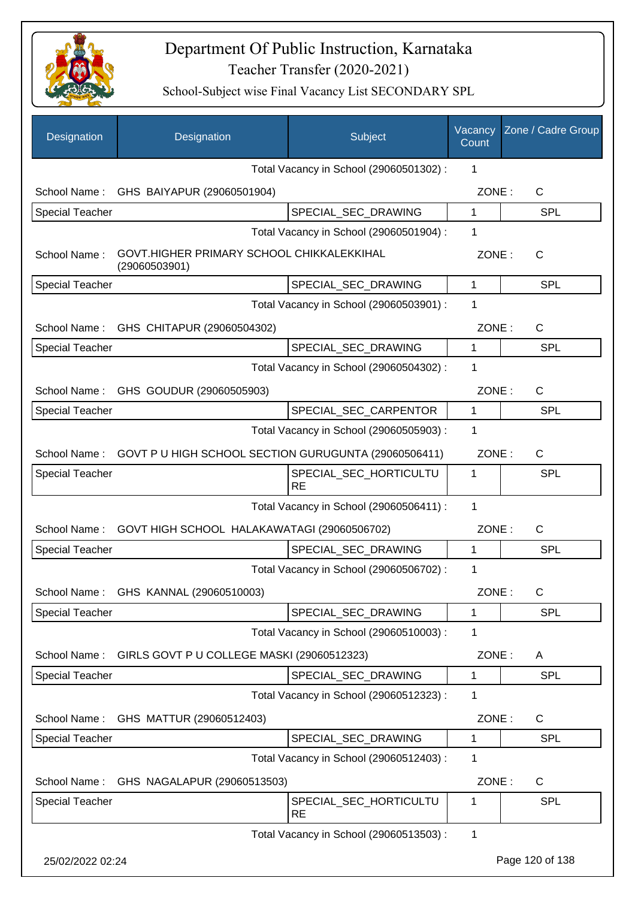# Department Of Public Instruction, Karnataka

Teacher Transfer (2020-2021)

School-Subject wise Final Vacancy List SECONDARY SPL

| Designation | Designation | Subject | Vacancy Count | Zone / Cadre Group |
|---|---|---|---|---|
| | | Total Vacancy in School (29060501302) : | 1 | |
| School Name : | GHS BAIYAPUR (29060501904) | | ZONE : | C |
| Special Teacher | | SPECIAL_SEC_DRAWING | 1 | SPL |
| | | Total Vacancy in School (29060501904) : | 1 | |
| School Name : | GOVT.HIGHER PRIMARY SCHOOL CHIKKALEKKIHAL (29060503901) | | ZONE : | C |
| Special Teacher | | SPECIAL_SEC_DRAWING | 1 | SPL |
| | | Total Vacancy in School (29060503901) : | 1 | |
| School Name : | GHS CHITAPUR (29060504302) | | ZONE : | C |
| Special Teacher | | SPECIAL_SEC_DRAWING | 1 | SPL |
| | | Total Vacancy in School (29060504302) : | 1 | |
| School Name : | GHS GOUDUR (29060505903) | | ZONE : | C |
| Special Teacher | | SPECIAL_SEC_CARPENTOR | 1 | SPL |
| | | Total Vacancy in School (29060505903) : | 1 | |
| School Name : | GOVT P U HIGH SCHOOL SECTION GURUGUNTA (29060506411) | | ZONE : | C |
| Special Teacher | | SPECIAL_SEC_HORTICULTURE | 1 | SPL |
| | | Total Vacancy in School (29060506411) : | 1 | |
| School Name : | GOVT HIGH SCHOOL HALAKAWATAGI (29060506702) | | ZONE : | C |
| Special Teacher | | SPECIAL_SEC_DRAWING | 1 | SPL |
| | | Total Vacancy in School (29060506702) : | 1 | |
| School Name : | GHS KANNAL (29060510003) | | ZONE : | C |
| Special Teacher | | SPECIAL_SEC_DRAWING | 1 | SPL |
| | | Total Vacancy in School (29060510003) : | 1 | |
| School Name : | GIRLS GOVT P U COLLEGE MASKI (29060512323) | | ZONE : | A |
| Special Teacher | | SPECIAL_SEC_DRAWING | 1 | SPL |
| | | Total Vacancy in School (29060512323) : | 1 | |
| School Name : | GHS MATTUR (29060512403) | | ZONE : | C |
| Special Teacher | | SPECIAL_SEC_DRAWING | 1 | SPL |
| | | Total Vacancy in School (29060512403) : | 1 | |
| School Name : | GHS NAGALAPUR (29060513503) | | ZONE : | C |
| Special Teacher | | SPECIAL_SEC_HORTICULTURE | 1 | SPL |
| | | Total Vacancy in School (29060513503) : | 1 | |

25/02/2022 02:24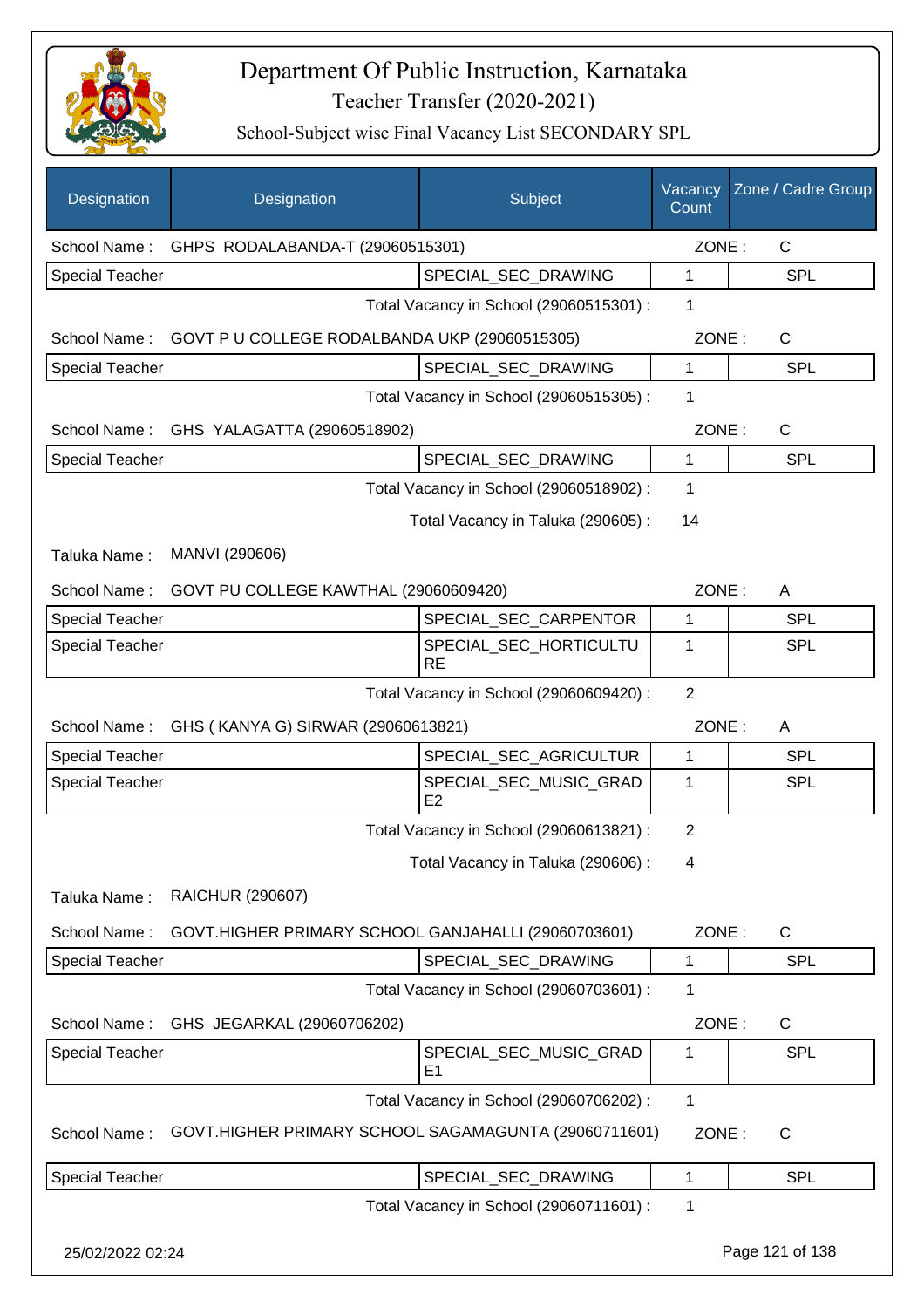# Department Of Public Instruction, Karnataka

## Teacher Transfer (2020-2021)

### School-Subject wise Final Vacancy List SECONDARY SPL

| Designation | Designation | Subject | Vacancy Count | Zone / Cadre Group |
|---|---|---|---|---|
| School Name : | GHPS RODALABANDA-T (29060515301) | | ZONE : | C |
| Special Teacher | | SPECIAL_SEC_DRAWING | 1 | SPL |
| | | Total Vacancy in School (29060515301) : | 1 | |
| School Name : | GOVT P U COLLEGE RODALBANDA UKP (29060515305) | | ZONE : | C |
| Special Teacher | | SPECIAL_SEC_DRAWING | 1 | SPL |
| | | Total Vacancy in School (29060515305) : | 1 | |
| School Name : | GHS YALAGATTA (29060518902) | | ZONE : | C |
| Special Teacher | | SPECIAL_SEC_DRAWING | 1 | SPL |
| | | Total Vacancy in School (29060518902) : | 1 | |
| | | Total Vacancy in Taluka (290605) : | 14 | |
| Taluka Name : | MANVI (290606) | | | |
| School Name : | GOVT PU COLLEGE KAWTHAL (29060609420) | | ZONE : | A |
| Special Teacher | | SPECIAL_SEC_CARPENTOR | 1 | SPL |
| Special Teacher | | SPECIAL_SEC_HORTICULTURE | 1 | SPL |
| | | Total Vacancy in School (29060609420) : | 2 | |
| School Name : | GHS ( KANYA G) SIRWAR (29060613821) | | ZONE : | A |
| Special Teacher | | SPECIAL_SEC_AGRICULTUR | 1 | SPL |
| Special Teacher | | SPECIAL_SEC_MUSIC_GRADE2 | 1 | SPL |
| | | Total Vacancy in School (29060613821) : | 2 | |
| | | Total Vacancy in Taluka (290606) : | 4 | |
| Taluka Name : | RAICHUR (290607) | | | |
| School Name : | GOVT.HIGHER PRIMARY SCHOOL GANJAHALLI (29060703601) | | ZONE : | C |
| Special Teacher | | SPECIAL_SEC_DRAWING | 1 | SPL |
| | | Total Vacancy in School (29060703601) : | 1 | |
| School Name : | GHS JEGARKAL (29060706202) | | ZONE : | C |
| Special Teacher | | SPECIAL_SEC_MUSIC_GRADE1 | 1 | SPL |
| | | Total Vacancy in School (29060706202) : | 1 | |
| School Name : | GOVT.HIGHER PRIMARY SCHOOL SAGAMAGUNTA (29060711601) | | ZONE : | C |
| Special Teacher | | SPECIAL_SEC_DRAWING | 1 | SPL |
| | | Total Vacancy in School (29060711601) : | 1 | |

25/02/2022 02:24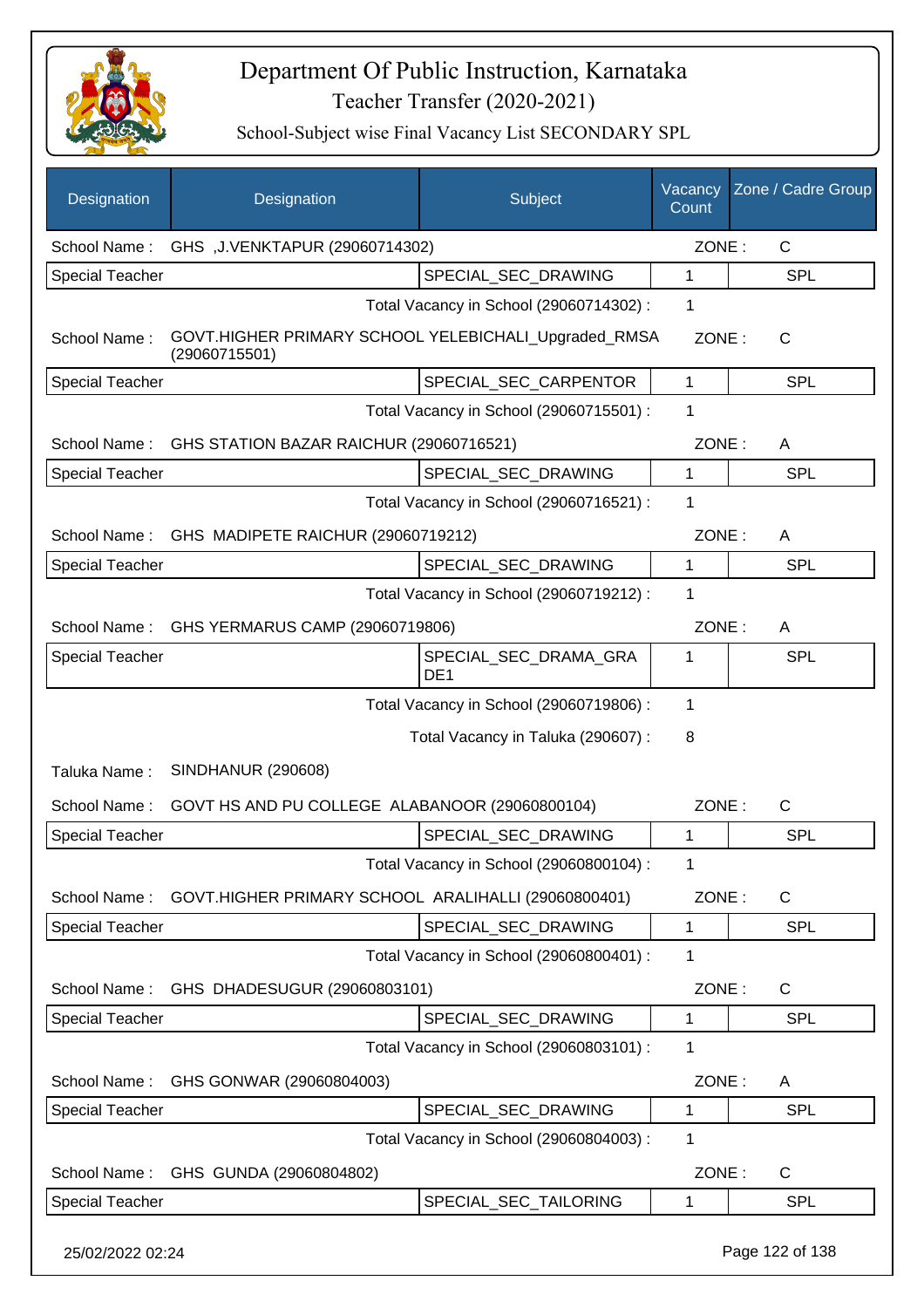# Department Of Public Instruction, Karnataka
## Teacher Transfer (2020-2021)
### School-Subject wise Final Vacancy List SECONDARY SPL

| Designation | Designation | Subject | Vacancy Count | Zone / Cadre Group |
|---|---|---|---|---|
| School Name : | GHS ,J.VENKTAPUR (29060714302) | | ZONE : | C |
| Special Teacher | | SPECIAL_SEC_DRAWING | 1 | SPL |
| | | Total Vacancy in School (29060714302) : | 1 | |
| School Name : | GOVT.HIGHER PRIMARY SCHOOL YELEBICHALI_Upgraded_RMSA (29060715501) | | ZONE : | C |
| Special Teacher | | SPECIAL_SEC_CARPENTOR | 1 | SPL |
| | | Total Vacancy in School (29060715501) : | 1 | |
| School Name : | GHS STATION BAZAR RAICHUR (29060716521) | | ZONE : | A |
| Special Teacher | | SPECIAL_SEC_DRAWING | 1 | SPL |
| | | Total Vacancy in School (29060716521) : | 1 | |
| School Name : | GHS MADIPETE RAICHUR (29060719212) | | ZONE : | A |
| Special Teacher | | SPECIAL_SEC_DRAWING | 1 | SPL |
| | | Total Vacancy in School (29060719212) : | 1 | |
| School Name : | GHS YERMARUS CAMP (29060719806) | | ZONE : | A |
| Special Teacher | | SPECIAL_SEC_DRAMA_GRADE1 | 1 | SPL |
| | | Total Vacancy in School (29060719806) : | 1 | |
| | | Total Vacancy in Taluka (290607) : | 8 | |
| Taluka Name : | SINDHANUR (290608) | | | |
| School Name : | GOVT HS AND PU COLLEGE ALABANOOR (29060800104) | | ZONE : | C |
| Special Teacher | | SPECIAL_SEC_DRAWING | 1 | SPL |
| | | Total Vacancy in School (29060800104) : | 1 | |
| School Name : | GOVT.HIGHER PRIMARY SCHOOL ARALIHALLI (29060800401) | | ZONE : | C |
| Special Teacher | | SPECIAL_SEC_DRAWING | 1 | SPL |
| | | Total Vacancy in School (29060800401) : | 1 | |
| School Name : | GHS DHADESUGUR (29060803101) | | ZONE : | C |
| Special Teacher | | SPECIAL_SEC_DRAWING | 1 | SPL |
| | | Total Vacancy in School (29060803101) : | 1 | |
| School Name : | GHS GONWAR (29060804003) | | ZONE : | A |
| Special Teacher | | SPECIAL_SEC_DRAWING | 1 | SPL |
| | | Total Vacancy in School (29060804003) : | 1 | |
| School Name : | GHS GUNDA (29060804802) | | ZONE : | C |
| Special Teacher | | SPECIAL_SEC_TAILORING | 1 | SPL |

25/02/2022 02:24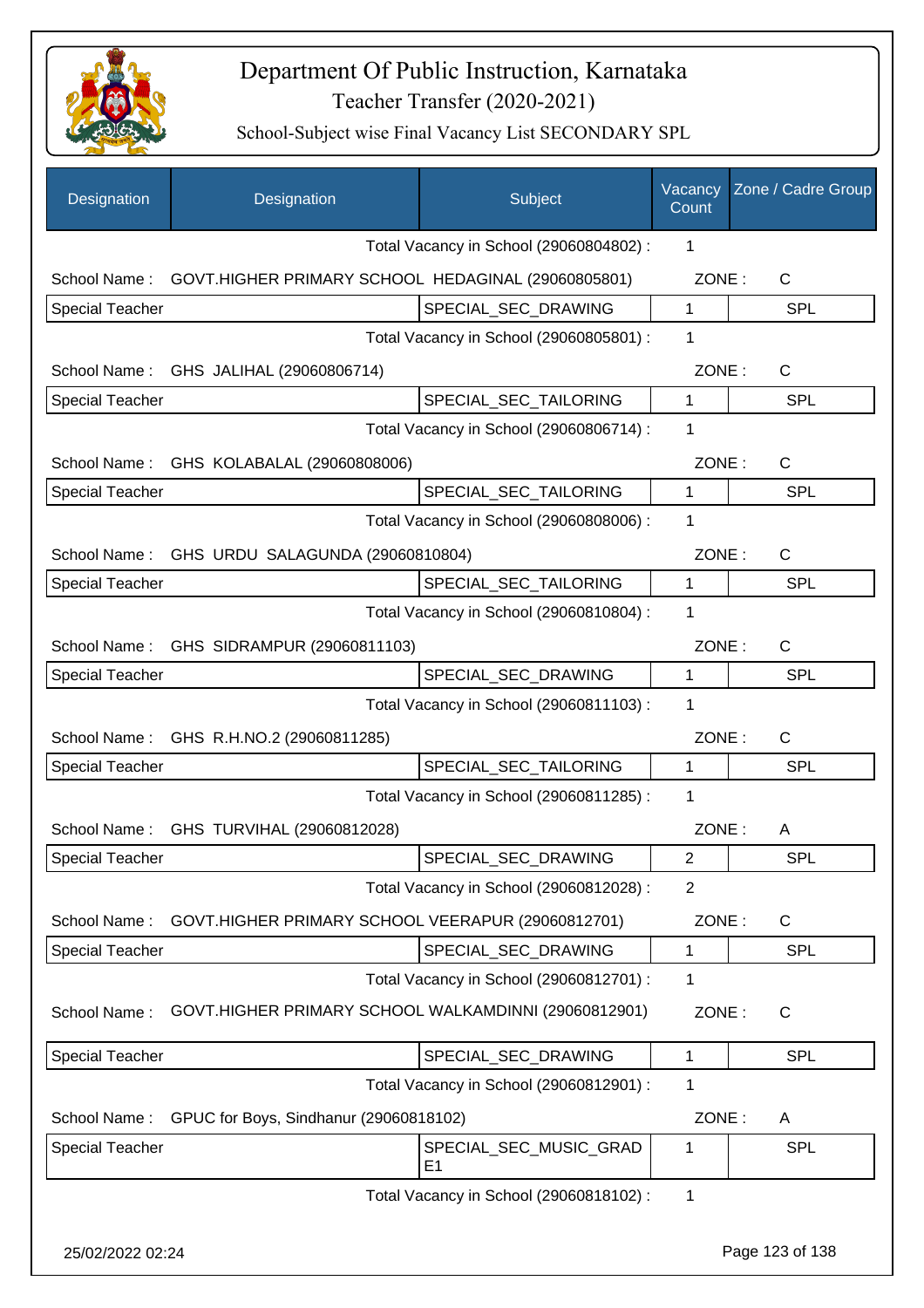# Department Of Public Instruction, Karnataka

## Teacher Transfer (2020-2021)

### School-Subject wise Final Vacancy List SECONDARY SPL

| Designation | Designation | Subject | Vacancy Count | Zone / Cadre Group |
|---|---|---|---|---|
| | | Total Vacancy in School (29060804802) : | 1 | |
| School Name : | GOVT.HIGHER PRIMARY SCHOOL HEDAGINAL (29060805801) | | ZONE : | C |
| Special Teacher | | SPECIAL_SEC_DRAWING | 1 | SPL |
| | | Total Vacancy in School (29060805801) : | 1 | |
| School Name : | GHS JALIHAL (29060806714) | | ZONE : | C |
| Special Teacher | | SPECIAL_SEC_TAILORING | 1 | SPL |
| | | Total Vacancy in School (29060806714) : | 1 | |
| School Name : | GHS KOLABALAL (29060808006) | | ZONE : | C |
| Special Teacher | | SPECIAL_SEC_TAILORING | 1 | SPL |
| | | Total Vacancy in School (29060808006) : | 1 | |
| School Name : | GHS URDU SALAGUNDA (29060810804) | | ZONE : | C |
| Special Teacher | | SPECIAL_SEC_TAILORING | 1 | SPL |
| | | Total Vacancy in School (29060810804) : | 1 | |
| School Name : | GHS SIDRAMPUR (29060811103) | | ZONE : | C |
| Special Teacher | | SPECIAL_SEC_DRAWING | 1 | SPL |
| | | Total Vacancy in School (29060811103) : | 1 | |
| School Name : | GHS R.H.NO.2 (29060811285) | | ZONE : | C |
| Special Teacher | | SPECIAL_SEC_TAILORING | 1 | SPL |
| | | Total Vacancy in School (29060811285) : | 1 | |
| School Name : | GHS TURVIHAL (29060812028) | | ZONE : | A |
| Special Teacher | | SPECIAL_SEC_DRAWING | 2 | SPL |
| | | Total Vacancy in School (29060812028) : | 2 | |
| School Name : | GOVT.HIGHER PRIMARY SCHOOL VEERAPUR (29060812701) | | ZONE : | C |
| Special Teacher | | SPECIAL_SEC_DRAWING | 1 | SPL |
| | | Total Vacancy in School (29060812701) : | 1 | |
| School Name : | GOVT.HIGHER PRIMARY SCHOOL WALKAMDINNI (29060812901) | | ZONE : | C |
| Special Teacher | | SPECIAL_SEC_DRAWING | 1 | SPL |
| | | Total Vacancy in School (29060812901) : | 1 | |
| School Name : | GPUC for Boys, Sindhanur (29060818102) | | ZONE : | A |
| Special Teacher | | SPECIAL_SEC_MUSIC_GRADE1 | 1 | SPL |
| | | Total Vacancy in School (29060818102) : | 1 | |

25/02/2022 02:24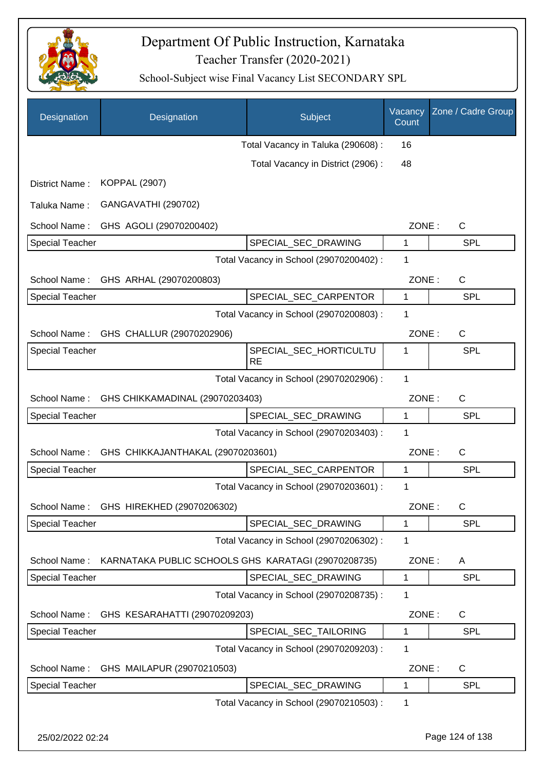# Department Of Public Instruction, Karnataka

Teacher Transfer (2020-2021)

School-Subject wise Final Vacancy List SECONDARY SPL

| Designation | Designation | Subject | Vacancy Count | Zone / Cadre Group |
|---|---|---|---|---|
| | | Total Vacancy in Taluka (290608) : | 16 | |
| | | Total Vacancy in District (2906) : | 48 | |
| District Name : | KOPPAL (2907) | | | |
| Taluka Name : | GANGAVATHI (290702) | | | |
| School Name : | GHS AGOLI (29070200402) | | ZONE : | C |
| Special Teacher | | SPECIAL_SEC_DRAWING | 1 | SPL |
| | | Total Vacancy in School (29070200402) : | 1 | |
| School Name : | GHS ARHAL (29070200803) | | ZONE : | C |
| Special Teacher | | SPECIAL_SEC_CARPENTOR | 1 | SPL |
| | | Total Vacancy in School (29070200803) : | 1 | |
| School Name : | GHS CHALLUR (29070202906) | | ZONE : | C |
| Special Teacher | | SPECIAL_SEC_HORTICULTURE | 1 | SPL |
| | | Total Vacancy in School (29070202906) : | 1 | |
| School Name : | GHS CHIKKAMADINAL (29070203403) | | ZONE : | C |
| Special Teacher | | SPECIAL_SEC_DRAWING | 1 | SPL |
| | | Total Vacancy in School (29070203403) : | 1 | |
| School Name : | GHS CHIKKAJANTHAKAL (29070203601) | | ZONE : | C |
| Special Teacher | | SPECIAL_SEC_CARPENTOR | 1 | SPL |
| | | Total Vacancy in School (29070203601) : | 1 | |
| School Name : | GHS HIREKHED (29070206302) | | ZONE : | C |
| Special Teacher | | SPECIAL_SEC_DRAWING | 1 | SPL |
| | | Total Vacancy in School (29070206302) : | 1 | |
| School Name : | KARNATAKA PUBLIC SCHOOLS GHS KARATAGI (29070208735) | | ZONE : | A |
| Special Teacher | | SPECIAL_SEC_DRAWING | 1 | SPL |
| | | Total Vacancy in School (29070208735) : | 1 | |
| School Name : | GHS KESARAHATTI (29070209203) | | ZONE : | C |
| Special Teacher | | SPECIAL_SEC_TAILORING | 1 | SPL |
| | | Total Vacancy in School (29070209203) : | 1 | |
| School Name : | GHS MAILAPUR (29070210503) | | ZONE : | C |
| Special Teacher | | SPECIAL_SEC_DRAWING | 1 | SPL |
| | | Total Vacancy in School (29070210503) : | 1 | |

25/02/2022 02:24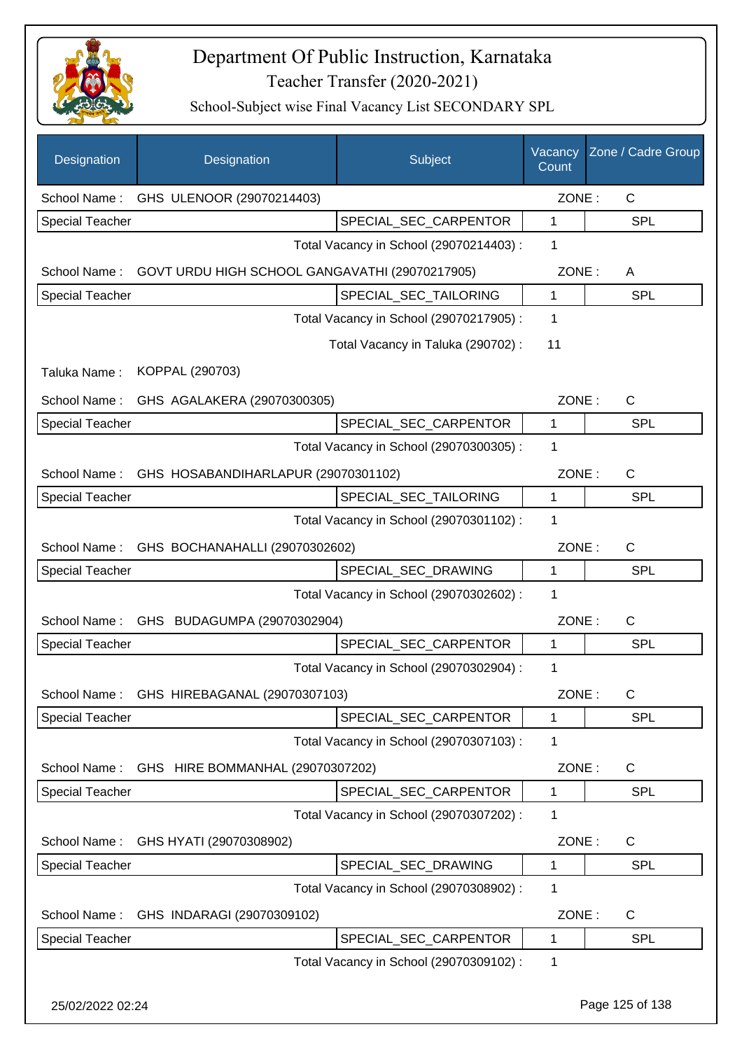# Department Of Public Instruction, Karnataka

## Teacher Transfer (2020-2021)

### School-Subject wise Final Vacancy List SECONDARY SPL

| Designation | Designation | Subject | Vacancy Count | Zone / Cadre Group |
|---|---|---|---|---|
| School Name : | GHS ULENOOR (29070214403) | | ZONE : | C |
| Special Teacher | | SPECIAL_SEC_CARPENTOR | 1 | SPL |
| | | Total Vacancy in School (29070214403) : | 1 | |
| School Name : | GOVT URDU HIGH SCHOOL GANGAVATHI (29070217905) | | ZONE : | A |
| Special Teacher | | SPECIAL_SEC_TAILORING | 1 | SPL |
| | | Total Vacancy in School (29070217905) : | 1 | |
| | | Total Vacancy in Taluka (290702) : | 11 | |
| Taluka Name : | KOPPAL (290703) | | | |
| School Name : | GHS AGALAKERA (29070300305) | | ZONE : | C |
| Special Teacher | | SPECIAL_SEC_CARPENTOR | 1 | SPL |
| | | Total Vacancy in School (29070300305) : | 1 | |
| School Name : | GHS HOSABANDIHARLAPUR (29070301102) | | ZONE : | C |
| Special Teacher | | SPECIAL_SEC_TAILORING | 1 | SPL |
| | | Total Vacancy in School (29070301102) : | 1 | |
| School Name : | GHS BOCHANAHALLI (29070302602) | | ZONE : | C |
| Special Teacher | | SPECIAL_SEC_DRAWING | 1 | SPL |
| | | Total Vacancy in School (29070302602) : | 1 | |
| School Name : | GHS BUDAGUMPA (29070302904) | | ZONE : | C |
| Special Teacher | | SPECIAL_SEC_CARPENTOR | 1 | SPL |
| | | Total Vacancy in School (29070302904) : | 1 | |
| School Name : | GHS HIREBAGANAL (29070307103) | | ZONE : | C |
| Special Teacher | | SPECIAL_SEC_CARPENTOR | 1 | SPL |
| | | Total Vacancy in School (29070307103) : | 1 | |
| School Name : | GHS HIRE BOMMANHAL (29070307202) | | ZONE : | C |
| Special Teacher | | SPECIAL_SEC_CARPENTOR | 1 | SPL |
| | | Total Vacancy in School (29070307202) : | 1 | |
| School Name : | GHS HYATI (29070308902) | | ZONE : | C |
| Special Teacher | | SPECIAL_SEC_DRAWING | 1 | SPL |
| | | Total Vacancy in School (29070308902) : | 1 | |
| School Name : | GHS INDARAGI (29070309102) | | ZONE : | C |
| Special Teacher | | SPECIAL_SEC_CARPENTOR | 1 | SPL |
| | | Total Vacancy in School (29070309102) : | 1 | |

25/02/2022 02:24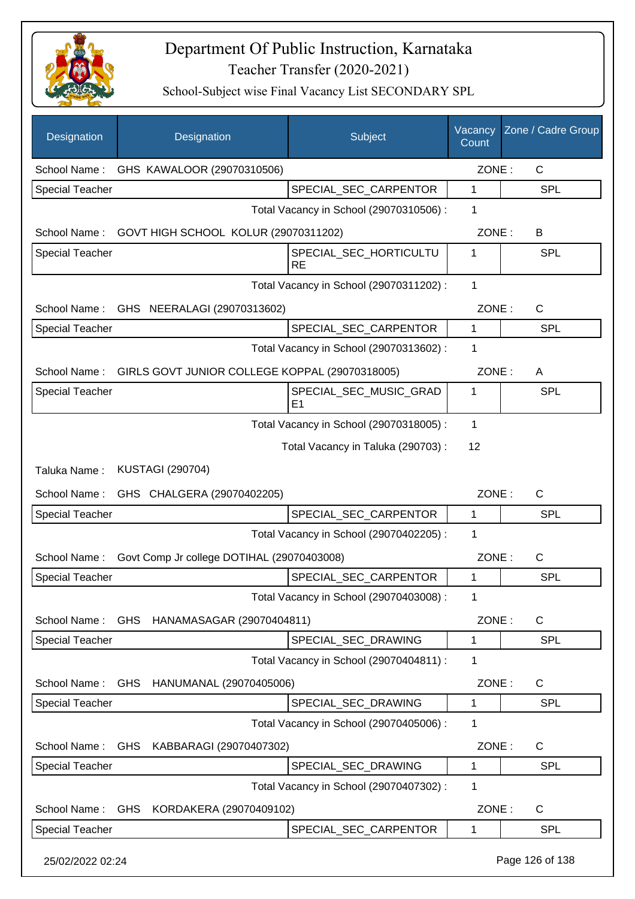# Department Of Public Instruction, Karnataka

## Teacher Transfer (2020-2021)

### School-Subject wise Final Vacancy List SECONDARY SPL

| Designation | Designation | Subject | Vacancy Count | Zone / Cadre Group |
|---|---|---|---|---|
| School Name : | GHS KAWALOOR (29070310506) | | ZONE : | C |
| Special Teacher | | SPECIAL_SEC_CARPENTOR | 1 | SPL |
| | | Total Vacancy in School (29070310506) : | 1 | |
| School Name : | GOVT HIGH SCHOOL KOLUR (29070311202) | | ZONE : | B |
| Special Teacher | | SPECIAL_SEC_HORTICULTURE | 1 | SPL |
| | | Total Vacancy in School (29070311202) : | 1 | |
| School Name : | GHS NEERALAGI (29070313602) | | ZONE : | C |
| Special Teacher | | SPECIAL_SEC_CARPENTOR | 1 | SPL |
| | | Total Vacancy in School (29070313602) : | 1 | |
| School Name : | GIRLS GOVT JUNIOR COLLEGE KOPPAL (29070318005) | | ZONE : | A |
| Special Teacher | | SPECIAL_SEC_MUSIC_GRADE1 | 1 | SPL |
| | | Total Vacancy in School (29070318005) : | 1 | |
| | | Total Vacancy in Taluka (290703) : | 12 | |
| Taluka Name : | KUSTAGI (290704) | | | |
| School Name : | GHS CHALGERA (29070402205) | | ZONE : | C |
| Special Teacher | | SPECIAL_SEC_CARPENTOR | 1 | SPL |
| | | Total Vacancy in School (29070402205) : | 1 | |
| School Name : | Govt Comp Jr college DOTIHAL (29070403008) | | ZONE : | C |
| Special Teacher | | SPECIAL_SEC_CARPENTOR | 1 | SPL |
| | | Total Vacancy in School (29070403008) : | 1 | |
| School Name : | GHS HANAMASAGAR (29070404811) | | ZONE : | C |
| Special Teacher | | SPECIAL_SEC_DRAWING | 1 | SPL |
| | | Total Vacancy in School (29070404811) : | 1 | |
| School Name : | GHS HANUMANAL (29070405006) | | ZONE : | C |
| Special Teacher | | SPECIAL_SEC_DRAWING | 1 | SPL |
| | | Total Vacancy in School (29070405006) : | 1 | |
| School Name : | GHS KABBARAGI (29070407302) | | ZONE : | C |
| Special Teacher | | SPECIAL_SEC_DRAWING | 1 | SPL |
| | | Total Vacancy in School (29070407302) : | 1 | |
| School Name : | GHS KORDAKERA (29070409102) | | ZONE : | C |
| Special Teacher | | SPECIAL_SEC_CARPENTOR | 1 | SPL |

25/02/2022 02:24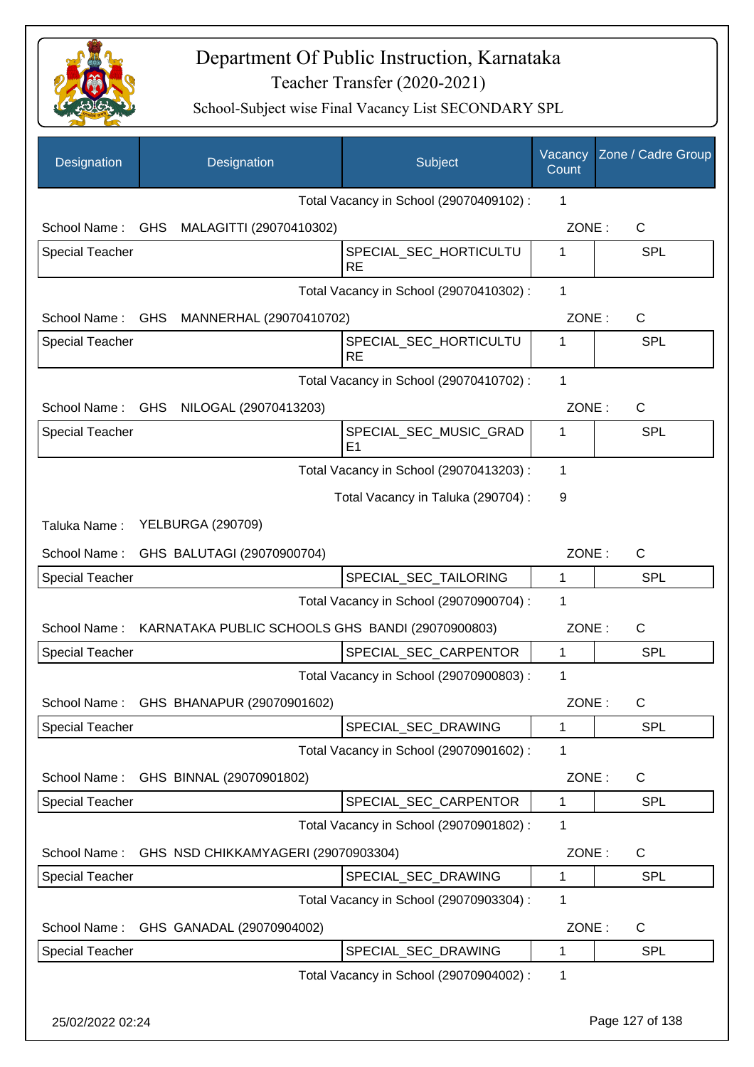# Department Of Public Instruction, Karnataka

Teacher Transfer (2020-2021)

School-Subject wise Final Vacancy List SECONDARY SPL

| Designation | Designation | Subject | Vacancy Count | Zone / Cadre Group |
|---|---|---|---|---|
| | | Total Vacancy in School (29070409102) : | 1 | |
| School Name : | GHS MALAGITTI (29070410302) | | ZONE : | C |
| Special Teacher | | SPECIAL_SEC_HORTICULTURE | 1 | SPL |
| | | Total Vacancy in School (29070410302) : | 1 | |
| School Name : | GHS MANNERHAL (29070410702) | | ZONE : | C |
| Special Teacher | | SPECIAL_SEC_HORTICULTURE | 1 | SPL |
| | | Total Vacancy in School (29070410702) : | 1 | |
| School Name : | GHS NILOGAL (29070413203) | | ZONE : | C |
| Special Teacher | | SPECIAL_SEC_MUSIC_GRADE1 | 1 | SPL |
| | | Total Vacancy in School (29070413203) : | 1 | |
| | | Total Vacancy in Taluka (290704) : | 9 | |
| Taluka Name : | YELBURGA (290709) | | | |
| School Name : | GHS BALUTAGI (29070900704) | | ZONE : | C |
| Special Teacher | | SPECIAL_SEC_TAILORING | 1 | SPL |
| | | Total Vacancy in School (29070900704) : | 1 | |
| School Name : | KARNATAKA PUBLIC SCHOOLS GHS BANDI (29070900803) | | ZONE : | C |
| Special Teacher | | SPECIAL_SEC_CARPENTOR | 1 | SPL |
| | | Total Vacancy in School (29070900803) : | 1 | |
| School Name : | GHS BHANAPUR (29070901602) | | ZONE : | C |
| Special Teacher | | SPECIAL_SEC_DRAWING | 1 | SPL |
| | | Total Vacancy in School (29070901602) : | 1 | |
| School Name : | GHS BINNAL (29070901802) | | ZONE : | C |
| Special Teacher | | SPECIAL_SEC_CARPENTOR | 1 | SPL |
| | | Total Vacancy in School (29070901802) : | 1 | |
| School Name : | GHS NSD CHIKKAMYAGERI (29070903304) | | ZONE : | C |
| Special Teacher | | SPECIAL_SEC_DRAWING | 1 | SPL |
| | | Total Vacancy in School (29070903304) : | 1 | |
| School Name : | GHS GANADAL (29070904002) | | ZONE : | C |
| Special Teacher | | SPECIAL_SEC_DRAWING | 1 | SPL |
| | | Total Vacancy in School (29070904002) : | 1 | |

25/02/2022 02:24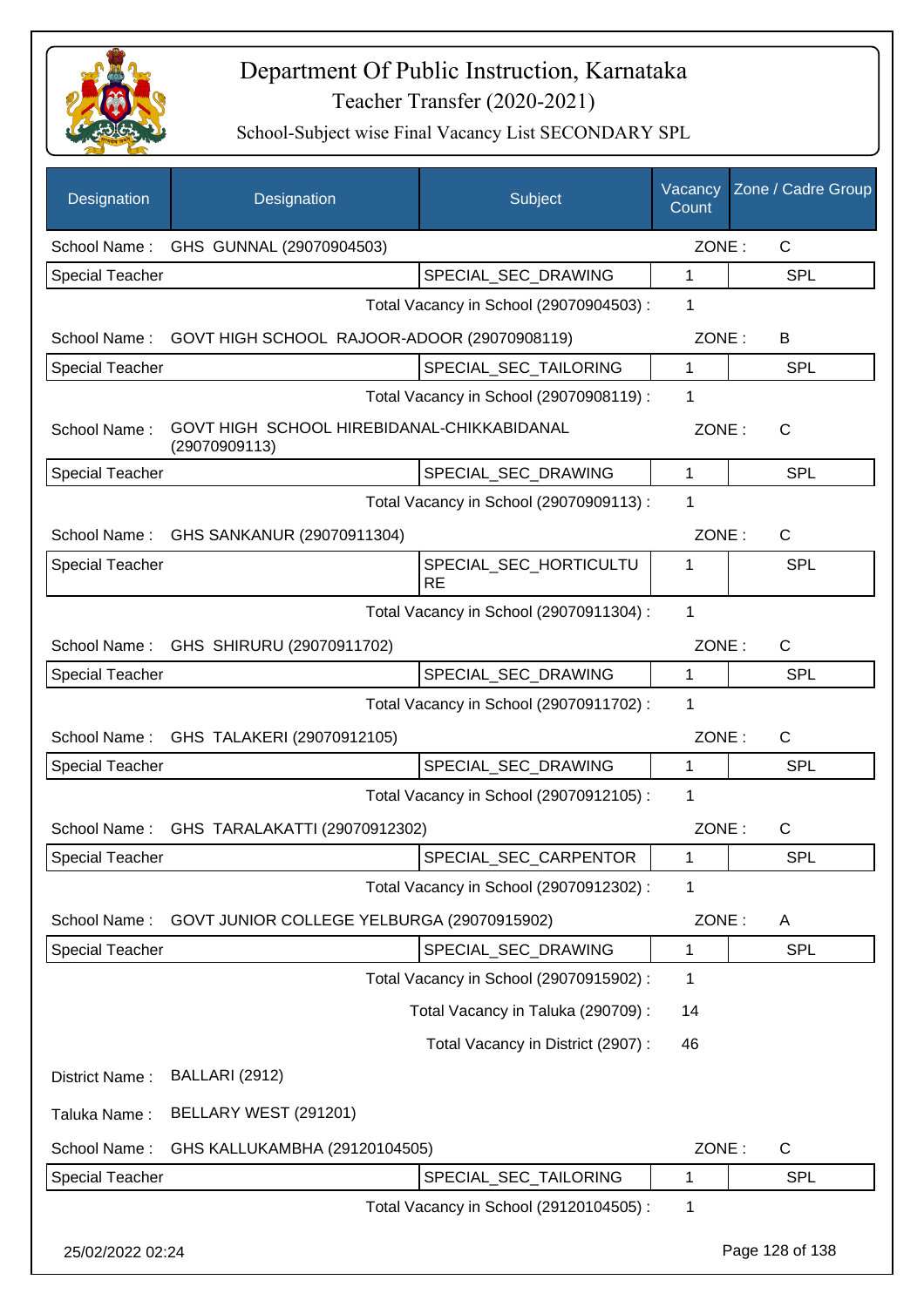# Department Of Public Instruction, Karnataka

## Teacher Transfer (2020-2021)

### School-Subject wise Final Vacancy List SECONDARY SPL

| Designation | Designation | Subject | Vacancy Count | Zone / Cadre Group |
|---|---|---|---|---|
| School Name : | GHS GUNNAL (29070904503) | | ZONE : | C |
| Special Teacher | | SPECIAL_SEC_DRAWING | 1 | SPL |
| | | Total Vacancy in School (29070904503) : | 1 | |
| School Name : | GOVT HIGH SCHOOL RAJOOR-ADOOR (29070908119) | | ZONE : | B |
| Special Teacher | | SPECIAL_SEC_TAILORING | 1 | SPL |
| | | Total Vacancy in School (29070908119) : | 1 | |
| School Name : | GOVT HIGH SCHOOL HIREBIDANAL-CHIKKABIDANAL (29070909113) | | ZONE : | C |
| Special Teacher | | SPECIAL_SEC_DRAWING | 1 | SPL |
| | | Total Vacancy in School (29070909113) : | 1 | |
| School Name : | GHS SANKANUR (29070911304) | | ZONE : | C |
| Special Teacher | | SPECIAL_SEC_HORTICULTURE | 1 | SPL |
| | | Total Vacancy in School (29070911304) : | 1 | |
| School Name : | GHS SHIRURU (29070911702) | | ZONE : | C |
| Special Teacher | | SPECIAL_SEC_DRAWING | 1 | SPL |
| | | Total Vacancy in School (29070911702) : | 1 | |
| School Name : | GHS TALAKERI (29070912105) | | ZONE : | C |
| Special Teacher | | SPECIAL_SEC_DRAWING | 1 | SPL |
| | | Total Vacancy in School (29070912105) : | 1 | |
| School Name : | GHS TARALAKATTI (29070912302) | | ZONE : | C |
| Special Teacher | | SPECIAL_SEC_CARPENTOR | 1 | SPL |
| | | Total Vacancy in School (29070912302) : | 1 | |
| School Name : | GOVT JUNIOR COLLEGE YELBURGA (29070915902) | | ZONE : | A |
| Special Teacher | | SPECIAL_SEC_DRAWING | 1 | SPL |
| | | Total Vacancy in School (29070915902) : | 1 | |
| | | Total Vacancy in Taluka (290709) : | 14 | |
| | | Total Vacancy in District (2907) : | 46 | |
| District Name : | BALLARI (2912) | | | |
| Taluka Name : | BELLARY WEST (291201) | | | |
| School Name : | GHS KALLUKAMBHA (29120104505) | | ZONE : | C |
| Special Teacher | | SPECIAL_SEC_TAILORING | 1 | SPL |
| | | Total Vacancy in School (29120104505) : | 1 | |

25/02/2022 02:24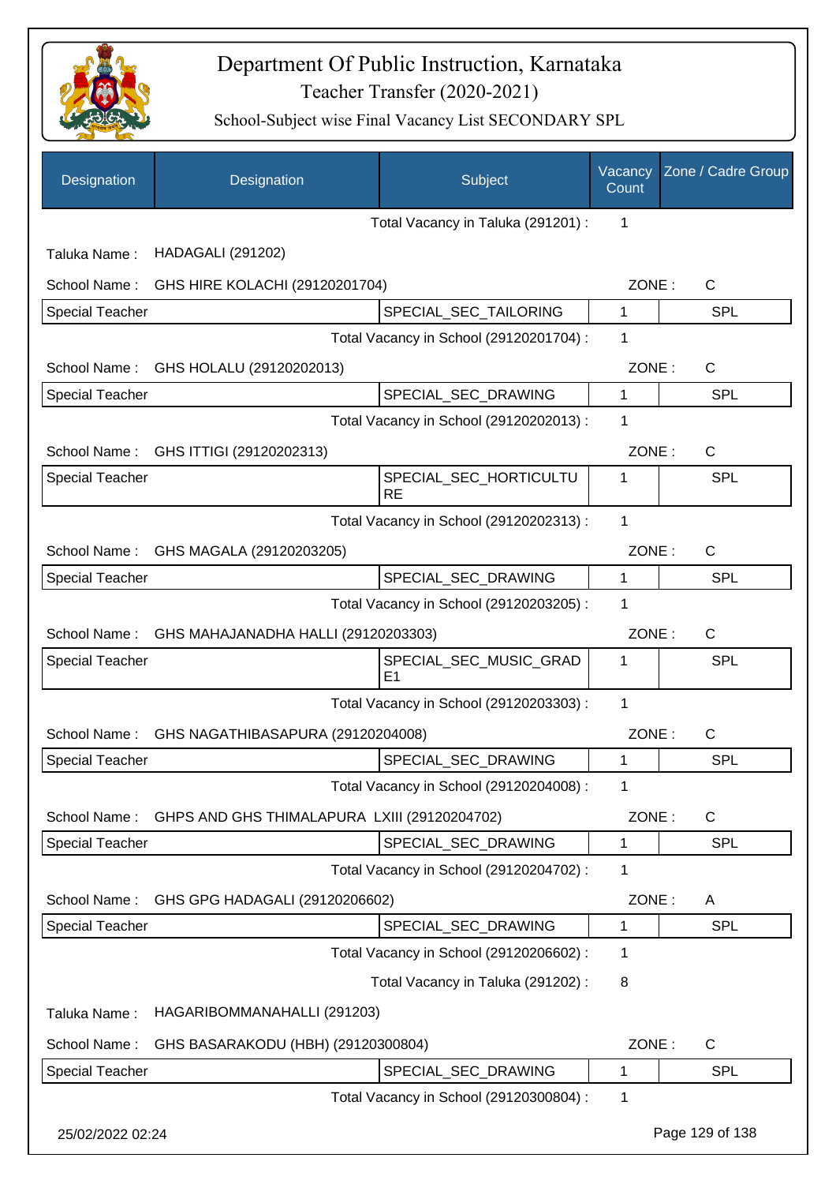# Department Of Public Instruction, Karnataka

Teacher Transfer (2020-2021)

School-Subject wise Final Vacancy List SECONDARY SPL

| Designation | Designation | Subject | Vacancy Count | Zone / Cadre Group |
|---|---|---|---|---|
| | | Total Vacancy in Taluka (291201) : | 1 | |
| Taluka Name : | HADAGALI (291202) | | | |
| School Name : | GHS HIRE KOLACHI (29120201704) | | ZONE : | C |
| Special Teacher | | SPECIAL_SEC_TAILORING | 1 | SPL |
| | | Total Vacancy in School (29120201704) : | 1 | |
| School Name : | GHS HOLALU (29120202013) | | ZONE : | C |
| Special Teacher | | SPECIAL_SEC_DRAWING | 1 | SPL |
| | | Total Vacancy in School (29120202013) : | 1 | |
| School Name : | GHS ITTIGI (29120202313) | | ZONE : | C |
| Special Teacher | | SPECIAL_SEC_HORTICULTURE | 1 | SPL |
| | | Total Vacancy in School (29120202313) : | 1 | |
| School Name : | GHS MAGALA (29120203205) | | ZONE : | C |
| Special Teacher | | SPECIAL_SEC_DRAWING | 1 | SPL |
| | | Total Vacancy in School (29120203205) : | 1 | |
| School Name : | GHS MAHAJANADHA HALLI (29120203303) | | ZONE : | C |
| Special Teacher | | SPECIAL_SEC_MUSIC_GRADE1 | 1 | SPL |
| | | Total Vacancy in School (29120203303) : | 1 | |
| School Name : | GHS NAGATHIBASAPURA (29120204008) | | ZONE : | C |
| Special Teacher | | SPECIAL_SEC_DRAWING | 1 | SPL |
| | | Total Vacancy in School (29120204008) : | 1 | |
| School Name : | GHPS AND GHS THIMALAPURA LXIII (29120204702) | | ZONE : | C |
| Special Teacher | | SPECIAL_SEC_DRAWING | 1 | SPL |
| | | Total Vacancy in School (29120204702) : | 1 | |
| School Name : | GHS GPG HADAGALI (29120206602) | | ZONE : | A |
| Special Teacher | | SPECIAL_SEC_DRAWING | 1 | SPL |
| | | Total Vacancy in School (29120206602) : | 1 | |
| | | Total Vacancy in Taluka (291202) : | 8 | |
| Taluka Name : | HAGARIBOMMANAHALLI (291203) | | | |
| School Name : | GHS BASARAKODU (HBH) (29120300804) | | ZONE : | C |
| Special Teacher | | SPECIAL_SEC_DRAWING | 1 | SPL |
| | | Total Vacancy in School (29120300804) : | 1 | |

25/02/2022 02:24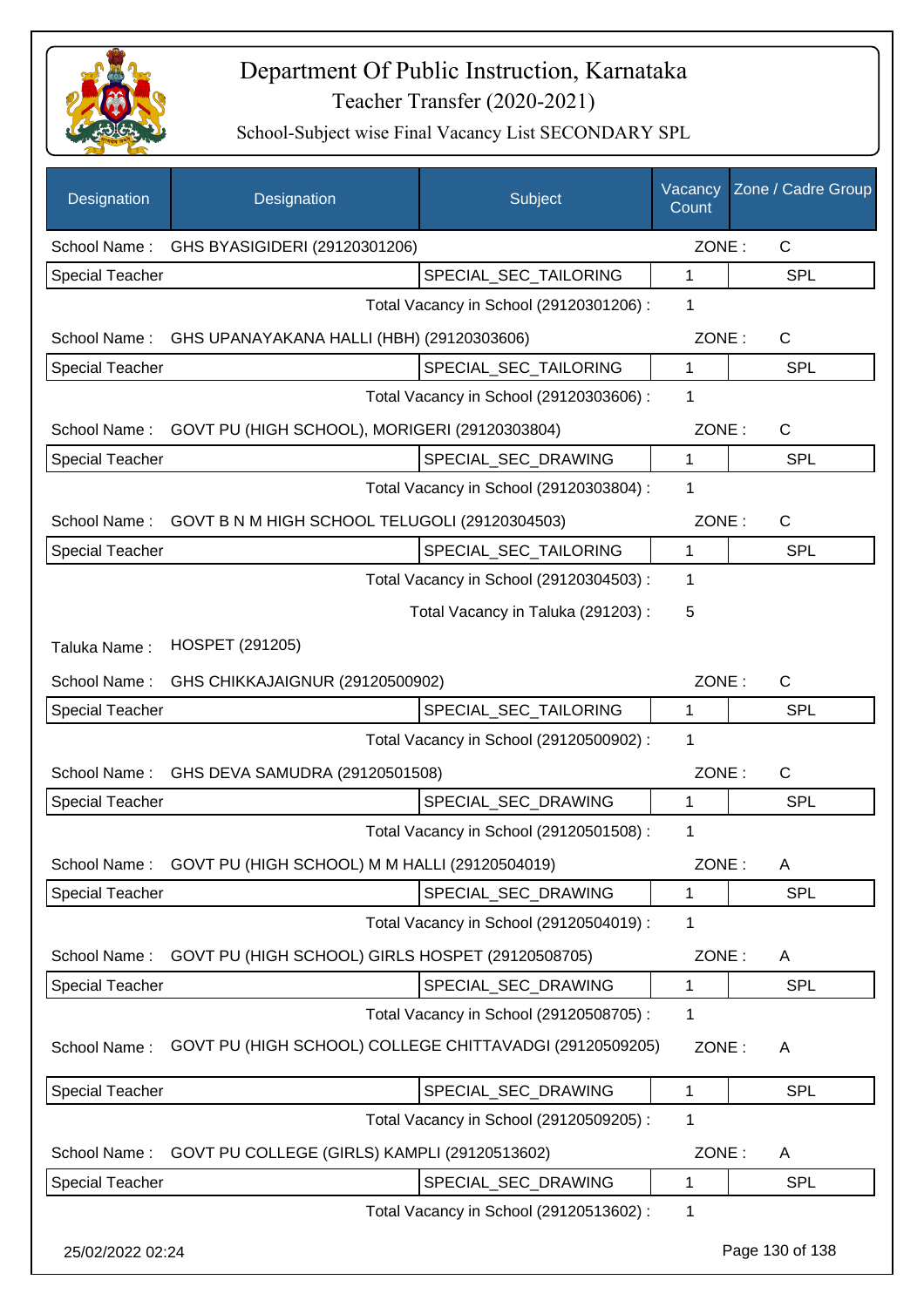# Department Of Public Instruction, Karnataka

## Teacher Transfer (2020-2021)

### School-Subject wise Final Vacancy List SECONDARY SPL

| Designation | Designation | Subject | Vacancy Count | Zone / Cadre Group |
|---|---|---|---|---|
| School Name : | GHS BYASIGIDERI (29120301206) | | ZONE : | C |
| Special Teacher | | SPECIAL_SEC_TAILORING | 1 | SPL |
| | | Total Vacancy in School (29120301206) : | 1 | |
| School Name : | GHS UPANAYAKANA HALLI (HBH) (29120303606) | | ZONE : | C |
| Special Teacher | | SPECIAL_SEC_TAILORING | 1 | SPL |
| | | Total Vacancy in School (29120303606) : | 1 | |
| School Name : | GOVT PU (HIGH SCHOOL), MORIGERI (29120303804) | | ZONE : | C |
| Special Teacher | | SPECIAL_SEC_DRAWING | 1 | SPL |
| | | Total Vacancy in School (29120303804) : | 1 | |
| School Name : | GOVT B N M HIGH SCHOOL TELUGOLI (29120304503) | | ZONE : | C |
| Special Teacher | | SPECIAL_SEC_TAILORING | 1 | SPL |
| | | Total Vacancy in School (29120304503) : | 1 | |
| | | Total Vacancy in Taluka (291203) : | 5 | |
| Taluka Name : | HOSPET (291205) | | | |
| School Name : | GHS CHIKKAJAIGNUR (29120500902) | | ZONE : | C |
| Special Teacher | | SPECIAL_SEC_TAILORING | 1 | SPL |
| | | Total Vacancy in School (29120500902) : | 1 | |
| School Name : | GHS DEVA SAMUDRA (29120501508) | | ZONE : | C |
| Special Teacher | | SPECIAL_SEC_DRAWING | 1 | SPL |
| | | Total Vacancy in School (29120501508) : | 1 | |
| School Name : | GOVT PU (HIGH SCHOOL) M M HALLI (29120504019) | | ZONE : | A |
| Special Teacher | | SPECIAL_SEC_DRAWING | 1 | SPL |
| | | Total Vacancy in School (29120504019) : | 1 | |
| School Name : | GOVT PU (HIGH SCHOOL) GIRLS HOSPET (29120508705) | | ZONE : | A |
| Special Teacher | | SPECIAL_SEC_DRAWING | 1 | SPL |
| | | Total Vacancy in School (29120508705) : | 1 | |
| School Name : | GOVT PU (HIGH SCHOOL) COLLEGE CHITTAVADGI (29120509205) | | ZONE : | A |
| Special Teacher | | SPECIAL_SEC_DRAWING | 1 | SPL |
| | | Total Vacancy in School (29120509205) : | 1 | |
| School Name : | GOVT PU COLLEGE (GIRLS) KAMPLI (29120513602) | | ZONE : | A |
| Special Teacher | | SPECIAL_SEC_DRAWING | 1 | SPL |
| | | Total Vacancy in School (29120513602) : | 1 | |

25/02/2022 02:24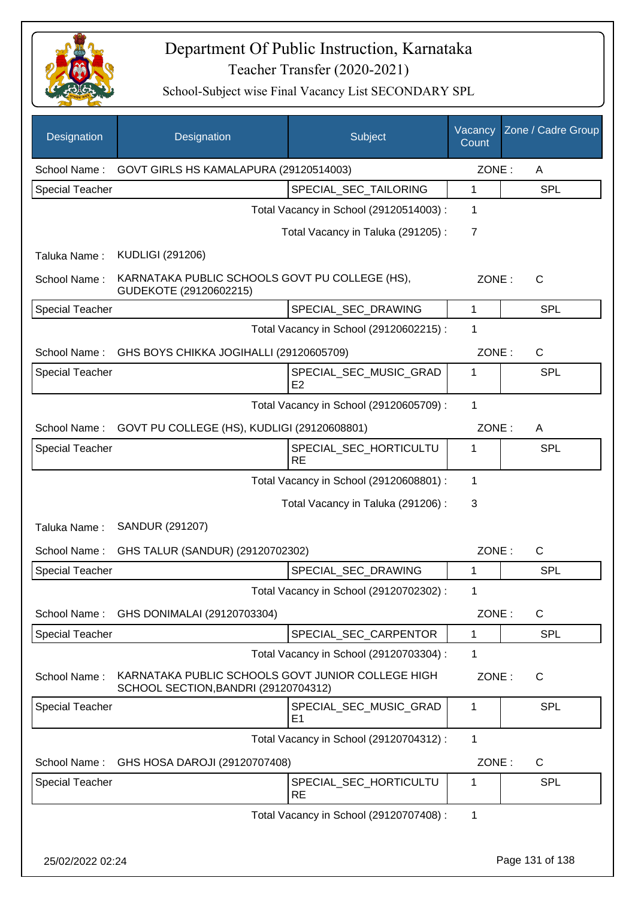# Department Of Public Instruction, Karnataka
## Teacher Transfer (2020-2021)
### School-Subject wise Final Vacancy List SECONDARY SPL

| Designation | Designation | Subject | Vacancy Count | Zone / Cadre Group |
|---|---|---|---|---|
| School Name : | GOVT GIRLS HS KAMALAPURA (29120514003) | | ZONE : | A |
| Special Teacher | | SPECIAL_SEC_TAILORING | 1 | SPL |
| | | Total Vacancy in School (29120514003) : | 1 | |
| | | Total Vacancy in Taluka (291205) : | 7 | |
| Taluka Name : | KUDLIGI (291206) | | | |
| School Name : | KARNATAKA PUBLIC SCHOOLS GOVT PU COLLEGE (HS), GUDEKOTE (29120602215) | | ZONE : | C |
| Special Teacher | | SPECIAL_SEC_DRAWING | 1 | SPL |
| | | Total Vacancy in School (29120602215) : | 1 | |
| School Name : | GHS BOYS CHIKKA JOGIHALLI (29120605709) | | ZONE : | C |
| Special Teacher | | SPECIAL_SEC_MUSIC_GRADE2 | 1 | SPL |
| | | Total Vacancy in School (29120605709) : | 1 | |
| School Name : | GOVT PU COLLEGE (HS), KUDLIGI (29120608801) | | ZONE : | A |
| Special Teacher | | SPECIAL_SEC_HORTICULTURE | 1 | SPL |
| | | Total Vacancy in School (29120608801) : | 1 | |
| | | Total Vacancy in Taluka (291206) : | 3 | |
| Taluka Name : | SANDUR (291207) | | | |
| School Name : | GHS TALUR (SANDUR) (29120702302) | | ZONE : | C |
| Special Teacher | | SPECIAL_SEC_DRAWING | 1 | SPL |
| | | Total Vacancy in School (29120702302) : | 1 | |
| School Name : | GHS DONIMALAI (29120703304) | | ZONE : | C |
| Special Teacher | | SPECIAL_SEC_CARPENTOR | 1 | SPL |
| | | Total Vacancy in School (29120703304) : | 1 | |
| School Name : | KARNATAKA PUBLIC SCHOOLS GOVT JUNIOR COLLEGE HIGH SCHOOL SECTION,BANDRI (29120704312) | | ZONE : | C |
| Special Teacher | | SPECIAL_SEC_MUSIC_GRADE1 | 1 | SPL |
| | | Total Vacancy in School (29120704312) : | 1 | |
| School Name : | GHS HOSA DAROJI (29120707408) | | ZONE : | C |
| Special Teacher | | SPECIAL_SEC_HORTICULTURE | 1 | SPL |
| | | Total Vacancy in School (29120707408) : | 1 | |

25/02/2022 02:24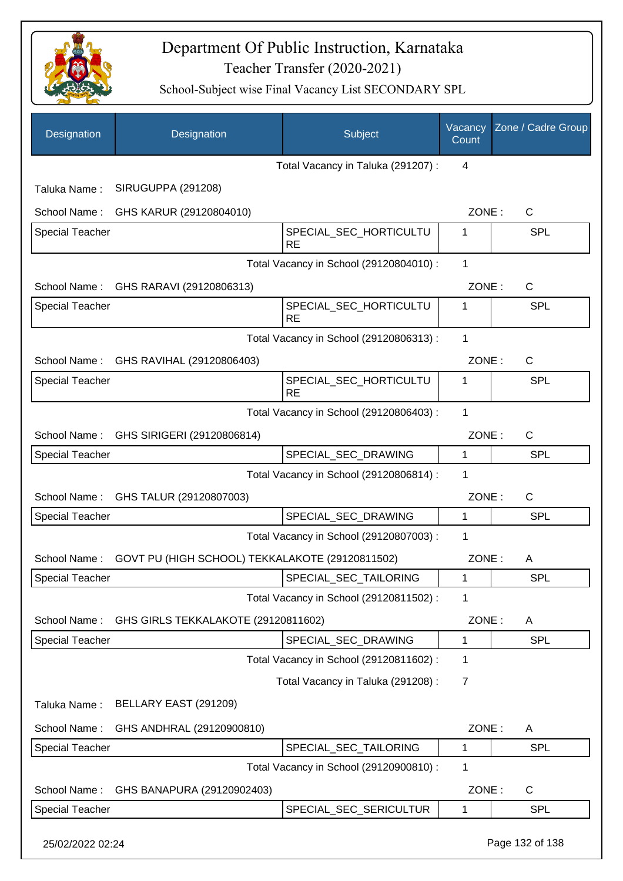# Department Of Public Instruction, Karnataka

Teacher Transfer (2020-2021)

School-Subject wise Final Vacancy List SECONDARY SPL

| Designation | Designation | Subject | Vacancy Count | Zone / Cadre Group |
|---|---|---|---|---|
| | | Total Vacancy in Taluka (291207) : | 4 | |
| Taluka Name : | SIRUGUPPA (291208) | | | |
| School Name : | GHS KARUR (29120804010) | | ZONE : | C |
| Special Teacher | | SPECIAL_SEC_HORTICULTURE | 1 | SPL |
| | | Total Vacancy in School (29120804010) : | 1 | |
| School Name : | GHS RARAVI (29120806313) | | ZONE : | C |
| Special Teacher | | SPECIAL_SEC_HORTICULTURE | 1 | SPL |
| | | Total Vacancy in School (29120806313) : | 1 | |
| School Name : | GHS RAVIHAL (29120806403) | | ZONE : | C |
| Special Teacher | | SPECIAL_SEC_HORTICULTURE | 1 | SPL |
| | | Total Vacancy in School (29120806403) : | 1 | |
| School Name : | GHS SIRIGERI (29120806814) | | ZONE : | C |
| Special Teacher | | SPECIAL_SEC_DRAWING | 1 | SPL |
| | | Total Vacancy in School (29120806814) : | 1 | |
| School Name : | GHS TALUR (29120807003) | | ZONE : | C |
| Special Teacher | | SPECIAL_SEC_DRAWING | 1 | SPL |
| | | Total Vacancy in School (29120807003) : | 1 | |
| School Name : | GOVT PU (HIGH SCHOOL) TEKKALAKOTE (29120811502) | | ZONE : | A |
| Special Teacher | | SPECIAL_SEC_TAILORING | 1 | SPL |
| | | Total Vacancy in School (29120811502) : | 1 | |
| School Name : | GHS GIRLS TEKKALAKOTE (29120811602) | | ZONE : | A |
| Special Teacher | | SPECIAL_SEC_DRAWING | 1 | SPL |
| | | Total Vacancy in School (29120811602) : | 1 | |
| | | Total Vacancy in Taluka (291208) : | 7 | |
| Taluka Name : | BELLARY EAST (291209) | | | |
| School Name : | GHS ANDHRAL (29120900810) | | ZONE : | A |
| Special Teacher | | SPECIAL_SEC_TAILORING | 1 | SPL |
| | | Total Vacancy in School (29120900810) : | 1 | |
| School Name : | GHS BANAPURA (29120902403) | | ZONE : | C |
| Special Teacher | | SPECIAL_SEC_SERICULTUR | 1 | SPL |

25/02/2022 02:24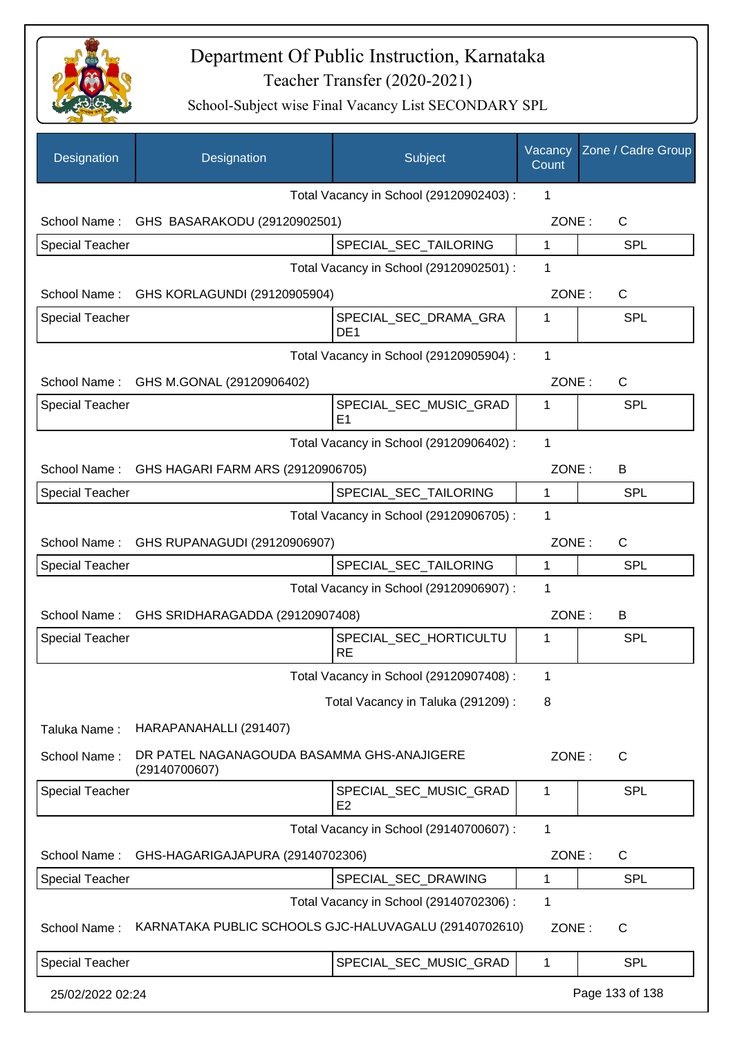# Department Of Public Instruction, Karnataka

## Teacher Transfer (2020-2021)

### School-Subject wise Final Vacancy List SECONDARY SPL

| Designation | Designation | Subject | Vacancy Count | Zone / Cadre Group |
|---|---|---|---|---|
| | | Total Vacancy in School (29120902403) : | 1 | |
| School Name : | GHS BASARAKODU (29120902501) | | ZONE : | C |
| Special Teacher | | SPECIAL_SEC_TAILORING | 1 | SPL |
| | | Total Vacancy in School (29120902501) : | 1 | |
| School Name : | GHS KORLAGUNDI (29120905904) | | ZONE : | C |
| Special Teacher | | SPECIAL_SEC_DRAMA_GRADE1 | 1 | SPL |
| | | Total Vacancy in School (29120905904) : | 1 | |
| School Name : | GHS M.GONAL (29120906402) | | ZONE : | C |
| Special Teacher | | SPECIAL_SEC_MUSIC_GRADE1 | 1 | SPL |
| | | Total Vacancy in School (29120906402) : | 1 | |
| School Name : | GHS HAGARI FARM ARS (29120906705) | | ZONE : | B |
| Special Teacher | | SPECIAL_SEC_TAILORING | 1 | SPL |
| | | Total Vacancy in School (29120906705) : | 1 | |
| School Name : | GHS RUPANAGUDI (29120906907) | | ZONE : | C |
| Special Teacher | | SPECIAL_SEC_TAILORING | 1 | SPL |
| | | Total Vacancy in School (29120906907) : | 1 | |
| School Name : | GHS SRIDHARAGADDA (29120907408) | | ZONE : | B |
| Special Teacher | | SPECIAL_SEC_HORTICULTURE | 1 | SPL |
| | | Total Vacancy in School (29120907408) : | 1 | |
| | | Total Vacancy in Taluka (291209) : | 8 | |
| Taluka Name : | HARAPANAHALLI (291407) | | | |
| School Name : | DR PATEL NAGANAGOUDA BASAMMA GHS-ANAJIGERE (29140700607) | | ZONE : | C |
| Special Teacher | | SPECIAL_SEC_MUSIC_GRADE2 | 1 | SPL |
| | | Total Vacancy in School (29140700607) : | 1 | |
| School Name : | GHS-HAGARIGAJAPURA (29140702306) | | ZONE : | C |
| Special Teacher | | SPECIAL_SEC_DRAWING | 1 | SPL |
| | | Total Vacancy in School (29140702306) : | 1 | |
| School Name : | KARNATAKA PUBLIC SCHOOLS GJC-HALUVAGALU (29140702610) | | ZONE : | C |
| Special Teacher | | SPECIAL_SEC_MUSIC_GRAD | 1 | SPL |

25/02/2022 02:24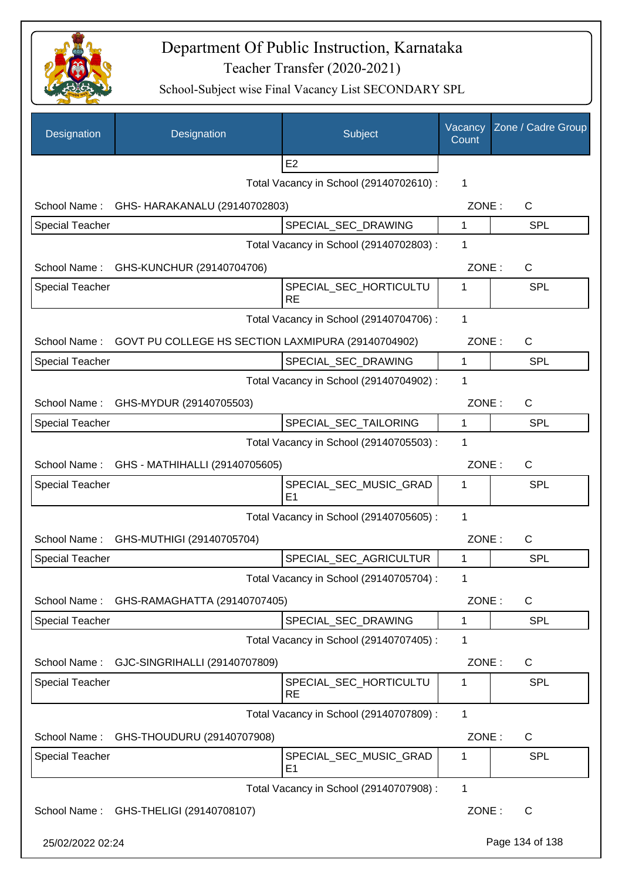# Department Of Public Instruction, Karnataka

## Teacher Transfer (2020-2021)

### School-Subject wise Final Vacancy List SECONDARY SPL

| Designation | Designation | Subject | Vacancy Count | Zone / Cadre Group |
|---|---|---|---|---|
| | | E2 | | |
| | | Total Vacancy in School (29140702610) : | 1 | |
| School Name : | GHS- HARAKANALU (29140702803) | | ZONE : | C |
| Special Teacher | | SPECIAL_SEC_DRAWING | 1 | SPL |
| | | Total Vacancy in School (29140702803) : | 1 | |
| School Name : | GHS-KUNCHUR (29140704706) | | ZONE : | C |
| Special Teacher | | SPECIAL_SEC_HORTICULTURE | 1 | SPL |
| | | Total Vacancy in School (29140704706) : | 1 | |
| School Name : | GOVT PU COLLEGE HS SECTION LAXMIPURA (29140704902) | | ZONE : | C |
| Special Teacher | | SPECIAL_SEC_DRAWING | 1 | SPL |
| | | Total Vacancy in School (29140704902) : | 1 | |
| School Name : | GHS-MYDUR (29140705503) | | ZONE : | C |
| Special Teacher | | SPECIAL_SEC_TAILORING | 1 | SPL |
| | | Total Vacancy in School (29140705503) : | 1 | |
| School Name : | GHS - MATHIHALLI (29140705605) | | ZONE : | C |
| Special Teacher | | SPECIAL_SEC_MUSIC_GRADE1 | 1 | SPL |
| | | Total Vacancy in School (29140705605) : | 1 | |
| School Name : | GHS-MUTHIGI (29140705704) | | ZONE : | C |
| Special Teacher | | SPECIAL_SEC_AGRICULTUR | 1 | SPL |
| | | Total Vacancy in School (29140705704) : | 1 | |
| School Name : | GHS-RAMAGHATTA (29140707405) | | ZONE : | C |
| Special Teacher | | SPECIAL_SEC_DRAWING | 1 | SPL |
| | | Total Vacancy in School (29140707405) : | 1 | |
| School Name : | GJC-SINGRIHALLI (29140707809) | | ZONE : | C |
| Special Teacher | | SPECIAL_SEC_HORTICULTURE | 1 | SPL |
| | | Total Vacancy in School (29140707809) : | 1 | |
| School Name : | GHS-THOUDURU (29140707908) | | ZONE : | C |
| Special Teacher | | SPECIAL_SEC_MUSIC_GRADE1 | 1 | SPL |
| | | Total Vacancy in School (29140707908) : | 1 | |
| School Name : | GHS-THELIGI (29140708107) | | ZONE : | C |

25/02/2022 02:24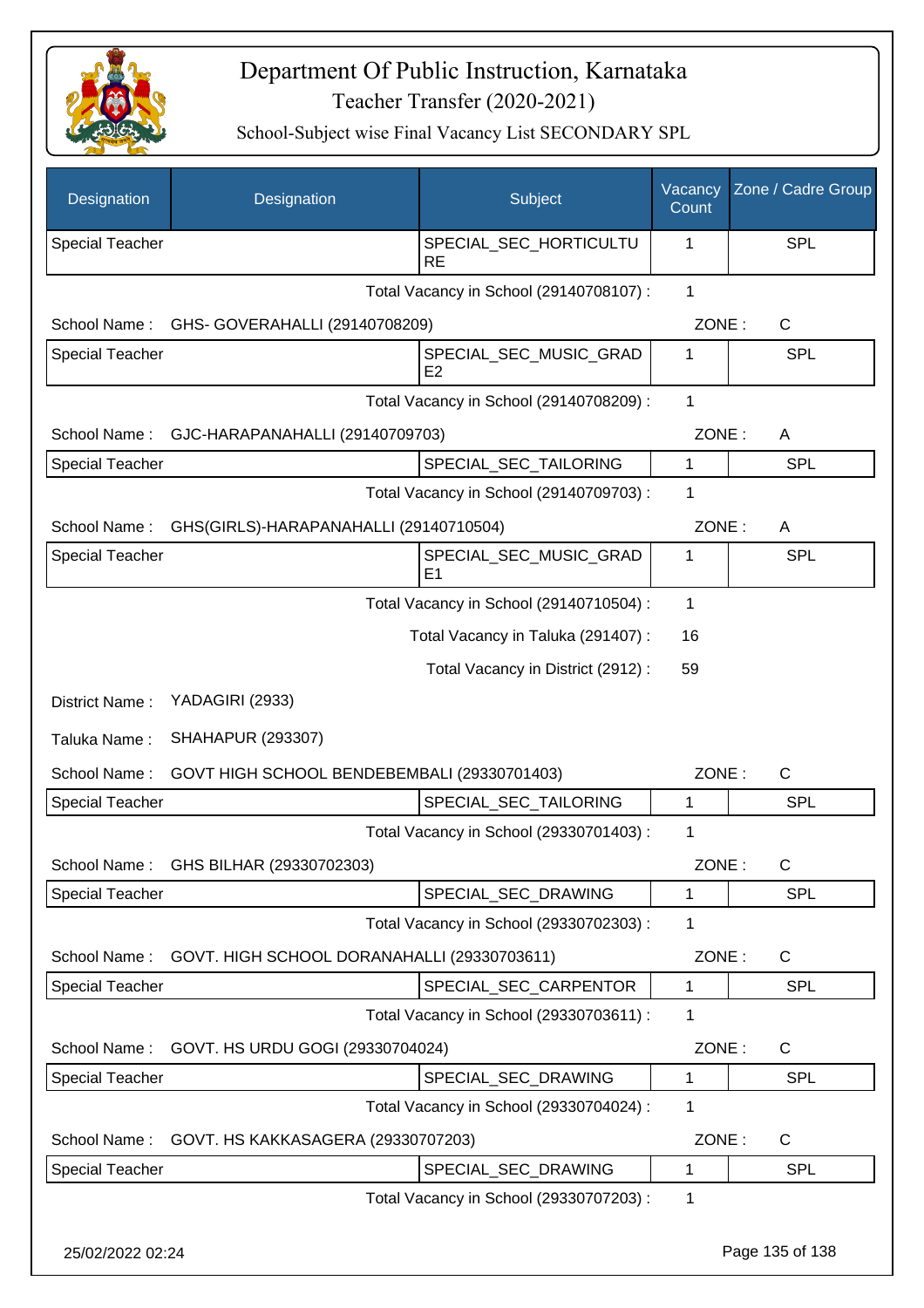# Department Of Public Instruction, Karnataka

## Teacher Transfer (2020-2021)

### School-Subject wise Final Vacancy List SECONDARY SPL

| Designation | Designation | Subject | Vacancy Count | Zone / Cadre Group |
|---|---|---|---|---|
| Special Teacher | | SPECIAL_SEC_HORTICULTURE | 1 | SPL |

Total Vacancy in School (29140708107) : 1

School Name : GHS- GOVERAHALLI (29140708209) ZONE : C

| Designation | Designation | Subject | Vacancy Count | Zone / Cadre Group |
|---|---|---|---|---|
| Special Teacher | | SPECIAL_SEC_MUSIC_GRADE2 | 1 | SPL |

Total Vacancy in School (29140708209) : 1

School Name : GJC-HARAPANAHALLI (29140709703) ZONE : A

| Designation | Designation | Subject | Vacancy Count | Zone / Cadre Group |
|---|---|---|---|---|
| Special Teacher | | SPECIAL_SEC_TAILORING | 1 | SPL |

Total Vacancy in School (29140709703) : 1

School Name : GHS(GIRLS)-HARAPANAHALLI (29140710504) ZONE : A

| Designation | Designation | Subject | Vacancy Count | Zone / Cadre Group |
|---|---|---|---|---|
| Special Teacher | | SPECIAL_SEC_MUSIC_GRADE1 | 1 | SPL |

Total Vacancy in School (29140710504) : 1

Total Vacancy in Taluka (291407) : 16

Total Vacancy in District (2912) : 59

District Name : YADAGIRI (2933)

Taluka Name : SHAHAPUR (293307)

School Name : GOVT HIGH SCHOOL BENDEBEMBALI (29330701403) ZONE : C

| Designation | Designation | Subject | Vacancy Count | Zone / Cadre Group |
|---|---|---|---|---|
| Special Teacher | | SPECIAL_SEC_TAILORING | 1 | SPL |

Total Vacancy in School (29330701403) : 1

School Name : GHS BILHAR (29330702303) ZONE : C

| Designation | Designation | Subject | Vacancy Count | Zone / Cadre Group |
|---|---|---|---|---|
| Special Teacher | | SPECIAL_SEC_DRAWING | 1 | SPL |

Total Vacancy in School (29330702303) : 1

School Name : GOVT. HIGH SCHOOL DORANAHALLI (29330703611) ZONE : C

| Designation | Designation | Subject | Vacancy Count | Zone / Cadre Group |
|---|---|---|---|---|
| Special Teacher | | SPECIAL_SEC_CARPENTOR | 1 | SPL |

Total Vacancy in School (29330703611) : 1

School Name : GOVT. HS URDU GOGI (29330704024) ZONE : C

| Designation | Designation | Subject | Vacancy Count | Zone / Cadre Group |
|---|---|---|---|---|
| Special Teacher | | SPECIAL_SEC_DRAWING | 1 | SPL |

Total Vacancy in School (29330704024) : 1

School Name : GOVT. HS KAKKASAGERA (29330707203) ZONE : C

| Designation | Designation | Subject | Vacancy Count | Zone / Cadre Group |
|---|---|---|---|---|
| Special Teacher | | SPECIAL_SEC_DRAWING | 1 | SPL |

Total Vacancy in School (29330707203) : 1

25/02/2022 02:24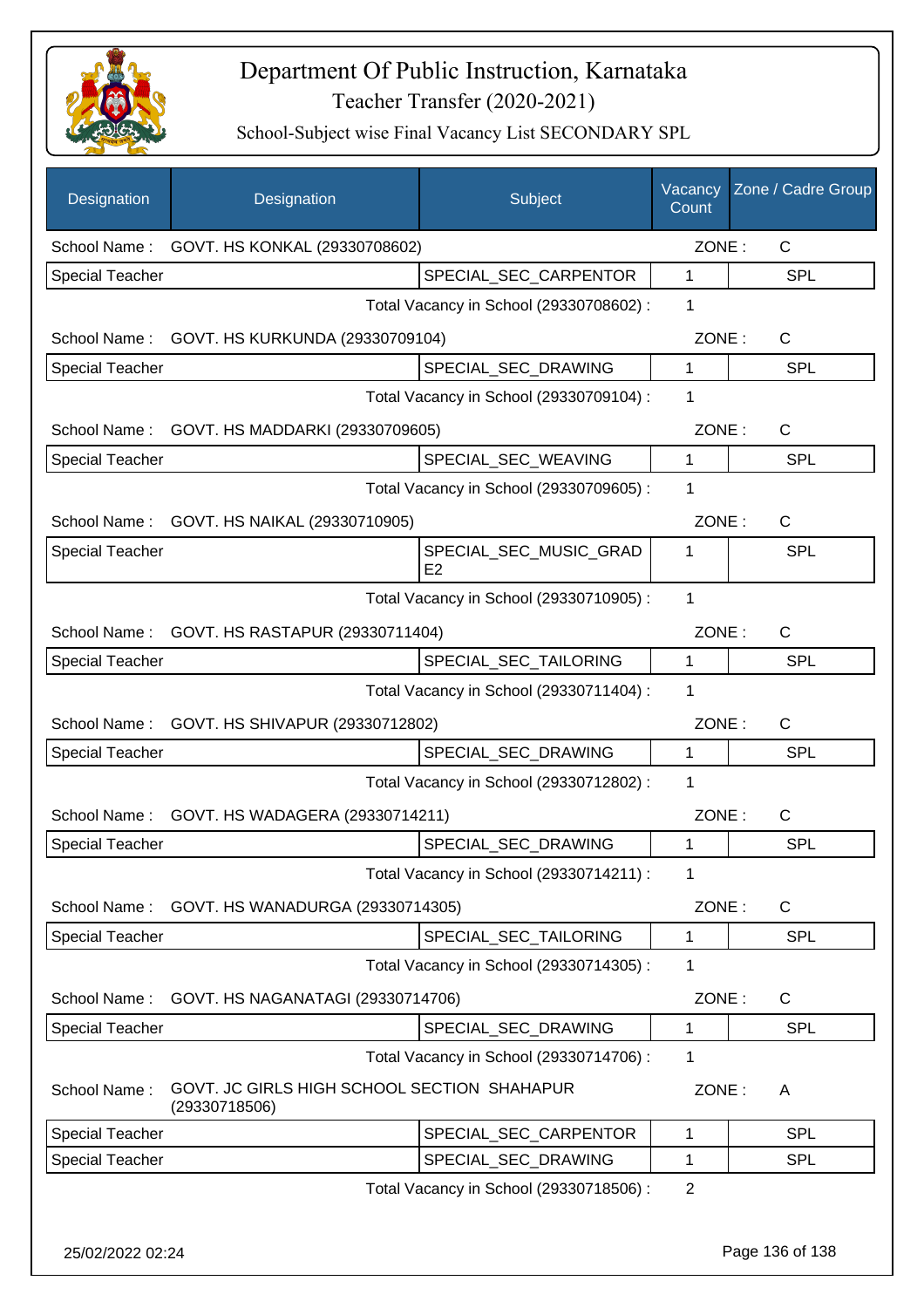# Department Of Public Instruction, Karnataka

## Teacher Transfer (2020-2021)

### School-Subject wise Final Vacancy List SECONDARY SPL

| Designation | Designation | Subject | Vacancy Count | Zone / Cadre Group |
|---|---|---|---|---|
| School Name : | GOVT. HS KONKAL (29330708602) | | ZONE : | C |
| Special Teacher | | SPECIAL_SEC_CARPENTOR | 1 | SPL |
| | | Total Vacancy in School (29330708602) : | 1 | |
| School Name : | GOVT. HS KURKUNDA (29330709104) | | ZONE : | C |
| Special Teacher | | SPECIAL_SEC_DRAWING | 1 | SPL |
| | | Total Vacancy in School (29330709104) : | 1 | |
| School Name : | GOVT. HS MADDARKI (29330709605) | | ZONE : | C |
| Special Teacher | | SPECIAL_SEC_WEAVING | 1 | SPL |
| | | Total Vacancy in School (29330709605) : | 1 | |
| School Name : | GOVT. HS NAIKAL (29330710905) | | ZONE : | C |
| Special Teacher | | SPECIAL_SEC_MUSIC_GRADE2 | 1 | SPL |
| | | Total Vacancy in School (29330710905) : | 1 | |
| School Name : | GOVT. HS RASTAPUR (29330711404) | | ZONE : | C |
| Special Teacher | | SPECIAL_SEC_TAILORING | 1 | SPL |
| | | Total Vacancy in School (29330711404) : | 1 | |
| School Name : | GOVT. HS SHIVAPUR (29330712802) | | ZONE : | C |
| Special Teacher | | SPECIAL_SEC_DRAWING | 1 | SPL |
| | | Total Vacancy in School (29330712802) : | 1 | |
| School Name : | GOVT. HS WADAGERA (29330714211) | | ZONE : | C |
| Special Teacher | | SPECIAL_SEC_DRAWING | 1 | SPL |
| | | Total Vacancy in School (29330714211) : | 1 | |
| School Name : | GOVT. HS WANADURGA (29330714305) | | ZONE : | C |
| Special Teacher | | SPECIAL_SEC_TAILORING | 1 | SPL |
| | | Total Vacancy in School (29330714305) : | 1 | |
| School Name : | GOVT. HS NAGANATAGI (29330714706) | | ZONE : | C |
| Special Teacher | | SPECIAL_SEC_DRAWING | 1 | SPL |
| | | Total Vacancy in School (29330714706) : | 1 | |
| School Name : | GOVT. JC GIRLS HIGH SCHOOL SECTION SHAHAPUR (29330718506) | | ZONE : | A |
| Special Teacher | | SPECIAL_SEC_CARPENTOR | 1 | SPL |
| Special Teacher | | SPECIAL_SEC_DRAWING | 1 | SPL |
| | | Total Vacancy in School (29330718506) : | 2 | |

25/02/2022 02:24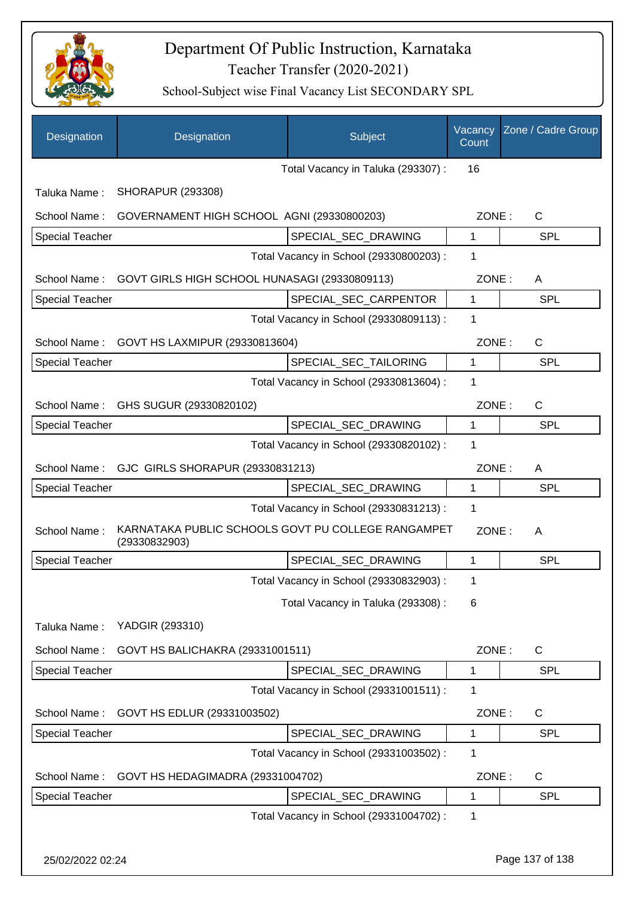# Department Of Public Instruction, Karnataka

## Teacher Transfer (2020-2021)

### School-Subject wise Final Vacancy List SECONDARY SPL

| Designation | Designation | Subject | Vacancy Count | Zone / Cadre Group |
|---|---|---|---|---|
| | | Total Vacancy in Taluka (293307) : | 16 | |
| Taluka Name : | SHORAPUR (293308) | | | |
| School Name : | GOVERNAMENT HIGH SCHOOL AGNI (29330800203) | | ZONE : | C |
| Special Teacher | | SPECIAL_SEC_DRAWING | 1 | SPL |
| | | Total Vacancy in School (29330800203) : | 1 | |
| School Name : | GOVT GIRLS HIGH SCHOOL HUNASAGI (29330809113) | | ZONE : | A |
| Special Teacher | | SPECIAL_SEC_CARPENTOR | 1 | SPL |
| | | Total Vacancy in School (29330809113) : | 1 | |
| School Name : | GOVT HS LAXMIPUR (29330813604) | | ZONE : | C |
| Special Teacher | | SPECIAL_SEC_TAILORING | 1 | SPL |
| | | Total Vacancy in School (29330813604) : | 1 | |
| School Name : | GHS SUGUR (29330820102) | | ZONE : | C |
| Special Teacher | | SPECIAL_SEC_DRAWING | 1 | SPL |
| | | Total Vacancy in School (29330820102) : | 1 | |
| School Name : | GJC GIRLS SHORAPUR (29330831213) | | ZONE : | A |
| Special Teacher | | SPECIAL_SEC_DRAWING | 1 | SPL |
| | | Total Vacancy in School (29330831213) : | 1 | |
| School Name : | KARNATAKA PUBLIC SCHOOLS GOVT PU COLLEGE RANGAMPET (29330832903) | | ZONE : | A |
| Special Teacher | | SPECIAL_SEC_DRAWING | 1 | SPL |
| | | Total Vacancy in School (29330832903) : | 1 | |
| | | Total Vacancy in Taluka (293308) : | 6 | |
| Taluka Name : | YADGIR (293310) | | | |
| School Name : | GOVT HS BALICHAKRA (29331001511) | | ZONE : | C |
| Special Teacher | | SPECIAL_SEC_DRAWING | 1 | SPL |
| | | Total Vacancy in School (29331001511) : | 1 | |
| School Name : | GOVT HS EDLUR (29331003502) | | ZONE : | C |
| Special Teacher | | SPECIAL_SEC_DRAWING | 1 | SPL |
| | | Total Vacancy in School (29331003502) : | 1 | |
| School Name : | GOVT HS HEDAGIMADRA (29331004702) | | ZONE : | C |
| Special Teacher | | SPECIAL_SEC_DRAWING | 1 | SPL |
| | | Total Vacancy in School (29331004702) : | 1 | |

25/02/2022 02:24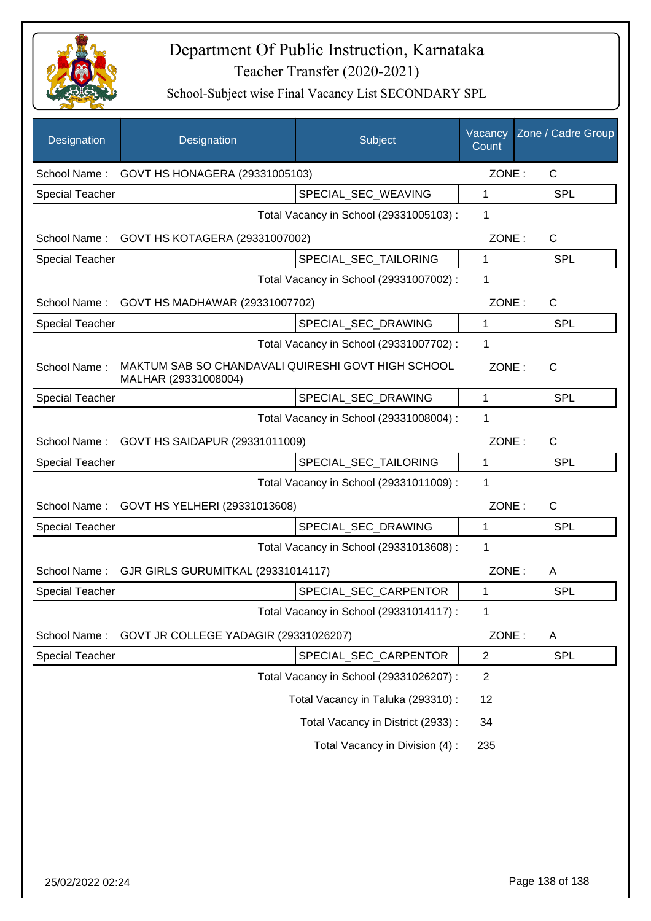# Department Of Public Instruction, Karnataka

## Teacher Transfer (2020-2021)

### School-Subject wise Final Vacancy List SECONDARY SPL

| Designation | Designation | Subject | Vacancy Count | Zone / Cadre Group |
|---|---|---|---|---|
| School Name : | GOVT HS HONAGERA (29331005103) | | ZONE : | C |
| Special Teacher | | SPECIAL_SEC_WEAVING | 1 | SPL |
| | | Total Vacancy in School (29331005103) : | 1 | |
| School Name : | GOVT HS KOTAGERA (29331007002) | | ZONE : | C |
| Special Teacher | | SPECIAL_SEC_TAILORING | 1 | SPL |
| | | Total Vacancy in School (29331007002) : | 1 | |
| School Name : | GOVT HS MADHAWAR (29331007702) | | ZONE : | C |
| Special Teacher | | SPECIAL_SEC_DRAWING | 1 | SPL |
| | | Total Vacancy in School (29331007702) : | 1 | |
| School Name : | MAKTUM SAB SO CHANDAVALI QUIRESHI GOVT HIGH SCHOOL MALHAR (29331008004) | | ZONE : | C |
| Special Teacher | | SPECIAL_SEC_DRAWING | 1 | SPL |
| | | Total Vacancy in School (29331008004) : | 1 | |
| School Name : | GOVT HS SAIDAPUR (29331011009) | | ZONE : | C |
| Special Teacher | | SPECIAL_SEC_TAILORING | 1 | SPL |
| | | Total Vacancy in School (29331011009) : | 1 | |
| School Name : | GOVT HS YELHERI (29331013608) | | ZONE : | C |
| Special Teacher | | SPECIAL_SEC_DRAWING | 1 | SPL |
| | | Total Vacancy in School (29331013608) : | 1 | |
| School Name : | GJR GIRLS GURUMITKAL (29331014117) | | ZONE : | A |
| Special Teacher | | SPECIAL_SEC_CARPENTOR | 1 | SPL |
| | | Total Vacancy in School (29331014117) : | 1 | |
| School Name : | GOVT JR COLLEGE YADAGIR (29331026207) | | ZONE : | A |
| Special Teacher | | SPECIAL_SEC_CARPENTOR | 2 | SPL |
| | | Total Vacancy in School (29331026207) : | 2 | |
| | | Total Vacancy in Taluka (293310) : | 12 | |
| | | Total Vacancy in District (2933) : | 34 | |
| | | Total Vacancy in Division (4) : | 235 | |

25/02/2022 02:24